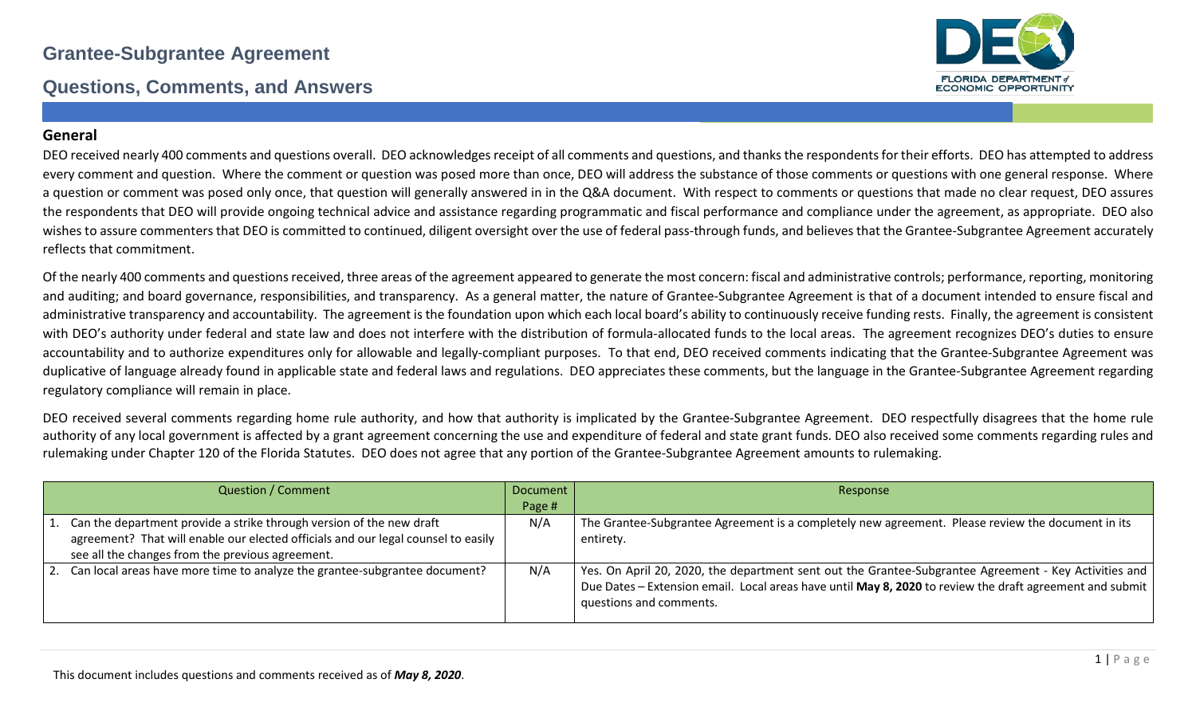# Grantee-Subgrantee Agreement

## Questions, Comments, and Answers

### General

DEO received nearly 400 comments and questions overall. DEO acknowledges receipt of all comments and questions, and thanks the respondents for their efforts. DEO has attempted to address every comment and question. Where the comment or question was posed more than once, DEO will address the substance of those comments or questions with one general response. Where a question or comment was posed only once, that question will generally answered in in the Q&A document. With respect to comments or questions that made no clear request, DEO assures the respondents that DEO will provide ongoing technical advice and assistance regarding programmatic and fiscal performance and compliance under the agreement, as appropriate. DEO also wishes to assure commenters that DEO is committed to continued, diligent oversight over the use of federal pass-through funds, and believes that the Grantee-Subgrantee Agreement accurately reflects that commitment.

Of the nearly 400 comments and questions received, three areas of the agreement appeared to generate the most concern: fiscal and administrative controls; performance, reporting, monitoring and auditing; and board governance, responsibilities, and transparency. As a general matter, the nature of Grantee-Subgrantee Agreement is that of a document intended to ensure fiscal and administrative transparency and accountability. The agreement is the foundation upon which each local board's ability to continuously receive funding rests. Finally, the agreement is consistent with DEO's authority under federal and state law and does not interfere with the distribution of formula-allocated funds to the local areas. The agreement recognizes DEO's duties to ensure accountability and to authorize expenditures only for allowable and legally-compliant purposes. To that end, DEO received comments indicating that the Grantee-Subgrantee Agreement was duplicative of language already found in applicable state and federal laws and regulations. DEO appreciates these comments, but the language in the Grantee-Subgrantee Agreement regarding regulatory compliance will remain in place.

DEO received several comments regarding home rule authority, and how that authority is implicated by the Grantee-Subgrantee Agreement. DEO respectfully disagrees that the home rule authority of any local government is affected by a grant agreement concerning the use and expenditure of federal and state grant funds. DEO also received some comments regarding rules and rulemaking under Chapter 120 of the Florida Statutes. DEO does not agree that any portion of the Grantee-Subgrantee Agreement amounts to rulemaking.

| Question / Comment | Document Page # | Response |
|---|---|---|
| 1. Can the department provide a strike through version of the new draft agreement? That will enable our elected officials and our legal counsel to easily see all the changes from the previous agreement. | N/A | The Grantee-Subgrantee Agreement is a completely new agreement. Please review the document in its entirety. |
| 2. Can local areas have more time to analyze the grantee-subgrantee document? | N/A | Yes. On April 20, 2020, the department sent out the Grantee-Subgrantee Agreement - Key Activities and Due Dates – Extension email. Local areas have until **May 8, 2020** to review the draft agreement and submit questions and comments. |

This document includes questions and comments received as of ***May 8, 2020***.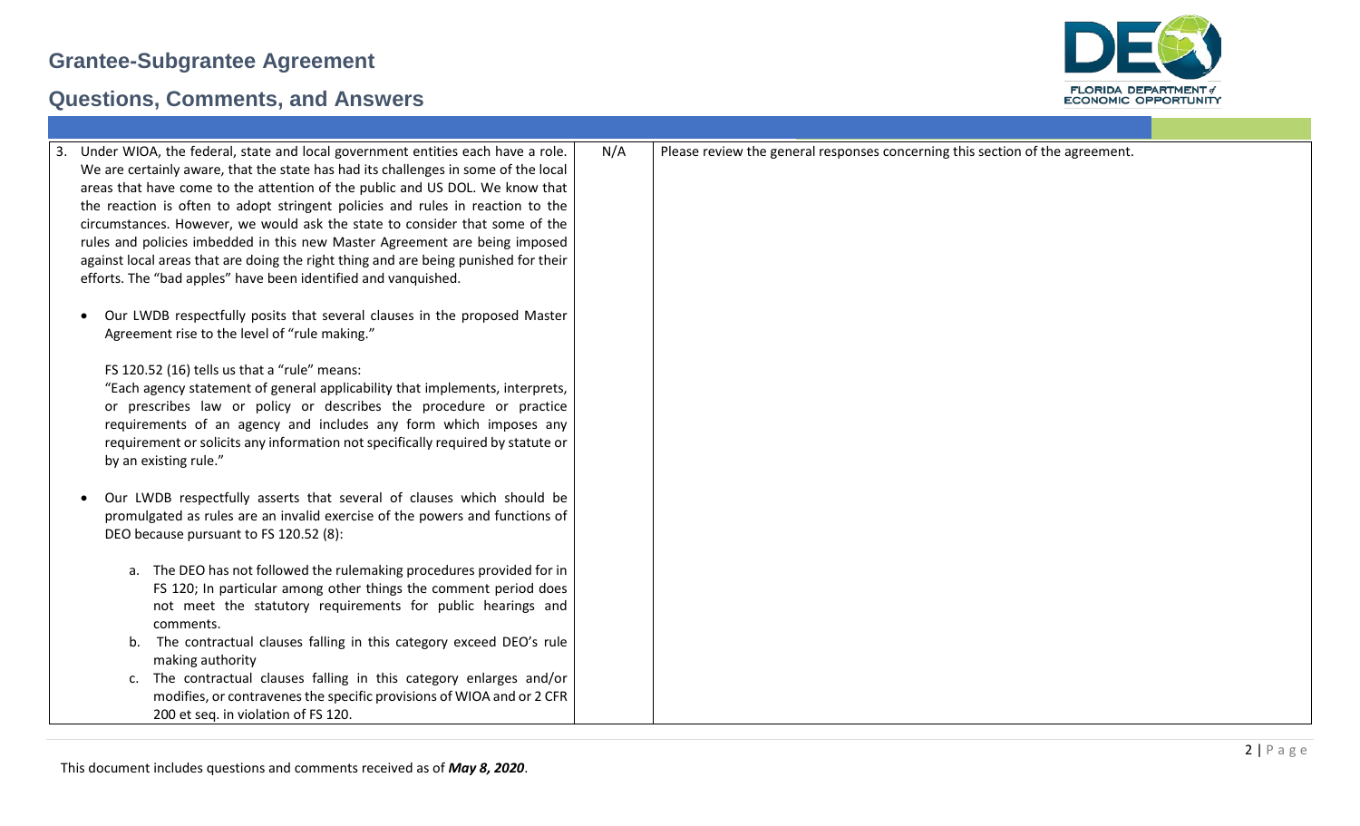| | | |
|---|---|---|
| 3. Under WIOA, the federal, state and local government entities each have a role. We are certainly aware, that the state has had its challenges in some of the local areas that have come to the attention of the public and US DOL. We know that the reaction is often to adopt stringent policies and rules in reaction to the circumstances. However, we would ask the state to consider that some of the rules and policies imbedded in this new Master Agreement are being imposed against local areas that are doing the right thing and are being punished for their efforts. The "bad apples" have been identified and vanquished.<br><br>• Our LWDB respectfully posits that several clauses in the proposed Master Agreement rise to the level of "rule making."<br><br>FS 120.52 (16) tells us that a "rule" means:<br>"Each agency statement of general applicability that implements, interprets, or prescribes law or policy or describes the procedure or practice requirements of an agency and includes any form which imposes any requirement or solicits any information not specifically required by statute or by an existing rule."<br><br>• Our LWDB respectfully asserts that several of clauses which should be promulgated as rules are an invalid exercise of the powers and functions of DEO because pursuant to FS 120.52 (8):<br><br>a. The DEO has not followed the rulemaking procedures provided for in FS 120; In particular among other things the comment period does not meet the statutory requirements for public hearings and comments.<br>b. The contractual clauses falling in this category exceed DEO's rule making authority<br>c. The contractual clauses falling in this category enlarges and/or modifies, or contravenes the specific provisions of WIOA and or 2 CFR 200 et seq. in violation of FS 120. | N/A | Please review the general responses concerning this section of the agreement. |

This document includes questions and comments received as of ***May 8, 2020***.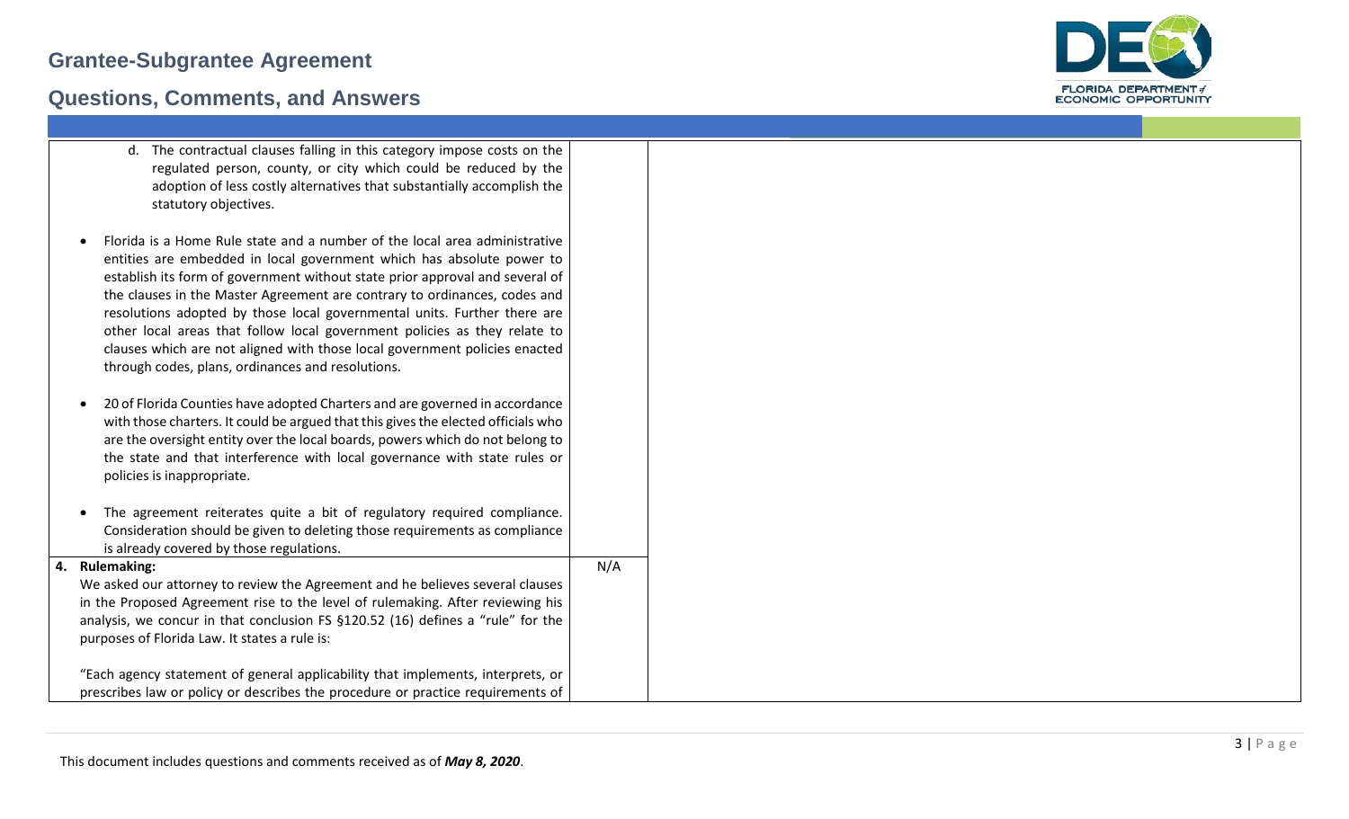| | | |
|---|---|---|
| d. The contractual clauses falling in this category impose costs on the regulated person, county, or city which could be reduced by the adoption of less costly alternatives that substantially accomplish the statutory objectives.<br><br>• Florida is a Home Rule state and a number of the local area administrative entities are embedded in local government which has absolute power to establish its form of government without state prior approval and several of the clauses in the Master Agreement are contrary to ordinances, codes and resolutions adopted by those local governmental units. Further there are other local areas that follow local government policies as they relate to clauses which are not aligned with those local government policies enacted through codes, plans, ordinances and resolutions.<br><br>• 20 of Florida Counties have adopted Charters and are governed in accordance with those charters. It could be argued that this gives the elected officials who are the oversight entity over the local boards, powers which do not belong to the state and that interference with local governance with state rules or policies is inappropriate.<br><br>• The agreement reiterates quite a bit of regulatory required compliance. Consideration should be given to deleting those requirements as compliance is already covered by those regulations. | | |
| **4. Rulemaking:**<br>We asked our attorney to review the Agreement and he believes several clauses in the Proposed Agreement rise to the level of rulemaking. After reviewing his analysis, we concur in that conclusion FS §120.52 (16) defines a "rule" for the purposes of Florida Law. It states a rule is:<br><br>"Each agency statement of general applicability that implements, interprets, or prescribes law or policy or describes the procedure or practice requirements of | N/A | |

This document includes questions and comments received as of *May 8, 2020*.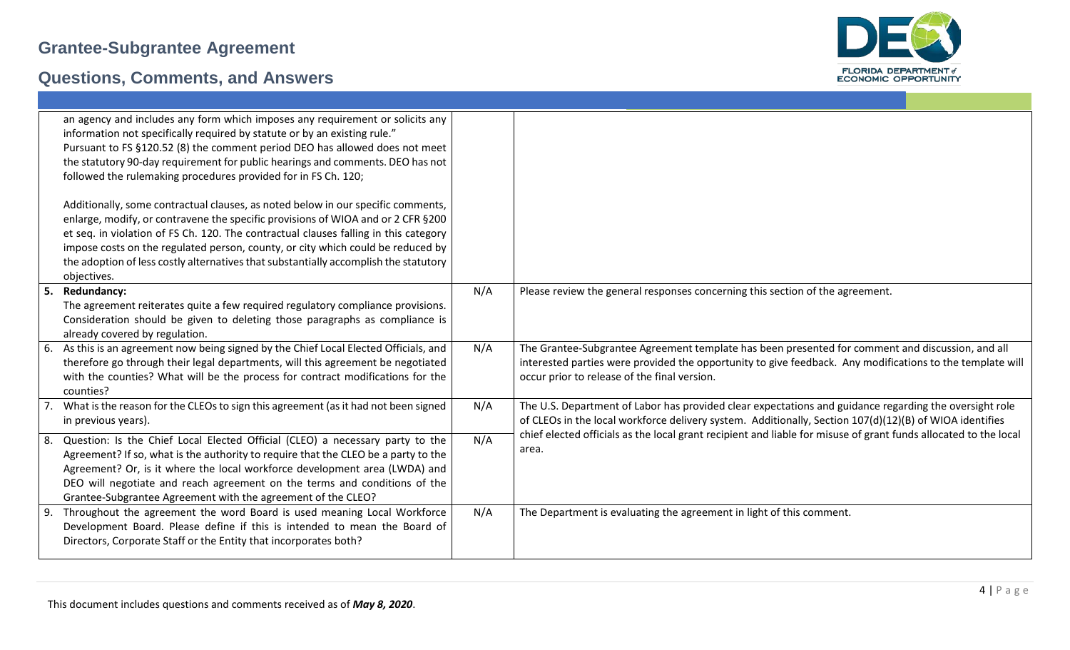| | | |
|---|---|---|
| an agency and includes any form which imposes any requirement or solicits any information not specifically required by statute or by an existing rule." Pursuant to FS §120.52 (8) the comment period DEO has allowed does not meet the statutory 90-day requirement for public hearings and comments. DEO has not followed the rulemaking procedures provided for in FS Ch. 120;<br><br>Additionally, some contractual clauses, as noted below in our specific comments, enlarge, modify, or contravene the specific provisions of WIOA and or 2 CFR §200 et seq. in violation of FS Ch. 120. The contractual clauses falling in this category impose costs on the regulated person, county, or city which could be reduced by the adoption of less costly alternatives that substantially accomplish the statutory objectives. | | |
| 5. **Redundancy:**<br>The agreement reiterates quite a few required regulatory compliance provisions. Consideration should be given to deleting those paragraphs as compliance is already covered by regulation. | N/A | Please review the general responses concerning this section of the agreement. |
| 6. As this is an agreement now being signed by the Chief Local Elected Officials, and therefore go through their legal departments, will this agreement be negotiated with the counties? What will be the process for contract modifications for the counties? | N/A | The Grantee-Subgrantee Agreement template has been presented for comment and discussion, and all interested parties were provided the opportunity to give feedback. Any modifications to the template will occur prior to release of the final version. |
| 7. What is the reason for the CLEOs to sign this agreement (as it had not been signed in previous years). | N/A | The U.S. Department of Labor has provided clear expectations and guidance regarding the oversight role of CLEOs in the local workforce delivery system. Additionally, Section 107(d)(12)(B) of WIOA identifies chief elected officials as the local grant recipient and liable for misuse of grant funds allocated to the local area. |
| 8. Question: Is the Chief Local Elected Official (CLEO) a necessary party to the Agreement? If so, what is the authority to require that the CLEO be a party to the Agreement? Or, is it where the local workforce development area (LWDA) and DEO will negotiate and reach agreement on the terms and conditions of the Grantee-Subgrantee Agreement with the agreement of the CLEO? | N/A | |
| 9. Throughout the agreement the word Board is used meaning Local Workforce Development Board. Please define if this is intended to mean the Board of Directors, Corporate Staff or the Entity that incorporates both? | N/A | The Department is evaluating the agreement in light of this comment. |

This document includes questions and comments received as of ***May 8, 2020***.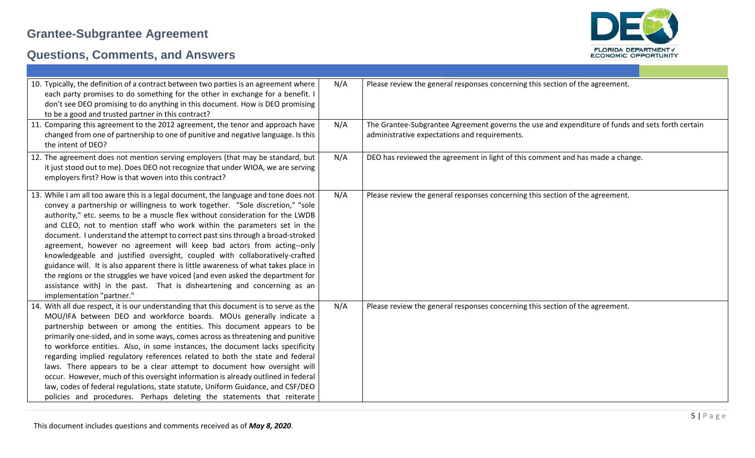| | | |
|---|---|---|
| 10. Typically, the definition of a contract between two parties is an agreement where each party promises to do something for the other in exchange for a benefit. I don't see DEO promising to do anything in this document. How is DEO promising to be a good and trusted partner in this contract? | N/A | Please review the general responses concerning this section of the agreement. |
| 11. Comparing this agreement to the 2012 agreement, the tenor and approach have changed from one of partnership to one of punitive and negative language. Is this the intent of DEO? | N/A | The Grantee-Subgrantee Agreement governs the use and expenditure of funds and sets forth certain administrative expectations and requirements. |
| 12. The agreement does not mention serving employers (that may be standard, but it just stood out to me). Does DEO not recognize that under WIOA, we are serving employers first? How is that woven into this contract? | N/A | DEO has reviewed the agreement in light of this comment and has made a change. |
| 13. While I am all too aware this is a legal document, the language and tone does not convey a partnership or willingness to work together. "Sole discretion," "sole authority," etc. seems to be a muscle flex without consideration for the LWDB and CLEO, not to mention staff who work within the parameters set in the document. I understand the attempt to correct past sins through a broad-stroked agreement, however no agreement will keep bad actors from acting--only knowledgeable and justified oversight, coupled with collaboratively-crafted guidance will. It is also apparent there is little awareness of what takes place in the regions or the struggles we have voiced (and even asked the department for assistance with) in the past. That is disheartening and concerning as an implementation "partner." | N/A | Please review the general responses concerning this section of the agreement. |
| 14. With all due respect, it is our understanding that this document is to serve as the MOU/IFA between DEO and workforce boards. MOUs generally indicate a partnership between or among the entities. This document appears to be primarily one-sided, and in some ways, comes across as threatening and punitive to workforce entities. Also, in some instances, the document lacks specificity regarding implied regulatory references related to both the state and federal laws. There appears to be a clear attempt to document how oversight will occur. However, much of this oversight information is already outlined in federal law, codes of federal regulations, state statute, Uniform Guidance, and CSF/DEO policies and procedures. Perhaps deleting the statements that reiterate | N/A | Please review the general responses concerning this section of the agreement. |

This document includes questions and comments received as of *May 8, 2020*.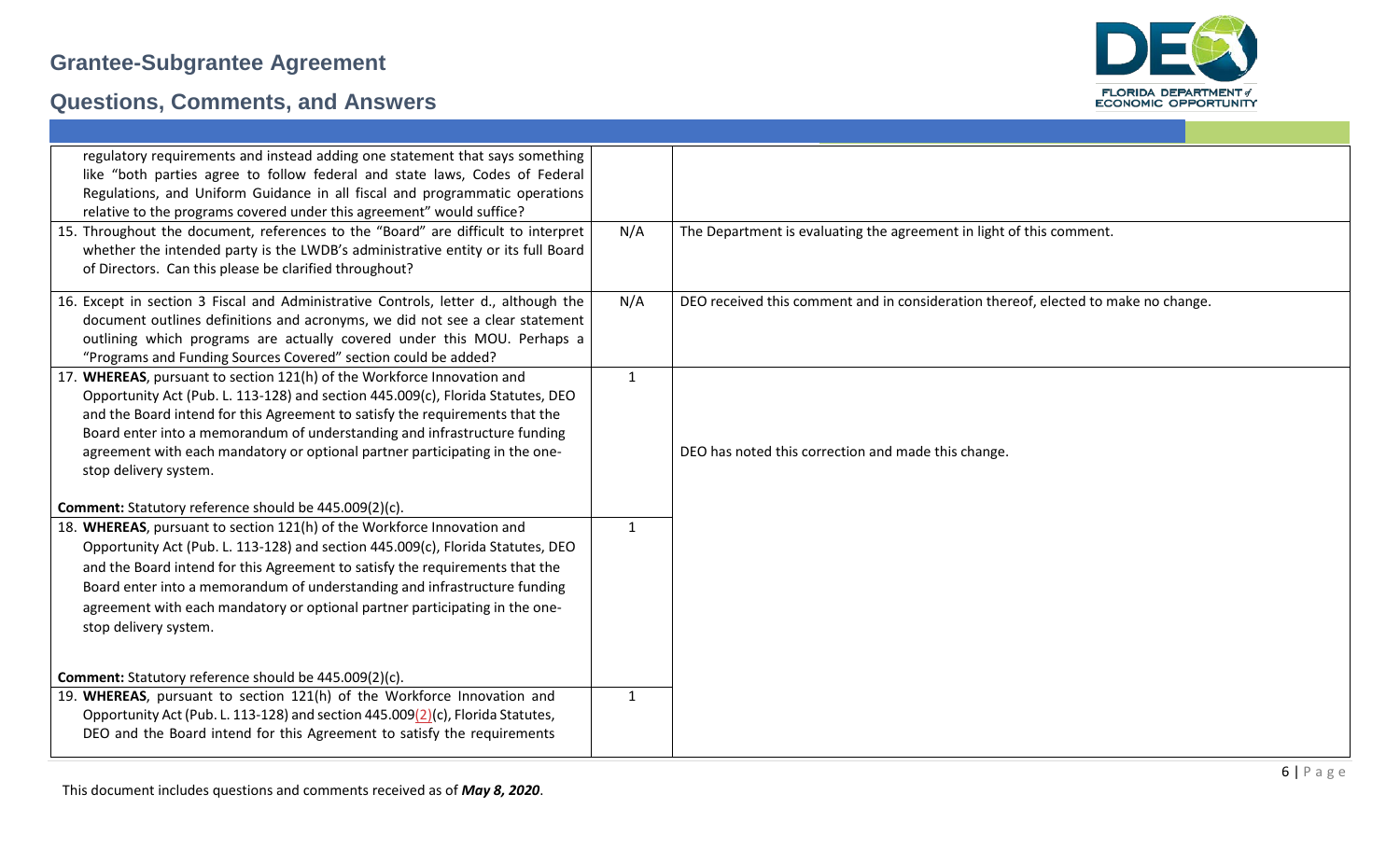| | | |
|---|---|---|
| regulatory requirements and instead adding one statement that says something like "both parties agree to follow federal and state laws, Codes of Federal Regulations, and Uniform Guidance in all fiscal and programmatic operations relative to the programs covered under this agreement" would suffice? | | |
| 15. Throughout the document, references to the "Board" are difficult to interpret whether the intended party is the LWDB's administrative entity or its full Board of Directors. Can this please be clarified throughout? | N/A | The Department is evaluating the agreement in light of this comment. |
| 16. Except in section 3 Fiscal and Administrative Controls, letter d., although the document outlines definitions and acronyms, we did not see a clear statement outlining which programs are actually covered under this MOU. Perhaps a "Programs and Funding Sources Covered" section could be added? | N/A | DEO received this comment and in consideration thereof, elected to make no change. |
| 17. **WHEREAS**, pursuant to section 121(h) of the Workforce Innovation and Opportunity Act (Pub. L. 113-128) and section 445.009(c), Florida Statutes, DEO and the Board intend for this Agreement to satisfy the requirements that the Board enter into a memorandum of understanding and infrastructure funding agreement with each mandatory or optional partner participating in the one-stop delivery system.<br><br>**Comment:** Statutory reference should be 445.009(2)(c). | 1 | DEO has noted this correction and made this change. |
| 18. **WHEREAS**, pursuant to section 121(h) of the Workforce Innovation and Opportunity Act (Pub. L. 113-128) and section 445.009(c), Florida Statutes, DEO and the Board intend for this Agreement to satisfy the requirements that the Board enter into a memorandum of understanding and infrastructure funding agreement with each mandatory or optional partner participating in the one-stop delivery system.<br><br>**Comment:** Statutory reference should be 445.009(2)(c). | 1 | |
| 19. **WHEREAS**, pursuant to section 121(h) of the Workforce Innovation and Opportunity Act (Pub. L. 113-128) and section 445.009(2)(c), Florida Statutes, DEO and the Board intend for this Agreement to satisfy the requirements | 1 | |

This document includes questions and comments received as of ***May 8, 2020***.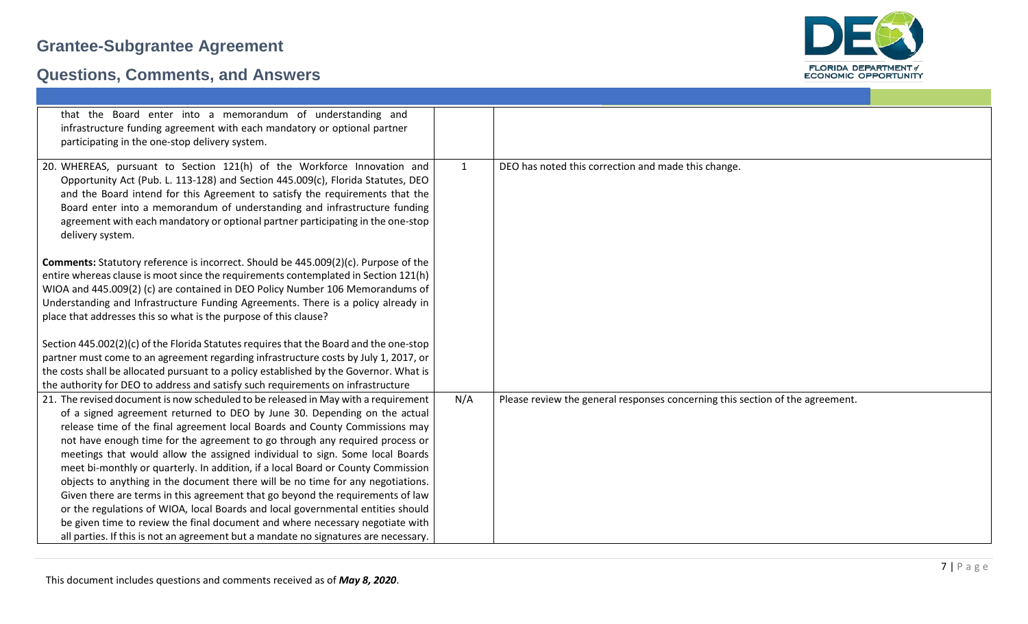| | | |
|---|---|---|
| that the Board enter into a memorandum of understanding and infrastructure funding agreement with each mandatory or optional partner participating in the one-stop delivery system. | | |
| 20. WHEREAS, pursuant to Section 121(h) of the Workforce Innovation and Opportunity Act (Pub. L. 113-128) and Section 445.009(c), Florida Statutes, DEO and the Board intend for this Agreement to satisfy the requirements that the Board enter into a memorandum of understanding and infrastructure funding agreement with each mandatory or optional partner participating in the one-stop delivery system.<br><br>**Comments:** Statutory reference is incorrect. Should be 445.009(2)(c). Purpose of the entire whereas clause is moot since the requirements contemplated in Section 121(h) WIOA and 445.009(2) (c) are contained in DEO Policy Number 106 Memorandums of Understanding and Infrastructure Funding Agreements. There is a policy already in place that addresses this so what is the purpose of this clause?<br><br>Section 445.002(2)(c) of the Florida Statutes requires that the Board and the one-stop partner must come to an agreement regarding infrastructure costs by July 1, 2017, or the costs shall be allocated pursuant to a policy established by the Governor. What is the authority for DEO to address and satisfy such requirements on infrastructure | 1 | DEO has noted this correction and made this change. |
| 21. The revised document is now scheduled to be released in May with a requirement of a signed agreement returned to DEO by June 30. Depending on the actual release time of the final agreement local Boards and County Commissions may not have enough time for the agreement to go through any required process or meetings that would allow the assigned individual to sign. Some local Boards meet bi-monthly or quarterly. In addition, if a local Board or County Commission objects to anything in the document there will be no time for any negotiations. Given there are terms in this agreement that go beyond the requirements of law or the regulations of WIOA, local Boards and local governmental entities should be given time to review the final document and where necessary negotiate with all parties. If this is not an agreement but a mandate no signatures are necessary. | N/A | Please review the general responses concerning this section of the agreement. |

This document includes questions and comments received as of *May 8, 2020*.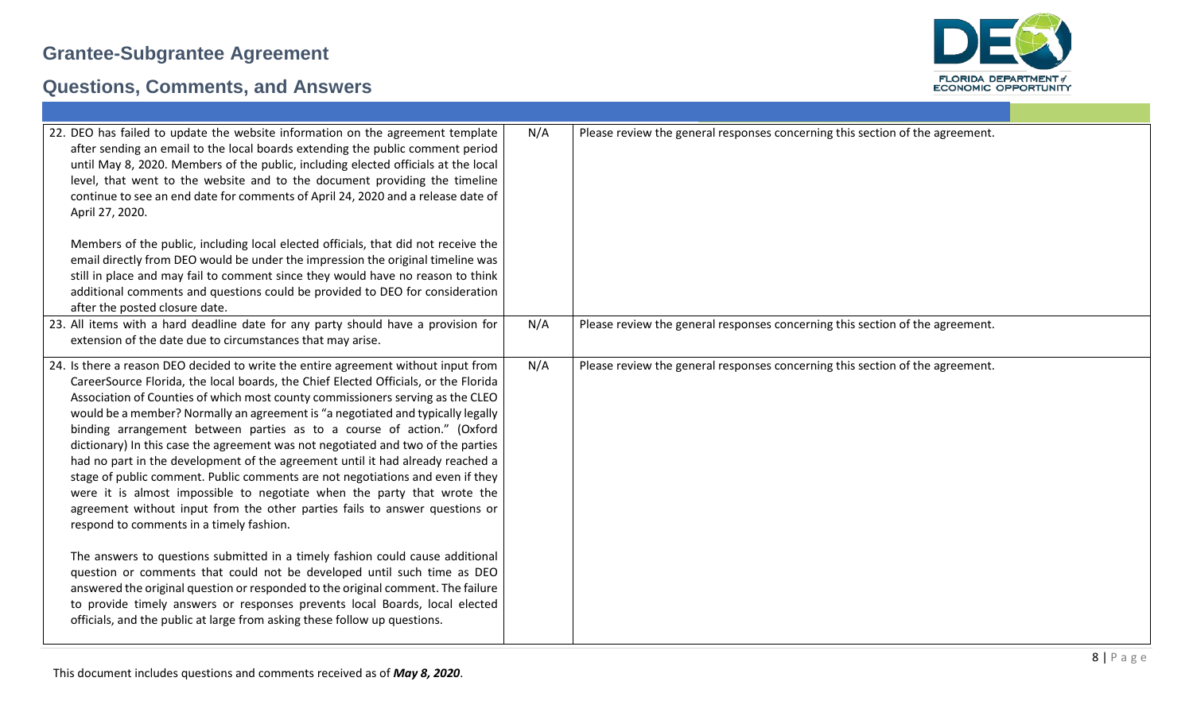| | | |
|---|---|---|
| 22. DEO has failed to update the website information on the agreement template after sending an email to the local boards extending the public comment period until May 8, 2020. Members of the public, including elected officials at the local level, that went to the website and to the document providing the timeline continue to see an end date for comments of April 24, 2020 and a release date of April 27, 2020.<br><br>Members of the public, including local elected officials, that did not receive the email directly from DEO would be under the impression the original timeline was still in place and may fail to comment since they would have no reason to think additional comments and questions could be provided to DEO for consideration after the posted closure date. | N/A | Please review the general responses concerning this section of the agreement. |
| 23. All items with a hard deadline date for any party should have a provision for extension of the date due to circumstances that may arise. | N/A | Please review the general responses concerning this section of the agreement. |
| 24. Is there a reason DEO decided to write the entire agreement without input from CareerSource Florida, the local boards, the Chief Elected Officials, or the Florida Association of Counties of which most county commissioners serving as the CLEO would be a member? Normally an agreement is "a negotiated and typically legally binding arrangement between parties as to a course of action." (Oxford dictionary) In this case the agreement was not negotiated and two of the parties had no part in the development of the agreement until it had already reached a stage of public comment. Public comments are not negotiations and even if they were it is almost impossible to negotiate when the party that wrote the agreement without input from the other parties fails to answer questions or respond to comments in a timely fashion.<br><br>The answers to questions submitted in a timely fashion could cause additional question or comments that could not be developed until such time as DEO answered the original question or responded to the original comment. The failure to provide timely answers or responses prevents local Boards, local elected officials, and the public at large from asking these follow up questions. | N/A | Please review the general responses concerning this section of the agreement. |

This document includes questions and comments received as of ***May 8, 2020***.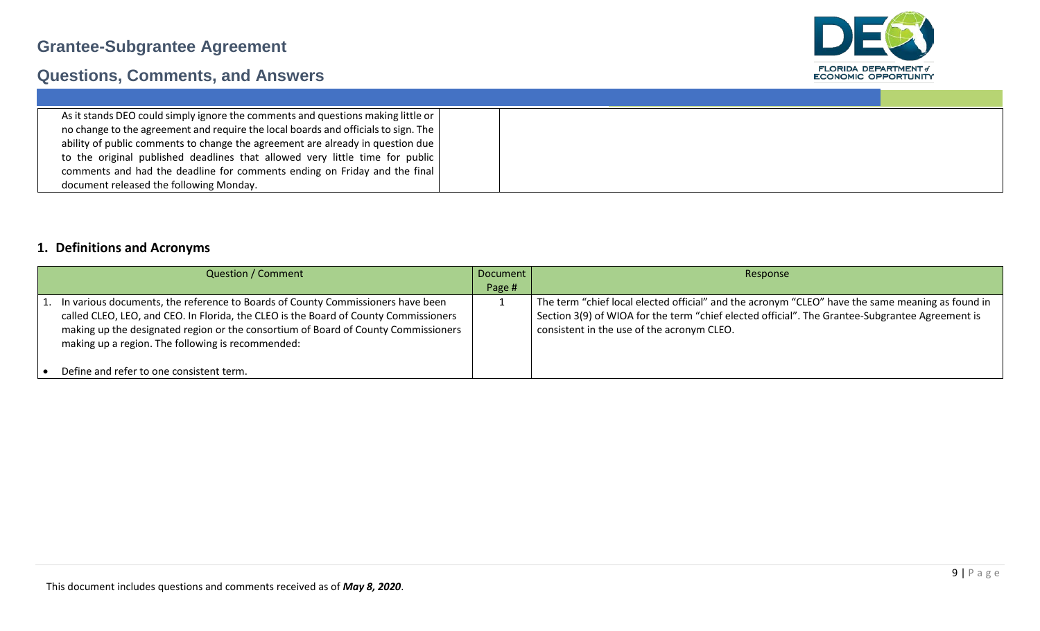| | | |
|---|---|---|
| As it stands DEO could simply ignore the comments and questions making little or no change to the agreement and require the local boards and officials to sign. The ability of public comments to change the agreement are already in question due to the original published deadlines that allowed very little time for public comments and had the deadline for comments ending on Friday and the final document released the following Monday. | | |

## 1. Definitions and Acronyms

| Question / Comment | Document Page # | Response |
|---|---|---|
| 1. In various documents, the reference to Boards of County Commissioners have been called CLEO, LEO, and CEO. In Florida, the CLEO is the Board of County Commissioners making up the designated region or the consortium of Board of County Commissioners making up a region. The following is recommended:<br><br>• Define and refer to one consistent term. | 1 | The term "chief local elected official" and the acronym "CLEO" have the same meaning as found in Section 3(9) of WIOA for the term "chief elected official". The Grantee-Subgrantee Agreement is consistent in the use of the acronym CLEO. |

This document includes questions and comments received as of ***May 8, 2020***.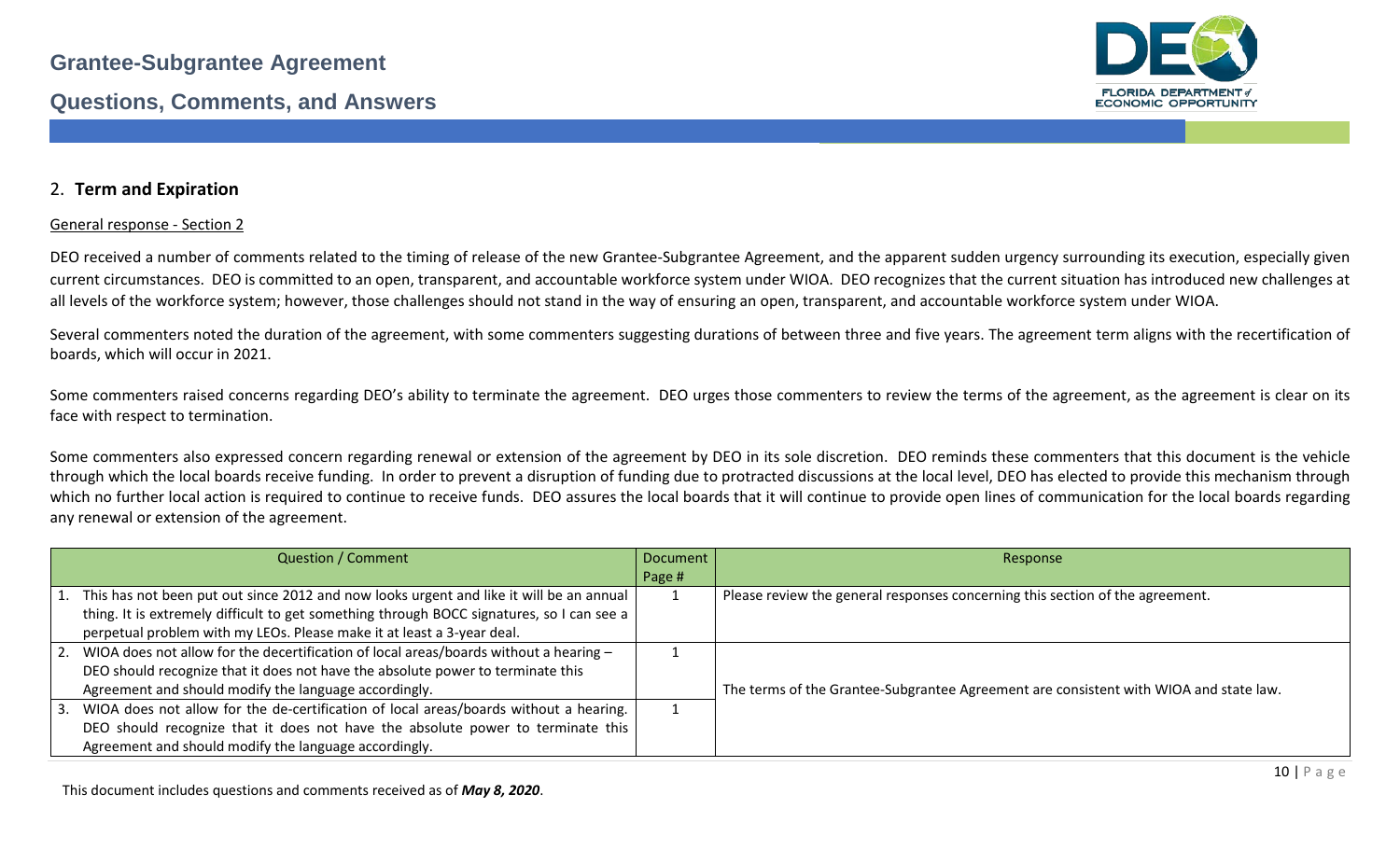## 2. **Term and Expiration**

General response - Section 2

DEO received a number of comments related to the timing of release of the new Grantee-Subgrantee Agreement, and the apparent sudden urgency surrounding its execution, especially given current circumstances. DEO is committed to an open, transparent, and accountable workforce system under WIOA. DEO recognizes that the current situation has introduced new challenges at all levels of the workforce system; however, those challenges should not stand in the way of ensuring an open, transparent, and accountable workforce system under WIOA.

Several commenters noted the duration of the agreement, with some commenters suggesting durations of between three and five years. The agreement term aligns with the recertification of boards, which will occur in 2021.

Some commenters raised concerns regarding DEO's ability to terminate the agreement. DEO urges those commenters to review the terms of the agreement, as the agreement is clear on its face with respect to termination.

Some commenters also expressed concern regarding renewal or extension of the agreement by DEO in its sole discretion. DEO reminds these commenters that this document is the vehicle through which the local boards receive funding. In order to prevent a disruption of funding due to protracted discussions at the local level, DEO has elected to provide this mechanism through which no further local action is required to continue to receive funds. DEO assures the local boards that it will continue to provide open lines of communication for the local boards regarding any renewal or extension of the agreement.

| Question / Comment | Document Page # | Response |
|---|---|---|
| 1. This has not been put out since 2012 and now looks urgent and like it will be an annual thing. It is extremely difficult to get something through BOCC signatures, so I can see a perpetual problem with my LEOs. Please make it at least a 3-year deal. | 1 | Please review the general responses concerning this section of the agreement. |
| 2. WIOA does not allow for the decertification of local areas/boards without a hearing – DEO should recognize that it does not have the absolute power to terminate this Agreement and should modify the language accordingly. | 1 | The terms of the Grantee-Subgrantee Agreement are consistent with WIOA and state law. |
| 3. WIOA does not allow for the de-certification of local areas/boards without a hearing. DEO should recognize that it does not have the absolute power to terminate this Agreement and should modify the language accordingly. | 1 | |

This document includes questions and comments received as of ***May 8, 2020***.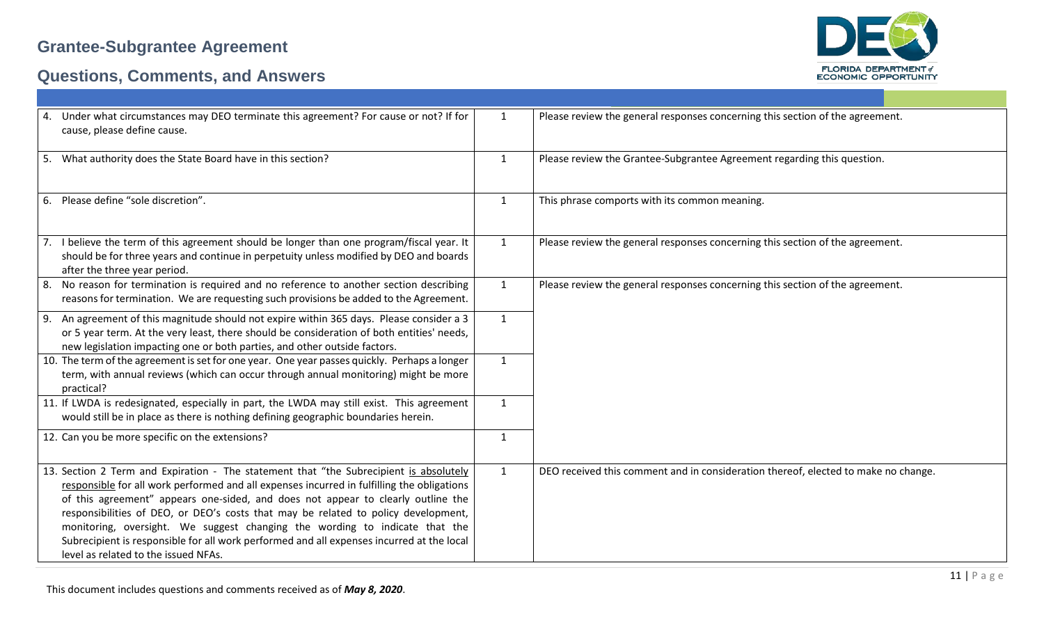| | | |
|---|---|---|
| 4. Under what circumstances may DEO terminate this agreement? For cause or not? If for cause, please define cause. | 1 | Please review the general responses concerning this section of the agreement. |
| 5. What authority does the State Board have in this section? | 1 | Please review the Grantee-Subgrantee Agreement regarding this question. |
| 6. Please define "sole discretion". | 1 | This phrase comports with its common meaning. |
| 7. I believe the term of this agreement should be longer than one program/fiscal year. It should be for three years and continue in perpetuity unless modified by DEO and boards after the three year period. | 1 | Please review the general responses concerning this section of the agreement. |
| 8. No reason for termination is required and no reference to another section describing reasons for termination. We are requesting such provisions be added to the Agreement. | 1 | Please review the general responses concerning this section of the agreement. |
| 9. An agreement of this magnitude should not expire within 365 days. Please consider a 3 or 5 year term. At the very least, there should be consideration of both entities' needs, new legislation impacting one or both parties, and other outside factors. | 1 | |
| 10. The term of the agreement is set for one year. One year passes quickly. Perhaps a longer term, with annual reviews (which can occur through annual monitoring) might be more practical? | 1 | |
| 11. If LWDA is redesignated, especially in part, the LWDA may still exist. This agreement would still be in place as there is nothing defining geographic boundaries herein. | 1 | |
| 12. Can you be more specific on the extensions? | 1 | |
| 13. Section 2 Term and Expiration - The statement that "the Subrecipient is absolutely responsible for all work performed and all expenses incurred in fulfilling the obligations of this agreement" appears one-sided, and does not appear to clearly outline the responsibilities of DEO, or DEO's costs that may be related to policy development, monitoring, oversight. We suggest changing the wording to indicate that the Subrecipient is responsible for all work performed and all expenses incurred at the local level as related to the issued NFAs. | 1 | DEO received this comment and in consideration thereof, elected to make no change. |

This document includes questions and comments received as of ***May 8, 2020***.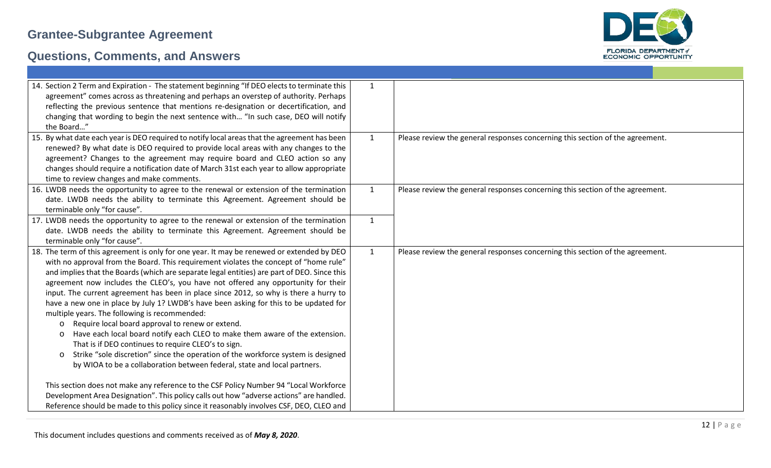| | | |
|---|---|---|
| 14. Section 2 Term and Expiration - The statement beginning "If DEO elects to terminate this agreement" comes across as threatening and perhaps an overstep of authority. Perhaps reflecting the previous sentence that mentions re-designation or decertification, and changing that wording to begin the next sentence with… "In such case, DEO will notify the Board…" | 1 | |
| 15. By what date each year is DEO required to notify local areas that the agreement has been renewed? By what date is DEO required to provide local areas with any changes to the agreement? Changes to the agreement may require board and CLEO action so any changes should require a notification date of March 31st each year to allow appropriate time to review changes and make comments. | 1 | Please review the general responses concerning this section of the agreement. |
| 16. LWDB needs the opportunity to agree to the renewal or extension of the termination date. LWDB needs the ability to terminate this Agreement. Agreement should be terminable only "for cause". | 1 | Please review the general responses concerning this section of the agreement. |
| 17. LWDB needs the opportunity to agree to the renewal or extension of the termination date. LWDB needs the ability to terminate this Agreement. Agreement should be terminable only "for cause". | 1 | |
| 18. The term of this agreement is only for one year. It may be renewed or extended by DEO with no approval from the Board. This requirement violates the concept of "home rule" and implies that the Boards (which are separate legal entities) are part of DEO. Since this agreement now includes the CLEO's, you have not offered any opportunity for their input. The current agreement has been in place since 2012, so why is there a hurry to have a new one in place by July 1? LWDB's have been asking for this to be updated for multiple years. The following is recommended:<br>o Require local board approval to renew or extend.<br>o Have each local board notify each CLEO to make them aware of the extension. That is if DEO continues to require CLEO's to sign.<br>o Strike "sole discretion" since the operation of the workforce system is designed by WIOA to be a collaboration between federal, state and local partners.<br><br>This section does not make any reference to the CSF Policy Number 94 "Local Workforce Development Area Designation". This policy calls out how "adverse actions" are handled. Reference should be made to this policy since it reasonably involves CSF, DEO, CLEO and | 1 | Please review the general responses concerning this section of the agreement. |

This document includes questions and comments received as of ***May 8, 2020***.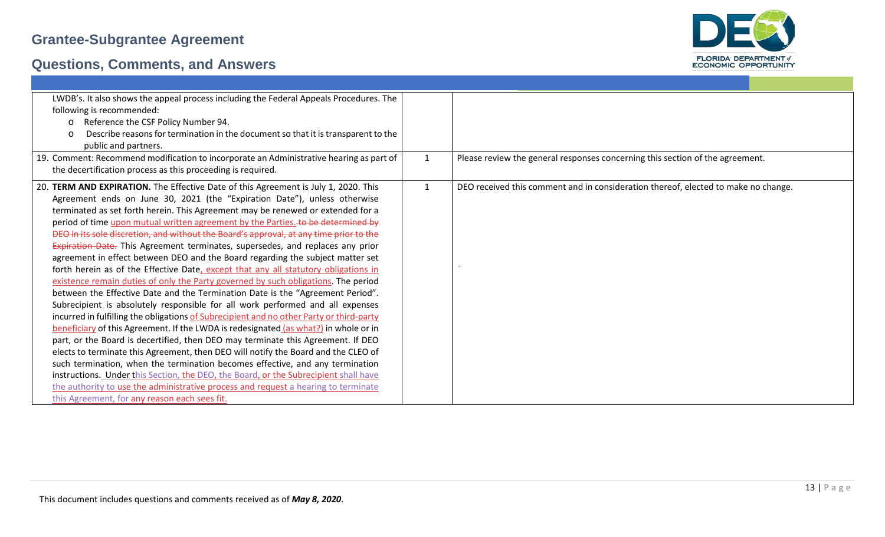| | | |
|---|---|---|
| LWDB's. It also shows the appeal process including the Federal Appeals Procedures. The following is recommended:<br>o Reference the CSF Policy Number 94.<br>o Describe reasons for termination in the document so that it is transparent to the public and partners. | | |
| 19. Comment: Recommend modification to incorporate an Administrative hearing as part of the decertification process as this proceeding is required. | 1 | Please review the general responses concerning this section of the agreement. |
| 20. **TERM AND EXPIRATION.** The Effective Date of this Agreement is July 1, 2020. This Agreement ends on June 30, 2021 (the "Expiration Date"), unless otherwise terminated as set forth herein. This Agreement may be renewed or extended for a period of time upon mutual written agreement by the Parties. ~~to be determined by DEO in its sole discretion, and without the Board's approval, at any time prior to the Expiration Date.~~ This Agreement terminates, supersedes, and replaces any prior agreement in effect between DEO and the Board regarding the subject matter set forth herein as of the Effective Date, except that any all statutory obligations in existence remain duties of only the Party governed by such obligations. The period between the Effective Date and the Termination Date is the "Agreement Period". Subrecipient is absolutely responsible for all work performed and all expenses incurred in fulfilling the obligations of Subrecipient and no other Party or third-party beneficiary of this Agreement. If the LWDA is redesignated (as what?) in whole or in part, or the Board is decertified, then DEO may terminate this Agreement. If DEO elects to terminate this Agreement, then DEO will notify the Board and the CLEO of such termination, when the termination becomes effective, and any termination instructions. Under this Section, the DEO, the Board, or the Subrecipient shall have the authority to use the administrative process and request a hearing to terminate this Agreement, for any reason each sees fit. | 1 | DEO received this comment and in consideration thereof, elected to make no change. |

This document includes questions and comments received as of *May 8, 2020*.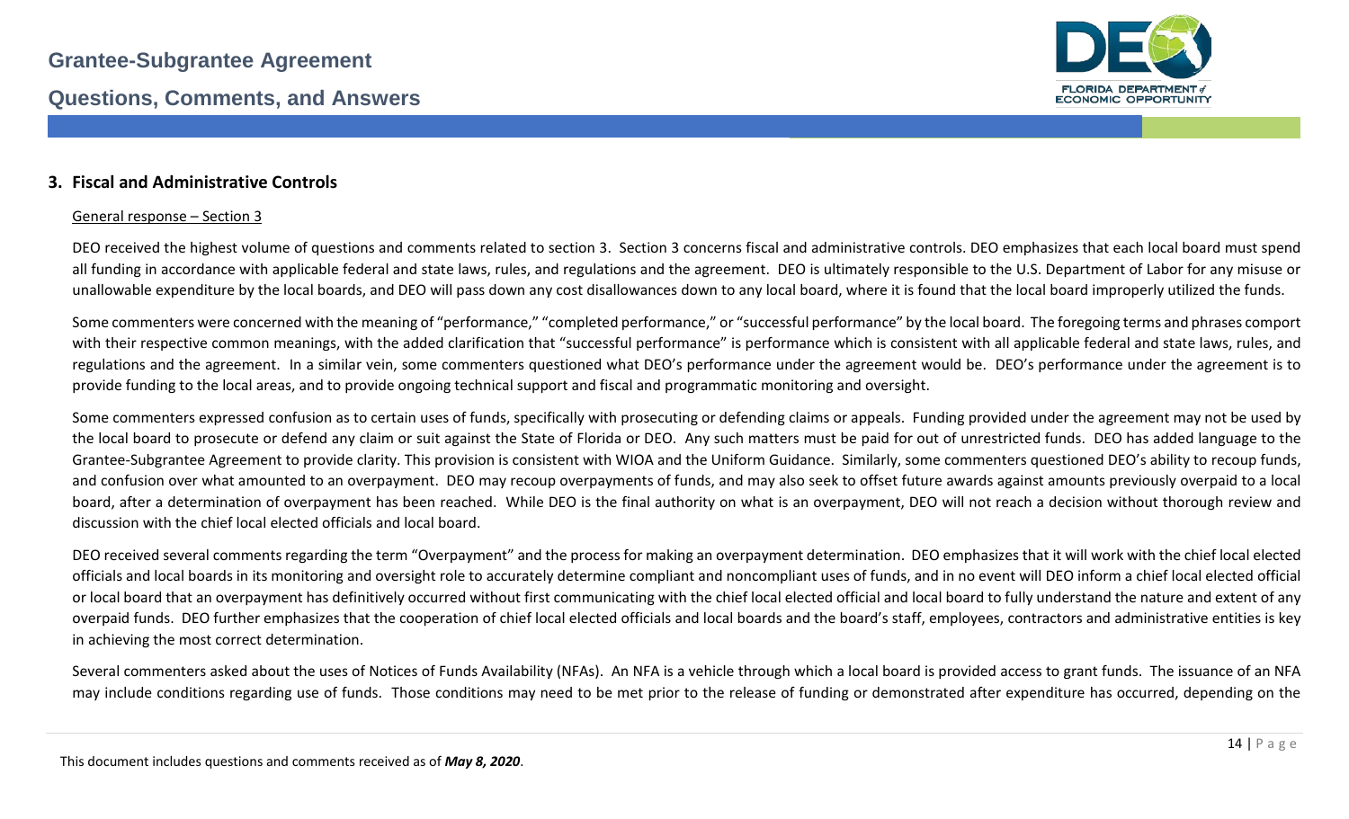## 3. Fiscal and Administrative Controls

General response – Section 3

DEO received the highest volume of questions and comments related to section 3. Section 3 concerns fiscal and administrative controls. DEO emphasizes that each local board must spend all funding in accordance with applicable federal and state laws, rules, and regulations and the agreement. DEO is ultimately responsible to the U.S. Department of Labor for any misuse or unallowable expenditure by the local boards, and DEO will pass down any cost disallowances down to any local board, where it is found that the local board improperly utilized the funds.

Some commenters were concerned with the meaning of "performance," "completed performance," or "successful performance" by the local board. The foregoing terms and phrases comport with their respective common meanings, with the added clarification that "successful performance" is performance which is consistent with all applicable federal and state laws, rules, and regulations and the agreement. In a similar vein, some commenters questioned what DEO's performance under the agreement would be. DEO's performance under the agreement is to provide funding to the local areas, and to provide ongoing technical support and fiscal and programmatic monitoring and oversight.

Some commenters expressed confusion as to certain uses of funds, specifically with prosecuting or defending claims or appeals. Funding provided under the agreement may not be used by the local board to prosecute or defend any claim or suit against the State of Florida or DEO. Any such matters must be paid for out of unrestricted funds. DEO has added language to the Grantee-Subgrantee Agreement to provide clarity. This provision is consistent with WIOA and the Uniform Guidance. Similarly, some commenters questioned DEO's ability to recoup funds, and confusion over what amounted to an overpayment. DEO may recoup overpayments of funds, and may also seek to offset future awards against amounts previously overpaid to a local board, after a determination of overpayment has been reached. While DEO is the final authority on what is an overpayment, DEO will not reach a decision without thorough review and discussion with the chief local elected officials and local board.

DEO received several comments regarding the term "Overpayment" and the process for making an overpayment determination. DEO emphasizes that it will work with the chief local elected officials and local boards in its monitoring and oversight role to accurately determine compliant and noncompliant uses of funds, and in no event will DEO inform a chief local elected official or local board that an overpayment has definitively occurred without first communicating with the chief local elected official and local board to fully understand the nature and extent of any overpaid funds. DEO further emphasizes that the cooperation of chief local elected officials and local boards and the board's staff, employees, contractors and administrative entities is key in achieving the most correct determination.

Several commenters asked about the uses of Notices of Funds Availability (NFAs). An NFA is a vehicle through which a local board is provided access to grant funds. The issuance of an NFA may include conditions regarding use of funds. Those conditions may need to be met prior to the release of funding or demonstrated after expenditure has occurred, depending on the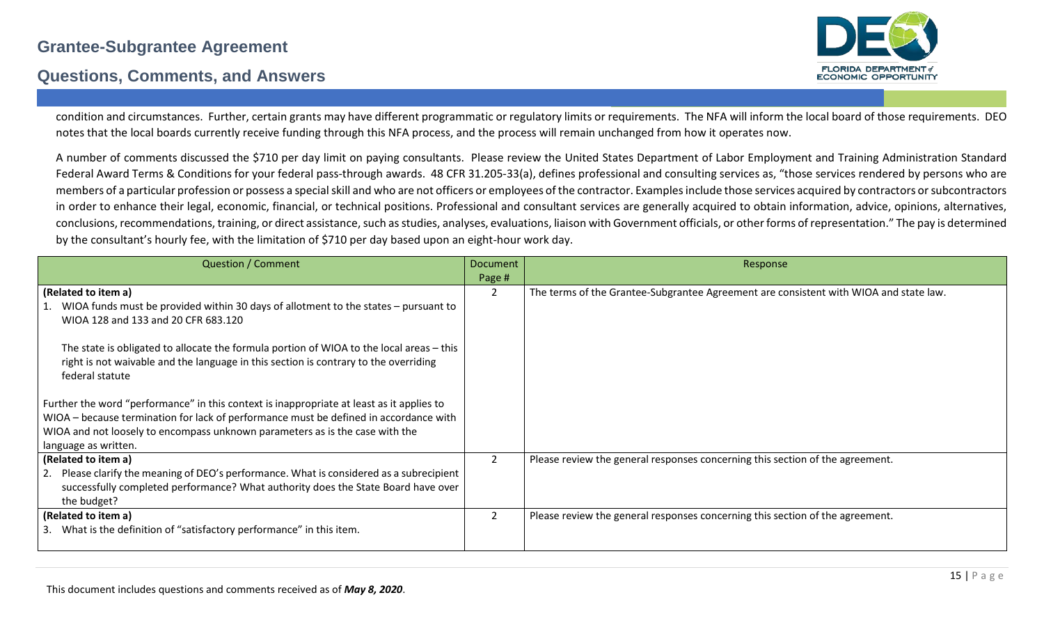condition and circumstances. Further, certain grants may have different programmatic or regulatory limits or requirements. The NFA will inform the local board of those requirements. DEO notes that the local boards currently receive funding through this NFA process, and the process will remain unchanged from how it operates now.

A number of comments discussed the $710 per day limit on paying consultants. Please review the United States Department of Labor Employment and Training Administration Standard Federal Award Terms & Conditions for your federal pass-through awards. 48 CFR 31.205-33(a), defines professional and consulting services as, "those services rendered by persons who are members of a particular profession or possess a special skill and who are not officers or employees of the contractor. Examples include those services acquired by contractors or subcontractors in order to enhance their legal, economic, financial, or technical positions. Professional and consultant services are generally acquired to obtain information, advice, opinions, alternatives, conclusions, recommendations, training, or direct assistance, such as studies, analyses, evaluations, liaison with Government officials, or other forms of representation." The pay is determined by the consultant's hourly fee, with the limitation of $710 per day based upon an eight-hour work day.

| Question / Comment | Document Page # | Response |
|---|---|---|
| **(Related to item a)**<br>1. WIOA funds must be provided within 30 days of allotment to the states – pursuant to WIOA 128 and 133 and 20 CFR 683.120<br><br>The state is obligated to allocate the formula portion of WIOA to the local areas – this right is not waivable and the language in this section is contrary to the overriding federal statute<br><br>Further the word "performance" in this context is inappropriate at least as it applies to WIOA – because termination for lack of performance must be defined in accordance with WIOA and not loosely to encompass unknown parameters as is the case with the language as written. | 2 | The terms of the Grantee-Subgrantee Agreement are consistent with WIOA and state law. |
| **(Related to item a)**<br>2. Please clarify the meaning of DEO's performance. What is considered as a subrecipient successfully completed performance? What authority does the State Board have over the budget? | 2 | Please review the general responses concerning this section of the agreement. |
| **(Related to item a)**<br>3. What is the definition of "satisfactory performance" in this item. | 2 | Please review the general responses concerning this section of the agreement. |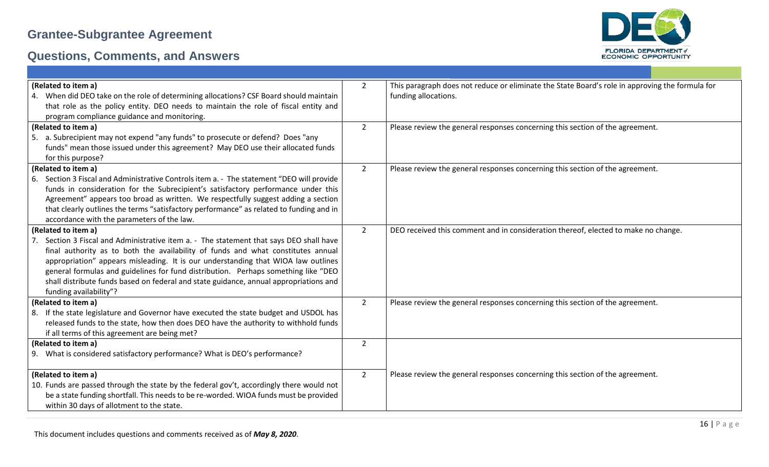# Grantee-Subgrantee Agreement

## Questions, Comments, and Answers

| | | |
|---|---|---|
| **(Related to item a)**<br>4. When did DEO take on the role of determining allocations? CSF Board should maintain that role as the policy entity. DEO needs to maintain the role of fiscal entity and program compliance guidance and monitoring. | 2 | This paragraph does not reduce or eliminate the State Board's role in approving the formula for funding allocations. |
| **(Related to item a)**<br>5. a. Subrecipient may not expend "any funds" to prosecute or defend? Does "any funds" mean those issued under this agreement? May DEO use their allocated funds for this purpose? | 2 | Please review the general responses concerning this section of the agreement. |
| **(Related to item a)**<br>6. Section 3 Fiscal and Administrative Controls item a. - The statement "DEO will provide funds in consideration for the Subrecipient's satisfactory performance under this Agreement" appears too broad as written. We respectfully suggest adding a section that clearly outlines the terms "satisfactory performance" as related to funding and in accordance with the parameters of the law. | 2 | Please review the general responses concerning this section of the agreement. |
| **(Related to item a)**<br>7. Section 3 Fiscal and Administrative item a. - The statement that says DEO shall have final authority as to both the availability of funds and what constitutes annual appropriation" appears misleading. It is our understanding that WIOA law outlines general formulas and guidelines for fund distribution. Perhaps something like "DEO shall distribute funds based on federal and state guidance, annual appropriations and funding availability"? | 2 | DEO received this comment and in consideration thereof, elected to make no change. |
| **(Related to item a)**<br>8. If the state legislature and Governor have executed the state budget and USDOL has released funds to the state, how then does DEO have the authority to withhold funds if all terms of this agreement are being met? | 2 | Please review the general responses concerning this section of the agreement. |
| **(Related to item a)**<br>9. What is considered satisfactory performance? What is DEO's performance? | 2 | |
| **(Related to item a)**<br>10. Funds are passed through the state by the federal gov't, accordingly there would not be a state funding shortfall. This needs to be re-worded. WIOA funds must be provided within 30 days of allotment to the state. | 2 | Please review the general responses concerning this section of the agreement. |

This document includes questions and comments received as of ***May 8, 2020***.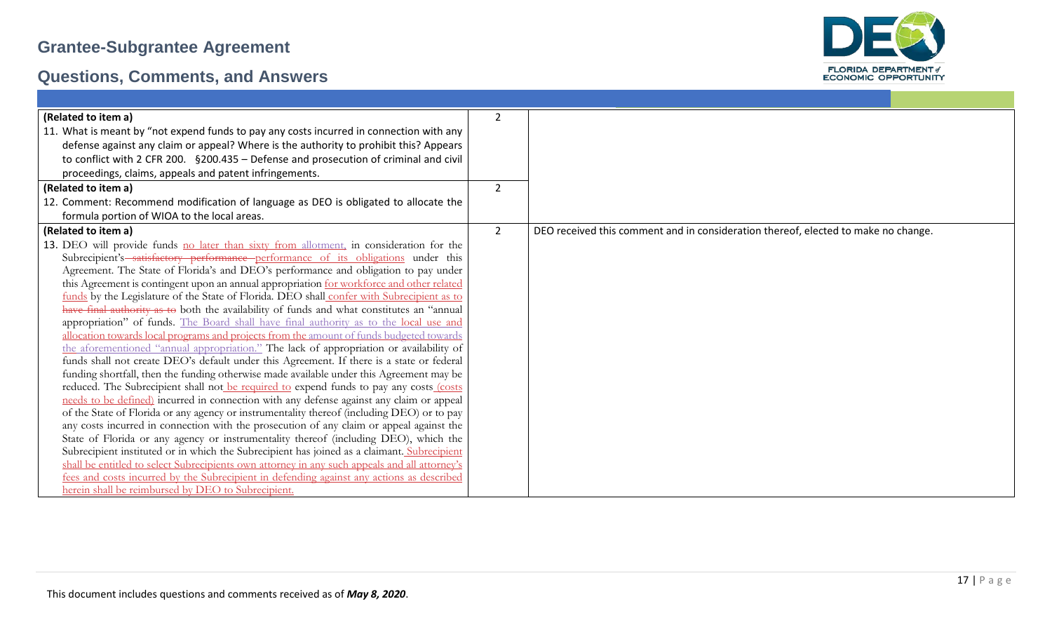# Grantee-Subgrantee Agreement

## Questions, Comments, and Answers

| | | |
|---|---|---|
| **(Related to item a)**<br>11. What is meant by "not expend funds to pay any costs incurred in connection with any defense against any claim or appeal? Where is the authority to prohibit this? Appears to conflict with 2 CFR 200. §200.435 – Defense and prosecution of criminal and civil proceedings, claims, appeals and patent infringements. | 2 | |
| **(Related to item a)**<br>12. Comment: Recommend modification of language as DEO is obligated to allocate the formula portion of WIOA to the local areas. | 2 | |
| **(Related to item a)**<br>13. DEO will provide funds no later than sixty from allotment, in consideration for the Subrecipient's ~~satisfactory performance~~ performance of its obligations under this Agreement. The State of Florida's and DEO's performance and obligation to pay under this Agreement is contingent upon an annual appropriation for workforce and other related funds by the Legislature of the State of Florida. DEO shall confer with Subrecipient as to ~~have final authority as to~~ both the availability of funds and what constitutes an "annual appropriation" of funds. The Board shall have final authority as to the local use and allocation towards local programs and projects from the amount of funds budgeted towards the aforementioned "annual appropriation." The lack of appropriation or availability of funds shall not create DEO's default under this Agreement. If there is a state or federal funding shortfall, then the funding otherwise made available under this Agreement may be reduced. The Subrecipient shall not be required to expend funds to pay any costs (costs needs to be defined) incurred in connection with any defense against any claim or appeal of the State of Florida or any agency or instrumentality thereof (including DEO) or to pay any costs incurred in connection with the prosecution of any claim or appeal against the State of Florida or any agency or instrumentality thereof (including DEO), which the Subrecipient instituted or in which the Subrecipient has joined as a claimant. Subrecipient shall be entitled to select Subrecipients own attorney in any such appeals and all attorney's fees and costs incurred by the Subrecipient in defending against any actions as described herein shall be reimbursed by DEO to Subrecipient. | 2 | DEO received this comment and in consideration thereof, elected to make no change. |

This document includes questions and comments received as of *May 8, 2020*.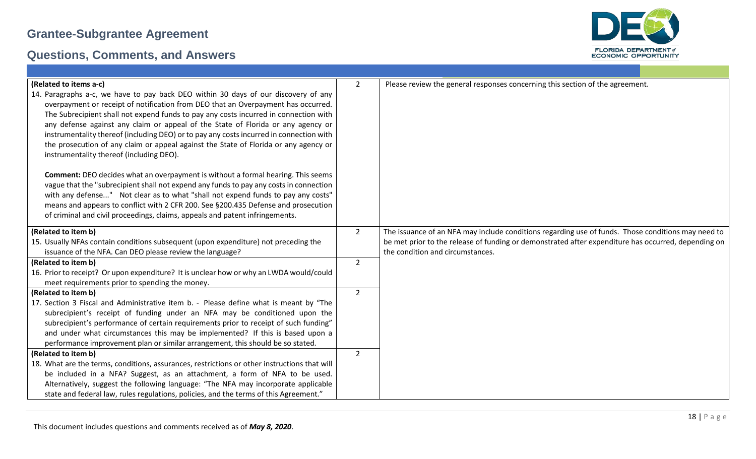| | | |
|---|---|---|
| **(Related to items a-c)**<br>14. Paragraphs a-c, we have to pay back DEO within 30 days of our discovery of any overpayment or receipt of notification from DEO that an Overpayment has occurred. The Subrecipient shall not expend funds to pay any costs incurred in connection with any defense against any claim or appeal of the State of Florida or any agency or instrumentality thereof (including DEO) or to pay any costs incurred in connection with the prosecution of any claim or appeal against the State of Florida or any agency or instrumentality thereof (including DEO).<br><br>**Comment:** DEO decides what an overpayment is without a formal hearing. This seems vague that the "subrecipient shall not expend any funds to pay any costs in connection with any defense..." Not clear as to what "shall not expend funds to pay any costs" means and appears to conflict with 2 CFR 200. See §200.435 Defense and prosecution of criminal and civil proceedings, claims, appeals and patent infringements. | 2 | Please review the general responses concerning this section of the agreement. |
| **(Related to item b)**<br>15. Usually NFAs contain conditions subsequent (upon expenditure) not preceding the issuance of the NFA. Can DEO please review the language? | 2 | The issuance of an NFA may include conditions regarding use of funds. Those conditions may need to be met prior to the release of funding or demonstrated after expenditure has occurred, depending on the condition and circumstances. |
| **(Related to item b)**<br>16. Prior to receipt? Or upon expenditure? It is unclear how or why an LWDA would/could meet requirements prior to spending the money. | 2 | |
| **(Related to item b)**<br>17. Section 3 Fiscal and Administrative item b. - Please define what is meant by "The subrecipient's receipt of funding under an NFA may be conditioned upon the subrecipient's performance of certain requirements prior to receipt of such funding" and under what circumstances this may be implemented? If this is based upon a performance improvement plan or similar arrangement, this should be so stated. | 2 | |
| **(Related to item b)**<br>18. What are the terms, conditions, assurances, restrictions or other instructions that will be included in a NFA? Suggest, as an attachment, a form of NFA to be used. Alternatively, suggest the following language: "The NFA may incorporate applicable state and federal law, rules regulations, policies, and the terms of this Agreement." | 2 | |

This document includes questions and comments received as of ***May 8, 2020***.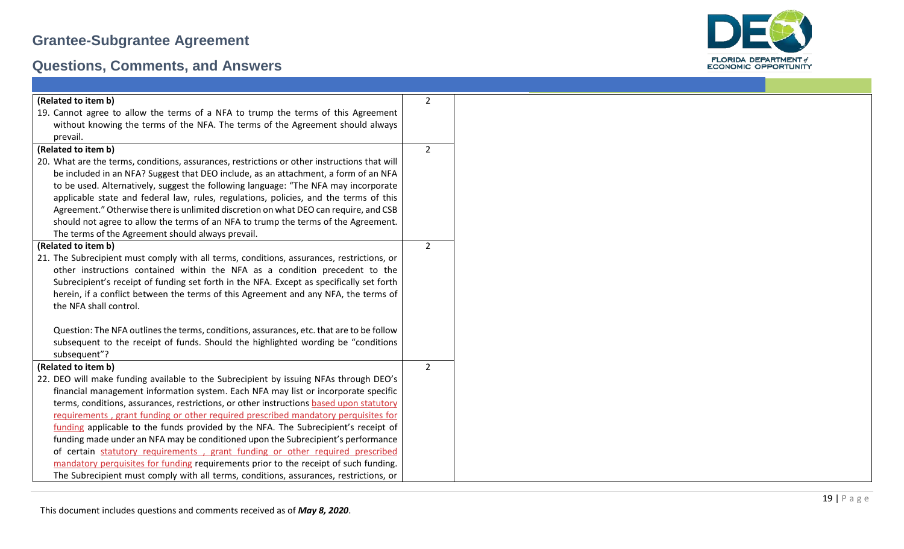| | | |
|---|---|---|
| **(Related to item b)**<br>19. Cannot agree to allow the terms of a NFA to trump the terms of this Agreement without knowing the terms of the NFA. The terms of the Agreement should always prevail. | 2 | |
| **(Related to item b)**<br>20. What are the terms, conditions, assurances, restrictions or other instructions that will be included in an NFA? Suggest that DEO include, as an attachment, a form of an NFA to be used. Alternatively, suggest the following language: "The NFA may incorporate applicable state and federal law, rules, regulations, policies, and the terms of this Agreement." Otherwise there is unlimited discretion on what DEO can require, and CSB should not agree to allow the terms of an NFA to trump the terms of the Agreement. The terms of the Agreement should always prevail. | 2 | |
| **(Related to item b)**<br>21. The Subrecipient must comply with all terms, conditions, assurances, restrictions, or other instructions contained within the NFA as a condition precedent to the Subrecipient's receipt of funding set forth in the NFA. Except as specifically set forth herein, if a conflict between the terms of this Agreement and any NFA, the terms of the NFA shall control.<br><br>Question: The NFA outlines the terms, conditions, assurances, etc. that are to be follow subsequent to the receipt of funds. Should the highlighted wording be "conditions subsequent"? | 2 | |
| **(Related to item b)**<br>22. DEO will make funding available to the Subrecipient by issuing NFAs through DEO's financial management information system. Each NFA may list or incorporate specific terms, conditions, assurances, restrictions, or other instructions based upon statutory requirements , grant funding or other required prescribed mandatory perquisites for funding applicable to the funds provided by the NFA. The Subrecipient's receipt of funding made under an NFA may be conditioned upon the Subrecipient's performance of certain statutory requirements , grant funding or other required prescribed mandatory perquisites for funding requirements prior to the receipt of such funding. The Subrecipient must comply with all terms, conditions, assurances, restrictions, or | 2 | |

This document includes questions and comments received as of ***May 8, 2020***.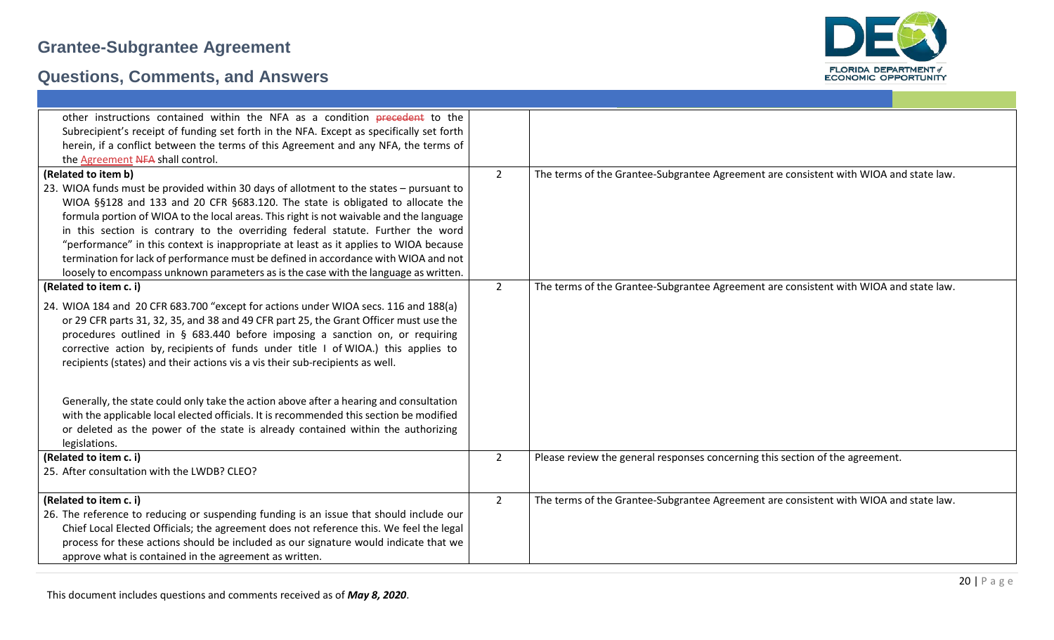| | | |
|---|---|---|
| other instructions contained within the NFA as a condition ~~precedent~~ to the Subrecipient's receipt of funding set forth in the NFA. Except as specifically set forth herein, if a conflict between the terms of this Agreement and any NFA, the terms of the <u>Agreement</u> ~~NFA~~ shall control. | | |
| **(Related to item b)**<br>23. WIOA funds must be provided within 30 days of allotment to the states – pursuant to WIOA §§128 and 133 and 20 CFR §683.120. The state is obligated to allocate the formula portion of WIOA to the local areas. This right is not waivable and the language in this section is contrary to the overriding federal statute. Further the word "performance" in this context is inappropriate at least as it applies to WIOA because termination for lack of performance must be defined in accordance with WIOA and not loosely to encompass unknown parameters as is the case with the language as written. | 2 | The terms of the Grantee-Subgrantee Agreement are consistent with WIOA and state law. |
| **(Related to item c. i)**<br>24. WIOA 184 and 20 CFR 683.700 "except for actions under WIOA secs. 116 and 188(a) or 29 CFR parts 31, 32, 35, and 38 and 49 CFR part 25, the Grant Officer must use the procedures outlined in § 683.440 before imposing a sanction on, or requiring corrective action by, recipients of funds under title I of WIOA.) this applies to recipients (states) and their actions vis a vis their sub-recipients as well.<br><br>Generally, the state could only take the action above after a hearing and consultation with the applicable local elected officials. It is recommended this section be modified or deleted as the power of the state is already contained within the authorizing legislations. | 2 | The terms of the Grantee-Subgrantee Agreement are consistent with WIOA and state law. |
| **(Related to item c. i)**<br>25. After consultation with the LWDB? CLEO? | 2 | Please review the general responses concerning this section of the agreement. |
| **(Related to item c. i)**<br>26. The reference to reducing or suspending funding is an issue that should include our Chief Local Elected Officials; the agreement does not reference this. We feel the legal process for these actions should be included as our signature would indicate that we approve what is contained in the agreement as written. | 2 | The terms of the Grantee-Subgrantee Agreement are consistent with WIOA and state law. |

This document includes questions and comments received as of ***May 8, 2020***.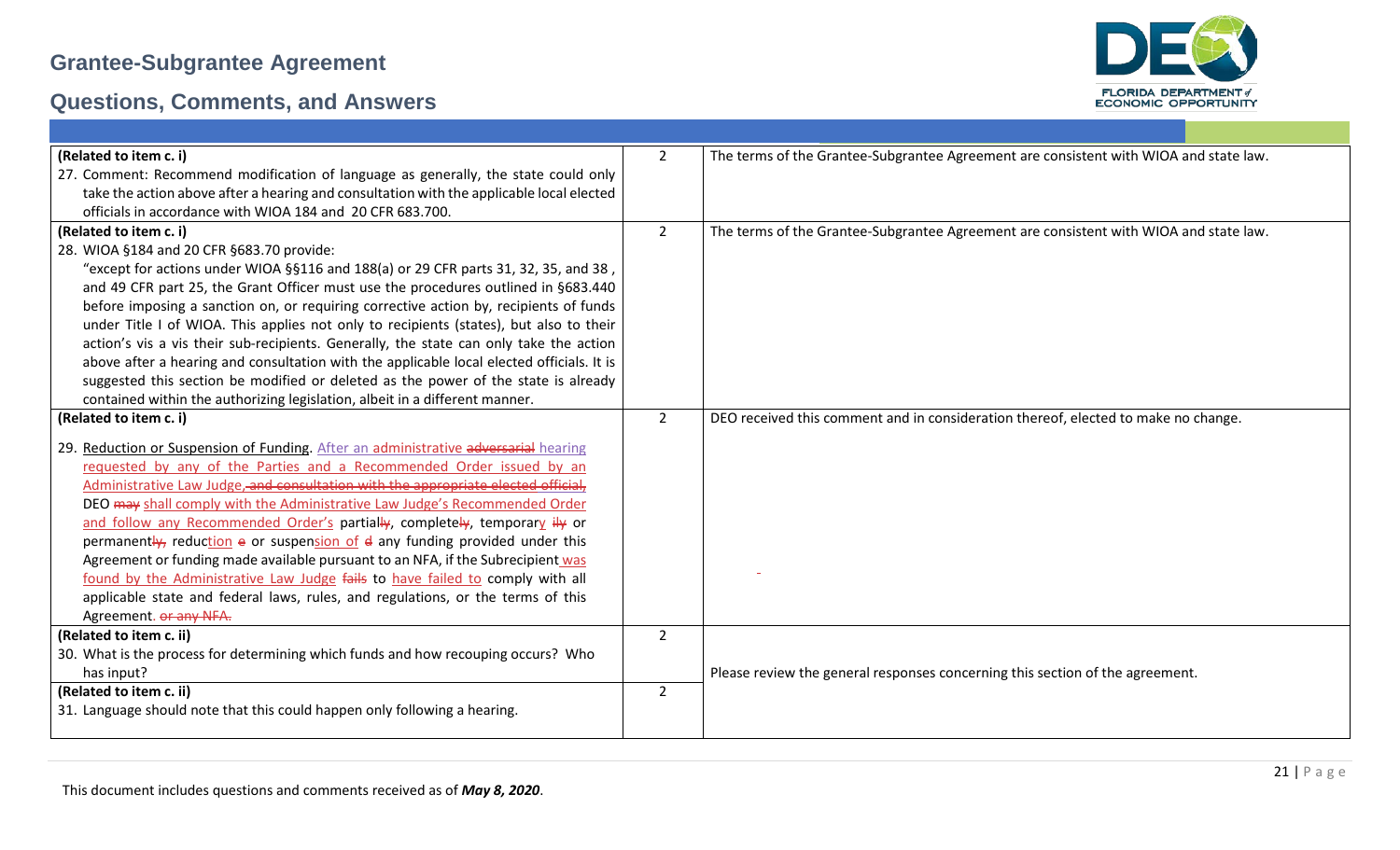# Grantee-Subgrantee Agreement

## Questions, Comments, and Answers

| | | |
|---|---|---|
| **(Related to item c. i)**<br>27. Comment: Recommend modification of language as generally, the state could only take the action above after a hearing and consultation with the applicable local elected officials in accordance with WIOA 184 and 20 CFR 683.700. | 2 | The terms of the Grantee-Subgrantee Agreement are consistent with WIOA and state law. |
| **(Related to item c. i)**<br>28. WIOA §184 and 20 CFR §683.70 provide:<br>"except for actions under WIOA §§116 and 188(a) or 29 CFR parts 31, 32, 35, and 38 , and 49 CFR part 25, the Grant Officer must use the procedures outlined in §683.440 before imposing a sanction on, or requiring corrective action by, recipients of funds under Title I of WIOA. This applies not only to recipients (states), but also to their action's vis a vis their sub-recipients. Generally, the state can only take the action above after a hearing and consultation with the applicable local elected officials. It is suggested this section be modified or deleted as the power of the state is already contained within the authorizing legislation, albeit in a different manner. | 2 | The terms of the Grantee-Subgrantee Agreement are consistent with WIOA and state law. |
| **(Related to item c. i)**<br>29. Reduction or Suspension of Funding. After an administrative ~~adversarial~~ hearing requested by any of the Parties and a Recommended Order issued by an Administrative Law Judge~~, and consultation with the appropriate elected official,~~ DEO ~~may~~ shall comply with the Administrative Law Judge's Recommended Order and follow any Recommended Order's partial~~ly~~, complete~~ly~~, temporary ~~ily~~ or permanent~~ly~~, reduction ~~e~~ or suspension of ~~d~~ any funding provided under this Agreement or funding made available pursuant to an NFA, if the Subrecipient was found by the Administrative Law Judge ~~fails~~ to have failed to comply with all applicable state and federal laws, rules, and regulations, or the terms of this Agreement. ~~or any NFA.~~ | 2 | DEO received this comment and in consideration thereof, elected to make no change. |
| **(Related to item c. ii)**<br>30. What is the process for determining which funds and how recouping occurs? Who has input? | 2 | Please review the general responses concerning this section of the agreement. |
| **(Related to item c. ii)**<br>31. Language should note that this could happen only following a hearing. | 2 | |

This document includes questions and comments received as of ***May 8, 2020***.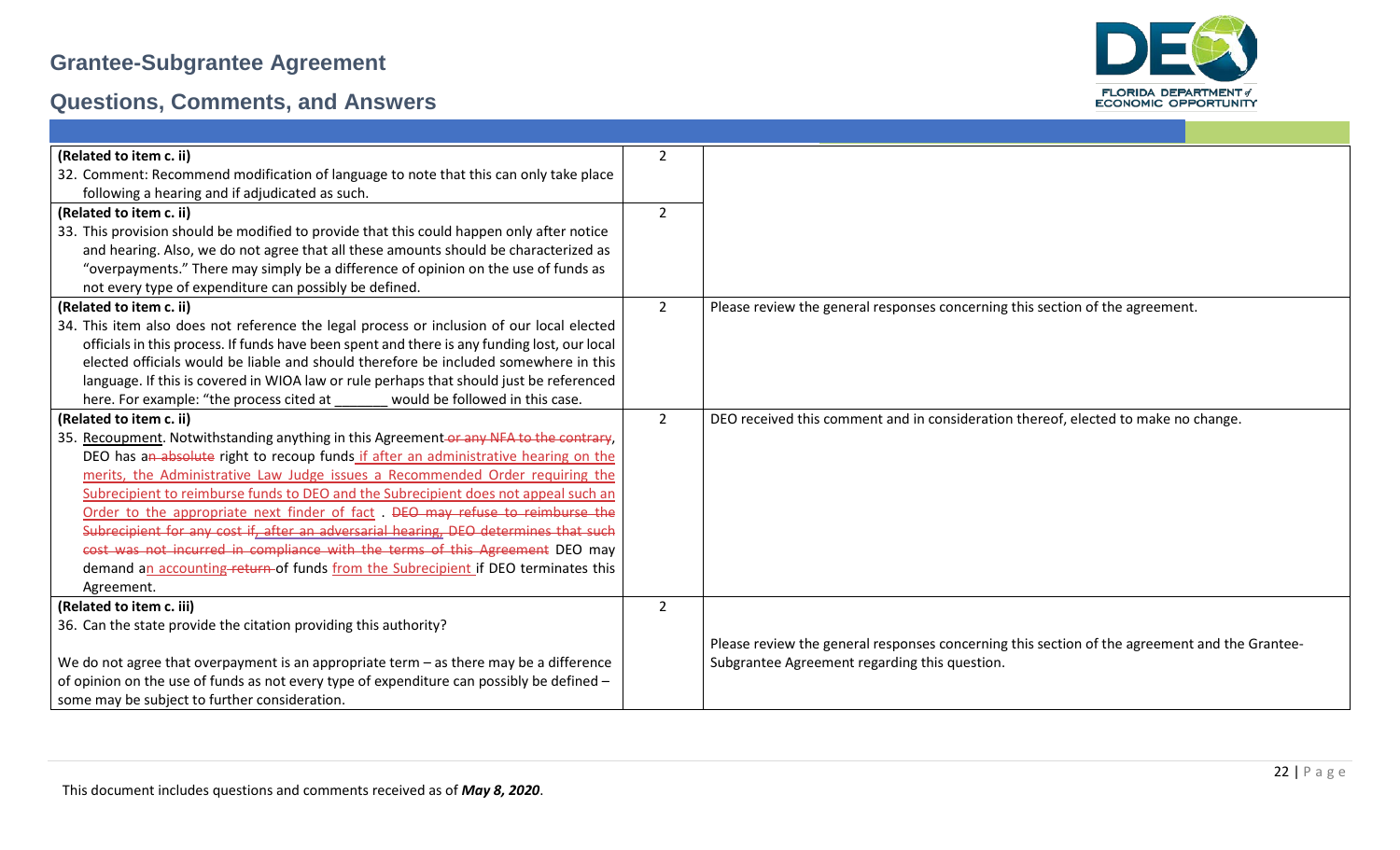| | | |
|---|---|---|
| **(Related to item c. ii)**<br>32. Comment: Recommend modification of language to note that this can only take place following a hearing and if adjudicated as such. | 2 | |
| **(Related to item c. ii)**<br>33. This provision should be modified to provide that this could happen only after notice and hearing. Also, we do not agree that all these amounts should be characterized as "overpayments." There may simply be a difference of opinion on the use of funds as not every type of expenditure can possibly be defined. | 2 | |
| **(Related to item c. ii)**<br>34. This item also does not reference the legal process or inclusion of our local elected officials in this process. If funds have been spent and there is any funding lost, our local elected officials would be liable and should therefore be included somewhere in this language. If this is covered in WIOA law or rule perhaps that should just be referenced here. For example: "the process cited at _______ would be followed in this case. | 2 | Please review the general responses concerning this section of the agreement. |
| **(Related to item c. ii)**<br>35. <u>Recoupment</u>. Notwithstanding anything in this Agreement ~~or any NFA to the contrary~~, DEO has a~~n absolute~~ right to recoup funds <u>if after an administrative hearing on the merits, the Administrative Law Judge issues a Recommended Order requiring the Subrecipient to reimburse funds to DEO and the Subrecipient does not appeal such an Order to the appropriate next finder of fact</u> . ~~DEO may refuse to reimburse the Subrecipient for any cost if, after an adversarial hearing, DEO determines that such cost was not incurred in compliance with the terms of this Agreement~~ DEO may demand a<u>n accounting</u> ~~return~~ of funds <u>from the Subrecipient</u> if DEO terminates this Agreement. | 2 | DEO received this comment and in consideration thereof, elected to make no change. |
| **(Related to item c. iii)**<br>36. Can the state provide the citation providing this authority?<br><br>We do not agree that overpayment is an appropriate term – as there may be a difference of opinion on the use of funds as not every type of expenditure can possibly be defined – some may be subject to further consideration. | 2 | Please review the general responses concerning this section of the agreement and the Grantee-Subgrantee Agreement regarding this question. |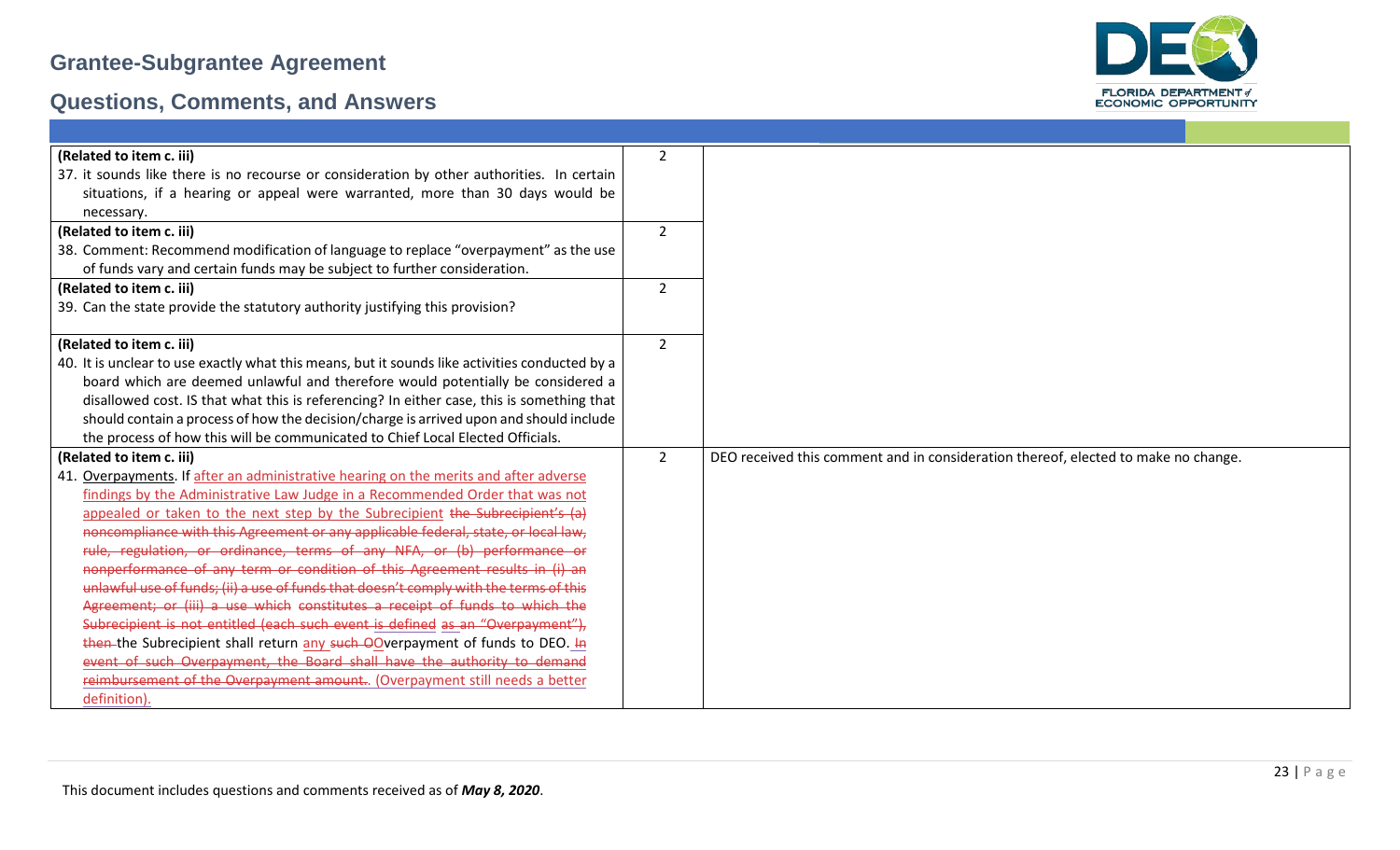## Grantee-Subgrantee Agreement

## Questions, Comments, and Answers

| | | |
|---|---|---|
| **(Related to item c. iii)**<br>37. it sounds like there is no recourse or consideration by other authorities. In certain situations, if a hearing or appeal were warranted, more than 30 days would be necessary. | 2 | |
| **(Related to item c. iii)**<br>38. Comment: Recommend modification of language to replace "overpayment" as the use of funds vary and certain funds may be subject to further consideration. | 2 | |
| **(Related to item c. iii)**<br>39. Can the state provide the statutory authority justifying this provision? | 2 | |
| **(Related to item c. iii)**<br>40. It is unclear to use exactly what this means, but it sounds like activities conducted by a board which are deemed unlawful and therefore would potentially be considered a disallowed cost. IS that what this is referencing? In either case, this is something that should contain a process of how the decision/charge is arrived upon and should include the process of how this will be communicated to Chief Local Elected Officials. | 2 | |
| **(Related to item c. iii)**<br>41. Overpayments. If after an administrative hearing on the merits and after adverse findings by the Administrative Law Judge in a Recommended Order that was not appealed or taken to the next step by the Subrecipient ~~the Subrecipient's (a) noncompliance with this Agreement or any applicable federal, state, or local law, rule, regulation, or ordinance, terms of any NFA, or (b) performance or nonperformance of any term or condition of this Agreement results in (i) an unlawful use of funds; (ii) a use of funds that doesn't comply with the terms of this Agreement; or (iii) a use which constitutes a receipt of funds to which the Subrecipient is not entitled (each such event is defined~~ as ~~an "Overpayment"), then~~ the Subrecipient shall return any ~~such O~~Overpayment of funds to DEO. ~~In event of such Overpayment, the Board shall have the authority to demand reimbursement of the Overpayment amount.~~. (Overpayment still needs a better definition). | 2 | DEO received this comment and in consideration thereof, elected to make no change. |

This document includes questions and comments received as of ***May 8, 2020***.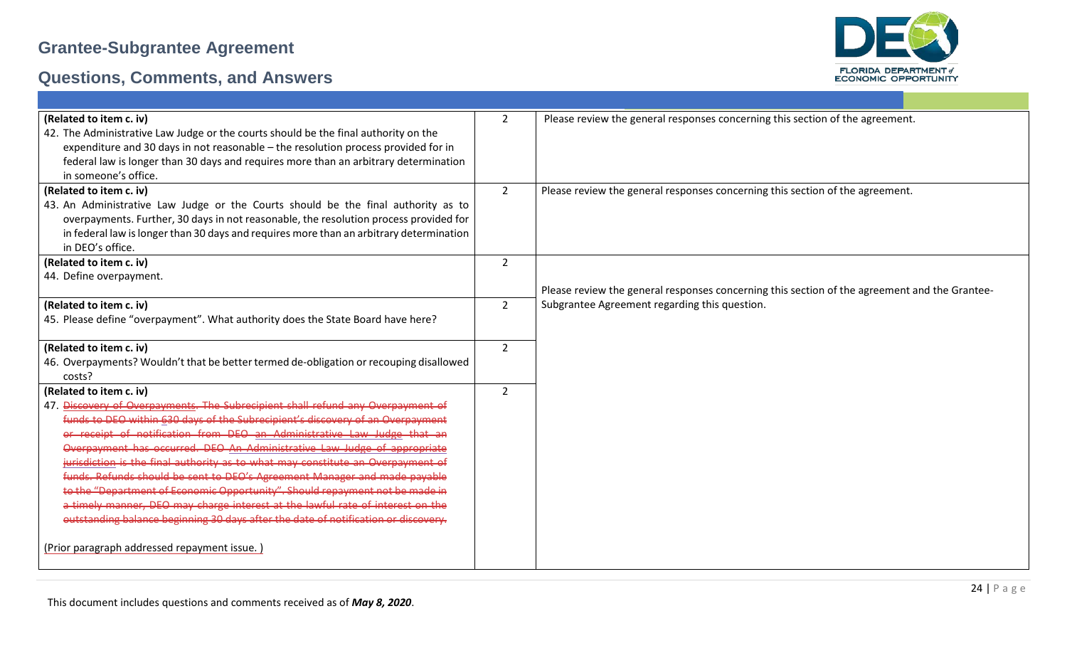# Grantee-Subgrantee Agreement

## Questions, Comments, and Answers

| | | |
|---|---|---|
| **(Related to item c. iv)**<br>42. The Administrative Law Judge or the courts should be the final authority on the expenditure and 30 days in not reasonable – the resolution process provided for in federal law is longer than 30 days and requires more than an arbitrary determination in someone's office. | 2 | Please review the general responses concerning this section of the agreement. |
| **(Related to item c. iv)**<br>43. An Administrative Law Judge or the Courts should be the final authority as to overpayments. Further, 30 days in not reasonable, the resolution process provided for in federal law is longer than 30 days and requires more than an arbitrary determination in DEO's office. | 2 | Please review the general responses concerning this section of the agreement. |
| **(Related to item c. iv)**<br>44. Define overpayment. | 2 | Please review the general responses concerning this section of the agreement and the Grantee-Subgrantee Agreement regarding this question. |
| **(Related to item c. iv)**<br>45. Please define "overpayment". What authority does the State Board have here? | 2 | |
| **(Related to item c. iv)**<br>46. Overpayments? Wouldn't that be better termed de-obligation or recouping disallowed costs? | 2 | |
| **(Related to item c. iv)**<br>47. ~~Discovery of Overpayments. The Subrecipient shall refund any Overpayment of funds to DEO within~~ 6~~30 days of the Subrecipient's discovery of an Overpayment or receipt of notification from DEO an Administrative Law Judge that an Overpayment has occurred. DEO An Administrative Law Judge of appropriate jurisdiction is the final authority as to what may constitute an Overpayment of funds. Refunds should be sent to DEO's Agreement Manager and made payable to the "Department of Economic Opportunity". Should repayment not be made in a timely manner, DEO may charge interest at the lawful rate of interest on the outstanding balance beginning 30 days after the date of notification or discovery.~~<br><br>(Prior paragraph addressed repayment issue. ) | 2 | |

This document includes questions and comments received as of ***May 8, 2020***.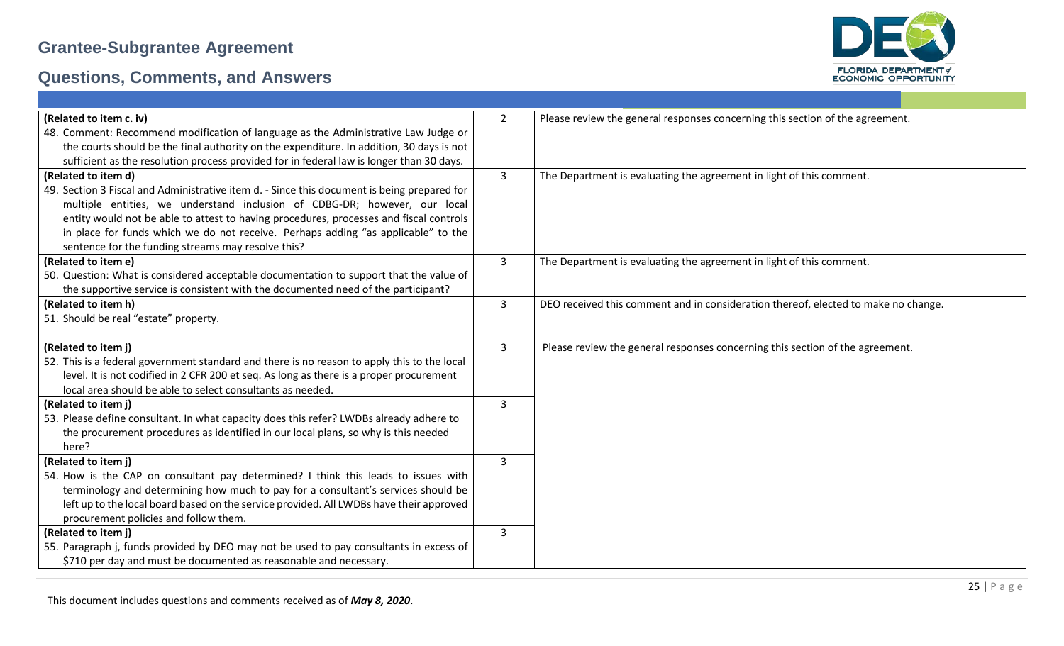| | | |
|---|---|---|
| **(Related to item c. iv)**<br>48. Comment: Recommend modification of language as the Administrative Law Judge or the courts should be the final authority on the expenditure. In addition, 30 days is not sufficient as the resolution process provided for in federal law is longer than 30 days. | 2 | Please review the general responses concerning this section of the agreement. |
| **(Related to item d)**<br>49. Section 3 Fiscal and Administrative item d. - Since this document is being prepared for multiple entities, we understand inclusion of CDBG-DR; however, our local entity would not be able to attest to having procedures, processes and fiscal controls in place for funds which we do not receive. Perhaps adding "as applicable" to the sentence for the funding streams may resolve this? | 3 | The Department is evaluating the agreement in light of this comment. |
| **(Related to item e)**<br>50. Question: What is considered acceptable documentation to support that the value of the supportive service is consistent with the documented need of the participant? | 3 | The Department is evaluating the agreement in light of this comment. |
| **(Related to item h)**<br>51. Should be real "estate" property. | 3 | DEO received this comment and in consideration thereof, elected to make no change. |
| **(Related to item j)**<br>52. This is a federal government standard and there is no reason to apply this to the local level. It is not codified in 2 CFR 200 et seq. As long as there is a proper procurement local area should be able to select consultants as needed. | 3 | Please review the general responses concerning this section of the agreement. |
| **(Related to item j)**<br>53. Please define consultant. In what capacity does this refer? LWDBs already adhere to the procurement procedures as identified in our local plans, so why is this needed here? | 3 | |
| **(Related to item j)**<br>54. How is the CAP on consultant pay determined? I think this leads to issues with terminology and determining how much to pay for a consultant's services should be left up to the local board based on the service provided. All LWDBs have their approved procurement policies and follow them. | 3 | |
| **(Related to item j)**<br>55. Paragraph j, funds provided by DEO may not be used to pay consultants in excess of \$710 per day and must be documented as reasonable and necessary. | 3 | |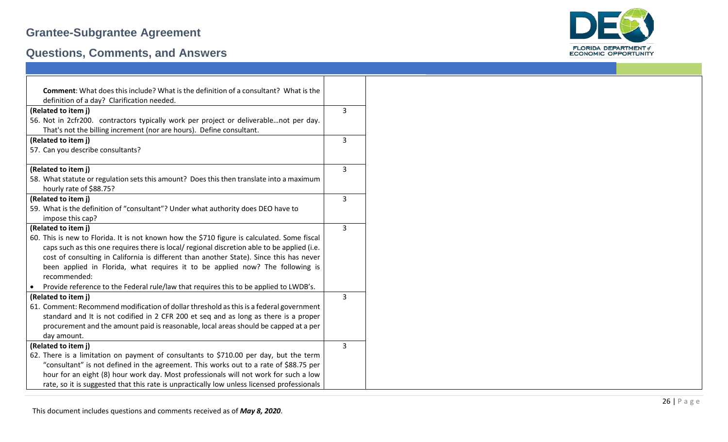| | | |
|---|---|---|
| **Comment**: What does this include? What is the definition of a consultant? What is the definition of a day? Clarification needed. | | |
| **(Related to item j)**<br>56. Not in 2cfr200. contractors typically work per project or deliverable…not per day. That's not the billing increment (nor are hours). Define consultant. | 3 | |
| **(Related to item j)**<br>57. Can you describe consultants? | 3 | |
| **(Related to item j)**<br>58. What statute or regulation sets this amount? Does this then translate into a maximum hourly rate of $88.75? | 3 | |
| **(Related to item j)**<br>59. What is the definition of "consultant"? Under what authority does DEO have to impose this cap? | 3 | |
| **(Related to item j)**<br>60. This is new to Florida. It is not known how the $710 figure is calculated. Some fiscal caps such as this one requires there is local/ regional discretion able to be applied (i.e. cost of consulting in California is different than another State). Since this has never been applied in Florida, what requires it to be applied now? The following is recommended:<br>• Provide reference to the Federal rule/law that requires this to be applied to LWDB's. | 3 | |
| **(Related to item j)**<br>61. Comment: Recommend modification of dollar threshold as this is a federal government standard and It is not codified in 2 CFR 200 et seq and as long as there is a proper procurement and the amount paid is reasonable, local areas should be capped at a per day amount. | 3 | |
| **(Related to item j)**<br>62. There is a limitation on payment of consultants to $710.00 per day, but the term "consultant" is not defined in the agreement. This works out to a rate of $88.75 per hour for an eight (8) hour work day. Most professionals will not work for such a low rate, so it is suggested that this rate is unpractically low unless licensed professionals | 3 | |

This document includes questions and comments received as of *May 8, 2020*.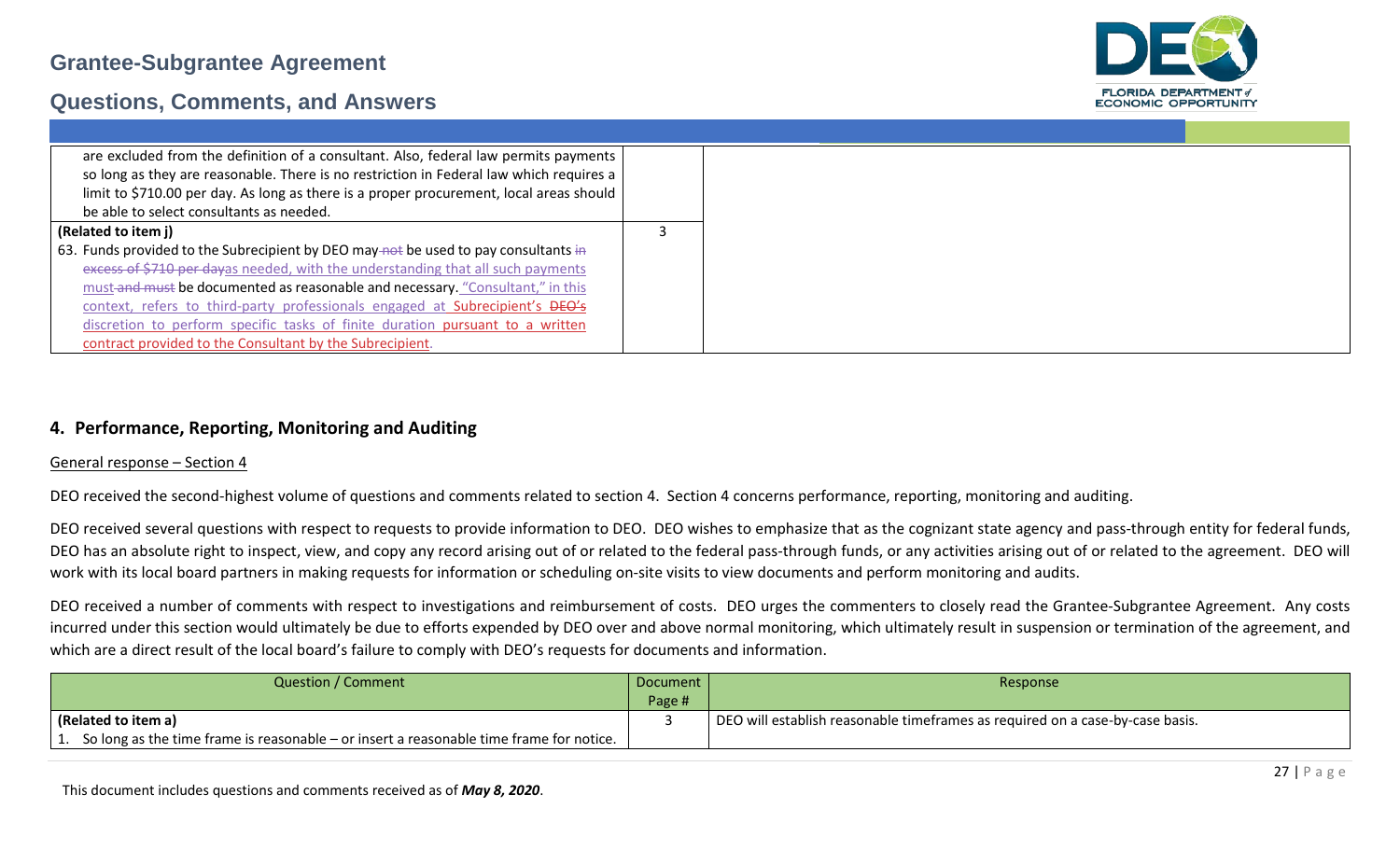| | | |
|---|---|---|
| are excluded from the definition of a consultant. Also, federal law permits payments so long as they are reasonable. There is no restriction in Federal law which requires a limit to $710.00 per day. As long as there is a proper procurement, local areas should be able to select consultants as needed. | | |
| **(Related to item j)**<br>63. Funds provided to the Subrecipient by DEO may ~~not~~ be used to pay consultants ~~in excess of $710 per day~~as needed, with the understanding that all such payments must ~~and must~~ be documented as reasonable and necessary. "Consultant," in this context, refers to third-party professionals engaged at Subrecipient's ~~DEO's~~ discretion to perform specific tasks of finite duration pursuant to a written contract provided to the Consultant by the Subrecipient. | 3 | |

## 4. Performance, Reporting, Monitoring and Auditing

General response – Section 4

DEO received the second-highest volume of questions and comments related to section 4. Section 4 concerns performance, reporting, monitoring and auditing.

DEO received several questions with respect to requests to provide information to DEO. DEO wishes to emphasize that as the cognizant state agency and pass-through entity for federal funds, DEO has an absolute right to inspect, view, and copy any record arising out of or related to the federal pass-through funds, or any activities arising out of or related to the agreement. DEO will work with its local board partners in making requests for information or scheduling on-site visits to view documents and perform monitoring and audits.

DEO received a number of comments with respect to investigations and reimbursement of costs. DEO urges the commenters to closely read the Grantee-Subgrantee Agreement. Any costs incurred under this section would ultimately be due to efforts expended by DEO over and above normal monitoring, which ultimately result in suspension or termination of the agreement, and which are a direct result of the local board's failure to comply with DEO's requests for documents and information.

| Question / Comment | Document Page # | Response |
|---|---|---|
| **(Related to item a)**<br>1. So long as the time frame is reasonable – or insert a reasonable time frame for notice. | 3 | DEO will establish reasonable timeframes as required on a case-by-case basis. |

This document includes questions and comments received as of ***May 8, 2020***.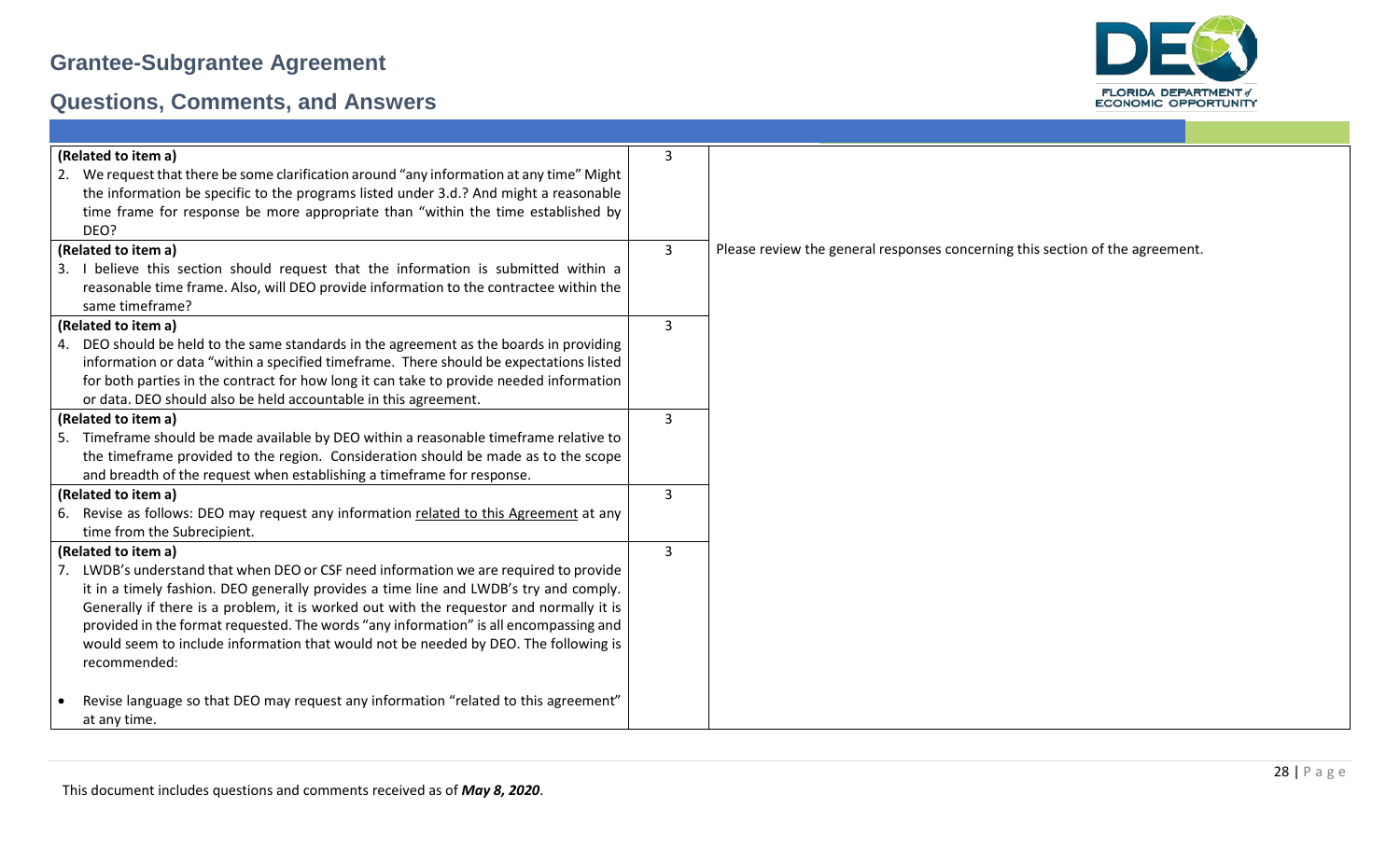# Grantee-Subgrantee Agreement

## Questions, Comments, and Answers

| | | |
|---|---|---|
| **(Related to item a)**<br>2. We request that there be some clarification around "any information at any time" Might the information be specific to the programs listed under 3.d.? And might a reasonable time frame for response be more appropriate than "within the time established by DEO? | 3 | |
| **(Related to item a)**<br>3. I believe this section should request that the information is submitted within a reasonable time frame. Also, will DEO provide information to the contractee within the same timeframe? | 3 | Please review the general responses concerning this section of the agreement. |
| **(Related to item a)**<br>4. DEO should be held to the same standards in the agreement as the boards in providing information or data "within a specified timeframe. There should be expectations listed for both parties in the contract for how long it can take to provide needed information or data. DEO should also be held accountable in this agreement. | 3 | |
| **(Related to item a)**<br>5. Timeframe should be made available by DEO within a reasonable timeframe relative to the timeframe provided to the region. Consideration should be made as to the scope and breadth of the request when establishing a timeframe for response. | 3 | |
| **(Related to item a)**<br>6. Revise as follows: DEO may request any information <u>related to this Agreement</u> at any time from the Subrecipient. | 3 | |
| **(Related to item a)**<br>7. LWDB's understand that when DEO or CSF need information we are required to provide it in a timely fashion. DEO generally provides a time line and LWDB's try and comply. Generally if there is a problem, it is worked out with the requestor and normally it is provided in the format requested. The words "any information" is all encompassing and would seem to include information that would not be needed by DEO. The following is recommended:<br><br>• Revise language so that DEO may request any information "related to this agreement" at any time. | 3 | |

This document includes questions and comments received as of ***May 8, 2020***.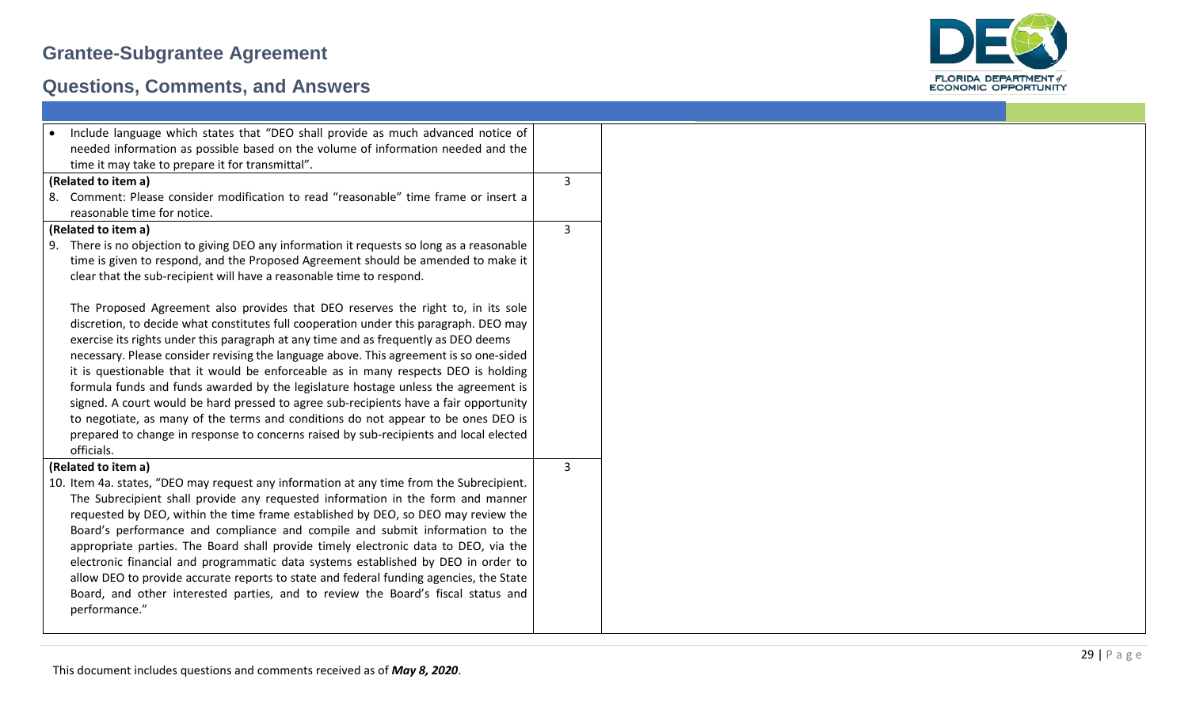| | | |
|---|---|---|
| • Include language which states that "DEO shall provide as much advanced notice of needed information as possible based on the volume of information needed and the time it may take to prepare it for transmittal". | | |
| **(Related to item a)**<br>8. Comment: Please consider modification to read "reasonable" time frame or insert a reasonable time for notice. | 3 | |
| **(Related to item a)**<br>9. There is no objection to giving DEO any information it requests so long as a reasonable time is given to respond, and the Proposed Agreement should be amended to make it clear that the sub-recipient will have a reasonable time to respond.<br><br>The Proposed Agreement also provides that DEO reserves the right to, in its sole discretion, to decide what constitutes full cooperation under this paragraph. DEO may exercise its rights under this paragraph at any time and as frequently as DEO deems necessary. Please consider revising the language above. This agreement is so one-sided it is questionable that it would be enforceable as in many respects DEO is holding formula funds and funds awarded by the legislature hostage unless the agreement is signed. A court would be hard pressed to agree sub-recipients have a fair opportunity to negotiate, as many of the terms and conditions do not appear to be ones DEO is prepared to change in response to concerns raised by sub-recipients and local elected officials. | 3 | |
| **(Related to item a)**<br>10. Item 4a. states, "DEO may request any information at any time from the Subrecipient. The Subrecipient shall provide any requested information in the form and manner requested by DEO, within the time frame established by DEO, so DEO may review the Board's performance and compliance and compile and submit information to the appropriate parties. The Board shall provide timely electronic data to DEO, via the electronic financial and programmatic data systems established by DEO in order to allow DEO to provide accurate reports to state and federal funding agencies, the State Board, and other interested parties, and to review the Board's fiscal status and performance." | 3 | |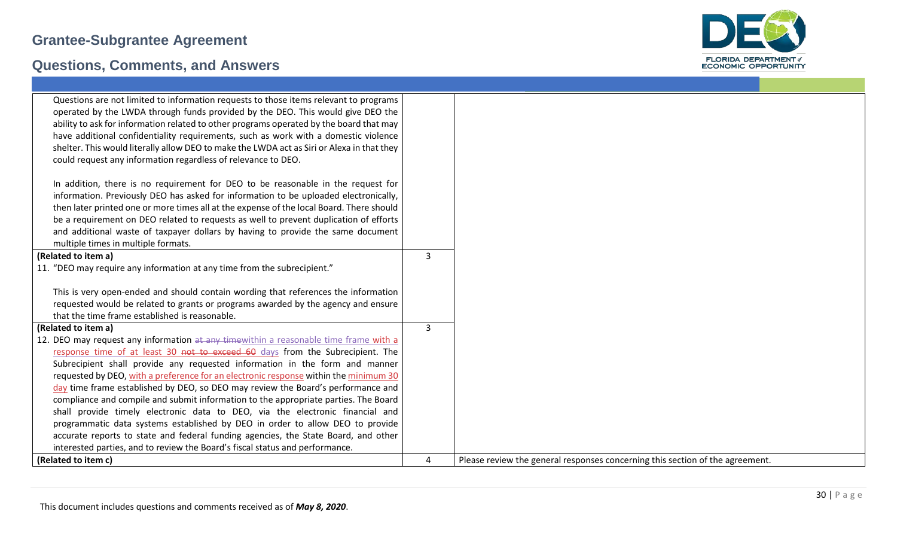## Grantee-Subgrantee Agreement

## Questions, Comments, and Answers

| | | |
|---|---|---|
| Questions are not limited to information requests to those items relevant to programs operated by the LWDA through funds provided by the DEO. This would give DEO the ability to ask for information related to other programs operated by the board that may have additional confidentiality requirements, such as work with a domestic violence shelter. This would literally allow DEO to make the LWDA act as Siri or Alexa in that they could request any information regardless of relevance to DEO.<br><br>In addition, there is no requirement for DEO to be reasonable in the request for information. Previously DEO has asked for information to be uploaded electronically, then later printed one or more times all at the expense of the local Board. There should be a requirement on DEO related to requests as well to prevent duplication of efforts and additional waste of taxpayer dollars by having to provide the same document multiple times in multiple formats. | | |
| **(Related to item a)**<br>11. "DEO may require any information at any time from the subrecipient."<br><br>This is very open-ended and should contain wording that references the information requested would be related to grants or programs awarded by the agency and ensure that the time frame established is reasonable. | 3 | |
| **(Related to item a)**<br>12. DEO may request any information ~~at any time~~within a reasonable time frame with a response time of at least 30 ~~not to exceed 60~~ days from the Subrecipient. The Subrecipient shall provide any requested information in the form and manner requested by DEO, with a preference for an electronic response within the minimum 30 day time frame established by DEO, so DEO may review the Board's performance and compliance and compile and submit information to the appropriate parties. The Board shall provide timely electronic data to DEO, via the electronic financial and programmatic data systems established by DEO in order to allow DEO to provide accurate reports to state and federal funding agencies, the State Board, and other interested parties, and to review the Board's fiscal status and performance. | 3 | |
| **(Related to item c)** | 4 | Please review the general responses concerning this section of the agreement. |

This document includes questions and comments received as of ***May 8, 2020***.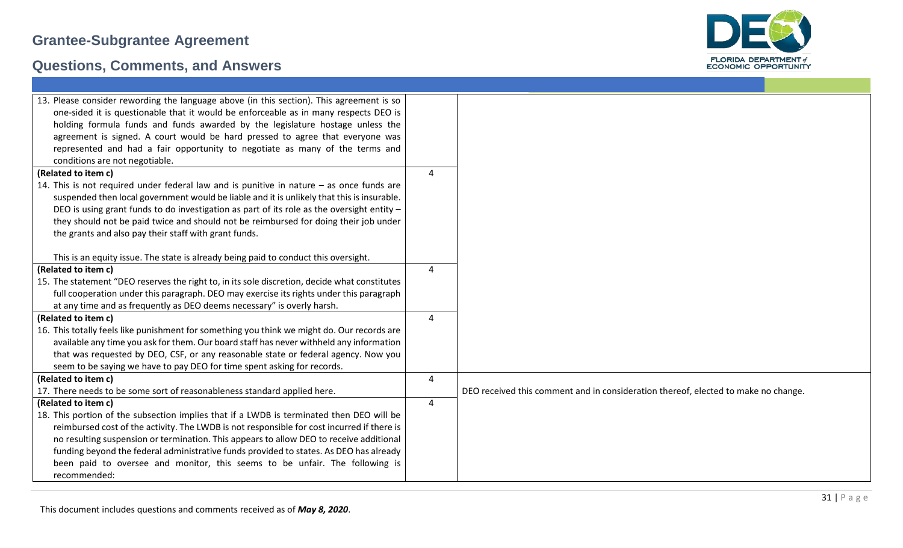| | | |
|---|---|---|
| 13. Please consider rewording the language above (in this section). This agreement is so one-sided it is questionable that it would be enforceable as in many respects DEO is holding formula funds and funds awarded by the legislature hostage unless the agreement is signed. A court would be hard pressed to agree that everyone was represented and had a fair opportunity to negotiate as many of the terms and conditions are not negotiable. | | |
| **(Related to item c)**<br>14. This is not required under federal law and is punitive in nature – as once funds are suspended then local government would be liable and it is unlikely that this is insurable. DEO is using grant funds to do investigation as part of its role as the oversight entity – they should not be paid twice and should not be reimbursed for doing their job under the grants and also pay their staff with grant funds.<br><br>This is an equity issue. The state is already being paid to conduct this oversight. | 4 | |
| **(Related to item c)**<br>15. The statement "DEO reserves the right to, in its sole discretion, decide what constitutes full cooperation under this paragraph. DEO may exercise its rights under this paragraph at any time and as frequently as DEO deems necessary" is overly harsh. | 4 | |
| **(Related to item c)**<br>16. This totally feels like punishment for something you think we might do. Our records are available any time you ask for them. Our board staff has never withheld any information that was requested by DEO, CSF, or any reasonable state or federal agency. Now you seem to be saying we have to pay DEO for time spent asking for records. | 4 | |
| **(Related to item c)**<br>17. There needs to be some sort of reasonableness standard applied here. | 4 | DEO received this comment and in consideration thereof, elected to make no change. |
| **(Related to item c)**<br>18. This portion of the subsection implies that if a LWDB is terminated then DEO will be reimbursed cost of the activity. The LWDB is not responsible for cost incurred if there is no resulting suspension or termination. This appears to allow DEO to receive additional funding beyond the federal administrative funds provided to states. As DEO has already been paid to oversee and monitor, this seems to be unfair. The following is recommended: | 4 | |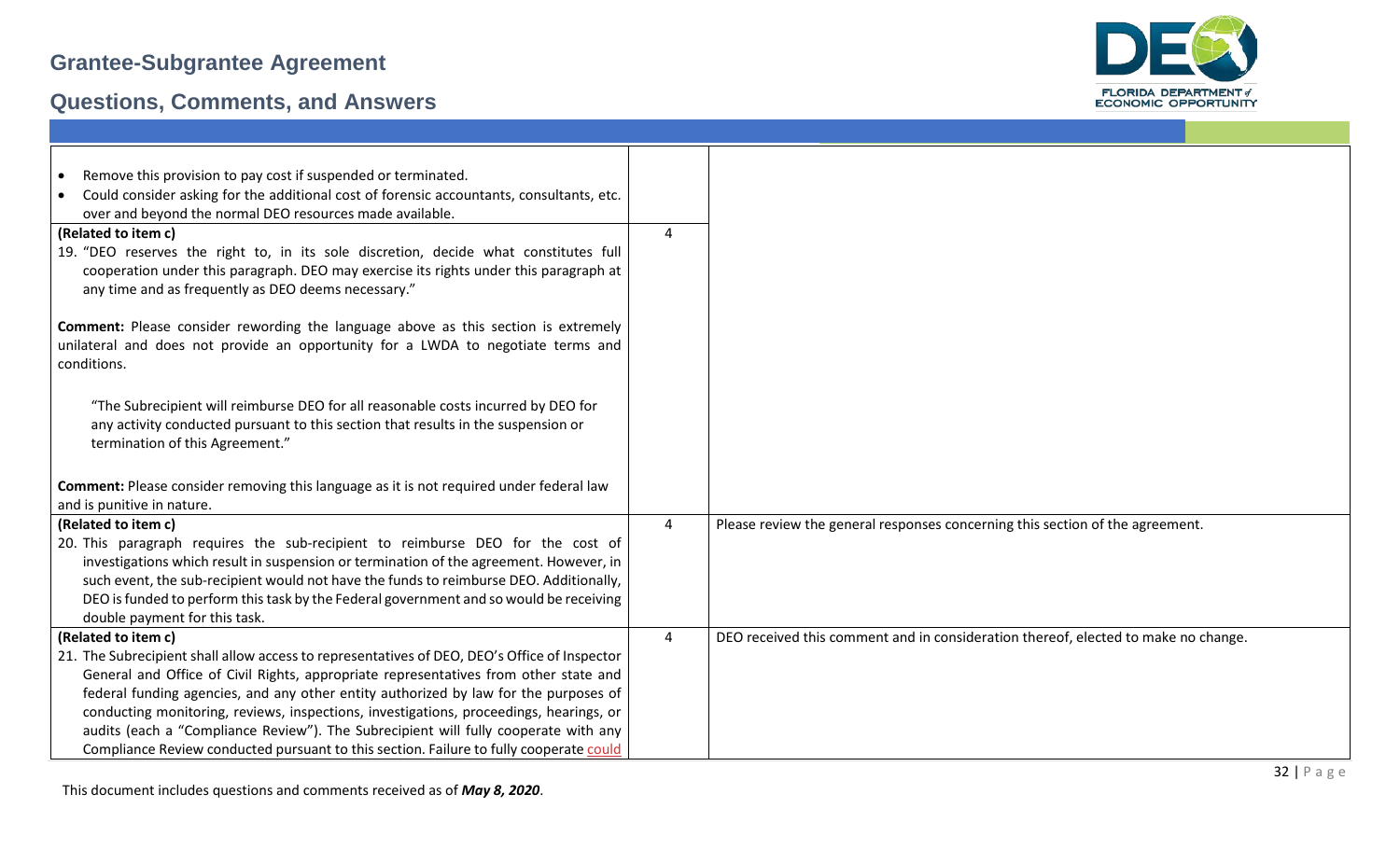| | | |
|---|---|---|
| • Remove this provision to pay cost if suspended or terminated.<br>• Could consider asking for the additional cost of forensic accountants, consultants, etc. over and beyond the normal DEO resources made available. | | |
| **(Related to item c)**<br>19. "DEO reserves the right to, in its sole discretion, decide what constitutes full cooperation under this paragraph. DEO may exercise its rights under this paragraph at any time and as frequently as DEO deems necessary."<br><br>**Comment:** Please consider rewording the language above as this section is extremely unilateral and does not provide an opportunity for a LWDA to negotiate terms and conditions.<br><br>"The Subrecipient will reimburse DEO for all reasonable costs incurred by DEO for any activity conducted pursuant to this section that results in the suspension or termination of this Agreement."<br><br>**Comment:** Please consider removing this language as it is not required under federal law and is punitive in nature. | 4 | |
| **(Related to item c)**<br>20. This paragraph requires the sub-recipient to reimburse DEO for the cost of investigations which result in suspension or termination of the agreement. However, in such event, the sub-recipient would not have the funds to reimburse DEO. Additionally, DEO is funded to perform this task by the Federal government and so would be receiving double payment for this task. | 4 | Please review the general responses concerning this section of the agreement. |
| **(Related to item c)**<br>21. The Subrecipient shall allow access to representatives of DEO, DEO's Office of Inspector General and Office of Civil Rights, appropriate representatives from other state and federal funding agencies, and any other entity authorized by law for the purposes of conducting monitoring, reviews, inspections, investigations, proceedings, hearings, or audits (each a "Compliance Review"). The Subrecipient will fully cooperate with any Compliance Review conducted pursuant to this section. Failure to fully cooperate could | 4 | DEO received this comment and in consideration thereof, elected to make no change. |

This document includes questions and comments received as of ***May 8, 2020***.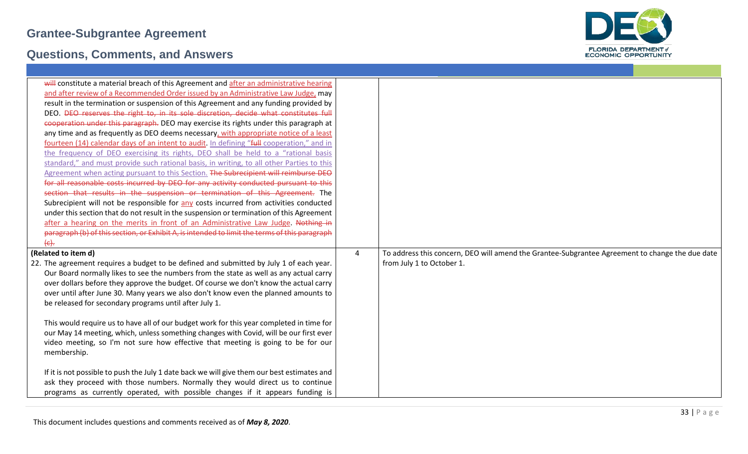| | | |
|---|---|---|
| ~~will~~ constitute a material breach of this Agreement and after an administrative hearing and after review of a Recommended Order issued by an Administrative Law Judge, may result in the termination or suspension of this Agreement and any funding provided by DEO. ~~DEO reserves the right to, in its sole discretion, decide what constitutes full cooperation under this paragraph.~~ DEO may exercise its rights under this paragraph at any time and as frequently as DEO deems necessary, with appropriate notice of a least fourteen (14) calendar days of an intent to audit. In defining "~~full~~ cooperation," and in the frequency of DEO exercising its rights, DEO shall be held to a "rational basis standard," and must provide such rational basis, in writing, to all other Parties to this Agreement when acting pursuant to this Section. ~~The Subrecipient will reimburse DEO for all reasonable costs incurred by DEO for any activity conducted pursuant to this section that results in the suspension or termination of this Agreement.~~ The Subrecipient will not be responsible for any costs incurred from activities conducted under this section that do not result in the suspension or termination of this Agreement after a hearing on the merits in front of an Administrative Law Judge. ~~Nothing in paragraph (b) of this section, or Exhibit A, is intended to limit the terms of this paragraph (c).~~ | | |
| **(Related to item d)**<br>22. The agreement requires a budget to be defined and submitted by July 1 of each year. Our Board normally likes to see the numbers from the state as well as any actual carry over dollars before they approve the budget. Of course we don't know the actual carry over until after June 30. Many years we also don't know even the planned amounts to be released for secondary programs until after July 1.<br><br>This would require us to have all of our budget work for this year completed in time for our May 14 meeting, which, unless something changes with Covid, will be our first ever video meeting, so I'm not sure how effective that meeting is going to be for our membership.<br><br>If it is not possible to push the July 1 date back we will give them our best estimates and ask they proceed with those numbers. Normally they would direct us to continue programs as currently operated, with possible changes if it appears funding is | 4 | To address this concern, DEO will amend the Grantee-Subgrantee Agreement to change the due date from July 1 to October 1. |

This document includes questions and comments received as of *May 8, 2020*.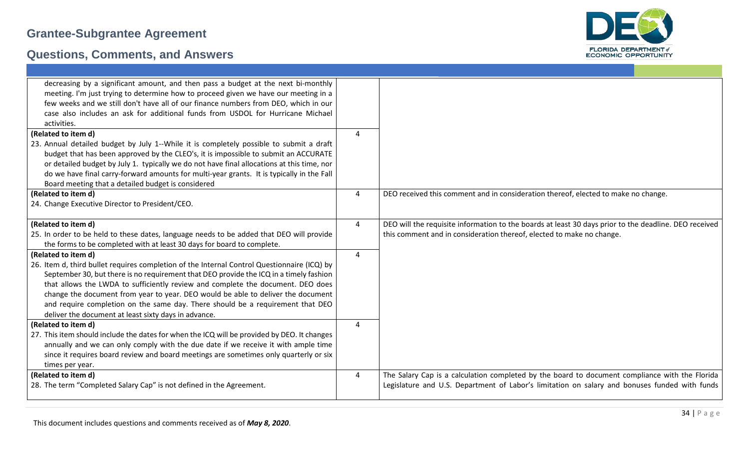| | | |
|---|---|---|
| decreasing by a significant amount, and then pass a budget at the next bi-monthly meeting. I'm just trying to determine how to proceed given we have our meeting in a few weeks and we still don't have all of our finance numbers from DEO, which in our case also includes an ask for additional funds from USDOL for Hurricane Michael activities. | | |
| **(Related to item d)**<br>23. Annual detailed budget by July 1--While it is completely possible to submit a draft budget that has been approved by the CLEO's, it is impossible to submit an ACCURATE or detailed budget by July 1. typically we do not have final allocations at this time, nor do we have final carry-forward amounts for multi-year grants. It is typically in the Fall Board meeting that a detailed budget is considered | 4 | |
| **(Related to item d)**<br>24. Change Executive Director to President/CEO. | 4 | DEO received this comment and in consideration thereof, elected to make no change. |
| **(Related to item d)**<br>25. In order to be held to these dates, language needs to be added that DEO will provide the forms to be completed with at least 30 days for board to complete. | 4 | DEO will the requisite information to the boards at least 30 days prior to the deadline. DEO received this comment and in consideration thereof, elected to make no change. |
| **(Related to item d)**<br>26. Item d, third bullet requires completion of the Internal Control Questionnaire (ICQ) by September 30, but there is no requirement that DEO provide the ICQ in a timely fashion that allows the LWDA to sufficiently review and complete the document. DEO does change the document from year to year. DEO would be able to deliver the document and require completion on the same day. There should be a requirement that DEO deliver the document at least sixty days in advance. | 4 | |
| **(Related to item d)**<br>27. This item should include the dates for when the ICQ will be provided by DEO. It changes annually and we can only comply with the due date if we receive it with ample time since it requires board review and board meetings are sometimes only quarterly or six times per year. | 4 | |
| **(Related to item d)**<br>28. The term "Completed Salary Cap" is not defined in the Agreement. | 4 | The Salary Cap is a calculation completed by the board to document compliance with the Florida Legislature and U.S. Department of Labor's limitation on salary and bonuses funded with funds |

This document includes questions and comments received as of ***May 8, 2020***.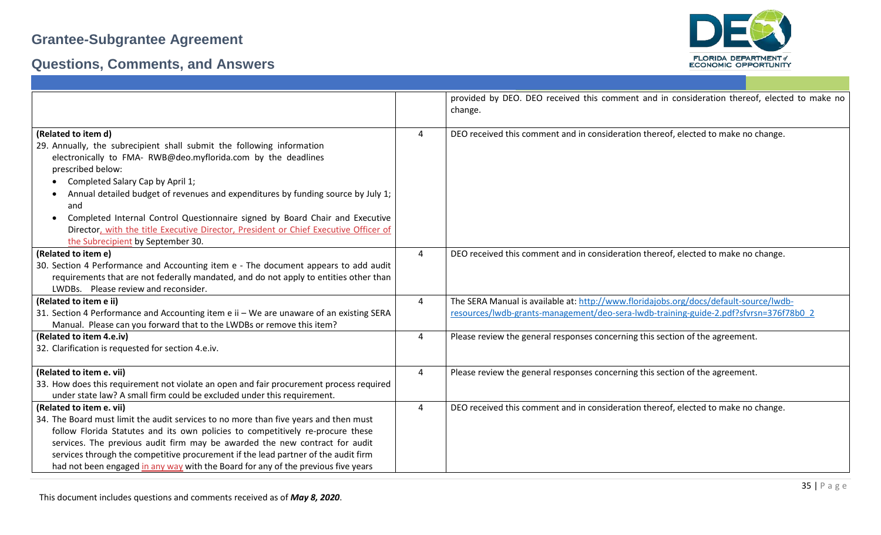# Grantee-Subgrantee Agreement

## Questions, Comments, and Answers

| | | |
|---|---|---|
| | | provided by DEO. DEO received this comment and in consideration thereof, elected to make no change. |
| **(Related to item d)**<br>29. Annually, the subrecipient shall submit the following information electronically to FMA- RWB@deo.myflorida.com by the deadlines prescribed below:<br>• Completed Salary Cap by April 1;<br>• Annual detailed budget of revenues and expenditures by funding source by July 1; and<br>• Completed Internal Control Questionnaire signed by Board Chair and Executive Director, with the title Executive Director, President or Chief Executive Officer of the Subrecipient by September 30. | 4 | DEO received this comment and in consideration thereof, elected to make no change. |
| **(Related to item e)**<br>30. Section 4 Performance and Accounting item e - The document appears to add audit requirements that are not federally mandated, and do not apply to entities other than LWDBs. Please review and reconsider. | 4 | DEO received this comment and in consideration thereof, elected to make no change. |
| **(Related to item e ii)**<br>31. Section 4 Performance and Accounting item e ii – We are unaware of an existing SERA Manual. Please can you forward that to the LWDBs or remove this item? | 4 | The SERA Manual is available at: http://www.floridajobs.org/docs/default-source/lwdb-resources/lwdb-grants-management/deo-sera-lwdb-training-guide-2.pdf?sfvrsn=376f78b0_2 |
| **(Related to item 4.e.iv)**<br>32. Clarification is requested for section 4.e.iv. | 4 | Please review the general responses concerning this section of the agreement. |
| **(Related to item e. vii)**<br>33. How does this requirement not violate an open and fair procurement process required under state law? A small firm could be excluded under this requirement. | 4 | Please review the general responses concerning this section of the agreement. |
| **(Related to item e. vii)**<br>34. The Board must limit the audit services to no more than five years and then must follow Florida Statutes and its own policies to competitively re-procure these services. The previous audit firm may be awarded the new contract for audit services through the competitive procurement if the lead partner of the audit firm had not been engaged in any way with the Board for any of the previous five years | 4 | DEO received this comment and in consideration thereof, elected to make no change. |

This document includes questions and comments received as of ***May 8, 2020***.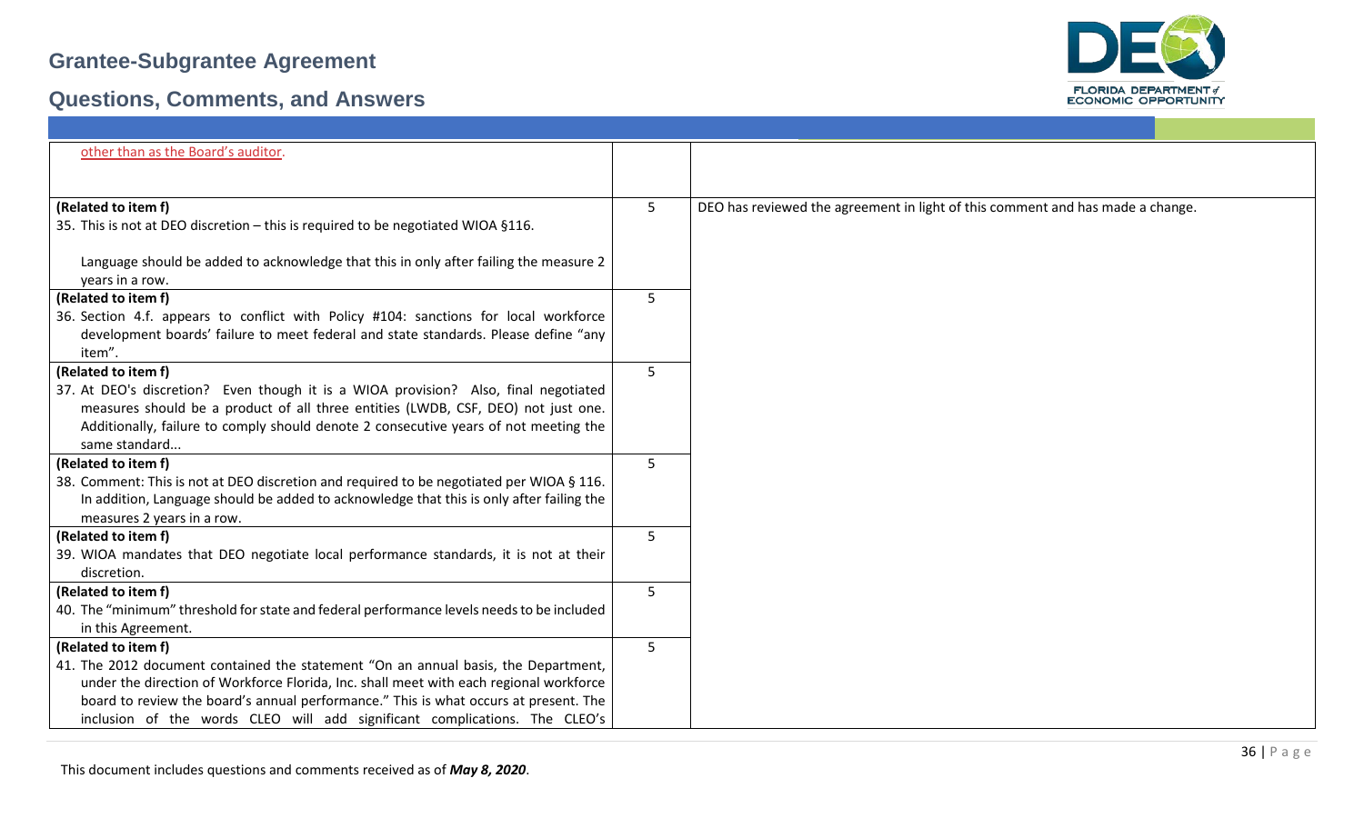| | | |
|---|---|---|
| other than as the Board's auditor. | | |
| **(Related to item f)**<br>35. This is not at DEO discretion – this is required to be negotiated WIOA §116.<br><br>Language should be added to acknowledge that this in only after failing the measure 2 years in a row. | 5 | DEO has reviewed the agreement in light of this comment and has made a change. |
| **(Related to item f)**<br>36. Section 4.f. appears to conflict with Policy #104: sanctions for local workforce development boards' failure to meet federal and state standards. Please define "any item". | 5 | |
| **(Related to item f)**<br>37. At DEO's discretion? Even though it is a WIOA provision? Also, final negotiated measures should be a product of all three entities (LWDB, CSF, DEO) not just one. Additionally, failure to comply should denote 2 consecutive years of not meeting the same standard... | 5 | |
| **(Related to item f)**<br>38. Comment: This is not at DEO discretion and required to be negotiated per WIOA § 116. In addition, Language should be added to acknowledge that this is only after failing the measures 2 years in a row. | 5 | |
| **(Related to item f)**<br>39. WIOA mandates that DEO negotiate local performance standards, it is not at their discretion. | 5 | |
| **(Related to item f)**<br>40. The "minimum" threshold for state and federal performance levels needs to be included in this Agreement. | 5 | |
| **(Related to item f)**<br>41. The 2012 document contained the statement "On an annual basis, the Department, under the direction of Workforce Florida, Inc. shall meet with each regional workforce board to review the board's annual performance." This is what occurs at present. The inclusion of the words CLEO will add significant complications. The CLEO's | 5 | |

This document includes questions and comments received as of ***May 8, 2020***.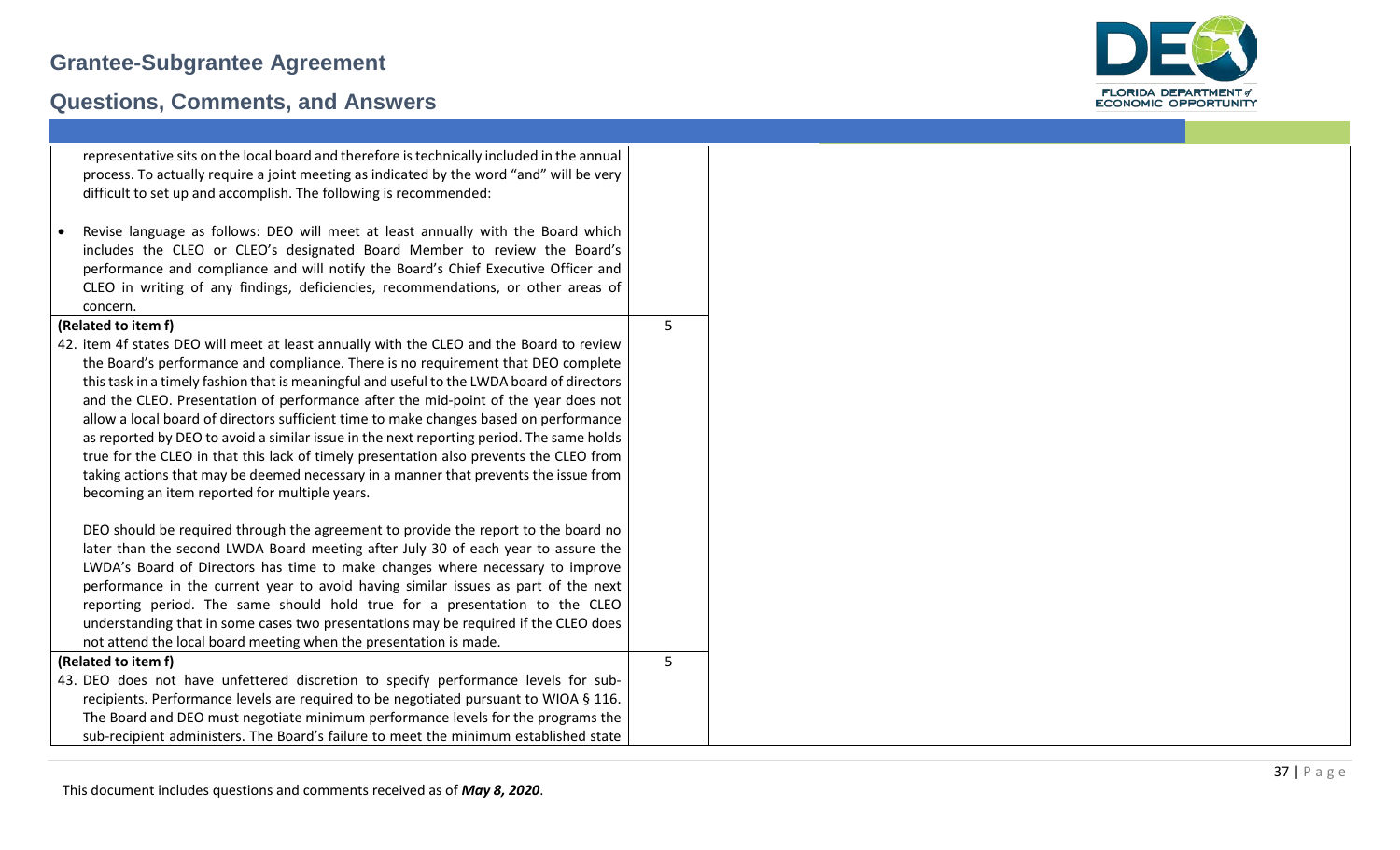| | | |
|---|---|---|
| representative sits on the local board and therefore is technically included in the annual process. To actually require a joint meeting as indicated by the word "and" will be very difficult to set up and accomplish. The following is recommended:<br><br>• Revise language as follows: DEO will meet at least annually with the Board which includes the CLEO or CLEO's designated Board Member to review the Board's performance and compliance and will notify the Board's Chief Executive Officer and CLEO in writing of any findings, deficiencies, recommendations, or other areas of concern. | | |
| **(Related to item f)**<br>42. item 4f states DEO will meet at least annually with the CLEO and the Board to review the Board's performance and compliance. There is no requirement that DEO complete this task in a timely fashion that is meaningful and useful to the LWDA board of directors and the CLEO. Presentation of performance after the mid-point of the year does not allow a local board of directors sufficient time to make changes based on performance as reported by DEO to avoid a similar issue in the next reporting period. The same holds true for the CLEO in that this lack of timely presentation also prevents the CLEO from taking actions that may be deemed necessary in a manner that prevents the issue from becoming an item reported for multiple years.<br><br>DEO should be required through the agreement to provide the report to the board no later than the second LWDA Board meeting after July 30 of each year to assure the LWDA's Board of Directors has time to make changes where necessary to improve performance in the current year to avoid having similar issues as part of the next reporting period. The same should hold true for a presentation to the CLEO understanding that in some cases two presentations may be required if the CLEO does not attend the local board meeting when the presentation is made. | 5 | |
| **(Related to item f)**<br>43. DEO does not have unfettered discretion to specify performance levels for sub-recipients. Performance levels are required to be negotiated pursuant to WIOA § 116. The Board and DEO must negotiate minimum performance levels for the programs the sub-recipient administers. The Board's failure to meet the minimum established state | 5 | |

This document includes questions and comments received as of ***May 8, 2020***.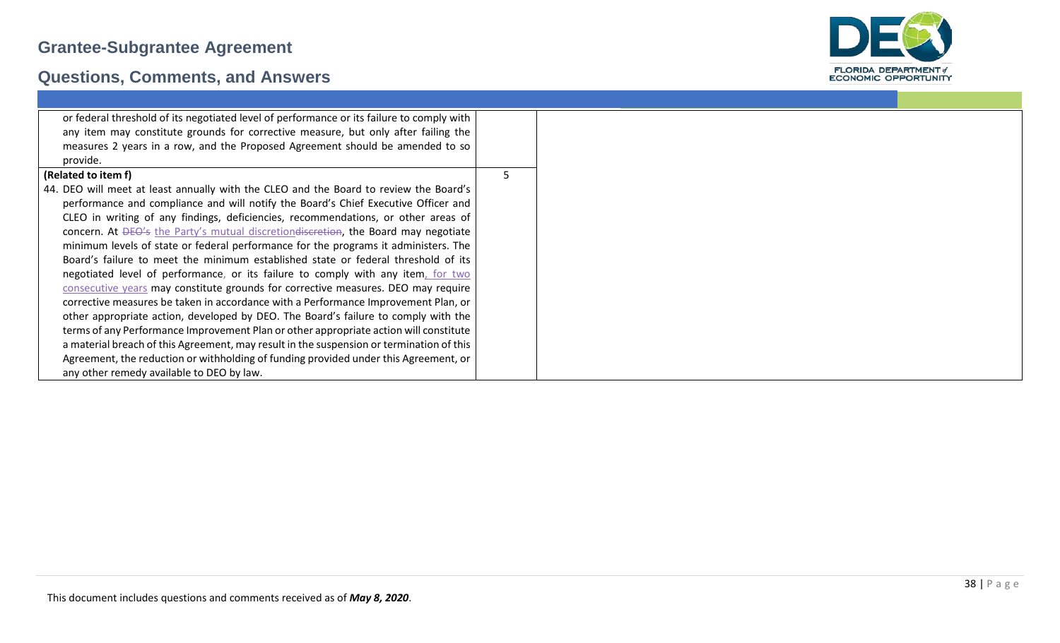# Grantee-Subgrantee Agreement

## Questions, Comments, and Answers

| | | |
|---|---|---|
| or federal threshold of its negotiated level of performance or its failure to comply with any item may constitute grounds for corrective measure, but only after failing the measures 2 years in a row, and the Proposed Agreement should be amended to so provide. | | |
| **(Related to item f)**<br>44. DEO will meet at least annually with the CLEO and the Board to review the Board's performance and compliance and will notify the Board's Chief Executive Officer and CLEO in writing of any findings, deficiencies, recommendations, or other areas of concern. At ~~DEO's~~ the Party's mutual discretion~~discretion~~, the Board may negotiate minimum levels of state or federal performance for the programs it administers. The Board's failure to meet the minimum established state or federal threshold of its negotiated level of performance, or its failure to comply with any item, for two consecutive years may constitute grounds for corrective measures. DEO may require corrective measures be taken in accordance with a Performance Improvement Plan, or other appropriate action, developed by DEO. The Board's failure to comply with the terms of any Performance Improvement Plan or other appropriate action will constitute a material breach of this Agreement, may result in the suspension or termination of this Agreement, the reduction or withholding of funding provided under this Agreement, or any other remedy available to DEO by law. | 5 | |

This document includes questions and comments received as of ***May 8, 2020***.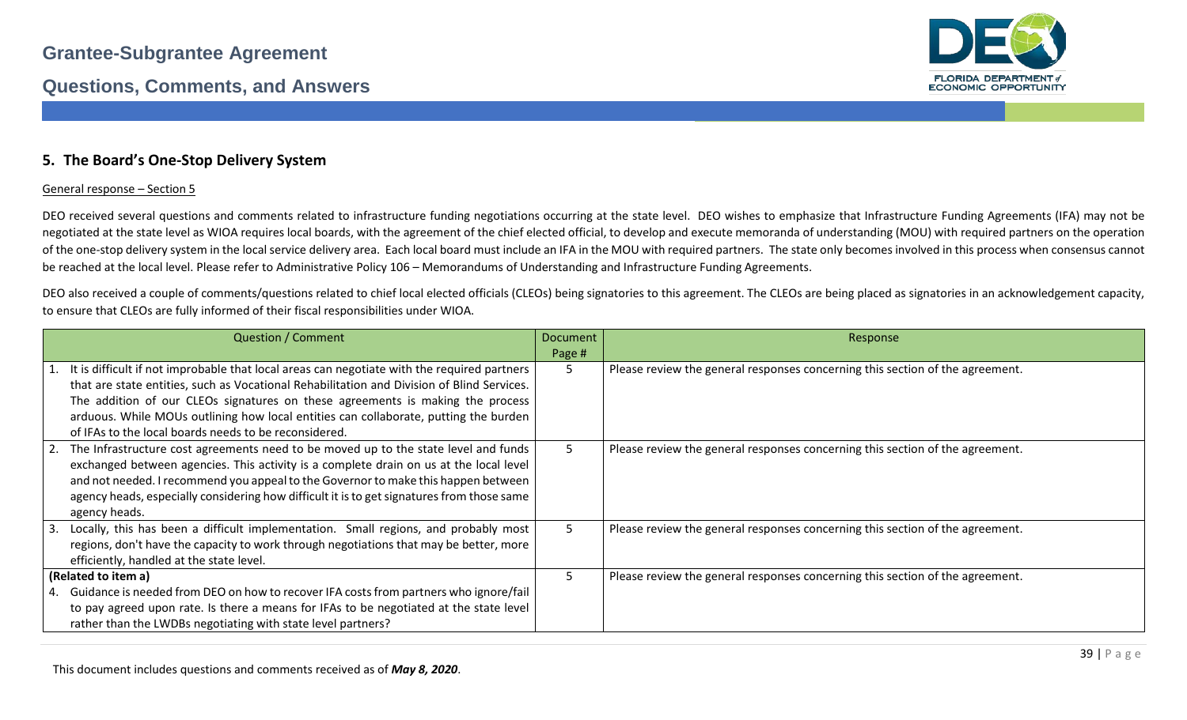## 5. The Board's One-Stop Delivery System

General response – Section 5

DEO received several questions and comments related to infrastructure funding negotiations occurring at the state level. DEO wishes to emphasize that Infrastructure Funding Agreements (IFA) may not be negotiated at the state level as WIOA requires local boards, with the agreement of the chief elected official, to develop and execute memoranda of understanding (MOU) with required partners on the operation of the one-stop delivery system in the local service delivery area. Each local board must include an IFA in the MOU with required partners. The state only becomes involved in this process when consensus cannot be reached at the local level. Please refer to Administrative Policy 106 – Memorandums of Understanding and Infrastructure Funding Agreements.

DEO also received a couple of comments/questions related to chief local elected officials (CLEOs) being signatories to this agreement. The CLEOs are being placed as signatories in an acknowledgement capacity, to ensure that CLEOs are fully informed of their fiscal responsibilities under WIOA.

| Question / Comment | Document Page # | Response |
|---|---|---|
| 1. It is difficult if not improbable that local areas can negotiate with the required partners that are state entities, such as Vocational Rehabilitation and Division of Blind Services. The addition of our CLEOs signatures on these agreements is making the process arduous. While MOUs outlining how local entities can collaborate, putting the burden of IFAs to the local boards needs to be reconsidered. | 5 | Please review the general responses concerning this section of the agreement. |
| 2. The Infrastructure cost agreements need to be moved up to the state level and funds exchanged between agencies. This activity is a complete drain on us at the local level and not needed. I recommend you appeal to the Governor to make this happen between agency heads, especially considering how difficult it is to get signatures from those same agency heads. | 5 | Please review the general responses concerning this section of the agreement. |
| 3. Locally, this has been a difficult implementation. Small regions, and probably most regions, don't have the capacity to work through negotiations that may be better, more efficiently, handled at the state level. | 5 | Please review the general responses concerning this section of the agreement. |
| **(Related to item a)** 4. Guidance is needed from DEO on how to recover IFA costs from partners who ignore/fail to pay agreed upon rate. Is there a means for IFAs to be negotiated at the state level rather than the LWDBs negotiating with state level partners? | 5 | Please review the general responses concerning this section of the agreement. |

This document includes questions and comments received as of ***May 8, 2020***.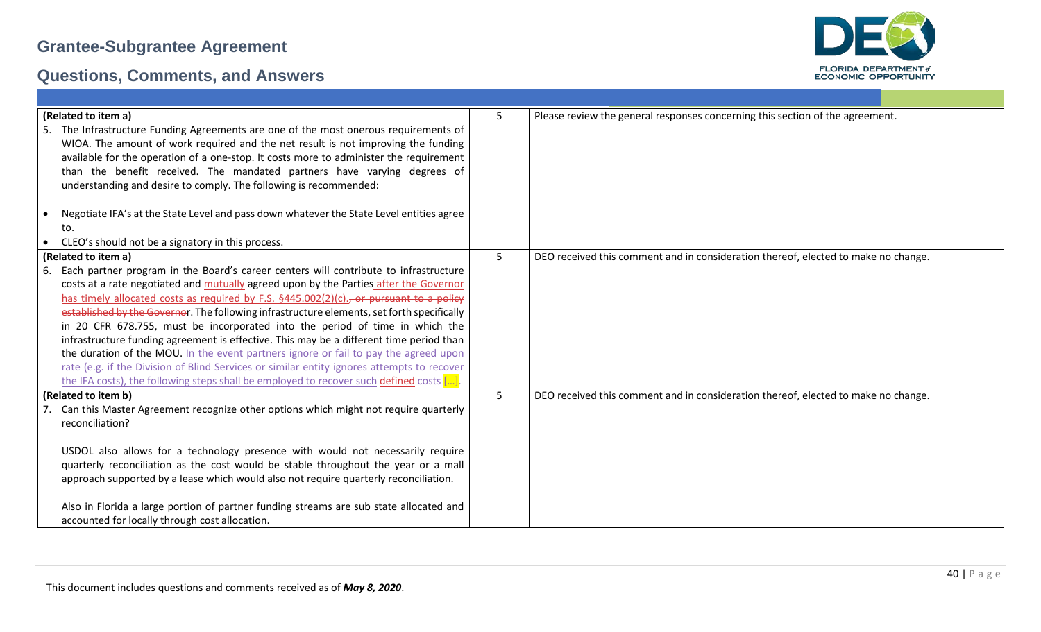# Grantee-Subgrantee Agreement

## Questions, Comments, and Answers

| | | |
|---|---|---|
| **(Related to item a)**<br>5. The Infrastructure Funding Agreements are one of the most onerous requirements of WIOA. The amount of work required and the net result is not improving the funding available for the operation of a one-stop. It costs more to administer the requirement than the benefit received. The mandated partners have varying degrees of understanding and desire to comply. The following is recommended:<br><br>• Negotiate IFA's at the State Level and pass down whatever the State Level entities agree to.<br>• CLEO's should not be a signatory in this process. | 5 | Please review the general responses concerning this section of the agreement. |
| **(Related to item a)**<br>6. Each partner program in the Board's career centers will contribute to infrastructure costs at a rate negotiated and mutually agreed upon by the Parties after the Governor has timely allocated costs as required by F.S. §445.002(2)(c)., ~~or pursuant to a policy established by the Governo~~r. The following infrastructure elements, set forth specifically in 20 CFR 678.755, must be incorporated into the period of time in which the infrastructure funding agreement is effective. This may be a different time period than the duration of the MOU. In the event partners ignore or fail to pay the agreed upon rate (e.g. if the Division of Blind Services or similar entity ignores attempts to recover the IFA costs), the following steps shall be employed to recover such defined costs [...]. | 5 | DEO received this comment and in consideration thereof, elected to make no change. |
| **(Related to item b)**<br>7. Can this Master Agreement recognize other options which might not require quarterly reconciliation?<br><br>USDOL also allows for a technology presence with would not necessarily require quarterly reconciliation as the cost would be stable throughout the year or a mall approach supported by a lease which would also not require quarterly reconciliation.<br><br>Also in Florida a large portion of partner funding streams are sub state allocated and accounted for locally through cost allocation. | 5 | DEO received this comment and in consideration thereof, elected to make no change. |

This document includes questions and comments received as of *May 8, 2020*.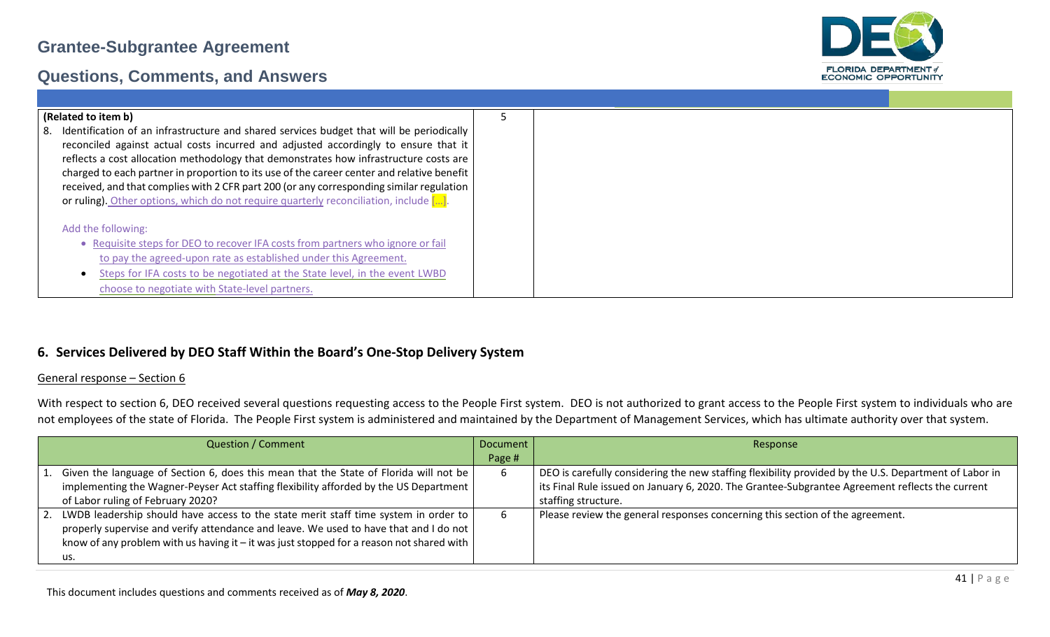| (Related to item b) 8. Identification of an infrastructure and shared services budget that will be periodically reconciled against actual costs incurred and adjusted accordingly to ensure that it reflects a cost allocation methodology that demonstrates how infrastructure costs are charged to each partner in proportion to its use of the career center and relative benefit received, and that complies with 2 CFR part 200 (or any corresponding similar regulation or ruling). Other options, which do not require quarterly reconciliation, include [...]. <br><br> Add the following: <br> • Requisite steps for DEO to recover IFA costs from partners who ignore or fail to pay the agreed-upon rate as established under this Agreement. <br> • Steps for IFA costs to be negotiated at the State level, in the event LWBD choose to negotiate with State-level partners. | 5 | |
|---|---|---|

## 6. Services Delivered by DEO Staff Within the Board's One-Stop Delivery System

General response – Section 6

With respect to section 6, DEO received several questions requesting access to the People First system. DEO is not authorized to grant access to the People First system to individuals who are not employees of the state of Florida. The People First system is administered and maintained by the Department of Management Services, which has ultimate authority over that system.

| Question / Comment | Document Page # | Response |
|---|---|---|
| 1. Given the language of Section 6, does this mean that the State of Florida will not be implementing the Wagner-Peyser Act staffing flexibility afforded by the US Department of Labor ruling of February 2020? | 6 | DEO is carefully considering the new staffing flexibility provided by the U.S. Department of Labor in its Final Rule issued on January 6, 2020. The Grantee-Subgrantee Agreement reflects the current staffing structure. |
| 2. LWDB leadership should have access to the state merit staff time system in order to properly supervise and verify attendance and leave. We used to have that and I do not know of any problem with us having it – it was just stopped for a reason not shared with us. | 6 | Please review the general responses concerning this section of the agreement. |

This document includes questions and comments received as of ***May 8, 2020***.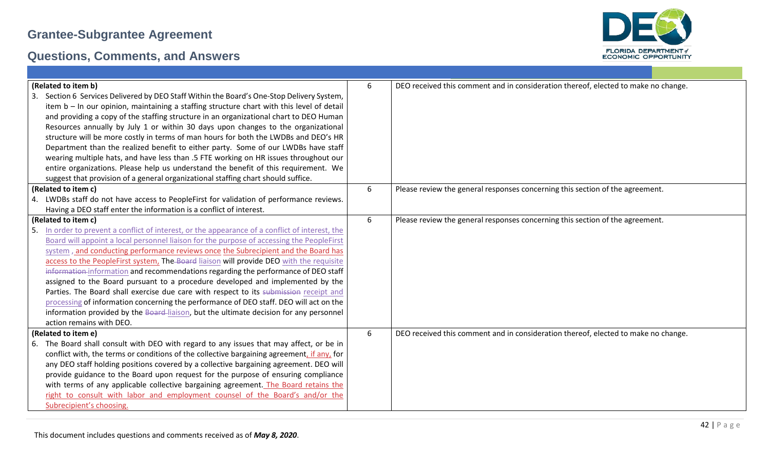## Grantee-Subgrantee Agreement

## Questions, Comments, and Answers

| | | |
|---|---|---|
| **(Related to item b)**<br>3. Section 6 Services Delivered by DEO Staff Within the Board's One-Stop Delivery System, item b – In our opinion, maintaining a staffing structure chart with this level of detail and providing a copy of the staffing structure in an organizational chart to DEO Human Resources annually by July 1 or within 30 days upon changes to the organizational structure will be more costly in terms of man hours for both the LWDBs and DEO's HR Department than the realized benefit to either party. Some of our LWDBs have staff wearing multiple hats, and have less than .5 FTE working on HR issues throughout our entire organizations. Please help us understand the benefit of this requirement. We suggest that provision of a general organizational staffing chart should suffice. | 6 | DEO received this comment and in consideration thereof, elected to make no change. |
| **(Related to item c)**<br>4. LWDBs staff do not have access to PeopleFirst for validation of performance reviews. Having a DEO staff enter the information is a conflict of interest. | 6 | Please review the general responses concerning this section of the agreement. |
| **(Related to item c)**<br>5. In order to prevent a conflict of interest, or the appearance of a conflict of interest, the Board will appoint a local personnel liaison for the purpose of accessing the PeopleFirst system , and conducting performance reviews once the Subrecipient and the Board has access to the PeopleFirst system, The ~~Board~~ liaison will provide DEO with the requisite ~~information~~ information and recommendations regarding the performance of DEO staff assigned to the Board pursuant to a procedure developed and implemented by the Parties. The Board shall exercise due care with respect to its ~~submission~~ receipt and processing of information concerning the performance of DEO staff. DEO will act on the information provided by the ~~Board~~ liaison, but the ultimate decision for any personnel action remains with DEO. | 6 | Please review the general responses concerning this section of the agreement. |
| **(Related to item e)**<br>6. The Board shall consult with DEO with regard to any issues that may affect, or be in conflict with, the terms or conditions of the collective bargaining agreement, if any, for any DEO staff holding positions covered by a collective bargaining agreement. DEO will provide guidance to the Board upon request for the purpose of ensuring compliance with terms of any applicable collective bargaining agreement. The Board retains the right to consult with labor and employment counsel of the Board's and/or the Subrecipient's choosing. | 6 | DEO received this comment and in consideration thereof, elected to make no change. |

This document includes questions and comments received as of ***May 8, 2020***.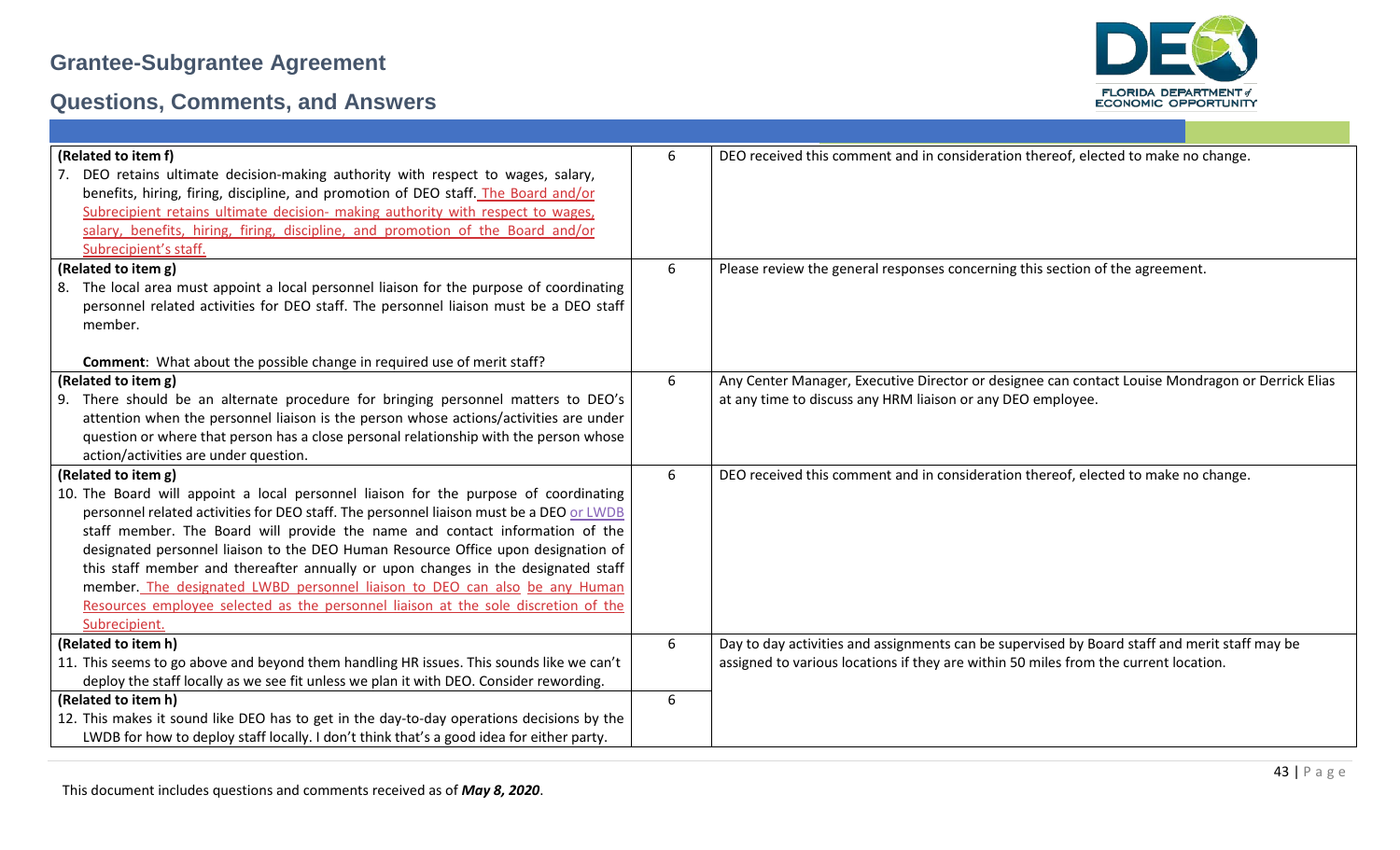| | | |
|---|---|---|
| **(Related to item f)**<br>7. DEO retains ultimate decision-making authority with respect to wages, salary, benefits, hiring, firing, discipline, and promotion of DEO staff. The Board and/or Subrecipient retains ultimate decision- making authority with respect to wages, salary, benefits, hiring, firing, discipline, and promotion of the Board and/or Subrecipient's staff. | 6 | DEO received this comment and in consideration thereof, elected to make no change. |
| **(Related to item g)**<br>8. The local area must appoint a local personnel liaison for the purpose of coordinating personnel related activities for DEO staff. The personnel liaison must be a DEO staff member.<br><br>**Comment**: What about the possible change in required use of merit staff? | 6 | Please review the general responses concerning this section of the agreement. |
| **(Related to item g)**<br>9. There should be an alternate procedure for bringing personnel matters to DEO's attention when the personnel liaison is the person whose actions/activities are under question or where that person has a close personal relationship with the person whose action/activities are under question. | 6 | Any Center Manager, Executive Director or designee can contact Louise Mondragon or Derrick Elias at any time to discuss any HRM liaison or any DEO employee. |
| **(Related to item g)**<br>10. The Board will appoint a local personnel liaison for the purpose of coordinating personnel related activities for DEO staff. The personnel liaison must be a DEO or LWDB staff member. The Board will provide the name and contact information of the designated personnel liaison to the DEO Human Resource Office upon designation of this staff member and thereafter annually or upon changes in the designated staff member. The designated LWBD personnel liaison to DEO can also be any Human Resources employee selected as the personnel liaison at the sole discretion of the Subrecipient. | 6 | DEO received this comment and in consideration thereof, elected to make no change. |
| **(Related to item h)**<br>11. This seems to go above and beyond them handling HR issues. This sounds like we can't deploy the staff locally as we see fit unless we plan it with DEO. Consider rewording. | 6 | Day to day activities and assignments can be supervised by Board staff and merit staff may be assigned to various locations if they are within 50 miles from the current location. |
| **(Related to item h)**<br>12. This makes it sound like DEO has to get in the day-to-day operations decisions by the LWDB for how to deploy staff locally. I don't think that's a good idea for either party. | 6 | |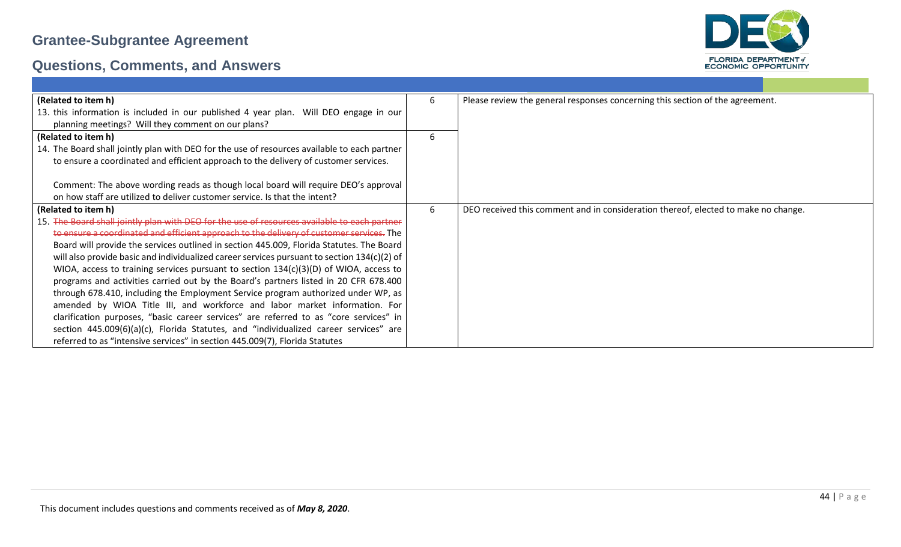| | | |
|---|---|---|
| **(Related to item h)**<br>13. this information is included in our published 4 year plan. Will DEO engage in our planning meetings? Will they comment on our plans? | 6 | Please review the general responses concerning this section of the agreement. |
| **(Related to item h)**<br>14. The Board shall jointly plan with DEO for the use of resources available to each partner to ensure a coordinated and efficient approach to the delivery of customer services.<br><br>Comment: The above wording reads as though local board will require DEO's approval on how staff are utilized to deliver customer service. Is that the intent? | 6 | |
| **(Related to item h)**<br>15. ~~The Board shall jointly plan with DEO for the use of resources available to each partner to ensure a coordinated and efficient approach to the delivery of customer services.~~ The Board will provide the services outlined in section 445.009, Florida Statutes. The Board will also provide basic and individualized career services pursuant to section 134(c)(2) of WIOA, access to training services pursuant to section 134(c)(3)(D) of WIOA, access to programs and activities carried out by the Board's partners listed in 20 CFR 678.400 through 678.410, including the Employment Service program authorized under WP, as amended by WIOA Title III, and workforce and labor market information. For clarification purposes, "basic career services" are referred to as "core services" in section 445.009(6)(a)(c), Florida Statutes, and "individualized career services" are referred to as "intensive services" in section 445.009(7), Florida Statutes | 6 | DEO received this comment and in consideration thereof, elected to make no change. |

This document includes questions and comments received as of ***May 8, 2020***.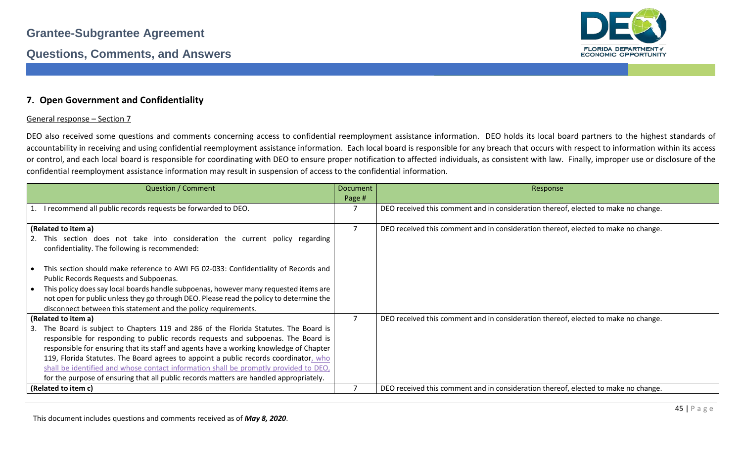## 7. Open Government and Confidentiality

General response – Section 7

DEO also received some questions and comments concerning access to confidential reemployment assistance information. DEO holds its local board partners to the highest standards of accountability in receiving and using confidential reemployment assistance information. Each local board is responsible for any breach that occurs with respect to information within its access or control, and each local board is responsible for coordinating with DEO to ensure proper notification to affected individuals, as consistent with law. Finally, improper use or disclosure of the confidential reemployment assistance information may result in suspension of access to the confidential information.

| Question / Comment | Document Page # | Response |
|---|---|---|
| 1. I recommend all public records requests be forwarded to DEO. | 7 | DEO received this comment and in consideration thereof, elected to make no change. |
| **(Related to item a)**<br>2. This section does not take into consideration the current policy regarding confidentiality. The following is recommended:<br>• This section should make reference to AWI FG 02-033: Confidentiality of Records and Public Records Requests and Subpoenas.<br>• This policy does say local boards handle subpoenas, however many requested items are not open for public unless they go through DEO. Please read the policy to determine the disconnect between this statement and the policy requirements. | 7 | DEO received this comment and in consideration thereof, elected to make no change. |
| **(Related to item a)**<br>3. The Board is subject to Chapters 119 and 286 of the Florida Statutes. The Board is responsible for responding to public records requests and subpoenas. The Board is responsible for ensuring that its staff and agents have a working knowledge of Chapter 119, Florida Statutes. The Board agrees to appoint a public records coordinator, who shall be identified and whose contact information shall be promptly provided to DEO, for the purpose of ensuring that all public records matters are handled appropriately. | 7 | DEO received this comment and in consideration thereof, elected to make no change. |
| **(Related to item c)** | 7 | DEO received this comment and in consideration thereof, elected to make no change. |

This document includes questions and comments received as of ***May 8, 2020***.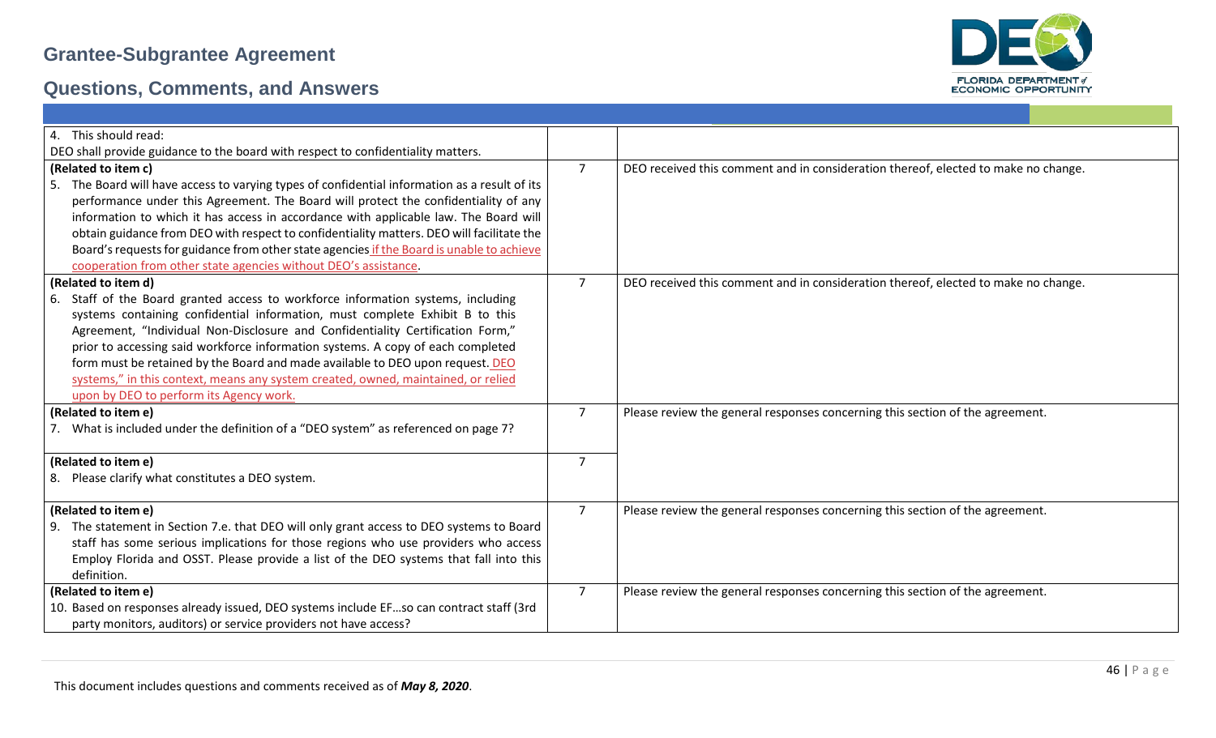| | | |
|---|---|---|
| 4. This should read:<br>DEO shall provide guidance to the board with respect to confidentiality matters. | | |
| **(Related to item c)**<br>5. The Board will have access to varying types of confidential information as a result of its performance under this Agreement. The Board will protect the confidentiality of any information to which it has access in accordance with applicable law. The Board will obtain guidance from DEO with respect to confidentiality matters. DEO will facilitate the Board's requests for guidance from other state agencies if the Board is unable to achieve cooperation from other state agencies without DEO's assistance. | 7 | DEO received this comment and in consideration thereof, elected to make no change. |
| **(Related to item d)**<br>6. Staff of the Board granted access to workforce information systems, including systems containing confidential information, must complete Exhibit B to this Agreement, "Individual Non-Disclosure and Confidentiality Certification Form," prior to accessing said workforce information systems. A copy of each completed form must be retained by the Board and made available to DEO upon request. DEO systems," in this context, means any system created, owned, maintained, or relied upon by DEO to perform its Agency work. | 7 | DEO received this comment and in consideration thereof, elected to make no change. |
| **(Related to item e)**<br>7. What is included under the definition of a "DEO system" as referenced on page 7? | 7 | Please review the general responses concerning this section of the agreement. |
| **(Related to item e)**<br>8. Please clarify what constitutes a DEO system. | 7 | |
| **(Related to item e)**<br>9. The statement in Section 7.e. that DEO will only grant access to DEO systems to Board staff has some serious implications for those regions who use providers who access Employ Florida and OSST. Please provide a list of the DEO systems that fall into this definition. | 7 | Please review the general responses concerning this section of the agreement. |
| **(Related to item e)**<br>10. Based on responses already issued, DEO systems include EF…so can contract staff (3rd party monitors, auditors) or service providers not have access? | 7 | Please review the general responses concerning this section of the agreement. |

This document includes questions and comments received as of ***May 8, 2020***.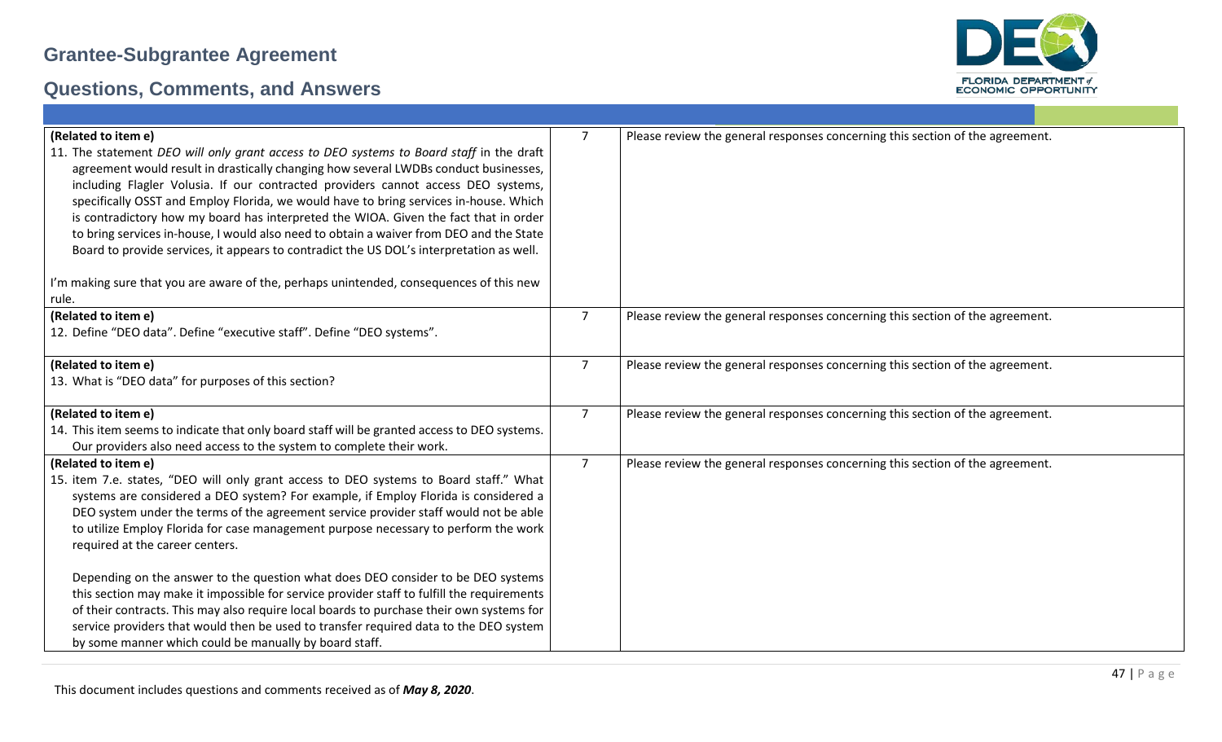| | | |
|---|---|---|
| **(Related to item e)**<br>11. The statement *DEO will only grant access to DEO systems to Board staff* in the draft agreement would result in drastically changing how several LWDBs conduct businesses, including Flagler Volusia. If our contracted providers cannot access DEO systems, specifically OSST and Employ Florida, we would have to bring services in-house. Which is contradictory how my board has interpreted the WIOA. Given the fact that in order to bring services in-house, I would also need to obtain a waiver from DEO and the State Board to provide services, it appears to contradict the US DOL's interpretation as well.<br><br>I'm making sure that you are aware of the, perhaps unintended, consequences of this new rule. | 7 | Please review the general responses concerning this section of the agreement. |
| **(Related to item e)**<br>12. Define "DEO data". Define "executive staff". Define "DEO systems". | 7 | Please review the general responses concerning this section of the agreement. |
| **(Related to item e)**<br>13. What is "DEO data" for purposes of this section? | 7 | Please review the general responses concerning this section of the agreement. |
| **(Related to item e)**<br>14. This item seems to indicate that only board staff will be granted access to DEO systems. Our providers also need access to the system to complete their work. | 7 | Please review the general responses concerning this section of the agreement. |
| **(Related to item e)**<br>15. item 7.e. states, "DEO will only grant access to DEO systems to Board staff." What systems are considered a DEO system? For example, if Employ Florida is considered a DEO system under the terms of the agreement service provider staff would not be able to utilize Employ Florida for case management purpose necessary to perform the work required at the career centers.<br><br>Depending on the answer to the question what does DEO consider to be DEO systems this section may make it impossible for service provider staff to fulfill the requirements of their contracts. This may also require local boards to purchase their own systems for service providers that would then be used to transfer required data to the DEO system by some manner which could be manually by board staff. | 7 | Please review the general responses concerning this section of the agreement. |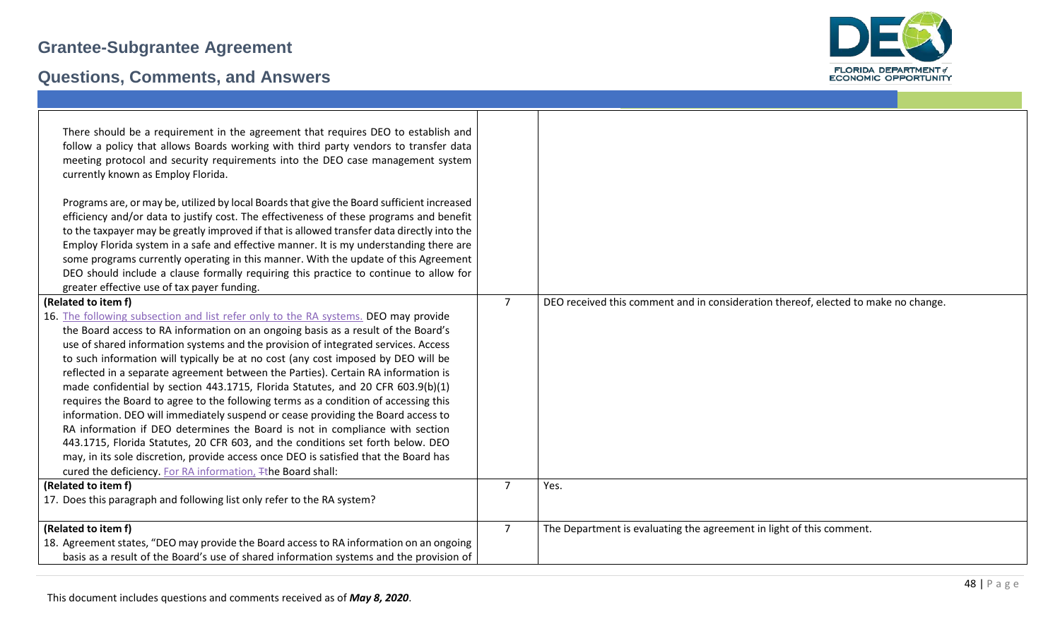| | | |
|---|---|---|
| There should be a requirement in the agreement that requires DEO to establish and follow a policy that allows Boards working with third party vendors to transfer data meeting protocol and security requirements into the DEO case management system currently known as Employ Florida.<br><br>Programs are, or may be, utilized by local Boards that give the Board sufficient increased efficiency and/or data to justify cost. The effectiveness of these programs and benefit to the taxpayer may be greatly improved if that is allowed transfer data directly into the Employ Florida system in a safe and effective manner. It is my understanding there are some programs currently operating in this manner. With the update of this Agreement DEO should include a clause formally requiring this practice to continue to allow for greater effective use of tax payer funding. | | |
| **(Related to item f)**<br>16. The following subsection and list refer only to the RA systems. DEO may provide the Board access to RA information on an ongoing basis as a result of the Board's use of shared information systems and the provision of integrated services. Access to such information will typically be at no cost (any cost imposed by DEO will be reflected in a separate agreement between the Parties). Certain RA information is made confidential by section 443.1715, Florida Statutes, and 20 CFR 603.9(b)(1) requires the Board to agree to the following terms as a condition of accessing this information. DEO will immediately suspend or cease providing the Board access to RA information if DEO determines the Board is not in compliance with section 443.1715, Florida Statutes, 20 CFR 603, and the conditions set forth below. DEO may, in its sole discretion, provide access once DEO is satisfied that the Board has cured the deficiency. For RA information, ~~T~~the Board shall: | 7 | DEO received this comment and in consideration thereof, elected to make no change. |
| **(Related to item f)**<br>17. Does this paragraph and following list only refer to the RA system? | 7 | Yes. |
| **(Related to item f)**<br>18. Agreement states, "DEO may provide the Board access to RA information on an ongoing basis as a result of the Board's use of shared information systems and the provision of | 7 | The Department is evaluating the agreement in light of this comment. |

This document includes questions and comments received as of *May 8, 2020*.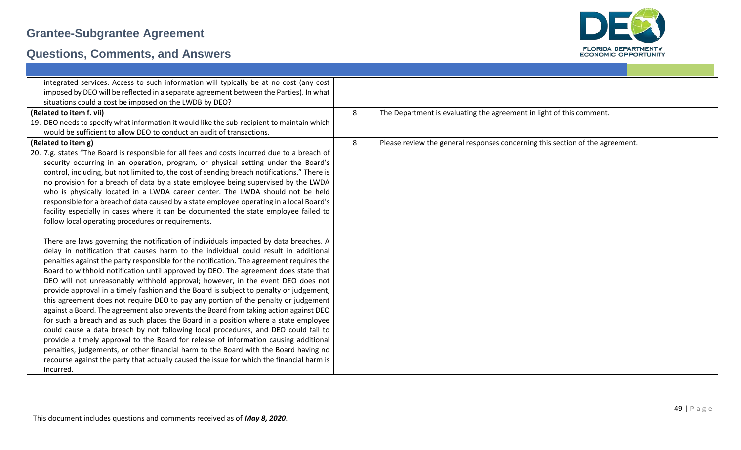| | | |
|---|---|---|
| integrated services. Access to such information will typically be at no cost (any cost imposed by DEO will be reflected in a separate agreement between the Parties). In what situations could a cost be imposed on the LWDB by DEO? | | |
| **(Related to item f. vii)**<br>19. DEO needs to specify what information it would like the sub-recipient to maintain which would be sufficient to allow DEO to conduct an audit of transactions. | 8 | The Department is evaluating the agreement in light of this comment. |
| **(Related to item g)**<br>20. 7.g. states "The Board is responsible for all fees and costs incurred due to a breach of security occurring in an operation, program, or physical setting under the Board's control, including, but not limited to, the cost of sending breach notifications." There is no provision for a breach of data by a state employee being supervised by the LWDA who is physically located in a LWDA career center. The LWDA should not be held responsible for a breach of data caused by a state employee operating in a local Board's facility especially in cases where it can be documented the state employee failed to follow local operating procedures or requirements.<br><br>There are laws governing the notification of individuals impacted by data breaches. A delay in notification that causes harm to the individual could result in additional penalties against the party responsible for the notification. The agreement requires the Board to withhold notification until approved by DEO. The agreement does state that DEO will not unreasonably withhold approval; however, in the event DEO does not provide approval in a timely fashion and the Board is subject to penalty or judgement, this agreement does not require DEO to pay any portion of the penalty or judgement against a Board. The agreement also prevents the Board from taking action against DEO for such a breach and as such places the Board in a position where a state employee could cause a data breach by not following local procedures, and DEO could fail to provide a timely approval to the Board for release of information causing additional penalties, judgements, or other financial harm to the Board with the Board having no recourse against the party that actually caused the issue for which the financial harm is incurred. | 8 | Please review the general responses concerning this section of the agreement. |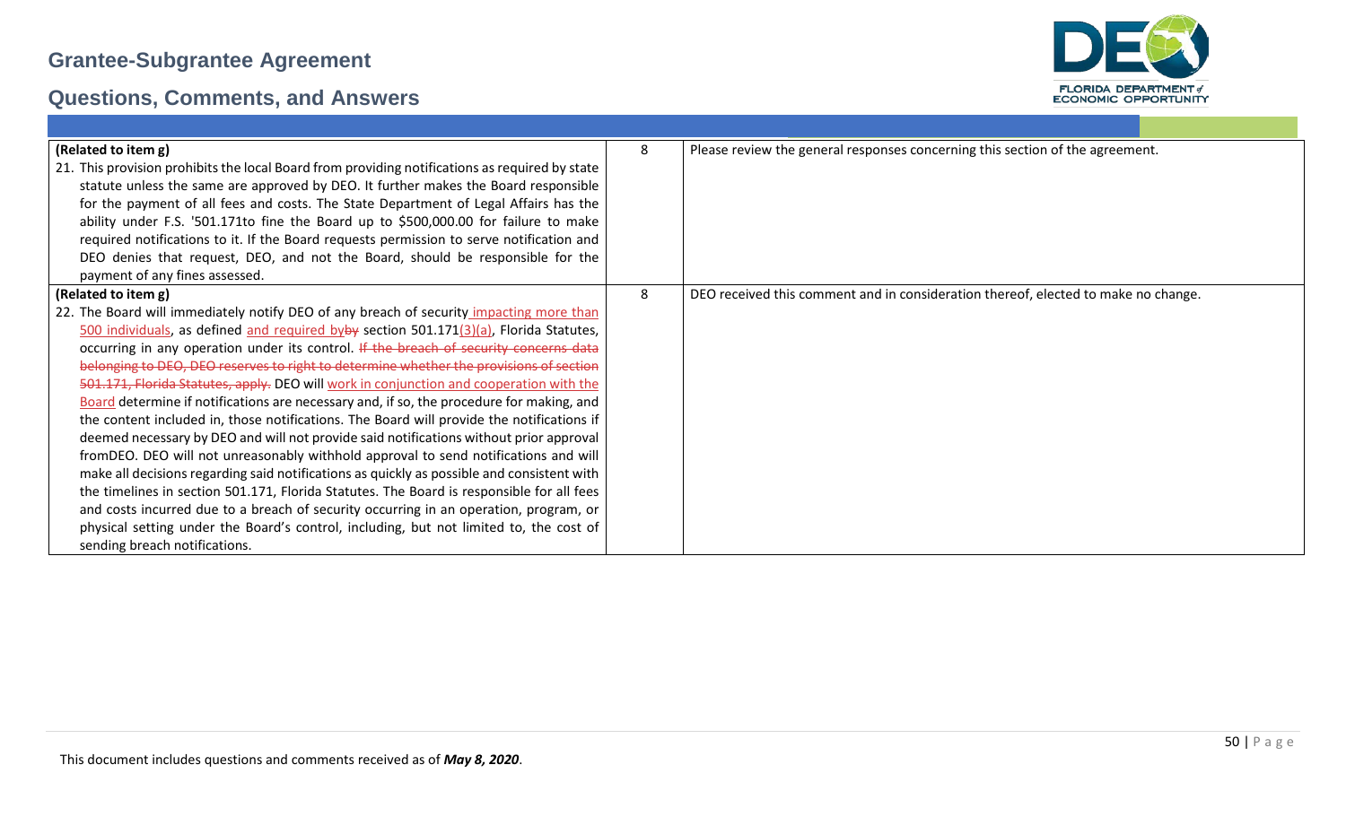# Grantee-Subgrantee Agreement

## Questions, Comments, and Answers

| | | |
|---|---|---|
| **(Related to item g)**<br>21. This provision prohibits the local Board from providing notifications as required by state statute unless the same are approved by DEO. It further makes the Board responsible for the payment of all fees and costs. The State Department of Legal Affairs has the ability under F.S. '501.171to fine the Board up to $500,000.00 for failure to make required notifications to it. If the Board requests permission to serve notification and DEO denies that request, DEO, and not the Board, should be responsible for the payment of any fines assessed. | 8 | Please review the general responses concerning this section of the agreement. |
| **(Related to item g)**<br>22. The Board will immediately notify DEO of any breach of security impacting more than 500 individuals, as defined and required by~~by~~ section 501.171(3)(a), Florida Statutes, occurring in any operation under its control. ~~If the breach of security concerns data belonging to DEO, DEO reserves to right to determine whether the provisions of section 501.171, Florida Statutes, apply.~~ DEO will work in conjunction and cooperation with the Board determine if notifications are necessary and, if so, the procedure for making, and the content included in, those notifications. The Board will provide the notifications if deemed necessary by DEO and will not provide said notifications without prior approval fromDEO. DEO will not unreasonably withhold approval to send notifications and will make all decisions regarding said notifications as quickly as possible and consistent with the timelines in section 501.171, Florida Statutes. The Board is responsible for all fees and costs incurred due to a breach of security occurring in an operation, program, or physical setting under the Board's control, including, but not limited to, the cost of sending breach notifications. | 8 | DEO received this comment and in consideration thereof, elected to make no change. |

This document includes questions and comments received as of ***May 8, 2020***.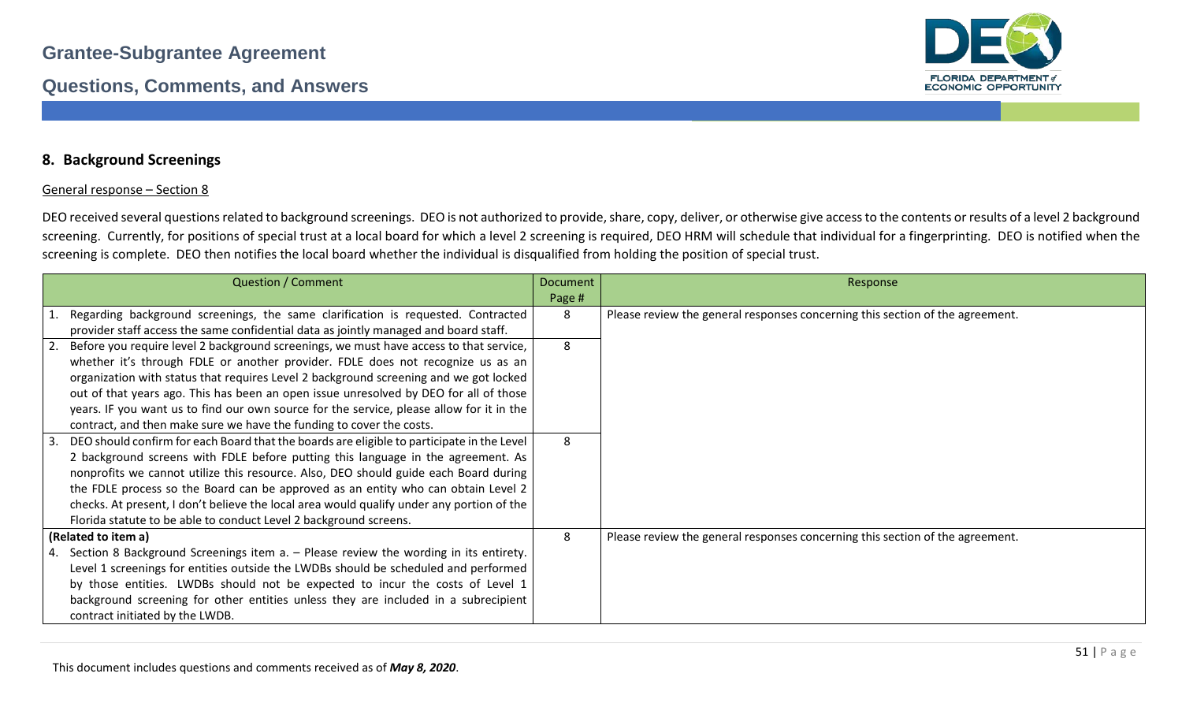## 8. Background Screenings

General response – Section 8

DEO received several questions related to background screenings. DEO is not authorized to provide, share, copy, deliver, or otherwise give access to the contents or results of a level 2 background screening. Currently, for positions of special trust at a local board for which a level 2 screening is required, DEO HRM will schedule that individual for a fingerprinting. DEO is notified when the screening is complete. DEO then notifies the local board whether the individual is disqualified from holding the position of special trust.

| Question / Comment | Document Page # | Response |
|---|---|---|
| 1. Regarding background screenings, the same clarification is requested. Contracted provider staff access the same confidential data as jointly managed and board staff. | 8 | Please review the general responses concerning this section of the agreement. |
| 2. Before you require level 2 background screenings, we must have access to that service, whether it's through FDLE or another provider. FDLE does not recognize us as an organization with status that requires Level 2 background screening and we got locked out of that years ago. This has been an open issue unresolved by DEO for all of those years. IF you want us to find our own source for the service, please allow for it in the contract, and then make sure we have the funding to cover the costs. | 8 | |
| 3. DEO should confirm for each Board that the boards are eligible to participate in the Level 2 background screens with FDLE before putting this language in the agreement. As nonprofits we cannot utilize this resource. Also, DEO should guide each Board during the FDLE process so the Board can be approved as an entity who can obtain Level 2 checks. At present, I don't believe the local area would qualify under any portion of the Florida statute to be able to conduct Level 2 background screens. | 8 | |
| **(Related to item a)** 4. Section 8 Background Screenings item a. – Please review the wording in its entirety. Level 1 screenings for entities outside the LWDBs should be scheduled and performed by those entities. LWDBs should not be expected to incur the costs of Level 1 background screening for other entities unless they are included in a subrecipient contract initiated by the LWDB. | 8 | Please review the general responses concerning this section of the agreement. |

This document includes questions and comments received as of ***May 8, 2020***.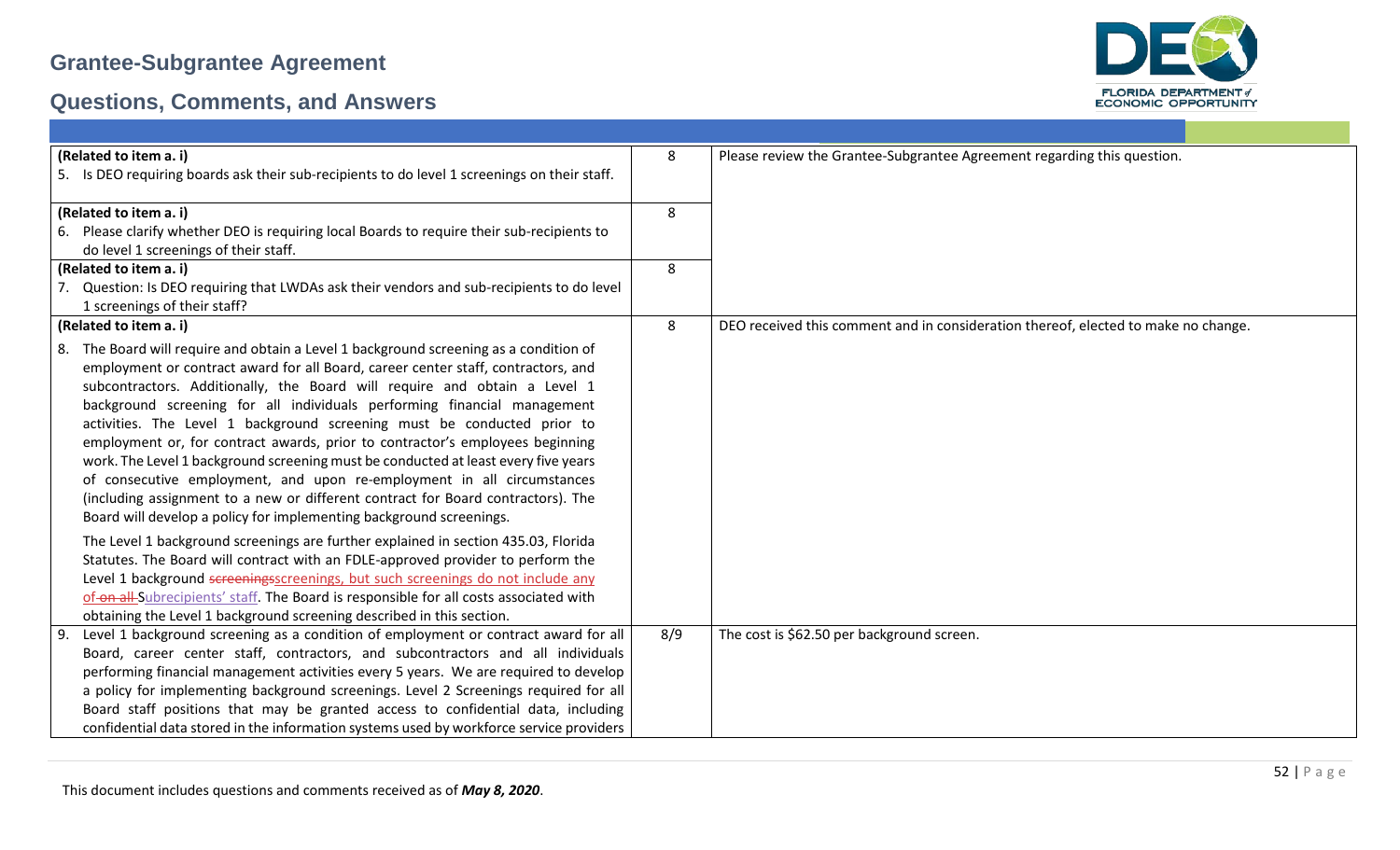# Grantee-Subgrantee Agreement

## Questions, Comments, and Answers

| | | |
|---|---|---|
| **(Related to item a. i)**<br>5. Is DEO requiring boards ask their sub-recipients to do level 1 screenings on their staff. | 8 | Please review the Grantee-Subgrantee Agreement regarding this question. |
| **(Related to item a. i)**<br>6. Please clarify whether DEO is requiring local Boards to require their sub-recipients to do level 1 screenings of their staff. | 8 | |
| **(Related to item a. i)**<br>7. Question: Is DEO requiring that LWDAs ask their vendors and sub-recipients to do level 1 screenings of their staff? | 8 | |
| **(Related to item a. i)**<br>8. The Board will require and obtain a Level 1 background screening as a condition of employment or contract award for all Board, career center staff, contractors, and subcontractors. Additionally, the Board will require and obtain a Level 1 background screening for all individuals performing financial management activities. The Level 1 background screening must be conducted prior to employment or, for contract awards, prior to contractor's employees beginning work. The Level 1 background screening must be conducted at least every five years of consecutive employment, and upon re-employment in all circumstances (including assignment to a new or different contract for Board contractors). The Board will develop a policy for implementing background screenings.<br><br>The Level 1 background screenings are further explained in section 435.03, Florida Statutes. The Board will contract with an FDLE-approved provider to perform the Level 1 background ~~screenings~~screenings, but such screenings do not include any of ~~on all~~ Subrecipients' staff. The Board is responsible for all costs associated with obtaining the Level 1 background screening described in this section. | 8 | DEO received this comment and in consideration thereof, elected to make no change. |
| 9. Level 1 background screening as a condition of employment or contract award for all Board, career center staff, contractors, and subcontractors and all individuals performing financial management activities every 5 years. We are required to develop a policy for implementing background screenings. Level 2 Screenings required for all Board staff positions that may be granted access to confidential data, including confidential data stored in the information systems used by workforce service providers | 8/9 | The cost is $62.50 per background screen. |

This document includes questions and comments received as of ***May 8, 2020***.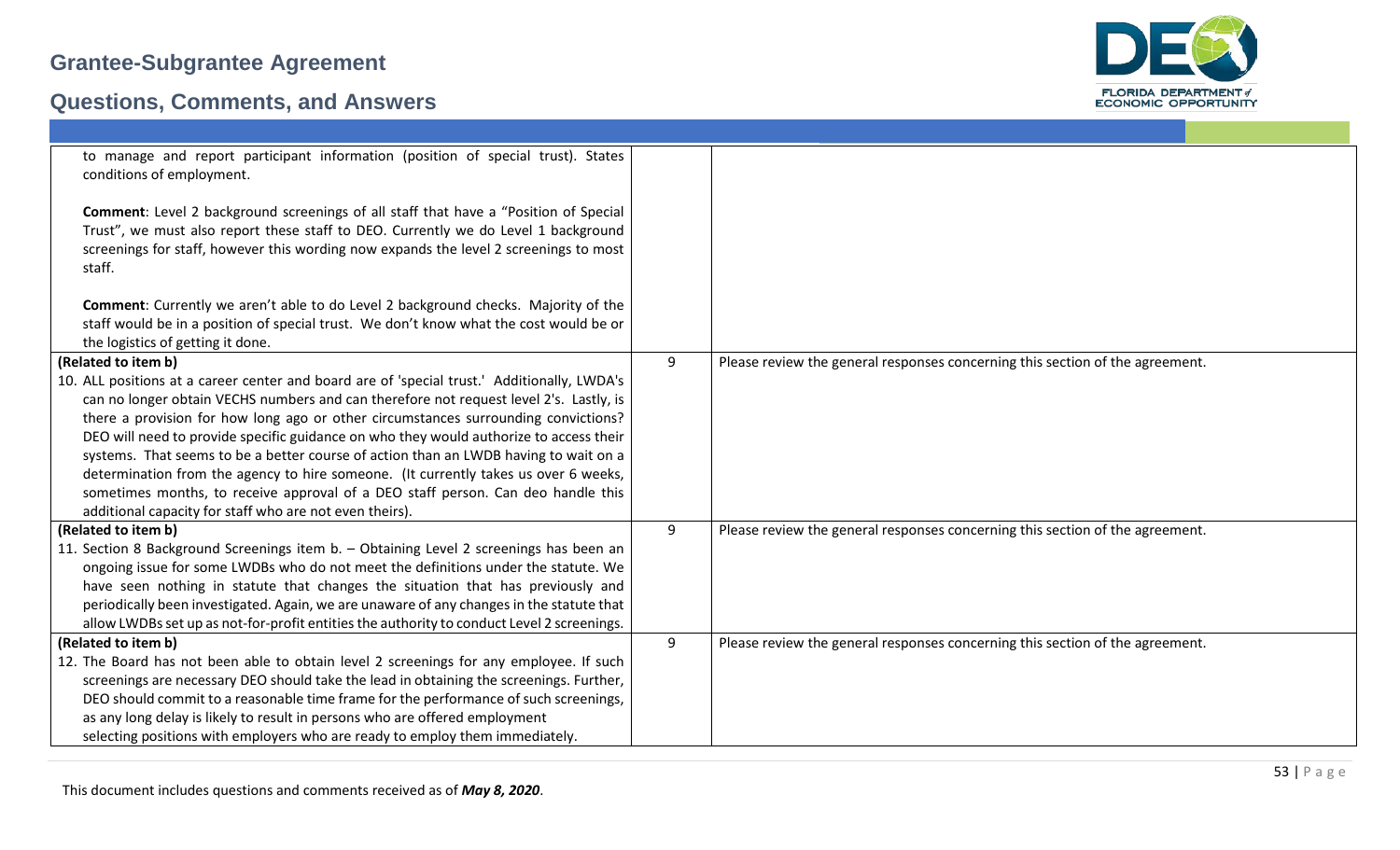| | | |
|---|---|---|
| to manage and report participant information (position of special trust). States conditions of employment.<br><br>**Comment**: Level 2 background screenings of all staff that have a "Position of Special Trust", we must also report these staff to DEO. Currently we do Level 1 background screenings for staff, however this wording now expands the level 2 screenings to most staff.<br><br>**Comment**: Currently we aren't able to do Level 2 background checks. Majority of the staff would be in a position of special trust. We don't know what the cost would be or the logistics of getting it done. | | |
| **(Related to item b)**<br>10. ALL positions at a career center and board are of 'special trust.' Additionally, LWDA's can no longer obtain VECHS numbers and can therefore not request level 2's. Lastly, is there a provision for how long ago or other circumstances surrounding convictions? DEO will need to provide specific guidance on who they would authorize to access their systems. That seems to be a better course of action than an LWDB having to wait on a determination from the agency to hire someone. (It currently takes us over 6 weeks, sometimes months, to receive approval of a DEO staff person. Can deo handle this additional capacity for staff who are not even theirs). | 9 | Please review the general responses concerning this section of the agreement. |
| **(Related to item b)**<br>11. Section 8 Background Screenings item b. – Obtaining Level 2 screenings has been an ongoing issue for some LWDBs who do not meet the definitions under the statute. We have seen nothing in statute that changes the situation that has previously and periodically been investigated. Again, we are unaware of any changes in the statute that allow LWDBs set up as not-for-profit entities the authority to conduct Level 2 screenings. | 9 | Please review the general responses concerning this section of the agreement. |
| **(Related to item b)**<br>12. The Board has not been able to obtain level 2 screenings for any employee. If such screenings are necessary DEO should take the lead in obtaining the screenings. Further, DEO should commit to a reasonable time frame for the performance of such screenings, as any long delay is likely to result in persons who are offered employment selecting positions with employers who are ready to employ them immediately. | 9 | Please review the general responses concerning this section of the agreement. |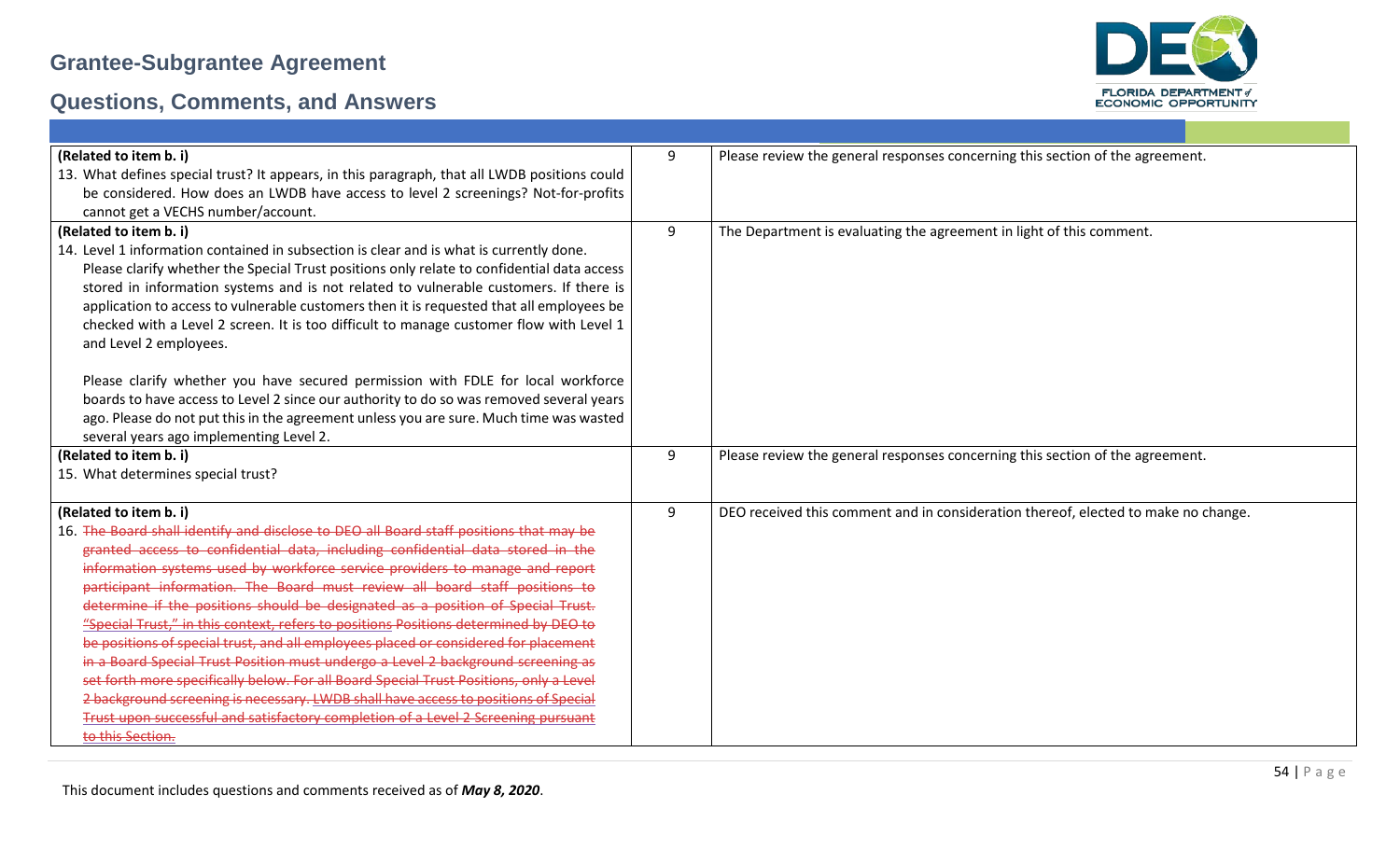| | | |
|---|---|---|
| **(Related to item b. i)**<br>13. What defines special trust? It appears, in this paragraph, that all LWDB positions could be considered. How does an LWDB have access to level 2 screenings? Not-for-profits cannot get a VECHS number/account. | 9 | Please review the general responses concerning this section of the agreement. |
| **(Related to item b. i)**<br>14. Level 1 information contained in subsection is clear and is what is currently done. Please clarify whether the Special Trust positions only relate to confidential data access stored in information systems and is not related to vulnerable customers. If there is application to access to vulnerable customers then it is requested that all employees be checked with a Level 2 screen. It is too difficult to manage customer flow with Level 1 and Level 2 employees.<br><br>Please clarify whether you have secured permission with FDLE for local workforce boards to have access to Level 2 since our authority to do so was removed several years ago. Please do not put this in the agreement unless you are sure. Much time was wasted several years ago implementing Level 2. | 9 | The Department is evaluating the agreement in light of this comment. |
| **(Related to item b. i)**<br>15. What determines special trust? | 9 | Please review the general responses concerning this section of the agreement. |
| **(Related to item b. i)**<br>16. ~~The Board shall identify and disclose to DEO all Board staff positions that may be granted access to confidential data, including confidential data stored in the information systems used by workforce service providers to manage and report participant information. The Board must review all board staff positions to determine if the positions should be designated as a position of Special Trust. "Special Trust," in this context, refers to positions Positions determined by DEO to be positions of special trust, and all employees placed or considered for placement in a Board Special Trust Position must undergo a Level 2 background screening as set forth more specifically below. For all Board Special Trust Positions, only a Level 2 background screening is necessary. LWDB shall have access to positions of Special Trust upon successful and satisfactory completion of a Level 2 Screening pursuant to this Section.~~ | 9 | DEO received this comment and in consideration thereof, elected to make no change. |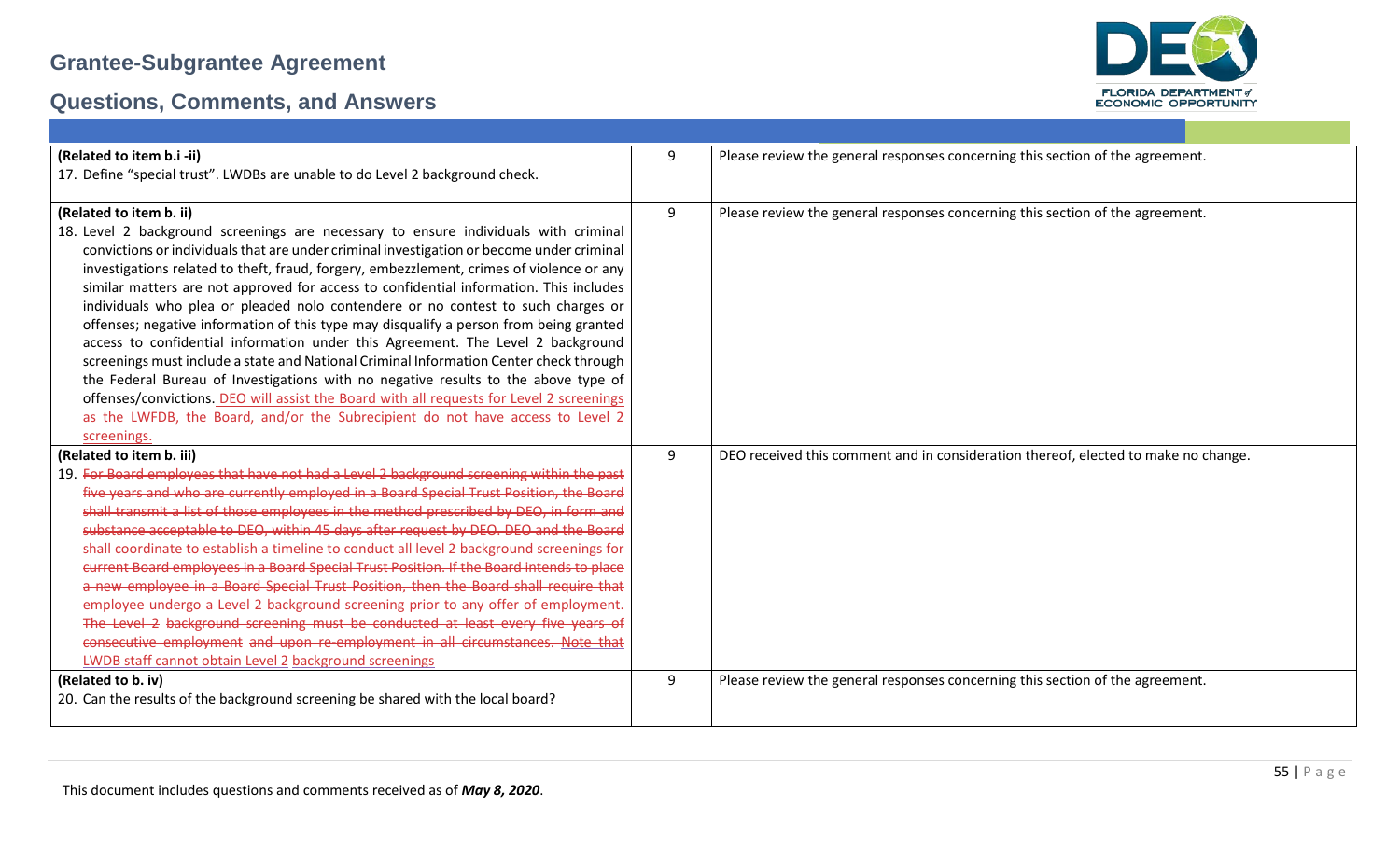| (Related to item b.i -ii)<br>17. Define "special trust". LWDBs are unable to do Level 2 background check. | 9 | Please review the general responses concerning this section of the agreement. |
|---|---|---|
| (Related to item b. ii)<br>18. Level 2 background screenings are necessary to ensure individuals with criminal convictions or individuals that are under criminal investigation or become under criminal investigations related to theft, fraud, forgery, embezzlement, crimes of violence or any similar matters are not approved for access to confidential information. This includes individuals who plea or pleaded nolo contendere or no contest to such charges or offenses; negative information of this type may disqualify a person from being granted access to confidential information under this Agreement. The Level 2 background screenings must include a state and National Criminal Information Center check through the Federal Bureau of Investigations with no negative results to the above type of offenses/convictions. <u>DEO will assist the Board with all requests for Level 2 screenings as the LWFDB, the Board, and/or the Subrecipient do not have access to Level 2 screenings.</u> | 9 | Please review the general responses concerning this section of the agreement. |
| (Related to item b. iii)<br>19. ~~For Board employees that have not had a Level 2 background screening within the past five years and who are currently employed in a Board Special Trust Position, the Board shall transmit a list of those employees in the method prescribed by DEO, in form and substance acceptable to DEO, within 45 days after request by DEO. DEO and the Board shall coordinate to establish a timeline to conduct all level 2 background screenings for current Board employees in a Board Special Trust Position. If the Board intends to place a new employee in a Board Special Trust Position, then the Board shall require that employee undergo a Level 2 background screening prior to any offer of employment. The Level 2 background screening must be conducted at least every five years of consecutive employment and upon re-employment in all circumstances. Note that LWDB staff cannot obtain Level 2 background screenings~~ | 9 | DEO received this comment and in consideration thereof, elected to make no change. |
| (Related to b. iv)<br>20. Can the results of the background screening be shared with the local board? | 9 | Please review the general responses concerning this section of the agreement. |

This document includes questions and comments received as of ***May 8, 2020***.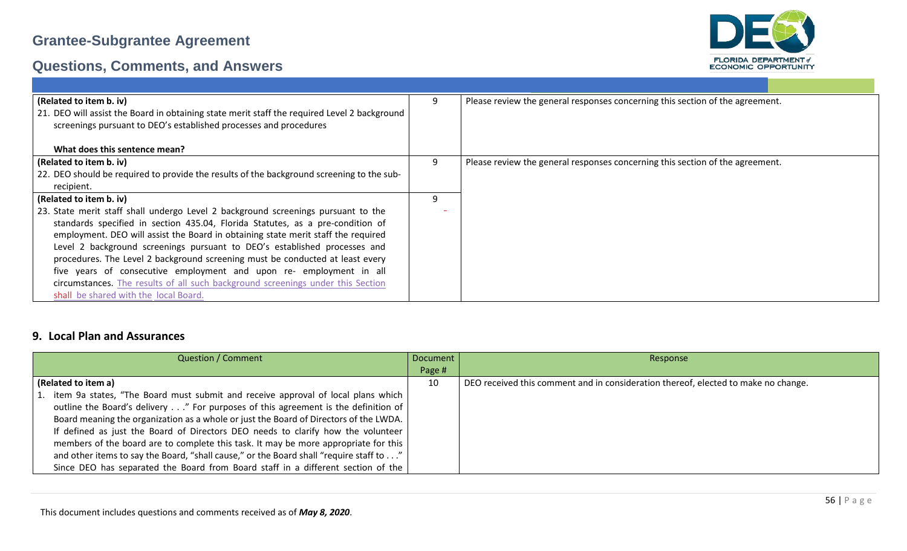| (Related to item b. iv) 21. DEO will assist the Board in obtaining state merit staff the required Level 2 background screenings pursuant to DEO's established processes and procedures **What does this sentence mean?** | 9 | Please review the general responses concerning this section of the agreement. |
|---|---|---|
| **(Related to item b. iv)** 22. DEO should be required to provide the results of the background screening to the sub-recipient. | 9 | Please review the general responses concerning this section of the agreement. |
| **(Related to item b. iv)** 23. State merit staff shall undergo Level 2 background screenings pursuant to the standards specified in section 435.04, Florida Statutes, as a pre-condition of employment. DEO will assist the Board in obtaining state merit staff the required Level 2 background screenings pursuant to DEO's established processes and procedures. The Level 2 background screening must be conducted at least every five years of consecutive employment and upon re- employment in all circumstances. The results of all such background screenings under this Section shall be shared with the local Board. | 9 | |

## 9. Local Plan and Assurances

| Question / Comment | Document Page # | Response |
|---|---|---|
| **(Related to item a)** 1. item 9a states, "The Board must submit and receive approval of local plans which outline the Board's delivery . . ." For purposes of this agreement is the definition of Board meaning the organization as a whole or just the Board of Directors of the LWDA. If defined as just the Board of Directors DEO needs to clarify how the volunteer members of the board are to complete this task. It may be more appropriate for this and other items to say the Board, "shall cause," or the Board shall "require staff to . . ." Since DEO has separated the Board from Board staff in a different section of the | 10 | DEO received this comment and in consideration thereof, elected to make no change. |

This document includes questions and comments received as of ***May 8, 2020***.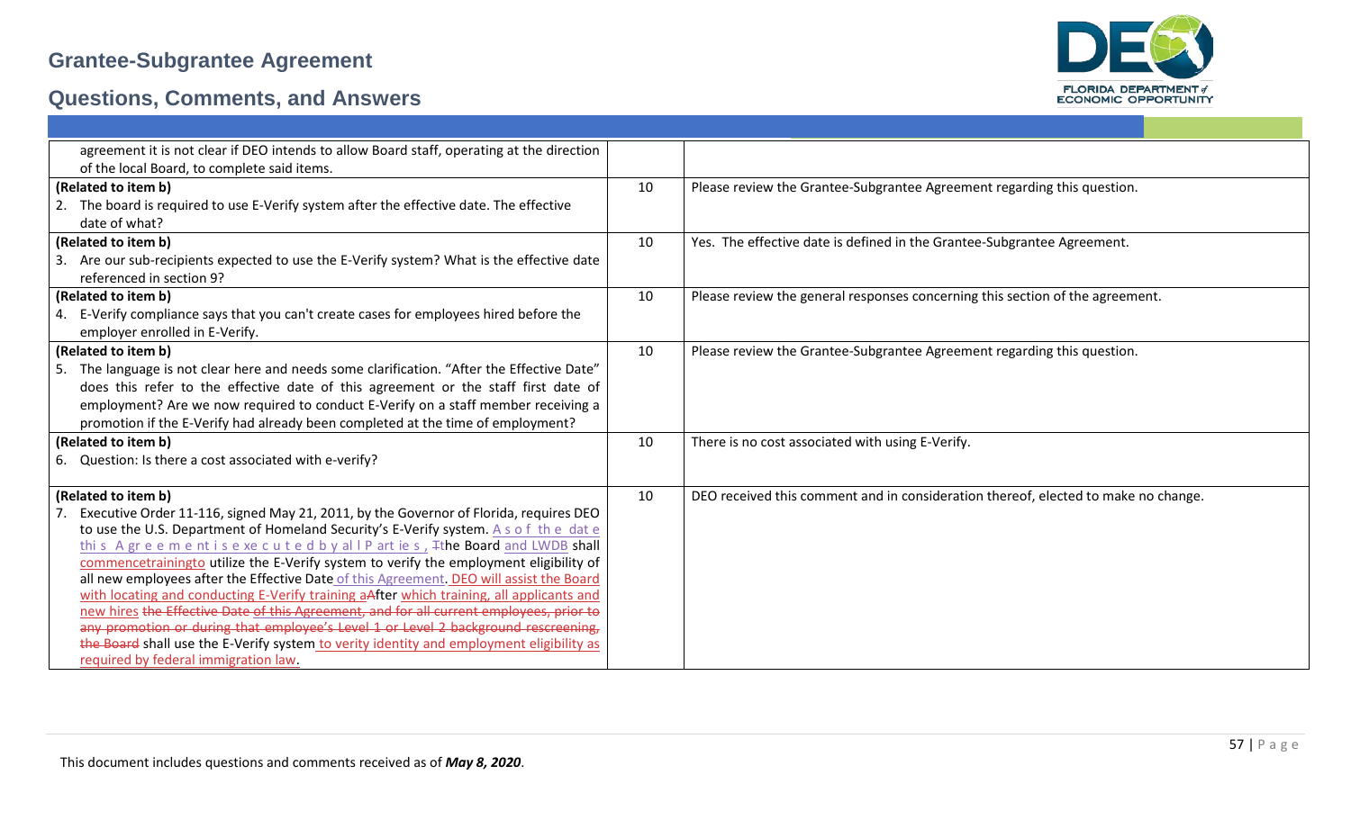# Grantee-Subgrantee Agreement

## Questions, Comments, and Answers

| | | |
|---|---|---|
| agreement it is not clear if DEO intends to allow Board staff, operating at the direction of the local Board, to complete said items. | | |
| **(Related to item b)**<br>2. The board is required to use E-Verify system after the effective date. The effective date of what? | 10 | Please review the Grantee-Subgrantee Agreement regarding this question. |
| **(Related to item b)**<br>3. Are our sub-recipients expected to use the E-Verify system? What is the effective date referenced in section 9? | 10 | Yes. The effective date is defined in the Grantee-Subgrantee Agreement. |
| **(Related to item b)**<br>4. E-Verify compliance says that you can't create cases for employees hired before the employer enrolled in E-Verify. | 10 | Please review the general responses concerning this section of the agreement. |
| **(Related to item b)**<br>5. The language is not clear here and needs some clarification. "After the Effective Date" does this refer to the effective date of this agreement or the staff first date of employment? Are we now required to conduct E-Verify on a staff member receiving a promotion if the E-Verify had already been completed at the time of employment? | 10 | Please review the Grantee-Subgrantee Agreement regarding this question. |
| **(Related to item b)**<br>6. Question: Is there a cost associated with e-verify? | 10 | There is no cost associated with using E-Verify. |
| **(Related to item b)**<br>7. Executive Order 11-116, signed May 21, 2011, by the Governor of Florida, requires DEO to use the U.S. Department of Homeland Security's E-Verify system. As of the date this Agreement is executed by all Parties, ~~T~~the Board and LWDB shall commencetrainingto utilize the E-Verify system to verify the employment eligibility of all new employees after the Effective Date of this Agreement. DEO will assist the Board with locating and conducting E-Verify training a~~A~~fter which training, all applicants and new hires ~~the Effective Date of this Agreement, and for all current employees, prior to any promotion or during that employee's Level 1 or Level 2 background rescreening, the Board~~ shall use the E-Verify system to verity identity and employment eligibility as required by federal immigration law. | 10 | DEO received this comment and in consideration thereof, elected to make no change. |

This document includes questions and comments received as of ***May 8, 2020***.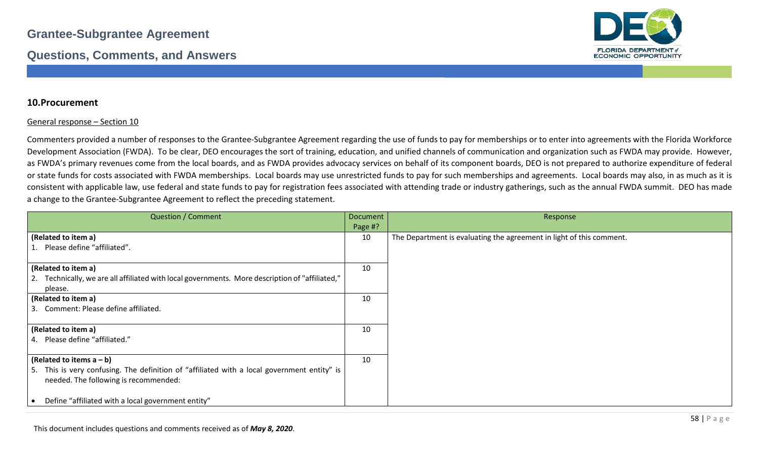## 10.Procurement

General response – Section 10

Commenters provided a number of responses to the Grantee-Subgrantee Agreement regarding the use of funds to pay for memberships or to enter into agreements with the Florida Workforce Development Association (FWDA). To be clear, DEO encourages the sort of training, education, and unified channels of communication and organization such as FWDA may provide. However, as FWDA's primary revenues come from the local boards, and as FWDA provides advocacy services on behalf of its component boards, DEO is not prepared to authorize expenditure of federal or state funds for costs associated with FWDA memberships. Local boards may use unrestricted funds to pay for such memberships and agreements. Local boards may also, in as much as it is consistent with applicable law, use federal and state funds to pay for registration fees associated with attending trade or industry gatherings, such as the annual FWDA summit. DEO has made a change to the Grantee-Subgrantee Agreement to reflect the preceding statement.

| Question / Comment | Document Page #? | Response |
|---|---|---|
| **(Related to item a)**<br>1. Please define "affiliated". | 10 | The Department is evaluating the agreement in light of this comment. |
| **(Related to item a)**<br>2. Technically, we are all affiliated with local governments. More description of "affiliated," please. | 10 | |
| **(Related to item a)**<br>3. Comment: Please define affiliated. | 10 | |
| **(Related to item a)**<br>4. Please define "affiliated." | 10 | |
| **(Related to items a – b)**<br>5. This is very confusing. The definition of "affiliated with a local government entity" is needed. The following is recommended:<br><br>• Define "affiliated with a local government entity" | 10 | |

This document includes questions and comments received as of ***May 8, 2020***.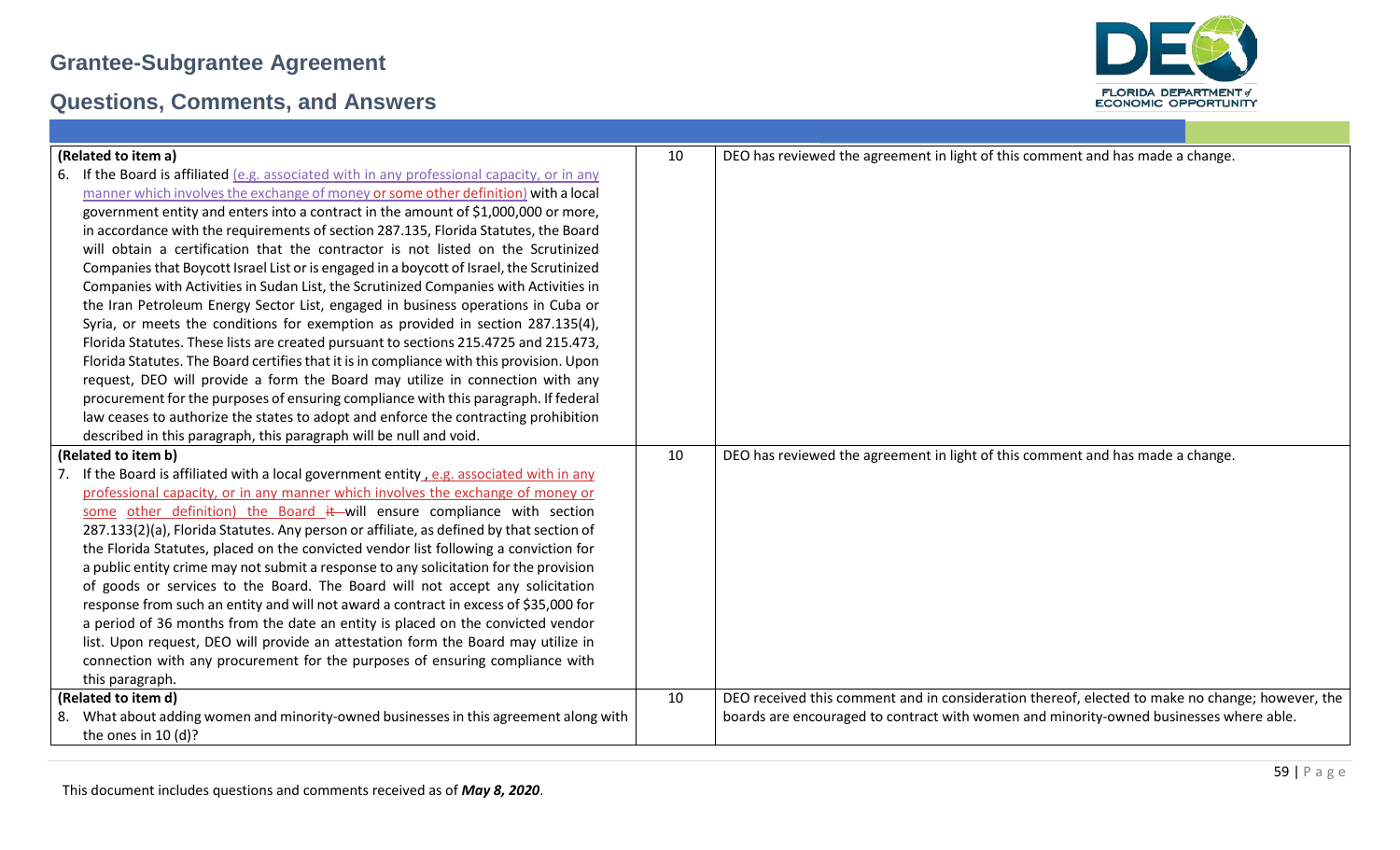| | | |
|---|---|---|
| **(Related to item a)**<br>6. If the Board is affiliated (e.g. associated with in any professional capacity, or in any manner which involves the exchange of money or some other definition) with a local government entity and enters into a contract in the amount of $1,000,000 or more, in accordance with the requirements of section 287.135, Florida Statutes, the Board will obtain a certification that the contractor is not listed on the Scrutinized Companies that Boycott Israel List or is engaged in a boycott of Israel, the Scrutinized Companies with Activities in Sudan List, the Scrutinized Companies with Activities in the Iran Petroleum Energy Sector List, engaged in business operations in Cuba or Syria, or meets the conditions for exemption as provided in section 287.135(4), Florida Statutes. These lists are created pursuant to sections 215.4725 and 215.473, Florida Statutes. The Board certifies that it is in compliance with this provision. Upon request, DEO will provide a form the Board may utilize in connection with any procurement for the purposes of ensuring compliance with this paragraph. If federal law ceases to authorize the states to adopt and enforce the contracting prohibition described in this paragraph, this paragraph will be null and void. | 10 | DEO has reviewed the agreement in light of this comment and has made a change. |
| **(Related to item b)**<br>7. If the Board is affiliated with a local government entity, e.g. associated with in any professional capacity, or in any manner which involves the exchange of money or some other definition) the Board ~~it~~ will ensure compliance with section 287.133(2)(a), Florida Statutes. Any person or affiliate, as defined by that section of the Florida Statutes, placed on the convicted vendor list following a conviction for a public entity crime may not submit a response to any solicitation for the provision of goods or services to the Board. The Board will not accept any solicitation response from such an entity and will not award a contract in excess of $35,000 for a period of 36 months from the date an entity is placed on the convicted vendor list. Upon request, DEO will provide an attestation form the Board may utilize in connection with any procurement for the purposes of ensuring compliance with this paragraph. | 10 | DEO has reviewed the agreement in light of this comment and has made a change. |
| **(Related to item d)**<br>8. What about adding women and minority-owned businesses in this agreement along with the ones in 10 (d)? | 10 | DEO received this comment and in consideration thereof, elected to make no change; however, the boards are encouraged to contract with women and minority-owned businesses where able. |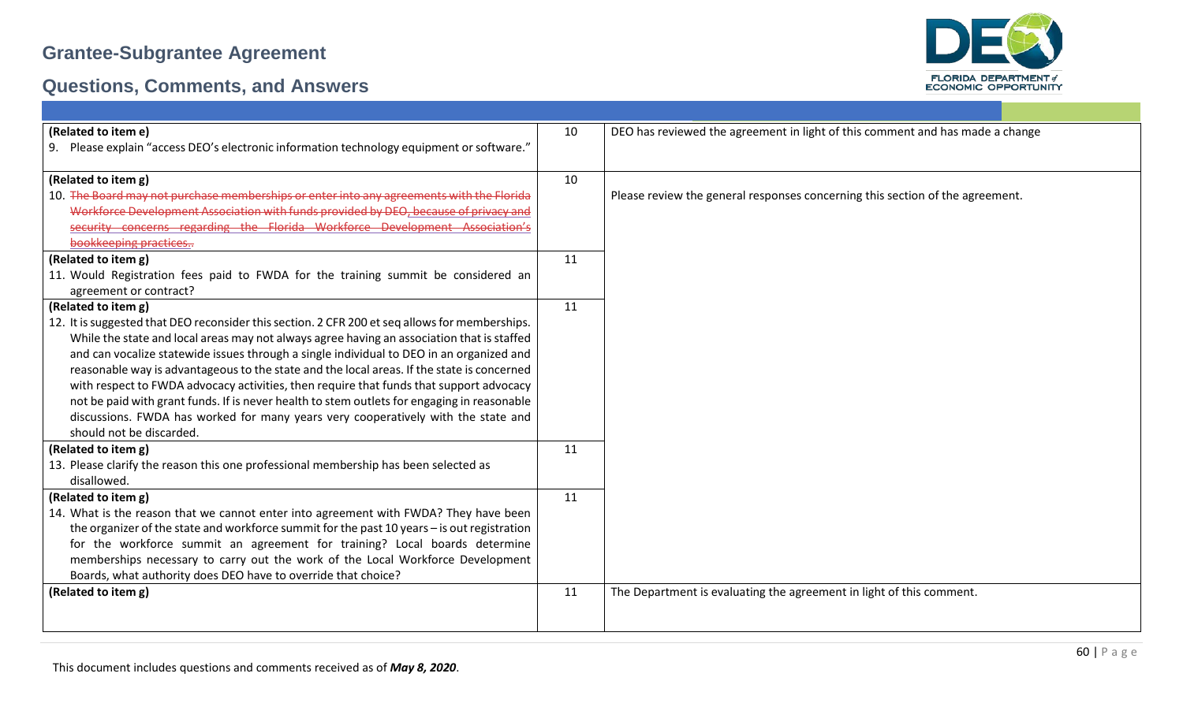# Grantee-Subgrantee Agreement

## Questions, Comments, and Answers

| | | |
|---|---|---|
| **(Related to item e)**<br>9. Please explain "access DEO's electronic information technology equipment or software." | 10 | DEO has reviewed the agreement in light of this comment and has made a change |
| **(Related to item g)**<br>10. ~~The Board may not purchase memberships or enter into any agreements with the Florida Workforce Development Association with funds provided by DEO, because of privacy and security concerns regarding the Florida Workforce Development Association's bookkeeping practices..~~ | 10 | Please review the general responses concerning this section of the agreement. |
| **(Related to item g)**<br>11. Would Registration fees paid to FWDA for the training summit be considered an agreement or contract? | 11 | |
| **(Related to item g)**<br>12. It is suggested that DEO reconsider this section. 2 CFR 200 et seq allows for memberships. While the state and local areas may not always agree having an association that is staffed and can vocalize statewide issues through a single individual to DEO in an organized and reasonable way is advantageous to the state and the local areas. If the state is concerned with respect to FWDA advocacy activities, then require that funds that support advocacy not be paid with grant funds. If is never health to stem outlets for engaging in reasonable discussions. FWDA has worked for many years very cooperatively with the state and should not be discarded. | 11 | |
| **(Related to item g)**<br>13. Please clarify the reason this one professional membership has been selected as disallowed. | 11 | |
| **(Related to item g)**<br>14. What is the reason that we cannot enter into agreement with FWDA? They have been the organizer of the state and workforce summit for the past 10 years – is out registration for the workforce summit an agreement for training? Local boards determine memberships necessary to carry out the work of the Local Workforce Development Boards, what authority does DEO have to override that choice? | 11 | |
| **(Related to item g)** | 11 | The Department is evaluating the agreement in light of this comment. |

This document includes questions and comments received as of ***May 8, 2020***.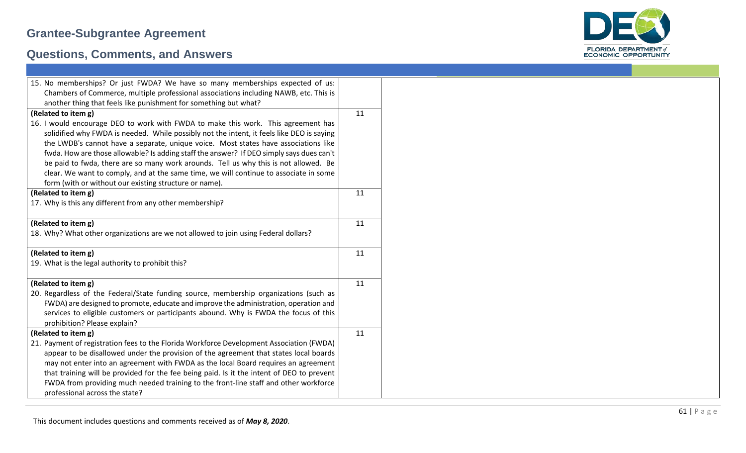# Grantee-Subgrantee Agreement

## Questions, Comments, and Answers

| | | |
|---|---|---|
| 15. No memberships? Or just FWDA? We have so many memberships expected of us: Chambers of Commerce, multiple professional associations including NAWB, etc. This is another thing that feels like punishment for something but what? | | |
| **(Related to item g)**<br>16. I would encourage DEO to work with FWDA to make this work. This agreement has solidified why FWDA is needed. While possibly not the intent, it feels like DEO is saying the LWDB's cannot have a separate, unique voice. Most states have associations like fwda. How are those allowable? Is adding staff the answer? If DEO simply says dues can't be paid to fwda, there are so many work arounds. Tell us why this is not allowed. Be clear. We want to comply, and at the same time, we will continue to associate in some form (with or without our existing structure or name). | 11 | |
| **(Related to item g)**<br>17. Why is this any different from any other membership? | 11 | |
| **(Related to item g)**<br>18. Why? What other organizations are we not allowed to join using Federal dollars? | 11 | |
| **(Related to item g)**<br>19. What is the legal authority to prohibit this? | 11 | |
| **(Related to item g)**<br>20. Regardless of the Federal/State funding source, membership organizations (such as FWDA) are designed to promote, educate and improve the administration, operation and services to eligible customers or participants abound. Why is FWDA the focus of this prohibition? Please explain? | 11 | |
| **(Related to item g)**<br>21. Payment of registration fees to the Florida Workforce Development Association (FWDA) appear to be disallowed under the provision of the agreement that states local boards may not enter into an agreement with FWDA as the local Board requires an agreement that training will be provided for the fee being paid. Is it the intent of DEO to prevent FWDA from providing much needed training to the front-line staff and other workforce professional across the state? | 11 | |

This document includes questions and comments received as of *May 8, 2020*.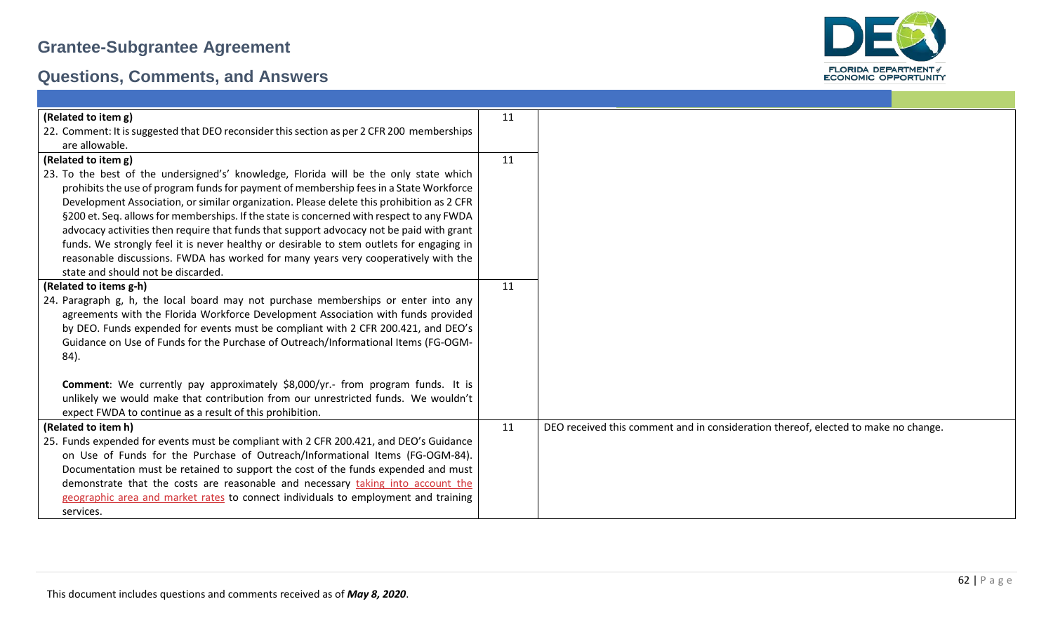| | | |
|---|---|---|
| **(Related to item g)**<br>22. Comment: It is suggested that DEO reconsider this section as per 2 CFR 200 memberships are allowable. | 11 | |
| **(Related to item g)**<br>23. To the best of the undersigned's' knowledge, Florida will be the only state which prohibits the use of program funds for payment of membership fees in a State Workforce Development Association, or similar organization. Please delete this prohibition as 2 CFR §200 et. Seq. allows for memberships. If the state is concerned with respect to any FWDA advocacy activities then require that funds that support advocacy not be paid with grant funds. We strongly feel it is never healthy or desirable to stem outlets for engaging in reasonable discussions. FWDA has worked for many years very cooperatively with the state and should not be discarded. | 11 | |
| **(Related to items g-h)**<br>24. Paragraph g, h, the local board may not purchase memberships or enter into any agreements with the Florida Workforce Development Association with funds provided by DEO. Funds expended for events must be compliant with 2 CFR 200.421, and DEO's Guidance on Use of Funds for the Purchase of Outreach/Informational Items (FG-OGM-84).<br><br>**Comment**: We currently pay approximately $8,000/yr.- from program funds. It is unlikely we would make that contribution from our unrestricted funds. We wouldn't expect FWDA to continue as a result of this prohibition. | 11 | |
| **(Related to item h)**<br>25. Funds expended for events must be compliant with 2 CFR 200.421, and DEO's Guidance on Use of Funds for the Purchase of Outreach/Informational Items (FG-OGM-84). Documentation must be retained to support the cost of the funds expended and must demonstrate that the costs are reasonable and necessary taking into account the geographic area and market rates to connect individuals to employment and training services. | 11 | DEO received this comment and in consideration thereof, elected to make no change. |

This document includes questions and comments received as of ***May 8, 2020***.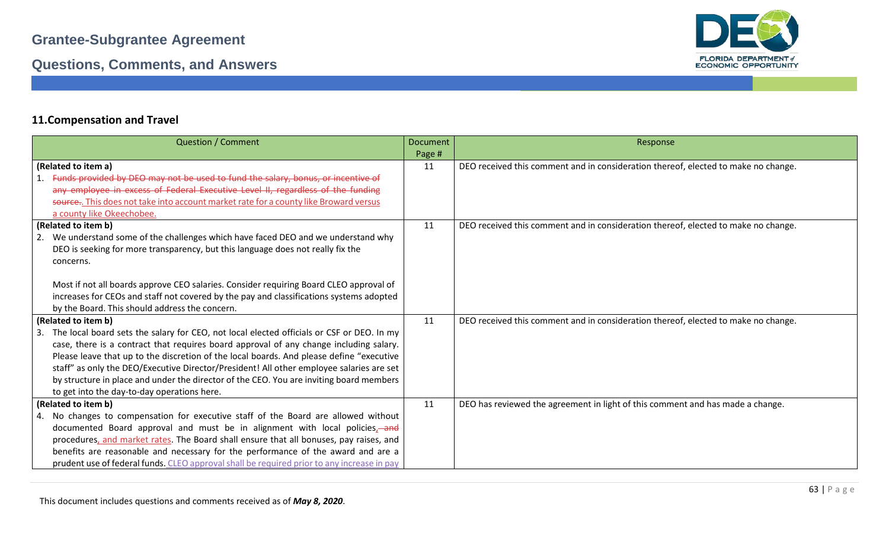## 11.Compensation and Travel

| Question / Comment | Document Page # | Response |
|---|---|---|
| **(Related to item a)**<br>1. ~~Funds provided by DEO may not be used to fund the salary, bonus, or incentive of any employee in excess of Federal Executive Level II, regardless of the funding source.~~. This does not take into account market rate for a county like Broward versus a county like Okeechobee. | 11 | DEO received this comment and in consideration thereof, elected to make no change. |
| **(Related to item b)**<br>2. We understand some of the challenges which have faced DEO and we understand why DEO is seeking for more transparency, but this language does not really fix the concerns.<br><br>Most if not all boards approve CEO salaries. Consider requiring Board CLEO approval of increases for CEOs and staff not covered by the pay and classifications systems adopted by the Board. This should address the concern. | 11 | DEO received this comment and in consideration thereof, elected to make no change. |
| **(Related to item b)**<br>3. The local board sets the salary for CEO, not local elected officials or CSF or DEO. In my case, there is a contract that requires board approval of any change including salary. Please leave that up to the discretion of the local boards. And please define "executive staff" as only the DEO/Executive Director/President! All other employee salaries are set by structure in place and under the director of the CEO. You are inviting board members to get into the day-to-day operations here. | 11 | DEO received this comment and in consideration thereof, elected to make no change. |
| **(Related to item b)**<br>4. No changes to compensation for executive staff of the Board are allowed without documented Board approval and must be in alignment with local policies, ~~and~~ procedures, and market rates. The Board shall ensure that all bonuses, pay raises, and benefits are reasonable and necessary for the performance of the award and are a prudent use of federal funds. CLEO approval shall be required prior to any increase in pay | 11 | DEO has reviewed the agreement in light of this comment and has made a change. |

This document includes questions and comments received as of ***May 8, 2020***.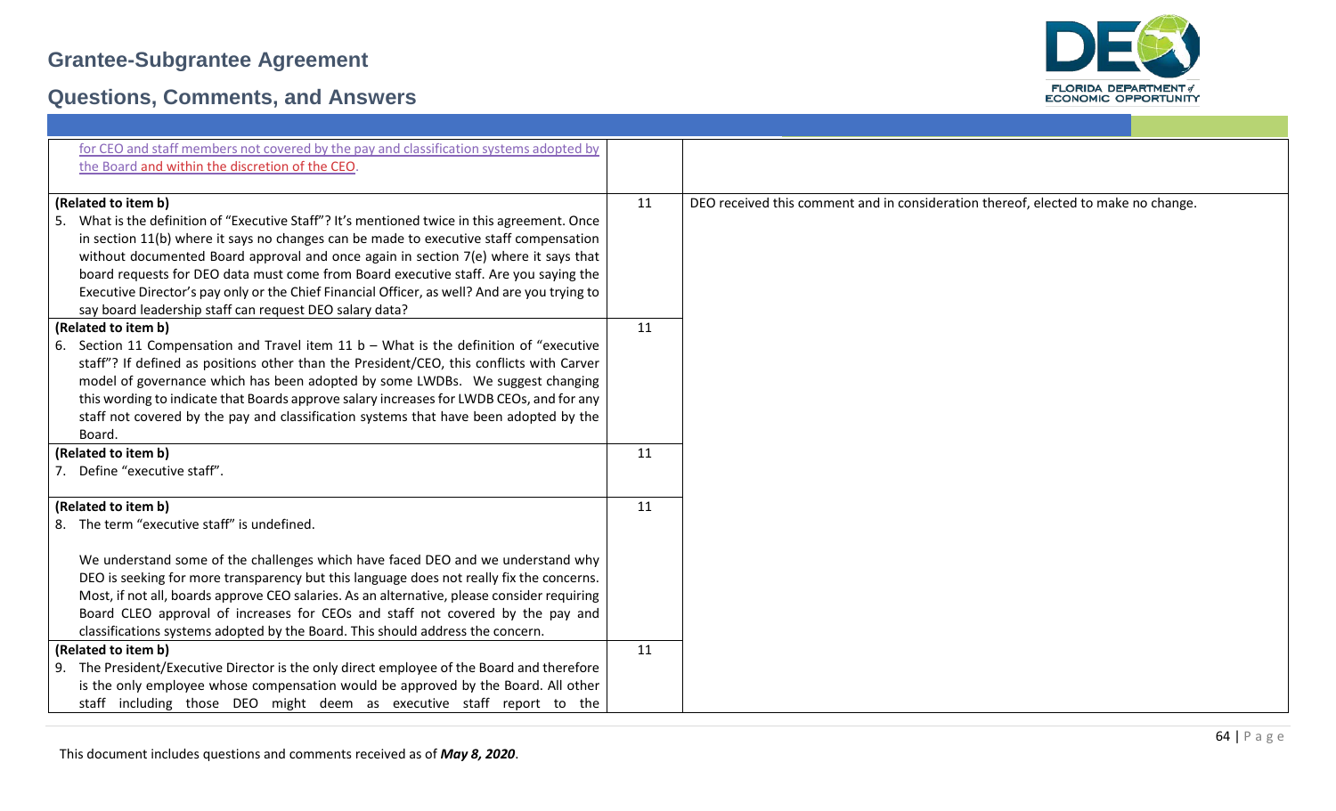| | | |
|---|---|---|
| for CEO and staff members not covered by the pay and classification systems adopted by the Board and within the discretion of the CEO. | | |
| **(Related to item b)**<br>5. What is the definition of "Executive Staff"? It's mentioned twice in this agreement. Once in section 11(b) where it says no changes can be made to executive staff compensation without documented Board approval and once again in section 7(e) where it says that board requests for DEO data must come from Board executive staff. Are you saying the Executive Director's pay only or the Chief Financial Officer, as well? And are you trying to say board leadership staff can request DEO salary data? | 11 | DEO received this comment and in consideration thereof, elected to make no change. |
| **(Related to item b)**<br>6. Section 11 Compensation and Travel item 11 b – What is the definition of "executive staff"? If defined as positions other than the President/CEO, this conflicts with Carver model of governance which has been adopted by some LWDBs. We suggest changing this wording to indicate that Boards approve salary increases for LWDB CEOs, and for any staff not covered by the pay and classification systems that have been adopted by the Board. | 11 | |
| **(Related to item b)**<br>7. Define "executive staff". | 11 | |
| **(Related to item b)**<br>8. The term "executive staff" is undefined.<br><br>We understand some of the challenges which have faced DEO and we understand why DEO is seeking for more transparency but this language does not really fix the concerns. Most, if not all, boards approve CEO salaries. As an alternative, please consider requiring Board CLEO approval of increases for CEOs and staff not covered by the pay and classifications systems adopted by the Board. This should address the concern. | 11 | |
| **(Related to item b)**<br>9. The President/Executive Director is the only direct employee of the Board and therefore is the only employee whose compensation would be approved by the Board. All other staff including those DEO might deem as executive staff report to the | 11 | |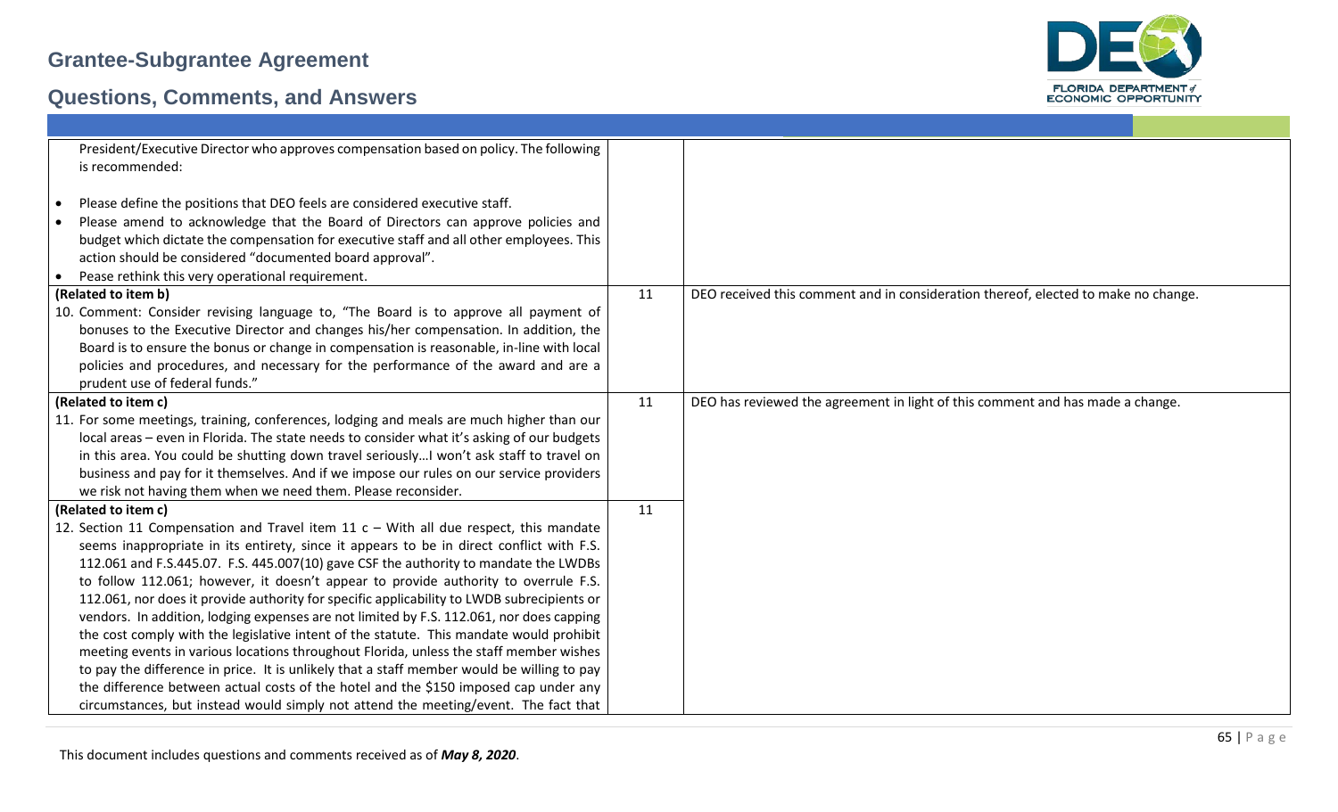| | | |
|---|---|---|
| President/Executive Director who approves compensation based on policy. The following is recommended:<br><br>• Please define the positions that DEO feels are considered executive staff.<br>• Please amend to acknowledge that the Board of Directors can approve policies and budget which dictate the compensation for executive staff and all other employees. This action should be considered "documented board approval".<br>• Pease rethink this very operational requirement. | | |
| **(Related to item b)**<br>10. Comment: Consider revising language to, "The Board is to approve all payment of bonuses to the Executive Director and changes his/her compensation. In addition, the Board is to ensure the bonus or change in compensation is reasonable, in-line with local policies and procedures, and necessary for the performance of the award and are a prudent use of federal funds." | 11 | DEO received this comment and in consideration thereof, elected to make no change. |
| **(Related to item c)**<br>11. For some meetings, training, conferences, lodging and meals are much higher than our local areas – even in Florida. The state needs to consider what it's asking of our budgets in this area. You could be shutting down travel seriously…I won't ask staff to travel on business and pay for it themselves. And if we impose our rules on our service providers we risk not having them when we need them. Please reconsider. | 11 | DEO has reviewed the agreement in light of this comment and has made a change. |
| **(Related to item c)**<br>12. Section 11 Compensation and Travel item 11 c – With all due respect, this mandate seems inappropriate in its entirety, since it appears to be in direct conflict with F.S. 112.061 and F.S.445.07. F.S. 445.007(10) gave CSF the authority to mandate the LWDBs to follow 112.061; however, it doesn't appear to provide authority to overrule F.S. 112.061, nor does it provide authority for specific applicability to LWDB subrecipients or vendors. In addition, lodging expenses are not limited by F.S. 112.061, nor does capping the cost comply with the legislative intent of the statute. This mandate would prohibit meeting events in various locations throughout Florida, unless the staff member wishes to pay the difference in price. It is unlikely that a staff member would be willing to pay the difference between actual costs of the hotel and the $150 imposed cap under any circumstances, but instead would simply not attend the meeting/event. The fact that | 11 | |

This document includes questions and comments received as of ***May 8, 2020***.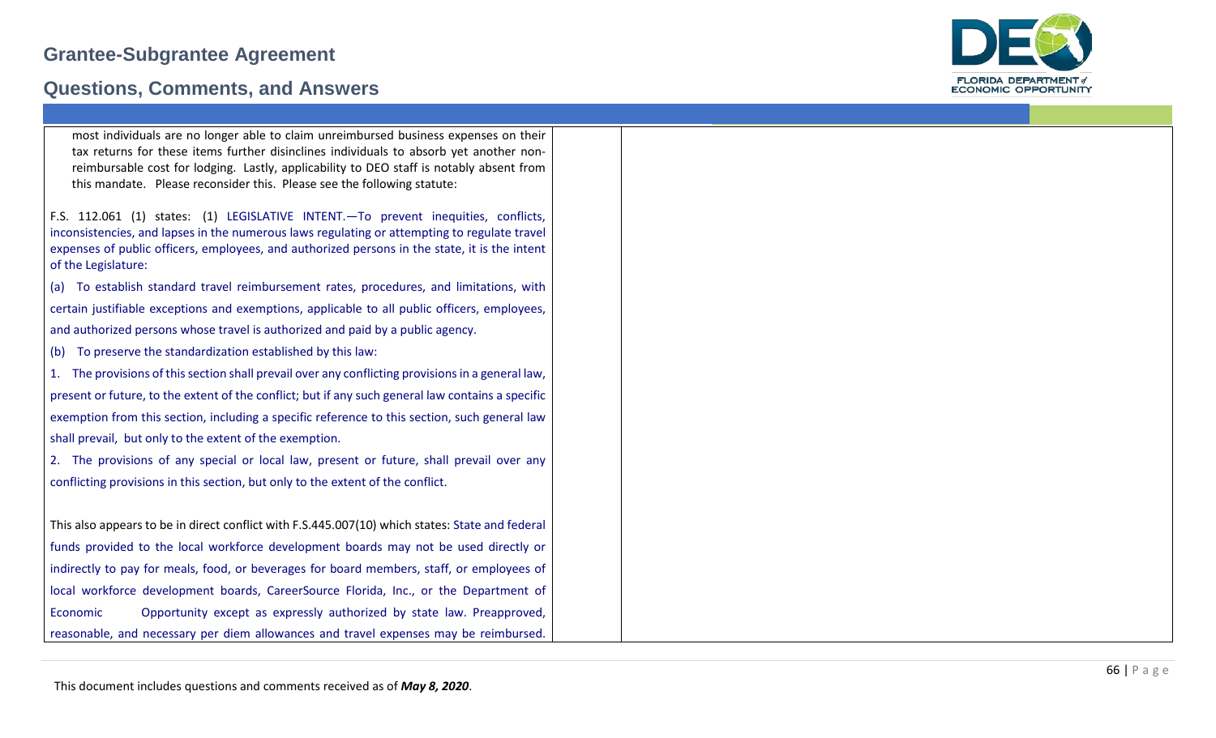| | |
|---|---|
| most individuals are no longer able to claim unreimbursed business expenses on their tax returns for these items further disinclines individuals to absorb yet another non-reimbursable cost for lodging. Lastly, applicability to DEO staff is notably absent from this mandate. Please reconsider this. Please see the following statute:<br><br>F.S. 112.061 (1) states: (1) LEGISLATIVE INTENT.—To prevent inequities, conflicts, inconsistencies, and lapses in the numerous laws regulating or attempting to regulate travel expenses of public officers, employees, and authorized persons in the state, it is the intent of the Legislature:<br><br>(a) To establish standard travel reimbursement rates, procedures, and limitations, with certain justifiable exceptions and exemptions, applicable to all public officers, employees, and authorized persons whose travel is authorized and paid by a public agency.<br><br>(b) To preserve the standardization established by this law:<br><br>1. The provisions of this section shall prevail over any conflicting provisions in a general law, present or future, to the extent of the conflict; but if any such general law contains a specific exemption from this section, including a specific reference to this section, such general law shall prevail, but only to the extent of the exemption.<br><br>2. The provisions of any special or local law, present or future, shall prevail over any conflicting provisions in this section, but only to the extent of the conflict.<br><br>This also appears to be in direct conflict with F.S.445.007(10) which states: State and federal funds provided to the local workforce development boards may not be used directly or indirectly to pay for meals, food, or beverages for board members, staff, or employees of local workforce development boards, CareerSource Florida, Inc., or the Department of Economic Opportunity except as expressly authorized by state law. Preapproved, reasonable, and necessary per diem allowances and travel expenses may be reimbursed. | |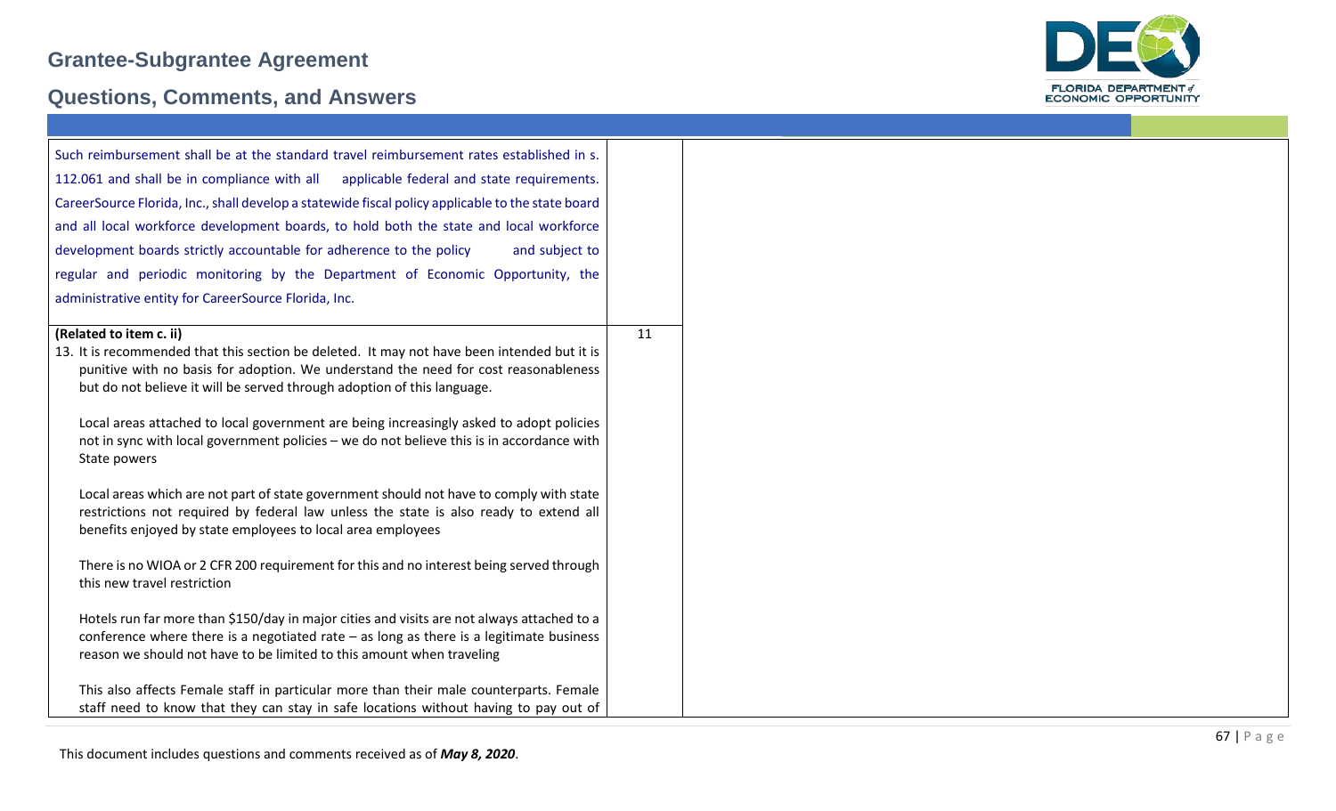| | | |
|---|---|---|
| Such reimbursement shall be at the standard travel reimbursement rates established in s. 112.061 and shall be in compliance with all applicable federal and state requirements. CareerSource Florida, Inc., shall develop a statewide fiscal policy applicable to the state board and all local workforce development boards, to hold both the state and local workforce development boards strictly accountable for adherence to the policy and subject to regular and periodic monitoring by the Department of Economic Opportunity, the administrative entity for CareerSource Florida, Inc. | | |
| **(Related to item c. ii)**<br>13. It is recommended that this section be deleted. It may not have been intended but it is punitive with no basis for adoption. We understand the need for cost reasonableness but do not believe it will be served through adoption of this language.<br><br>Local areas attached to local government are being increasingly asked to adopt policies not in sync with local government policies – we do not believe this is in accordance with State powers<br><br>Local areas which are not part of state government should not have to comply with state restrictions not required by federal law unless the state is also ready to extend all benefits enjoyed by state employees to local area employees<br><br>There is no WIOA or 2 CFR 200 requirement for this and no interest being served through this new travel restriction<br><br>Hotels run far more than $150/day in major cities and visits are not always attached to a conference where there is a negotiated rate – as long as there is a legitimate business reason we should not have to be limited to this amount when traveling<br><br>This also affects Female staff in particular more than their male counterparts. Female staff need to know that they can stay in safe locations without having to pay out of | 11 | |

This document includes questions and comments received as of ***May 8, 2020***.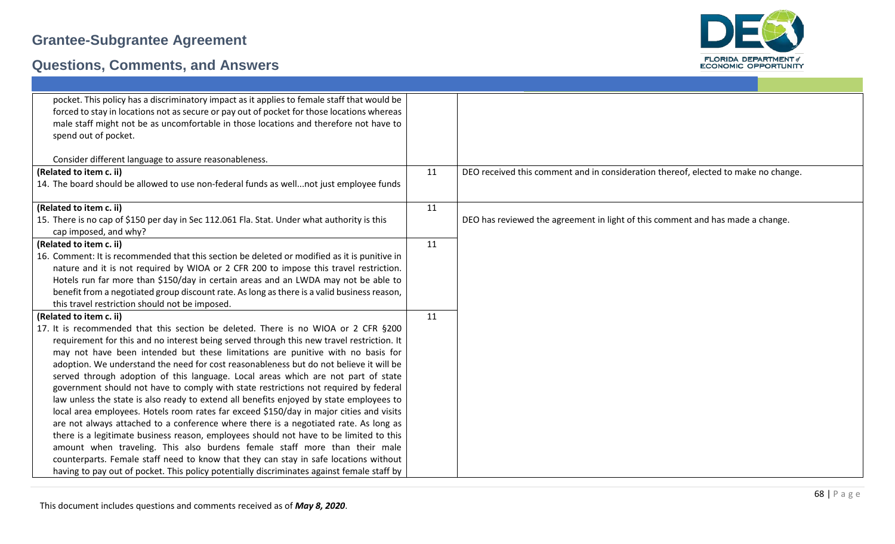| | | |
|---|---|---|
| pocket. This policy has a discriminatory impact as it applies to female staff that would be forced to stay in locations not as secure or pay out of pocket for those locations whereas male staff might not be as uncomfortable in those locations and therefore not have to spend out of pocket.<br><br>Consider different language to assure reasonableness. | | |
| **(Related to item c. ii)**<br>14. The board should be allowed to use non-federal funds as well...not just employee funds | 11 | DEO received this comment and in consideration thereof, elected to make no change. |
| **(Related to item c. ii)**<br>15. There is no cap of $150 per day in Sec 112.061 Fla. Stat. Under what authority is this cap imposed, and why? | 11 | DEO has reviewed the agreement in light of this comment and has made a change. |
| **(Related to item c. ii)**<br>16. Comment: It is recommended that this section be deleted or modified as it is punitive in nature and it is not required by WIOA or 2 CFR 200 to impose this travel restriction. Hotels run far more than $150/day in certain areas and an LWDA may not be able to benefit from a negotiated group discount rate. As long as there is a valid business reason, this travel restriction should not be imposed. | 11 | |
| **(Related to item c. ii)**<br>17. It is recommended that this section be deleted. There is no WIOA or 2 CFR §200 requirement for this and no interest being served through this new travel restriction. It may not have been intended but these limitations are punitive with no basis for adoption. We understand the need for cost reasonableness but do not believe it will be served through adoption of this language. Local areas which are not part of state government should not have to comply with state restrictions not required by federal law unless the state is also ready to extend all benefits enjoyed by state employees to local area employees. Hotels room rates far exceed $150/day in major cities and visits are not always attached to a conference where there is a negotiated rate. As long as there is a legitimate business reason, employees should not have to be limited to this amount when traveling. This also burdens female staff more than their male counterparts. Female staff need to know that they can stay in safe locations without having to pay out of pocket. This policy potentially discriminates against female staff by | 11 | |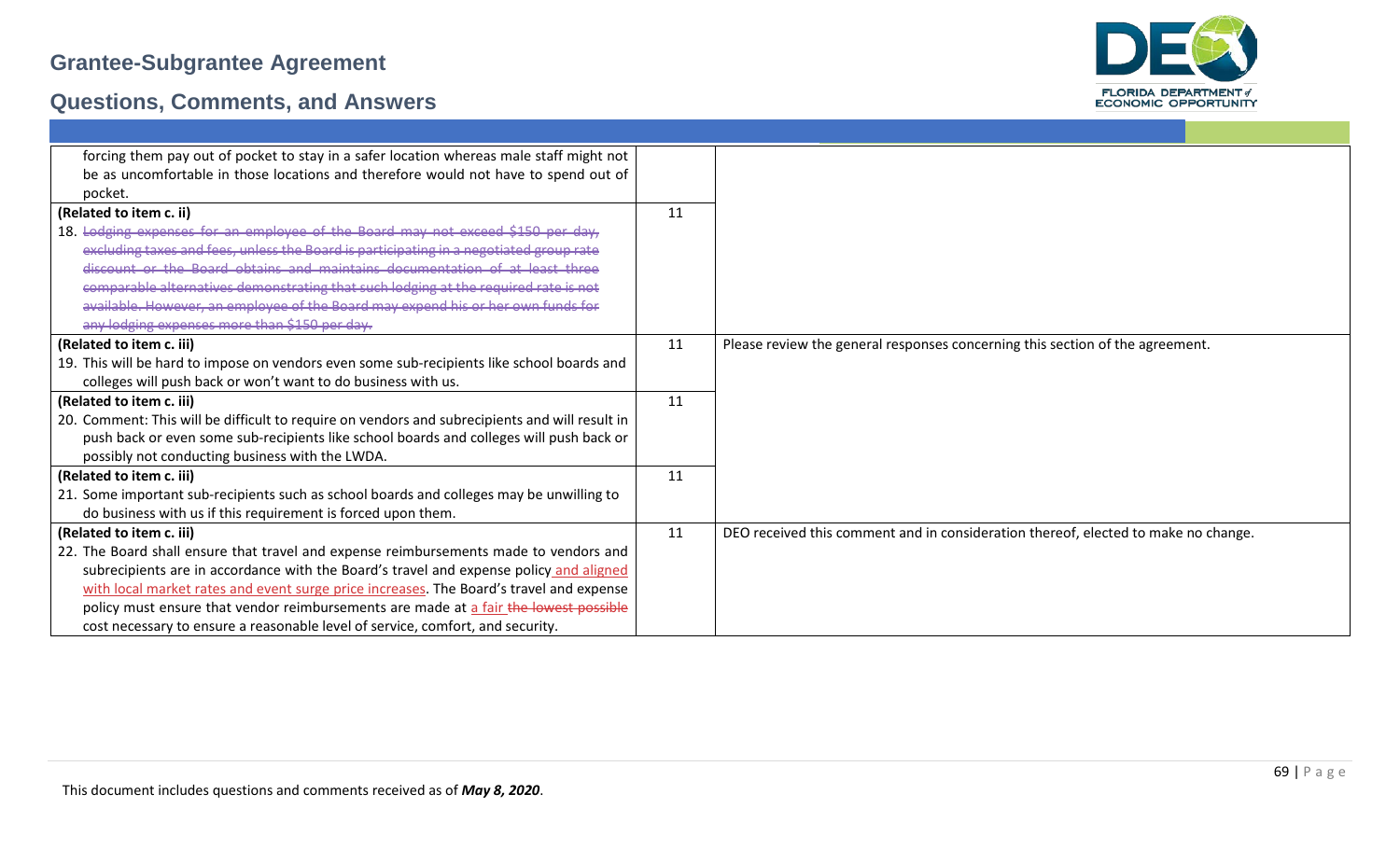| | | |
|---|---|---|
| forcing them pay out of pocket to stay in a safer location whereas male staff might not be as uncomfortable in those locations and therefore would not have to spend out of pocket. | | |
| **(Related to item c. ii)**<br>18. ~~Lodging expenses for an employee of the Board may not exceed $150 per day, excluding taxes and fees, unless the Board is participating in a negotiated group rate discount or the Board obtains and maintains documentation of at least three comparable alternatives demonstrating that such lodging at the required rate is not available. However, an employee of the Board may expend his or her own funds for any lodging expenses more than $150 per day.~~ | 11 | |
| **(Related to item c. iii)**<br>19. This will be hard to impose on vendors even some sub-recipients like school boards and colleges will push back or won't want to do business with us. | 11 | Please review the general responses concerning this section of the agreement. |
| **(Related to item c. iii)**<br>20. Comment: This will be difficult to require on vendors and subrecipients and will result in push back or even some sub-recipients like school boards and colleges will push back or possibly not conducting business with the LWDA. | 11 | |
| **(Related to item c. iii)**<br>21. Some important sub-recipients such as school boards and colleges may be unwilling to do business with us if this requirement is forced upon them. | 11 | |
| **(Related to item c. iii)**<br>22. The Board shall ensure that travel and expense reimbursements made to vendors and subrecipients are in accordance with the Board's travel and expense policy and aligned with local market rates and event surge price increases. The Board's travel and expense policy must ensure that vendor reimbursements are made at a fair ~~the lowest possible~~ cost necessary to ensure a reasonable level of service, comfort, and security. | 11 | DEO received this comment and in consideration thereof, elected to make no change. |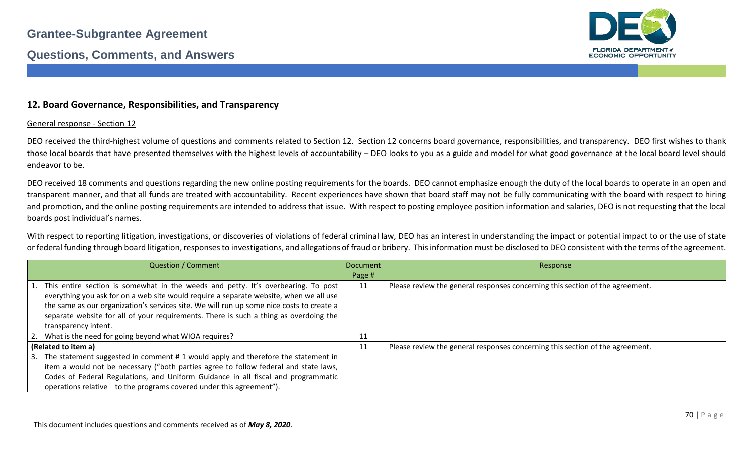## 12. Board Governance, Responsibilities, and Transparency

General response - Section 12

DEO received the third-highest volume of questions and comments related to Section 12. Section 12 concerns board governance, responsibilities, and transparency. DEO first wishes to thank those local boards that have presented themselves with the highest levels of accountability – DEO looks to you as a guide and model for what good governance at the local board level should endeavor to be.

DEO received 18 comments and questions regarding the new online posting requirements for the boards. DEO cannot emphasize enough the duty of the local boards to operate in an open and transparent manner, and that all funds are treated with accountability. Recent experiences have shown that board staff may not be fully communicating with the board with respect to hiring and promotion, and the online posting requirements are intended to address that issue. With respect to posting employee position information and salaries, DEO is not requesting that the local boards post individual's names.

With respect to reporting litigation, investigations, or discoveries of violations of federal criminal law, DEO has an interest in understanding the impact or potential impact to or the use of state or federal funding through board litigation, responses to investigations, and allegations of fraud or bribery. This information must be disclosed to DEO consistent with the terms of the agreement.

| Question / Comment | Document Page # | Response |
|---|---|---|
| 1. This entire section is somewhat in the weeds and petty. It's overbearing. To post everything you ask for on a web site would require a separate website, when we all use the same as our organization's services site. We will run up some nice costs to create a separate website for all of your requirements. There is such a thing as overdoing the transparency intent. | 11 | Please review the general responses concerning this section of the agreement. |
| 2. What is the need for going beyond what WIOA requires? | 11 | |
| **(Related to item a)**<br>3. The statement suggested in comment # 1 would apply and therefore the statement in item a would not be necessary ("both parties agree to follow federal and state laws, Codes of Federal Regulations, and Uniform Guidance in all fiscal and programmatic operations relative to the programs covered under this agreement"). | 11 | Please review the general responses concerning this section of the agreement. |

This document includes questions and comments received as of ***May 8, 2020***.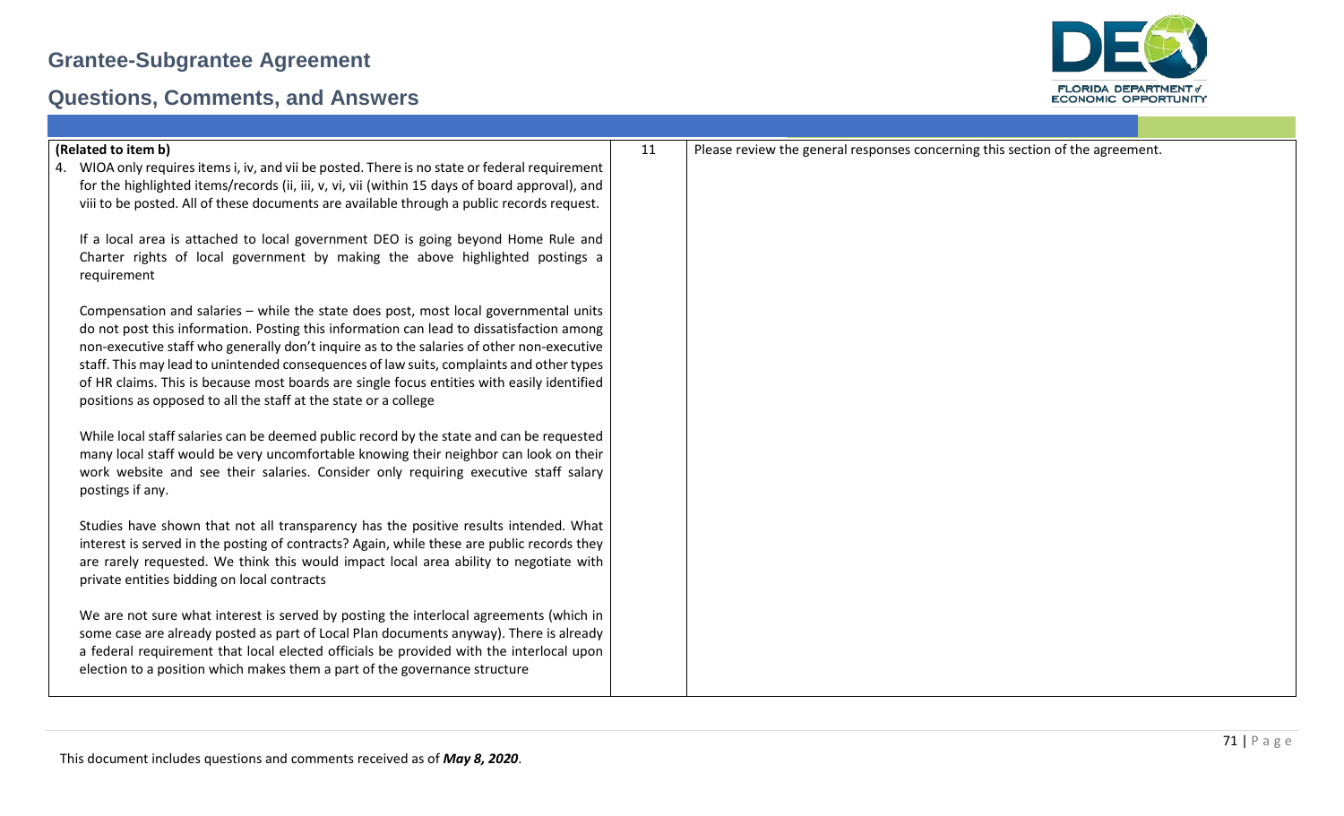| (Related to item b) 4. WIOA only requires items i, iv, and vii be posted. There is no state or federal requirement for the highlighted items/records (ii, iii, v, vi, vii (within 15 days of board approval), and viii to be posted. All of these documents are available through a public records request. <br><br> If a local area is attached to local government DEO is going beyond Home Rule and Charter rights of local government by making the above highlighted postings a requirement <br><br> Compensation and salaries – while the state does post, most local governmental units do not post this information. Posting this information can lead to dissatisfaction among non-executive staff who generally don't inquire as to the salaries of other non-executive staff. This may lead to unintended consequences of law suits, complaints and other types of HR claims. This is because most boards are single focus entities with easily identified positions as opposed to all the staff at the state or a college <br><br> While local staff salaries can be deemed public record by the state and can be requested many local staff would be very uncomfortable knowing their neighbor can look on their work website and see their salaries. Consider only requiring executive staff salary postings if any. <br><br> Studies have shown that not all transparency has the positive results intended. What interest is served in the posting of contracts? Again, while these are public records they are rarely requested. We think this would impact local area ability to negotiate with private entities bidding on local contracts <br><br> We are not sure what interest is served by posting the interlocal agreements (which in some case are already posted as part of Local Plan documents anyway). There is already a federal requirement that local elected officials be provided with the interlocal upon election to a position which makes them a part of the governance structure | 11 | Please review the general responses concerning this section of the agreement. |
|---|---|---|

This document includes questions and comments received as of ***May 8, 2020***.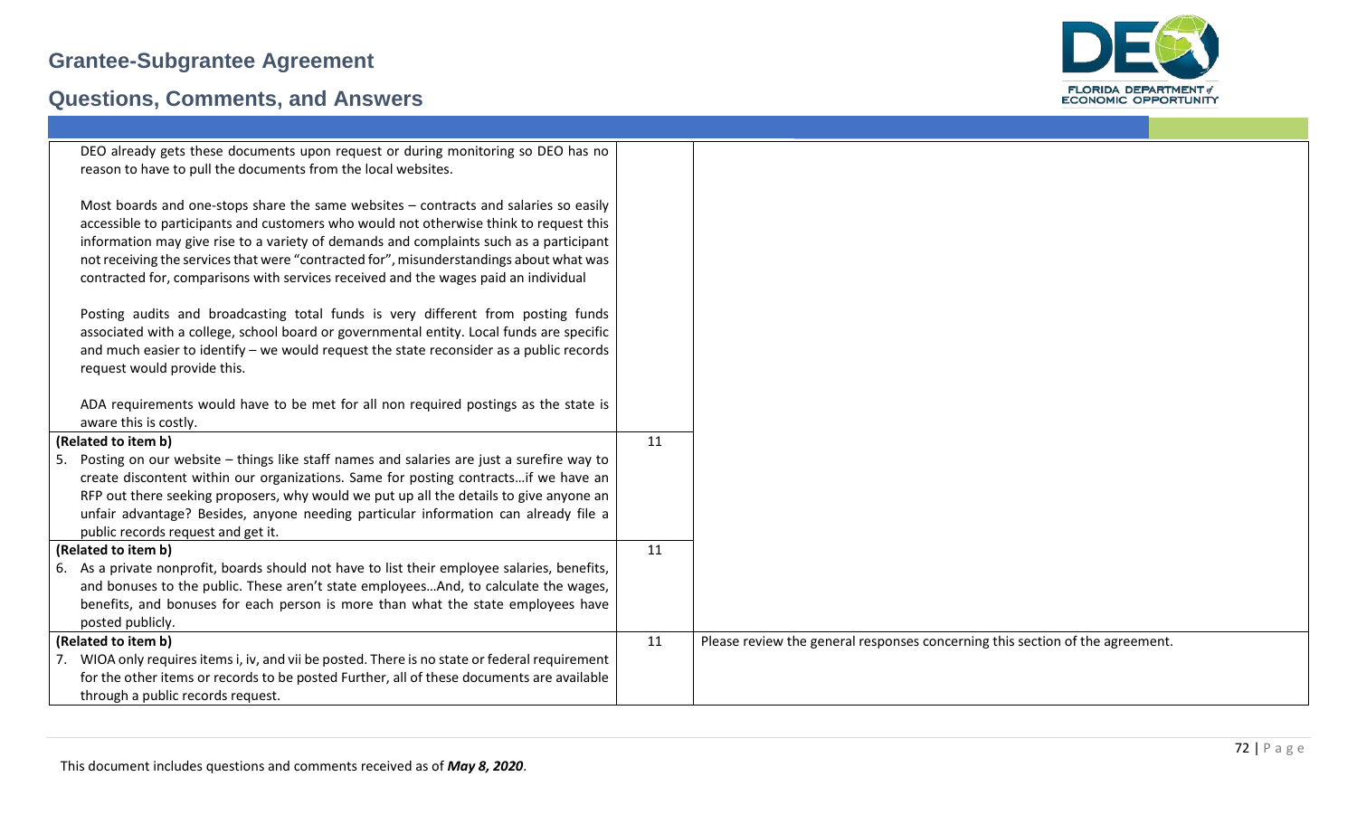| | | |
|---|---|---|
| DEO already gets these documents upon request or during monitoring so DEO has no reason to have to pull the documents from the local websites.<br><br>Most boards and one-stops share the same websites – contracts and salaries so easily accessible to participants and customers who would not otherwise think to request this information may give rise to a variety of demands and complaints such as a participant not receiving the services that were "contracted for", misunderstandings about what was contracted for, comparisons with services received and the wages paid an individual<br><br>Posting audits and broadcasting total funds is very different from posting funds associated with a college, school board or governmental entity. Local funds are specific and much easier to identify – we would request the state reconsider as a public records request would provide this.<br><br>ADA requirements would have to be met for all non required postings as the state is aware this is costly. | | |
| **(Related to item b)**<br>5. Posting on our website – things like staff names and salaries are just a surefire way to create discontent within our organizations. Same for posting contracts…if we have an RFP out there seeking proposers, why would we put up all the details to give anyone an unfair advantage? Besides, anyone needing particular information can already file a public records request and get it. | 11 | |
| **(Related to item b)**<br>6. As a private nonprofit, boards should not have to list their employee salaries, benefits, and bonuses to the public. These aren't state employees…And, to calculate the wages, benefits, and bonuses for each person is more than what the state employees have posted publicly. | 11 | |
| **(Related to item b)**<br>7. WIOA only requires items i, iv, and vii be posted. There is no state or federal requirement for the other items or records to be posted Further, all of these documents are available through a public records request. | 11 | Please review the general responses concerning this section of the agreement. |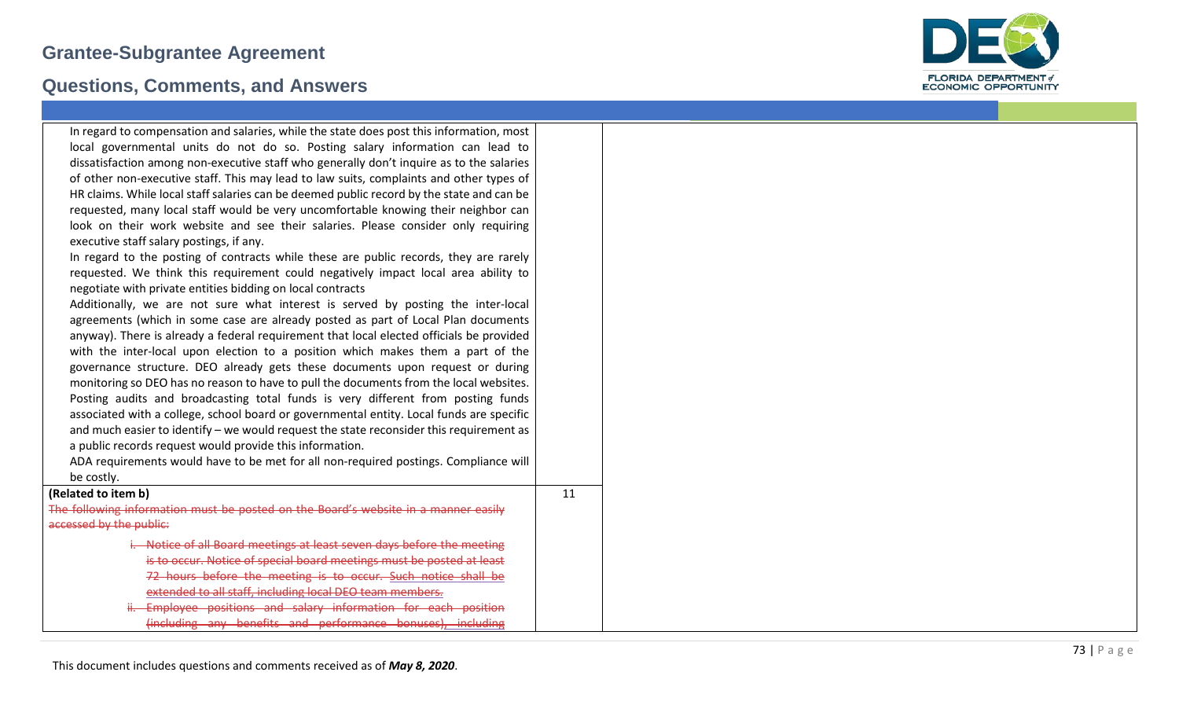# Grantee-Subgrantee Agreement

## Questions, Comments, and Answers

| | | |
|---|---|---|
| In regard to compensation and salaries, while the state does post this information, most local governmental units do not do so. Posting salary information can lead to dissatisfaction among non-executive staff who generally don't inquire as to the salaries of other non-executive staff. This may lead to law suits, complaints and other types of HR claims. While local staff salaries can be deemed public record by the state and can be requested, many local staff would be very uncomfortable knowing their neighbor can look on their work website and see their salaries. Please consider only requiring executive staff salary postings, if any.<br>In regard to the posting of contracts while these are public records, they are rarely requested. We think this requirement could negatively impact local area ability to negotiate with private entities bidding on local contracts<br>Additionally, we are not sure what interest is served by posting the inter-local agreements (which in some case are already posted as part of Local Plan documents anyway). There is already a federal requirement that local elected officials be provided with the inter-local upon election to a position which makes them a part of the governance structure. DEO already gets these documents upon request or during monitoring so DEO has no reason to have to pull the documents from the local websites.<br>Posting audits and broadcasting total funds is very different from posting funds associated with a college, school board or governmental entity. Local funds are specific and much easier to identify – we would request the state reconsider this requirement as a public records request would provide this information.<br>ADA requirements would have to be met for all non-required postings. Compliance will be costly. | | |
| **(Related to item b)**<br>~~The following information must be posted on the Board's website in a manner easily accessed by the public:~~<br>~~i. Notice of all Board meetings at least seven days before the meeting is to occur. Notice of special board meetings must be posted at least 72 hours before the meeting is to occur. Such notice shall be extended to all staff, including local DEO team members.~~<br>~~ii. Employee positions and salary information for each position (including any benefits and performance bonuses), including~~ | 11 | |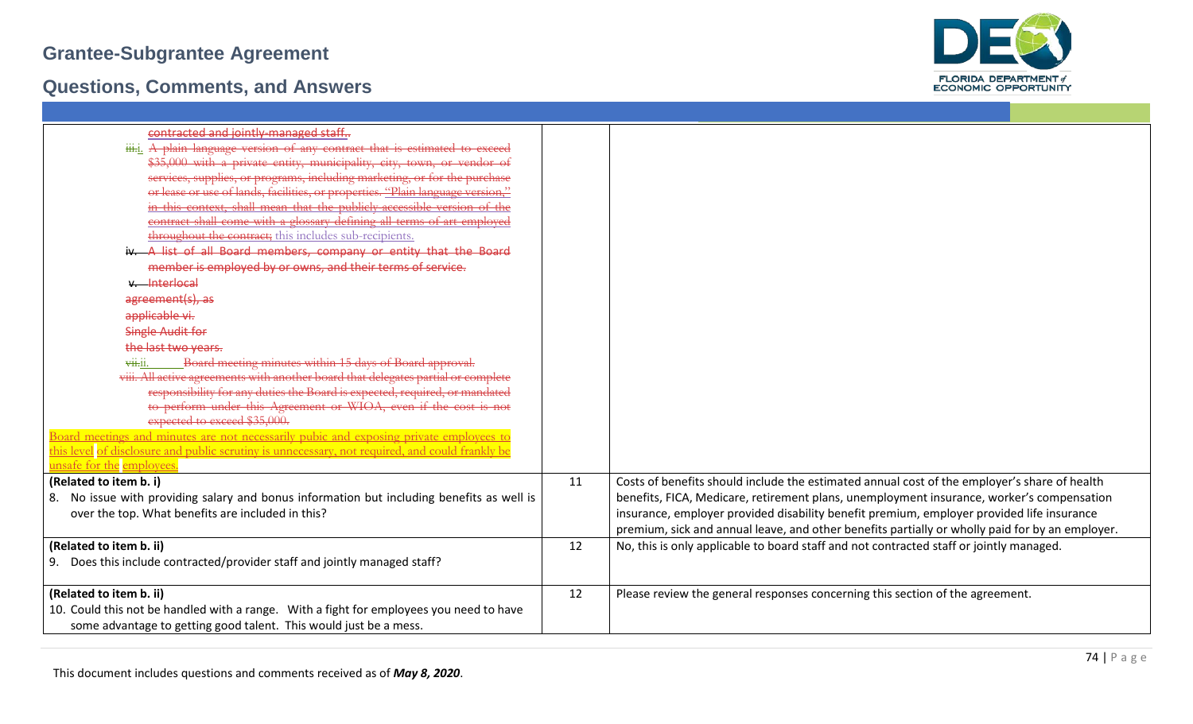# Grantee-Subgrantee Agreement

## Questions, Comments, and Answers

| | | |
|---|---|---|
| ~~contracted and jointly-managed staff.~~.<br>~~iii.~~i. ~~A plain language version of any contract that is estimated to exceed $35,000 with a private entity, municipality, city, town, or vendor of services, supplies, or programs, including marketing, or for the purchase or lease or use of lands, facilities, or properties. "Plain language version," in this context, shall mean that the publicly accessible version of the contract shall come with a glossary defining all terms of art employed throughout the contract;~~ this includes sub-recipients.<br>~~iv. A list of all Board members, company or entity that the Board member is employed by or owns, and their terms of service.~~<br>~~v. Interlocal agreement(s), as applicable vi. Single Audit for the last two years.~~<br>~~vii.~~ii. ~~Board meeting minutes within 15 days of Board approval.~~<br>~~viii. All active agreements with another board that delegates partial or complete responsibility for any duties the Board is expected, required, or mandated to perform under this Agreement or WIOA, even if the cost is not expected to exceed $35,000.~~<br>Board meetings and minutes are not necessarily pubic and exposing private employees to this level of disclosure and public scrutiny is unnecessary, not required, and could frankly be unsafe for the employees. | | |
| **(Related to item b. i)**<br>8. No issue with providing salary and bonus information but including benefits as well is over the top. What benefits are included in this? | 11 | Costs of benefits should include the estimated annual cost of the employer's share of health benefits, FICA, Medicare, retirement plans, unemployment insurance, worker's compensation insurance, employer provided disability benefit premium, employer provided life insurance premium, sick and annual leave, and other benefits partially or wholly paid for by an employer. |
| **(Related to item b. ii)**<br>9. Does this include contracted/provider staff and jointly managed staff? | 12 | No, this is only applicable to board staff and not contracted staff or jointly managed. |
| **(Related to item b. ii)**<br>10. Could this not be handled with a range. With a fight for employees you need to have some advantage to getting good talent. This would just be a mess. | 12 | Please review the general responses concerning this section of the agreement. |

This document includes questions and comments received as of ***May 8, 2020***.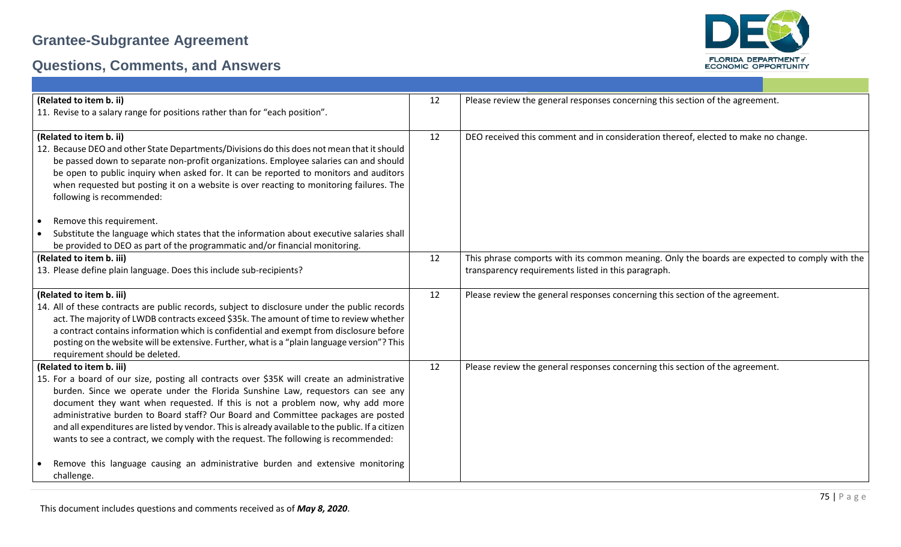| | | |
|---|---|---|
| **(Related to item b. ii)**<br>11. Revise to a salary range for positions rather than for "each position". | 12 | Please review the general responses concerning this section of the agreement. |
| **(Related to item b. ii)**<br>12. Because DEO and other State Departments/Divisions do this does not mean that it should be passed down to separate non-profit organizations. Employee salaries can and should be open to public inquiry when asked for. It can be reported to monitors and auditors when requested but posting it on a website is over reacting to monitoring failures. The following is recommended:<br><br>• Remove this requirement.<br>• Substitute the language which states that the information about executive salaries shall be provided to DEO as part of the programmatic and/or financial monitoring. | 12 | DEO received this comment and in consideration thereof, elected to make no change. |
| **(Related to item b. iii)**<br>13. Please define plain language. Does this include sub-recipients? | 12 | This phrase comports with its common meaning. Only the boards are expected to comply with the transparency requirements listed in this paragraph. |
| **(Related to item b. iii)**<br>14. All of these contracts are public records, subject to disclosure under the public records act. The majority of LWDB contracts exceed $35k. The amount of time to review whether a contract contains information which is confidential and exempt from disclosure before posting on the website will be extensive. Further, what is a "plain language version"? This requirement should be deleted. | 12 | Please review the general responses concerning this section of the agreement. |
| **(Related to item b. iii)**<br>15. For a board of our size, posting all contracts over $35K will create an administrative burden. Since we operate under the Florida Sunshine Law, requestors can see any document they want when requested. If this is not a problem now, why add more administrative burden to Board staff? Our Board and Committee packages are posted and all expenditures are listed by vendor. This is already available to the public. If a citizen wants to see a contract, we comply with the request. The following is recommended:<br><br>• Remove this language causing an administrative burden and extensive monitoring challenge. | 12 | Please review the general responses concerning this section of the agreement. |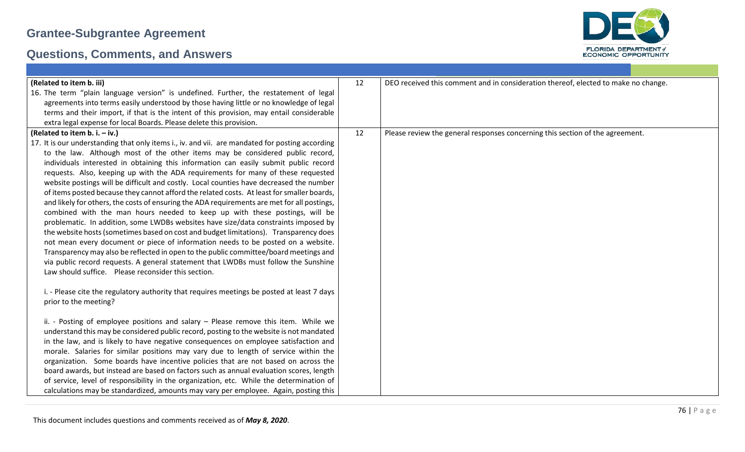| | | |
|---|---|---|
| **(Related to item b. iii)**<br>16. The term "plain language version" is undefined. Further, the restatement of legal agreements into terms easily understood by those having little or no knowledge of legal terms and their import, if that is the intent of this provision, may entail considerable extra legal expense for local Boards. Please delete this provision. | 12 | DEO received this comment and in consideration thereof, elected to make no change. |
| **(Related to item b. i. – iv.)**<br>17. It is our understanding that only items i., iv. and vii. are mandated for posting according to the law. Although most of the other items may be considered public record, individuals interested in obtaining this information can easily submit public record requests. Also, keeping up with the ADA requirements for many of these requested website postings will be difficult and costly. Local counties have decreased the number of items posted because they cannot afford the related costs. At least for smaller boards, and likely for others, the costs of ensuring the ADA requirements are met for all postings, combined with the man hours needed to keep up with these postings, will be problematic. In addition, some LWDBs websites have size/data constraints imposed by the website hosts (sometimes based on cost and budget limitations). Transparency does not mean every document or piece of information needs to be posted on a website. Transparency may also be reflected in open to the public committee/board meetings and via public record requests. A general statement that LWDBs must follow the Sunshine Law should suffice. Please reconsider this section.<br><br>i. - Please cite the regulatory authority that requires meetings be posted at least 7 days prior to the meeting?<br><br>ii. - Posting of employee positions and salary – Please remove this item. While we understand this may be considered public record, posting to the website is not mandated in the law, and is likely to have negative consequences on employee satisfaction and morale. Salaries for similar positions may vary due to length of service within the organization. Some boards have incentive policies that are not based on across the board awards, but instead are based on factors such as annual evaluation scores, length of service, level of responsibility in the organization, etc. While the determination of calculations may be standardized, amounts may vary per employee. Again, posting this | 12 | Please review the general responses concerning this section of the agreement. |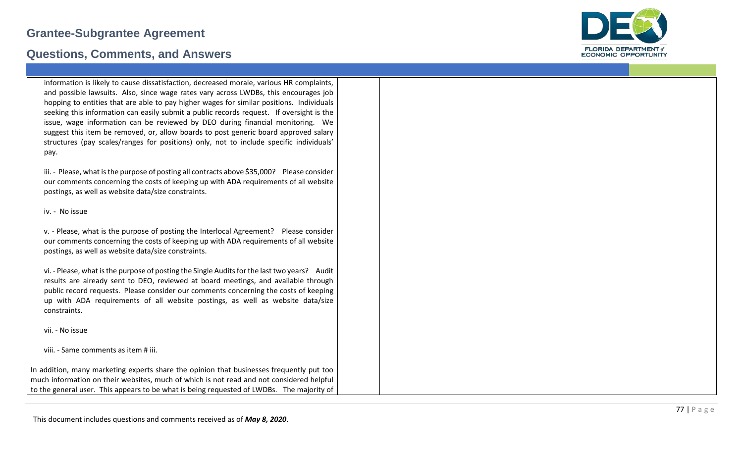| | |
|---|---|
| information is likely to cause dissatisfaction, decreased morale, various HR complaints, and possible lawsuits. Also, since wage rates vary across LWDBs, this encourages job hopping to entities that are able to pay higher wages for similar positions. Individuals seeking this information can easily submit a public records request. If oversight is the issue, wage information can be reviewed by DEO during financial monitoring. We suggest this item be removed, or, allow boards to post generic board approved salary structures (pay scales/ranges for positions) only, not to include specific individuals' pay.<br><br>iii. - Please, what is the purpose of posting all contracts above $35,000? Please consider our comments concerning the costs of keeping up with ADA requirements of all website postings, as well as website data/size constraints.<br><br>iv. - No issue<br><br>v. - Please, what is the purpose of posting the Interlocal Agreement? Please consider our comments concerning the costs of keeping up with ADA requirements of all website postings, as well as website data/size constraints.<br><br>vi. - Please, what is the purpose of posting the Single Audits for the last two years? Audit results are already sent to DEO, reviewed at board meetings, and available through public record requests. Please consider our comments concerning the costs of keeping up with ADA requirements of all website postings, as well as website data/size constraints.<br><br>vii. - No issue<br><br>viii. - Same comments as item # iii.<br><br>In addition, many marketing experts share the opinion that businesses frequently put too much information on their websites, much of which is not read and not considered helpful to the general user. This appears to be what is being requested of LWDBs. The majority of | |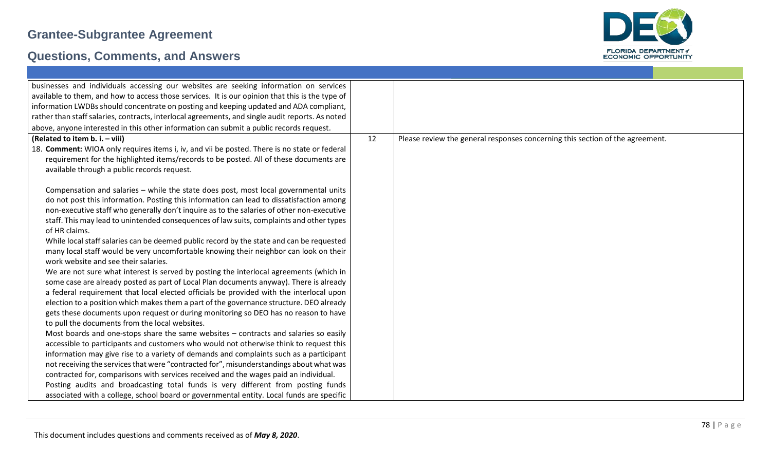| | | |
|---|---|---|
| businesses and individuals accessing our websites are seeking information on services available to them, and how to access those services. It is our opinion that this is the type of information LWDBs should concentrate on posting and keeping updated and ADA compliant, rather than staff salaries, contracts, interlocal agreements, and single audit reports. As noted above, anyone interested in this other information can submit a public records request. | | |
| **(Related to item b. i. – viii)**<br>18. **Comment:** WIOA only requires items i, iv, and vii be posted. There is no state or federal requirement for the highlighted items/records to be posted. All of these documents are available through a public records request.<br><br>Compensation and salaries – while the state does post, most local governmental units do not post this information. Posting this information can lead to dissatisfaction among non-executive staff who generally don't inquire as to the salaries of other non-executive staff. This may lead to unintended consequences of law suits, complaints and other types of HR claims.<br>While local staff salaries can be deemed public record by the state and can be requested many local staff would be very uncomfortable knowing their neighbor can look on their work website and see their salaries.<br>We are not sure what interest is served by posting the interlocal agreements (which in some case are already posted as part of Local Plan documents anyway). There is already a federal requirement that local elected officials be provided with the interlocal upon election to a position which makes them a part of the governance structure. DEO already gets these documents upon request or during monitoring so DEO has no reason to have to pull the documents from the local websites.<br>Most boards and one-stops share the same websites – contracts and salaries so easily accessible to participants and customers who would not otherwise think to request this information may give rise to a variety of demands and complaints such as a participant not receiving the services that were "contracted for", misunderstandings about what was contracted for, comparisons with services received and the wages paid an individual.<br>Posting audits and broadcasting total funds is very different from posting funds associated with a college, school board or governmental entity. Local funds are specific | 12 | Please review the general responses concerning this section of the agreement. |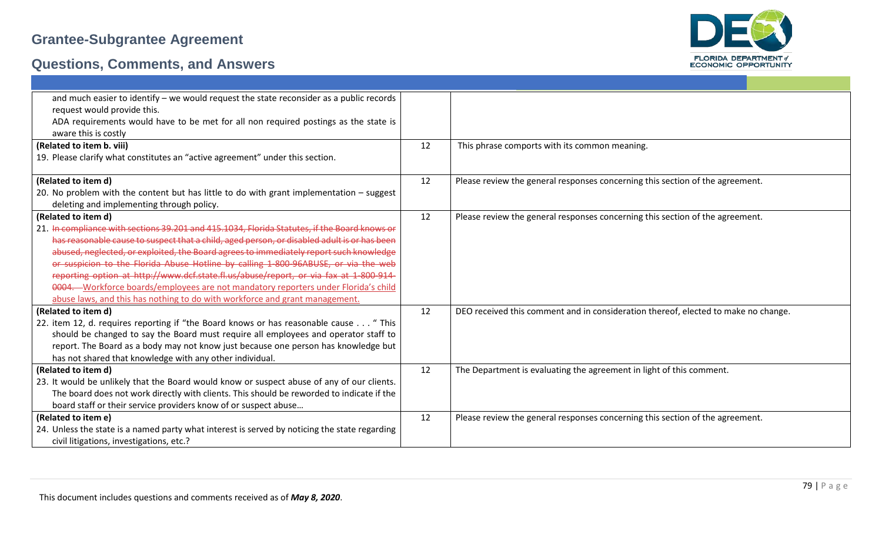| | | |
|---|---|---|
| and much easier to identify – we would request the state reconsider as a public records request would provide this.<br>ADA requirements would have to be met for all non required postings as the state is aware this is costly | | |
| **(Related to item b. viii)**<br>19. Please clarify what constitutes an "active agreement" under this section. | 12 | This phrase comports with its common meaning. |
| **(Related to item d)**<br>20. No problem with the content but has little to do with grant implementation – suggest deleting and implementing through policy. | 12 | Please review the general responses concerning this section of the agreement. |
| **(Related to item d)**<br>21. ~~In compliance with sections 39.201 and 415.1034, Florida Statutes, if the Board knows or has reasonable cause to suspect that a child, aged person, or disabled adult is or has been abused, neglected, or exploited, the Board agrees to immediately report such knowledge or suspicion to the Florida Abuse Hotline by calling 1-800-96ABUSE, or via the web reporting option at http://www.dcf.state.fl.us/abuse/report, or via fax at 1-800-914-0004.~~ Workforce boards/employees are not mandatory reporters under Florida's child abuse laws, and this has nothing to do with workforce and grant management. | 12 | Please review the general responses concerning this section of the agreement. |
| **(Related to item d)**<br>22. item 12, d. requires reporting if "the Board knows or has reasonable cause . . . " This should be changed to say the Board must require all employees and operator staff to report. The Board as a body may not know just because one person has knowledge but has not shared that knowledge with any other individual. | 12 | DEO received this comment and in consideration thereof, elected to make no change. |
| **(Related to item d)**<br>23. It would be unlikely that the Board would know or suspect abuse of any of our clients. The board does not work directly with clients. This should be reworded to indicate if the board staff or their service providers know of or suspect abuse… | 12 | The Department is evaluating the agreement in light of this comment. |
| **(Related to item e)**<br>24. Unless the state is a named party what interest is served by noticing the state regarding civil litigations, investigations, etc.? | 12 | Please review the general responses concerning this section of the agreement. |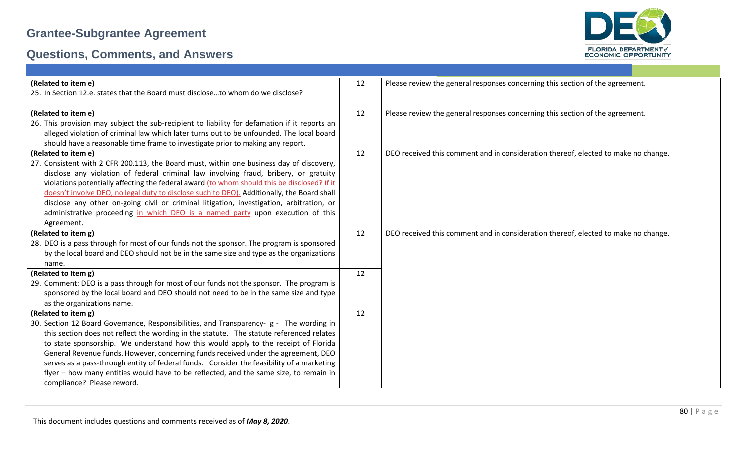# Grantee-Subgrantee Agreement

## Questions, Comments, and Answers

| | | |
|---|---|---|
| **(Related to item e)**<br>25. In Section 12.e. states that the Board must disclose…to whom do we disclose? | 12 | Please review the general responses concerning this section of the agreement. |
| **(Related to item e)**<br>26. This provision may subject the sub-recipient to liability for defamation if it reports an alleged violation of criminal law which later turns out to be unfounded. The local board should have a reasonable time frame to investigate prior to making any report. | 12 | Please review the general responses concerning this section of the agreement. |
| **(Related to item e)**<br>27. Consistent with 2 CFR 200.113, the Board must, within one business day of discovery, disclose any violation of federal criminal law involving fraud, bribery, or gratuity violations potentially affecting the federal award (to whom should this be disclosed? If it doesn't involve DEO, no legal duty to disclose such to DEO). Additionally, the Board shall disclose any other on-going civil or criminal litigation, investigation, arbitration, or administrative proceeding in which DEO is a named party upon execution of this Agreement. | 12 | DEO received this comment and in consideration thereof, elected to make no change. |
| **(Related to item g)**<br>28. DEO is a pass through for most of our funds not the sponsor. The program is sponsored by the local board and DEO should not be in the same size and type as the organizations name. | 12 | DEO received this comment and in consideration thereof, elected to make no change. |
| **(Related to item g)**<br>29. Comment: DEO is a pass through for most of our funds not the sponsor. The program is sponsored by the local board and DEO should not need to be in the same size and type as the organizations name. | 12 | |
| **(Related to item g)**<br>30. Section 12 Board Governance, Responsibilities, and Transparency- g - The wording in this section does not reflect the wording in the statute. The statute referenced relates to state sponsorship. We understand how this would apply to the receipt of Florida General Revenue funds. However, concerning funds received under the agreement, DEO serves as a pass-through entity of federal funds. Consider the feasibility of a marketing flyer – how many entities would have to be reflected, and the same size, to remain in compliance? Please reword. | 12 | |

This document includes questions and comments received as of ***May 8, 2020***.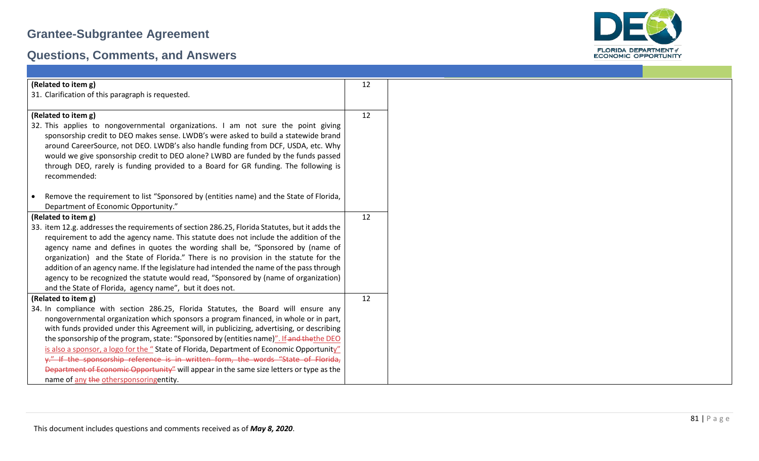| | | |
|---|---|---|
| **(Related to item g)**<br>31. Clarification of this paragraph is requested. | 12 | |
| **(Related to item g)**<br>32. This applies to nongovernmental organizations. I am not sure the point giving sponsorship credit to DEO makes sense. LWDB's were asked to build a statewide brand around CareerSource, not DEO. LWDB's also handle funding from DCF, USDA, etc. Why would we give sponsorship credit to DEO alone? LWBD are funded by the funds passed through DEO, rarely is funding provided to a Board for GR funding. The following is recommended:<br><br>• Remove the requirement to list "Sponsored by (entities name) and the State of Florida, Department of Economic Opportunity." | 12 | |
| **(Related to item g)**<br>33. item 12.g. addresses the requirements of section 286.25, Florida Statutes, but it adds the requirement to add the agency name. This statute does not include the addition of the agency name and defines in quotes the wording shall be, "Sponsored by (name of organization) and the State of Florida." There is no provision in the statute for the addition of an agency name. If the legislature had intended the name of the pass through agency to be recognized the statute would read, "Sponsored by (name of organization) and the State of Florida, agency name", but it does not. | 12 | |
| **(Related to item g)**<br>34. In compliance with section 286.25, Florida Statutes, the Board will ensure any nongovernmental organization which sponsors a program financed, in whole or in part, with funds provided under this Agreement will, in publicizing, advertising, or describing the sponsorship of the program, state: "Sponsored by (entities name)". If ~~and the~~the DEO is also a sponsor, a logo for the " State of Florida, Department of Economic Opportunity" ~~y." If the sponsorship reference is in written form, the words "State of Florida, Department of Economic Opportunity"~~ will appear in the same size letters or type as the name of any ~~the~~ othersponsoringentity. | 12 | |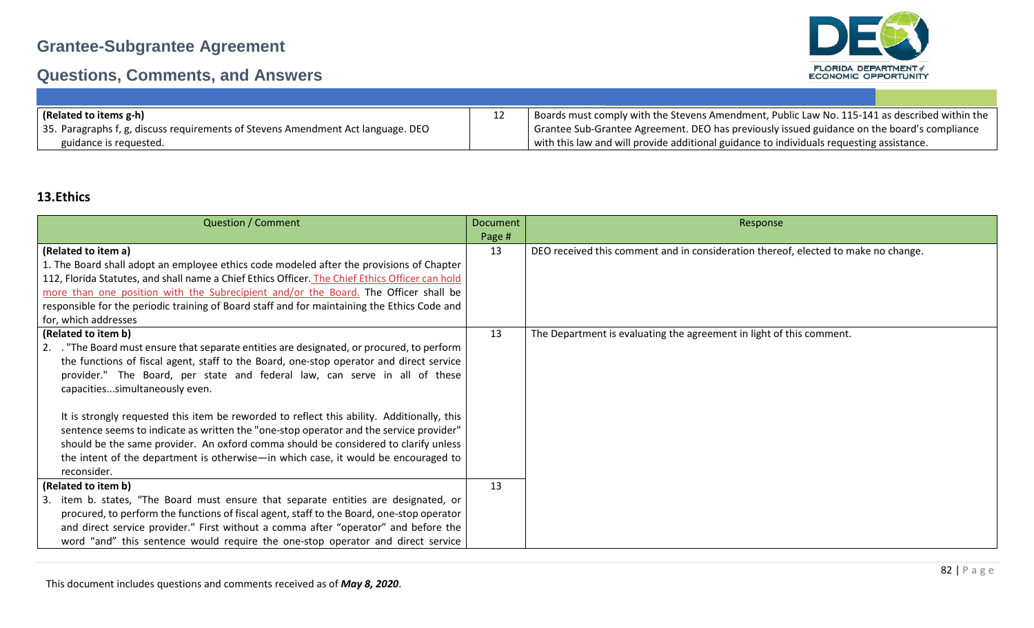| (Related to items g-h)<br>35. Paragraphs f, g, discuss requirements of Stevens Amendment Act language. DEO guidance is requested. | 12 | Boards must comply with the Stevens Amendment, Public Law No. 115-141 as described within the Grantee Sub-Grantee Agreement. DEO has previously issued guidance on the board's compliance with this law and will provide additional guidance to individuals requesting assistance. |
|---|---|---|

## 13.Ethics

| Question / Comment | Document Page # | Response |
|---|---|---|
| **(Related to item a)**<br>1. The Board shall adopt an employee ethics code modeled after the provisions of Chapter 112, Florida Statutes, and shall name a Chief Ethics Officer. The Chief Ethics Officer can hold more than one position with the Subrecipient and/or the Board. The Officer shall be responsible for the periodic training of Board staff and for maintaining the Ethics Code and for, which addresses | 13 | DEO received this comment and in consideration thereof, elected to make no change. |
| **(Related to item b)**<br>2. . "The Board must ensure that separate entities are designated, or procured, to perform the functions of fiscal agent, staff to the Board, one-stop operator and direct service provider." The Board, per state and federal law, can serve in all of these capacities...simultaneously even.<br><br>It is strongly requested this item be reworded to reflect this ability. Additionally, this sentence seems to indicate as written the "one-stop operator and the service provider" should be the same provider. An oxford comma should be considered to clarify unless the intent of the department is otherwise—in which case, it would be encouraged to reconsider. | 13 | The Department is evaluating the agreement in light of this comment. |
| **(Related to item b)**<br>3. item b. states, "The Board must ensure that separate entities are designated, or procured, to perform the functions of fiscal agent, staff to the Board, one-stop operator and direct service provider." First without a comma after "operator" and before the word "and" this sentence would require the one-stop operator and direct service | 13 | |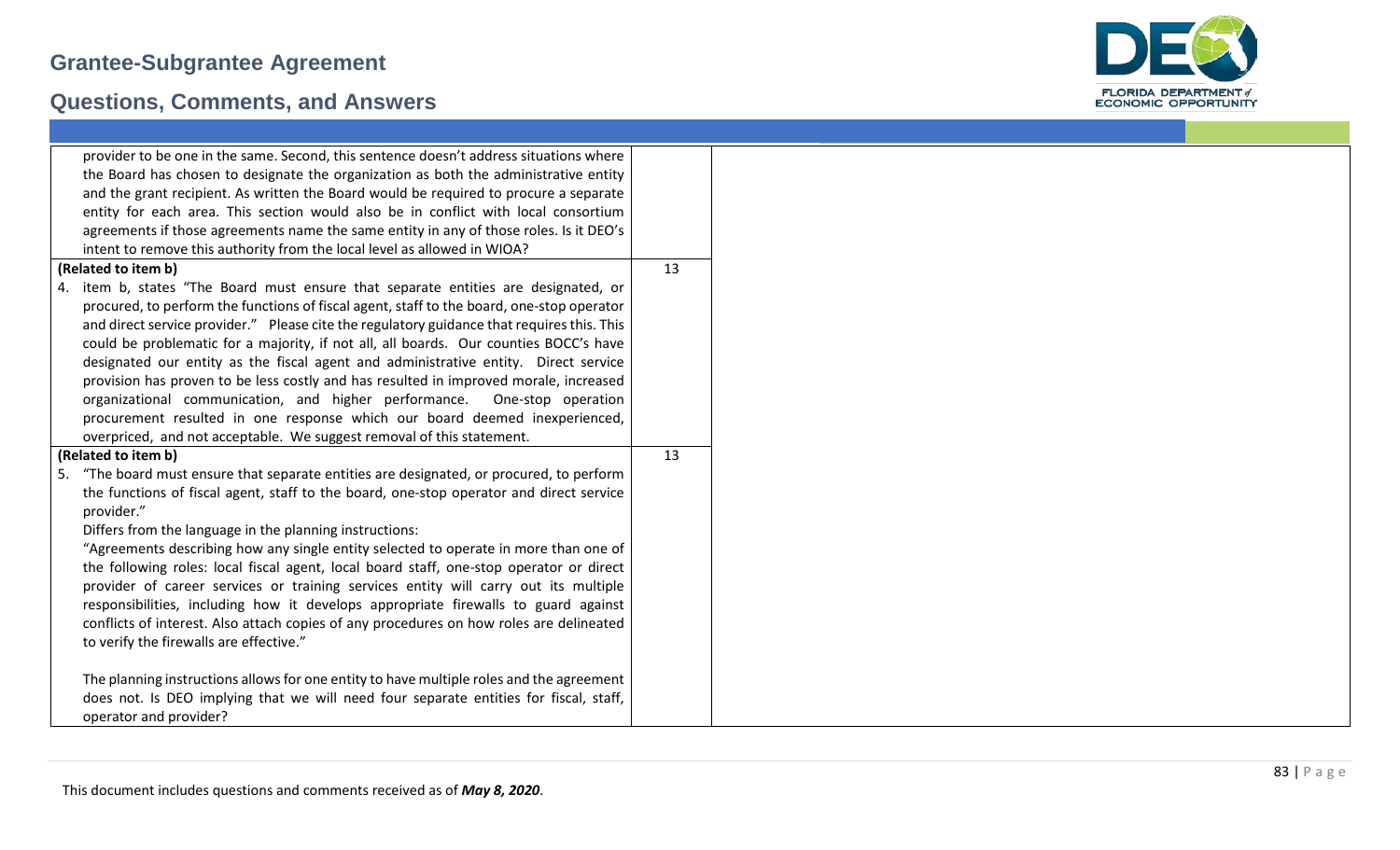| | | |
|---|---|---|
| provider to be one in the same. Second, this sentence doesn't address situations where the Board has chosen to designate the organization as both the administrative entity and the grant recipient. As written the Board would be required to procure a separate entity for each area. This section would also be in conflict with local consortium agreements if those agreements name the same entity in any of those roles. Is it DEO's intent to remove this authority from the local level as allowed in WIOA? | | |
| **(Related to item b)**<br>4. item b, states "The Board must ensure that separate entities are designated, or procured, to perform the functions of fiscal agent, staff to the board, one-stop operator and direct service provider." Please cite the regulatory guidance that requires this. This could be problematic for a majority, if not all, all boards. Our counties BOCC's have designated our entity as the fiscal agent and administrative entity. Direct service provision has proven to be less costly and has resulted in improved morale, increased organizational communication, and higher performance. One-stop operation procurement resulted in one response which our board deemed inexperienced, overpriced, and not acceptable. We suggest removal of this statement. | 13 | |
| **(Related to item b)**<br>5. "The board must ensure that separate entities are designated, or procured, to perform the functions of fiscal agent, staff to the board, one-stop operator and direct service provider."<br>Differs from the language in the planning instructions:<br>"Agreements describing how any single entity selected to operate in more than one of the following roles: local fiscal agent, local board staff, one-stop operator or direct provider of career services or training services entity will carry out its multiple responsibilities, including how it develops appropriate firewalls to guard against conflicts of interest. Also attach copies of any procedures on how roles are delineated to verify the firewalls are effective."<br><br>The planning instructions allows for one entity to have multiple roles and the agreement does not. Is DEO implying that we will need four separate entities for fiscal, staff, operator and provider? | 13 | |

This document includes questions and comments received as of *May 8, 2020*.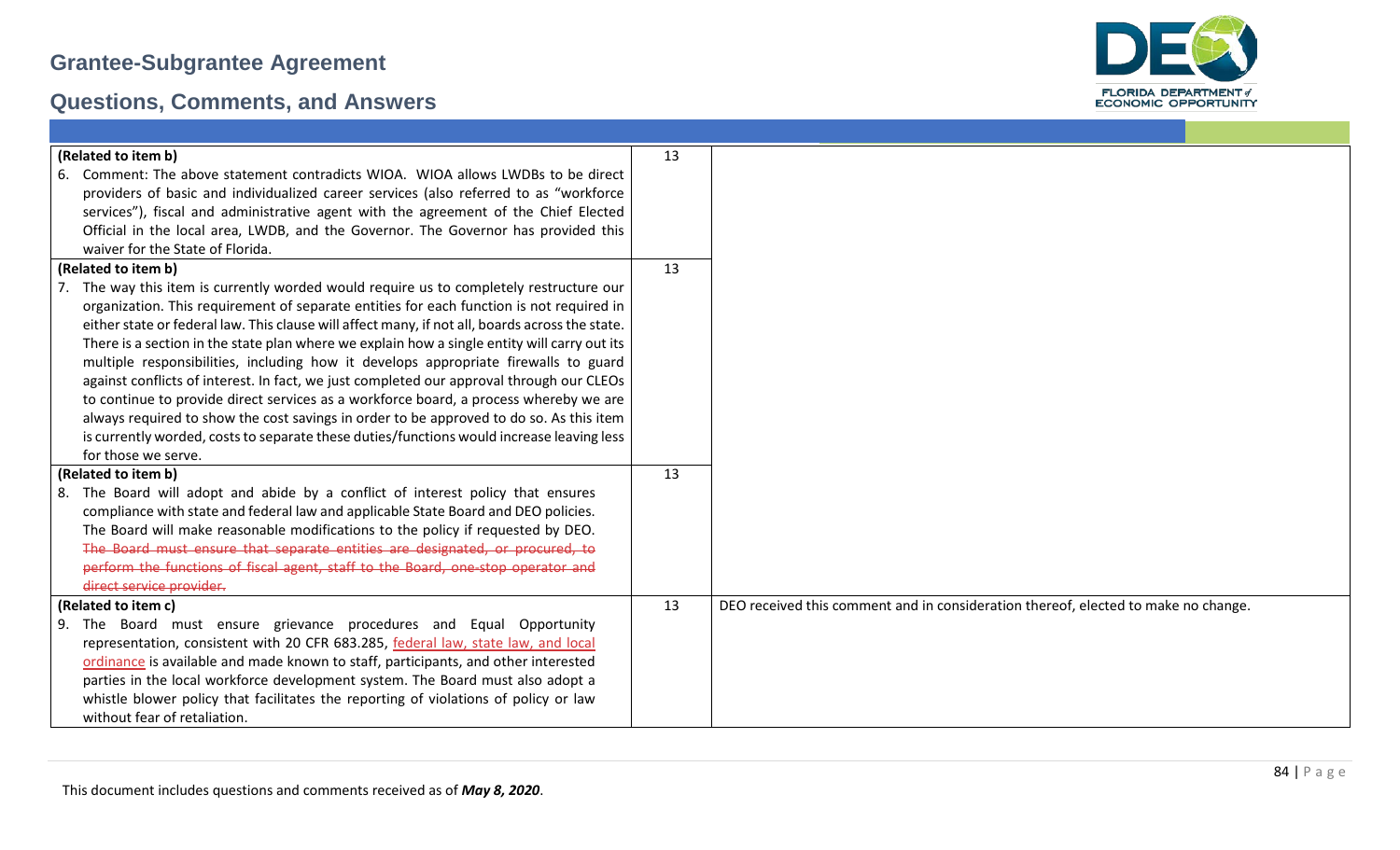| | | |
|---|---|---|
| **(Related to item b)**<br>6. Comment: The above statement contradicts WIOA. WIOA allows LWDBs to be direct providers of basic and individualized career services (also referred to as "workforce services"), fiscal and administrative agent with the agreement of the Chief Elected Official in the local area, LWDB, and the Governor. The Governor has provided this waiver for the State of Florida. | 13 | |
| **(Related to item b)**<br>7. The way this item is currently worded would require us to completely restructure our organization. This requirement of separate entities for each function is not required in either state or federal law. This clause will affect many, if not all, boards across the state. There is a section in the state plan where we explain how a single entity will carry out its multiple responsibilities, including how it develops appropriate firewalls to guard against conflicts of interest. In fact, we just completed our approval through our CLEOs to continue to provide direct services as a workforce board, a process whereby we are always required to show the cost savings in order to be approved to do so. As this item is currently worded, costs to separate these duties/functions would increase leaving less for those we serve. | 13 | |
| **(Related to item b)**<br>8. The Board will adopt and abide by a conflict of interest policy that ensures compliance with state and federal law and applicable State Board and DEO policies. The Board will make reasonable modifications to the policy if requested by DEO. ~~The Board must ensure that separate entities are designated, or procured, to perform the functions of fiscal agent, staff to the Board, one-stop operator and direct service provider.~~ | 13 | |
| **(Related to item c)**<br>9. The Board must ensure grievance procedures and Equal Opportunity representation, consistent with 20 CFR 683.285, federal law, state law, and local ordinance is available and made known to staff, participants, and other interested parties in the local workforce development system. The Board must also adopt a whistle blower policy that facilitates the reporting of violations of policy or law without fear of retaliation. | 13 | DEO received this comment and in consideration thereof, elected to make no change. |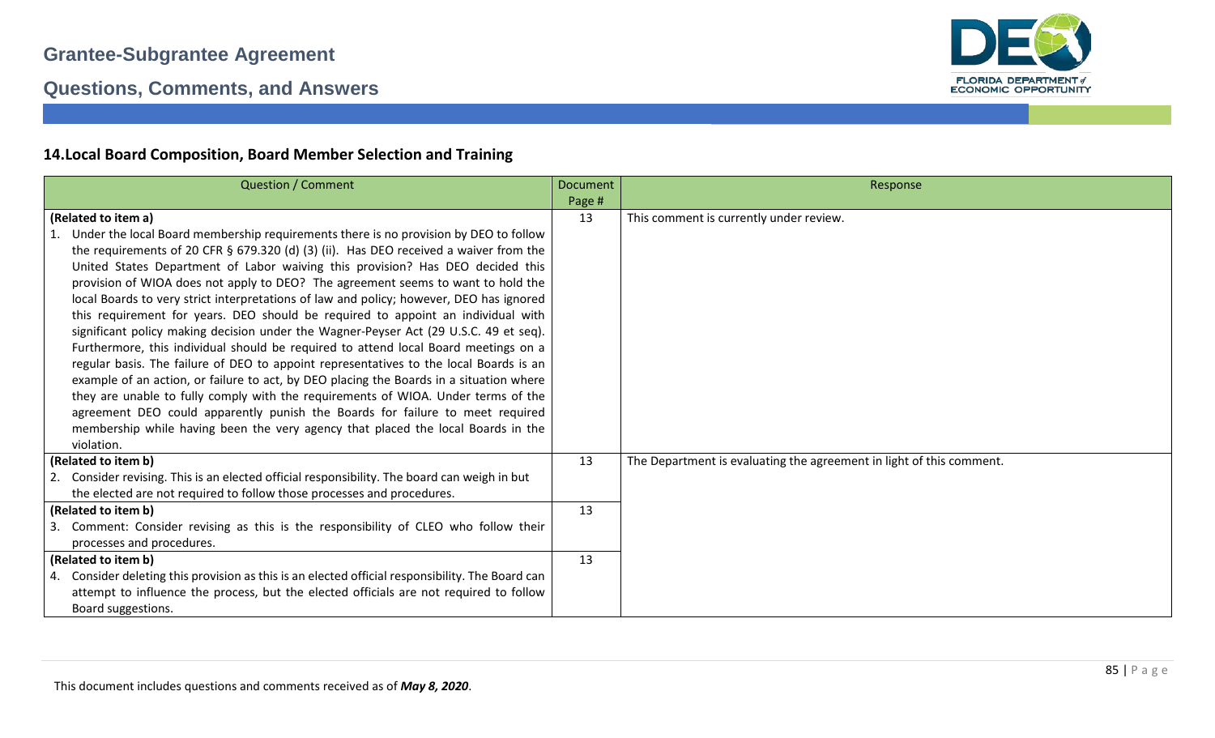## 14. Local Board Composition, Board Member Selection and Training

| Question / Comment | Document Page # | Response |
|---|---|---|
| **(Related to item a)**<br>1. Under the local Board membership requirements there is no provision by DEO to follow the requirements of 20 CFR § 679.320 (d) (3) (ii). Has DEO received a waiver from the United States Department of Labor waiving this provision? Has DEO decided this provision of WIOA does not apply to DEO? The agreement seems to want to hold the local Boards to very strict interpretations of law and policy; however, DEO has ignored this requirement for years. DEO should be required to appoint an individual with significant policy making decision under the Wagner-Peyser Act (29 U.S.C. 49 et seq). Furthermore, this individual should be required to attend local Board meetings on a regular basis. The failure of DEO to appoint representatives to the local Boards is an example of an action, or failure to act, by DEO placing the Boards in a situation where they are unable to fully comply with the requirements of WIOA. Under terms of the agreement DEO could apparently punish the Boards for failure to meet required membership while having been the very agency that placed the local Boards in the violation. | 13 | This comment is currently under review. |
| **(Related to item b)**<br>2. Consider revising. This is an elected official responsibility. The board can weigh in but the elected are not required to follow those processes and procedures. | 13 | The Department is evaluating the agreement in light of this comment. |
| **(Related to item b)**<br>3. Comment: Consider revising as this is the responsibility of CLEO who follow their processes and procedures. | 13 | |
| **(Related to item b)**<br>4. Consider deleting this provision as this is an elected official responsibility. The Board can attempt to influence the process, but the elected officials are not required to follow Board suggestions. | 13 | |

This document includes questions and comments received as of ***May 8, 2020***.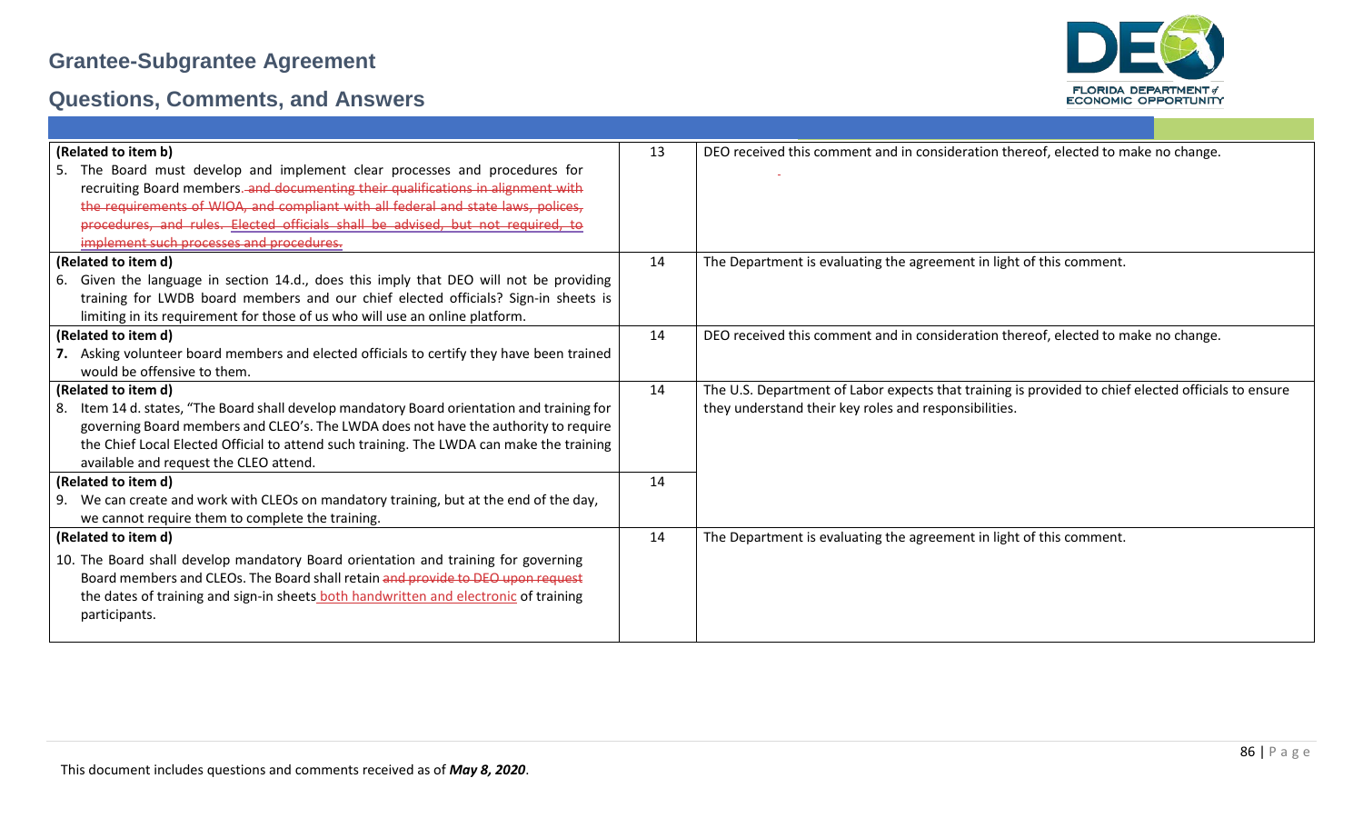# Grantee-Subgrantee Agreement

## Questions, Comments, and Answers

| | | |
|---|---|---|
| **(Related to item b)**<br>5. The Board must develop and implement clear processes and procedures for recruiting Board members. ~~and documenting their qualifications in alignment with the requirements of WIOA, and compliant with all federal and state laws, polices, procedures, and rules. Elected officials shall be advised, but not required, to implement such processes and procedures.~~ | 13 | DEO received this comment and in consideration thereof, elected to make no change. |
| **(Related to item d)**<br>6. Given the language in section 14.d., does this imply that DEO will not be providing training for LWDB board members and our chief elected officials? Sign-in sheets is limiting in its requirement for those of us who will use an online platform. | 14 | The Department is evaluating the agreement in light of this comment. |
| **(Related to item d)**<br>**7.** Asking volunteer board members and elected officials to certify they have been trained would be offensive to them. | 14 | DEO received this comment and in consideration thereof, elected to make no change. |
| **(Related to item d)**<br>8. Item 14 d. states, "The Board shall develop mandatory Board orientation and training for governing Board members and CLEO's. The LWDA does not have the authority to require the Chief Local Elected Official to attend such training. The LWDA can make the training available and request the CLEO attend. | 14 | The U.S. Department of Labor expects that training is provided to chief elected officials to ensure they understand their key roles and responsibilities. |
| **(Related to item d)**<br>9. We can create and work with CLEOs on mandatory training, but at the end of the day, we cannot require them to complete the training. | 14 | |
| **(Related to item d)**<br>10. The Board shall develop mandatory Board orientation and training for governing Board members and CLEOs. The Board shall retain ~~and provide to DEO upon request~~ the dates of training and sign-in sheets both handwritten and electronic of training participants. | 14 | The Department is evaluating the agreement in light of this comment. |

This document includes questions and comments received as of *May 8, 2020*.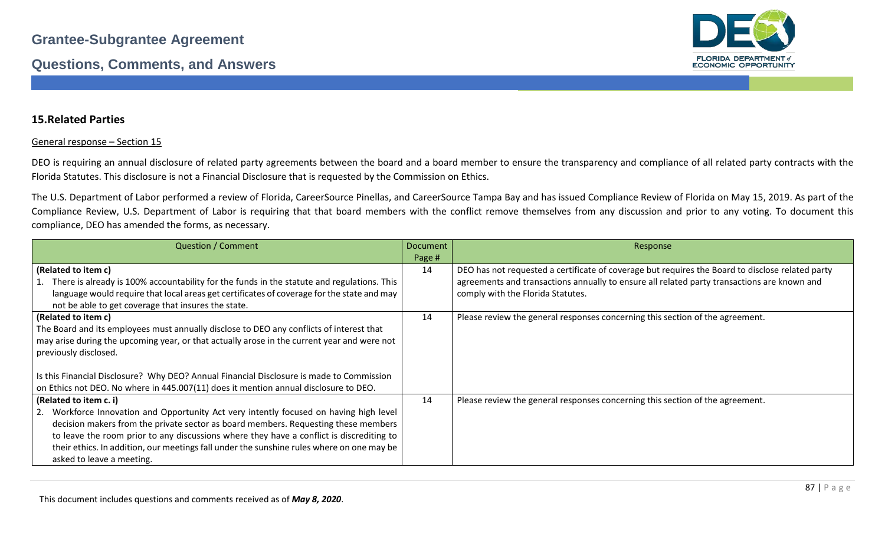## 15.Related Parties

General response – Section 15

DEO is requiring an annual disclosure of related party agreements between the board and a board member to ensure the transparency and compliance of all related party contracts with the Florida Statutes. This disclosure is not a Financial Disclosure that is requested by the Commission on Ethics.

The U.S. Department of Labor performed a review of Florida, CareerSource Pinellas, and CareerSource Tampa Bay and has issued Compliance Review of Florida on May 15, 2019. As part of the Compliance Review, U.S. Department of Labor is requiring that that board members with the conflict remove themselves from any discussion and prior to any voting. To document this compliance, DEO has amended the forms, as necessary.

| Question / Comment | Document Page # | Response |
|---|---|---|
| **(Related to item c)**<br>1. There is already is 100% accountability for the funds in the statute and regulations. This language would require that local areas get certificates of coverage for the state and may not be able to get coverage that insures the state. | 14 | DEO has not requested a certificate of coverage but requires the Board to disclose related party agreements and transactions annually to ensure all related party transactions are known and comply with the Florida Statutes. |
| **(Related to item c)**<br>The Board and its employees must annually disclose to DEO any conflicts of interest that may arise during the upcoming year, or that actually arose in the current year and were not previously disclosed.<br><br>Is this Financial Disclosure? Why DEO? Annual Financial Disclosure is made to Commission on Ethics not DEO. No where in 445.007(11) does it mention annual disclosure to DEO. | 14 | Please review the general responses concerning this section of the agreement. |
| **(Related to item c. i)**<br>2. Workforce Innovation and Opportunity Act very intently focused on having high level decision makers from the private sector as board members. Requesting these members to leave the room prior to any discussions where they have a conflict is discrediting to their ethics. In addition, our meetings fall under the sunshine rules where on one may be asked to leave a meeting. | 14 | Please review the general responses concerning this section of the agreement. |

This document includes questions and comments received as of ***May 8, 2020***.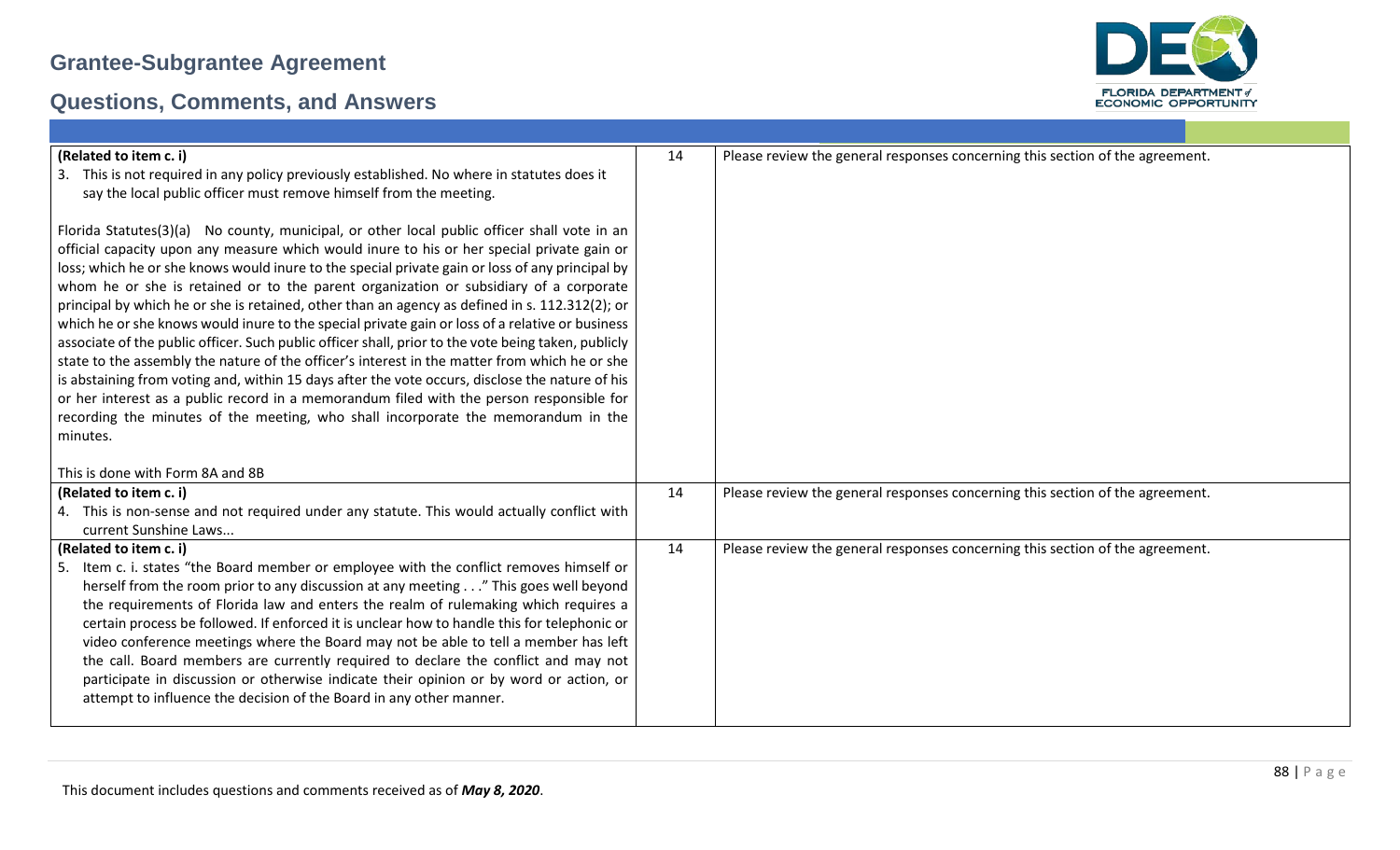| | | |
|---|---|---|
| **(Related to item c. i)**<br>3. This is not required in any policy previously established. No where in statutes does it say the local public officer must remove himself from the meeting.<br><br>Florida Statutes(3)(a) No county, municipal, or other local public officer shall vote in an official capacity upon any measure which would inure to his or her special private gain or loss; which he or she knows would inure to the special private gain or loss of any principal by whom he or she is retained or to the parent organization or subsidiary of a corporate principal by which he or she is retained, other than an agency as defined in s. 112.312(2); or which he or she knows would inure to the special private gain or loss of a relative or business associate of the public officer. Such public officer shall, prior to the vote being taken, publicly state to the assembly the nature of the officer's interest in the matter from which he or she is abstaining from voting and, within 15 days after the vote occurs, disclose the nature of his or her interest as a public record in a memorandum filed with the person responsible for recording the minutes of the meeting, who shall incorporate the memorandum in the minutes.<br><br>This is done with Form 8A and 8B | 14 | Please review the general responses concerning this section of the agreement. |
| **(Related to item c. i)**<br>4. This is non-sense and not required under any statute. This would actually conflict with current Sunshine Laws... | 14 | Please review the general responses concerning this section of the agreement. |
| **(Related to item c. i)**<br>5. Item c. i. states "the Board member or employee with the conflict removes himself or herself from the room prior to any discussion at any meeting . . ." This goes well beyond the requirements of Florida law and enters the realm of rulemaking which requires a certain process be followed. If enforced it is unclear how to handle this for telephonic or video conference meetings where the Board may not be able to tell a member has left the call. Board members are currently required to declare the conflict and may not participate in discussion or otherwise indicate their opinion or by word or action, or attempt to influence the decision of the Board in any other manner. | 14 | Please review the general responses concerning this section of the agreement. |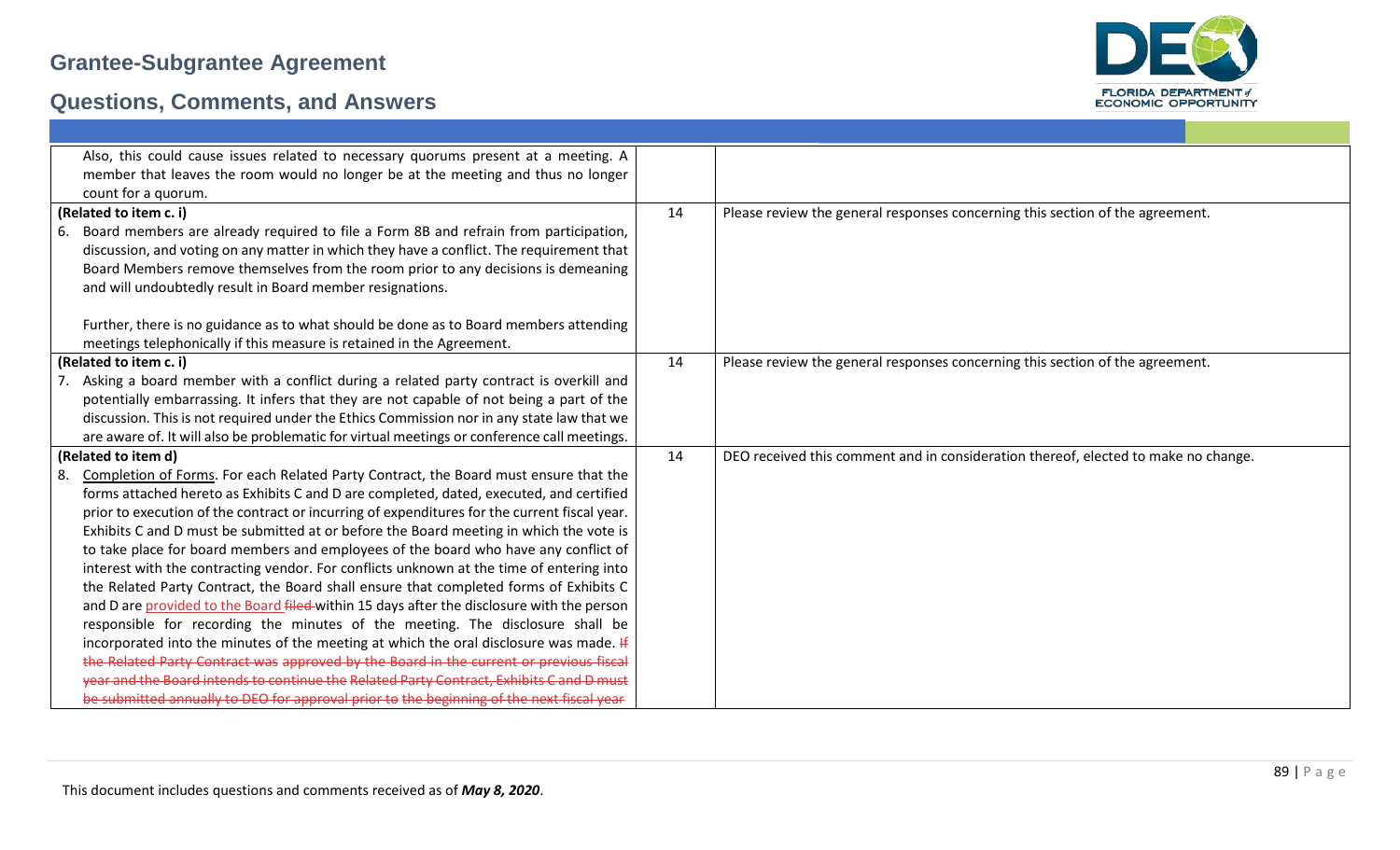| | | |
|---|---|---|
| Also, this could cause issues related to necessary quorums present at a meeting. A member that leaves the room would no longer be at the meeting and thus no longer count for a quorum. | | |
| **(Related to item c. i)**<br>6. Board members are already required to file a Form 8B and refrain from participation, discussion, and voting on any matter in which they have a conflict. The requirement that Board Members remove themselves from the room prior to any decisions is demeaning and will undoubtedly result in Board member resignations.<br><br>Further, there is no guidance as to what should be done as to Board members attending meetings telephonically if this measure is retained in the Agreement. | 14 | Please review the general responses concerning this section of the agreement. |
| **(Related to item c. i)**<br>7. Asking a board member with a conflict during a related party contract is overkill and potentially embarrassing. It infers that they are not capable of not being a part of the discussion. This is not required under the Ethics Commission nor in any state law that we are aware of. It will also be problematic for virtual meetings or conference call meetings. | 14 | Please review the general responses concerning this section of the agreement. |
| **(Related to item d)**<br>8. Completion of Forms. For each Related Party Contract, the Board must ensure that the forms attached hereto as Exhibits C and D are completed, dated, executed, and certified prior to execution of the contract or incurring of expenditures for the current fiscal year. Exhibits C and D must be submitted at or before the Board meeting in which the vote is to take place for board members and employees of the board who have any conflict of interest with the contracting vendor. For conflicts unknown at the time of entering into the Related Party Contract, the Board shall ensure that completed forms of Exhibits C and D are provided to the Board ~~filed~~ within 15 days after the disclosure with the person responsible for recording the minutes of the meeting. The disclosure shall be incorporated into the minutes of the meeting at which the oral disclosure was made. ~~If the Related Party Contract was approved by the Board in the current or previous fiscal year and the Board intends to continue the Related Party Contract, Exhibits C and D must be submitted annually to DEO for approval prior to the beginning of the next fiscal year~~ | 14 | DEO received this comment and in consideration thereof, elected to make no change. |

This document includes questions and comments received as of ***May 8, 2020***.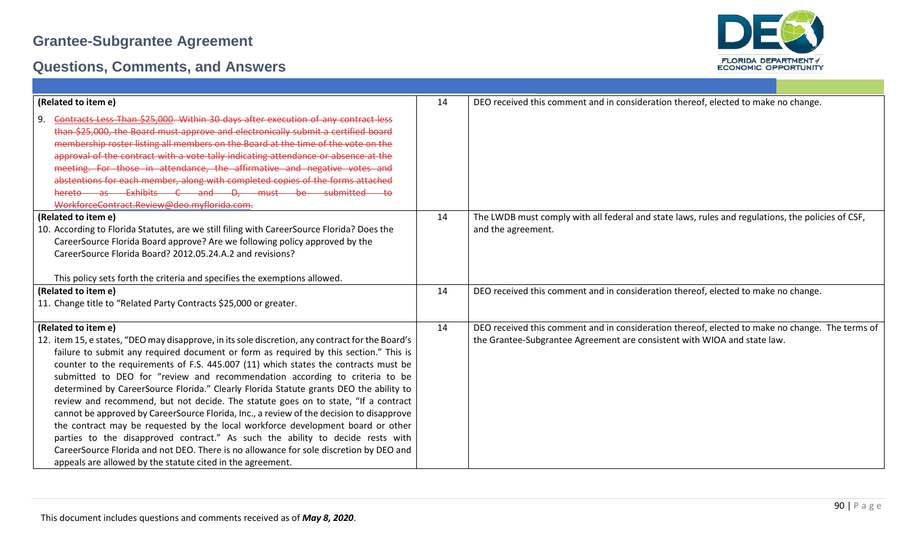| (Related to item e) | 14 | DEO received this comment and in consideration thereof, elected to make no change. |
|---|---|---|
| 9. ~~Contracts Less Than $25,000. Within 30 days after execution of any contract less than $25,000, the Board must approve and electronically submit a certified board membership roster listing all members on the Board at the time of the vote on the approval of the contract with a vote tally indicating attendance or absence at the meeting. For those in attendance, the affirmative and negative votes and abstentions for each member, along with completed copies of the forms attached hereto as Exhibits C and D, must be submitted to WorkforceContract.Review@deo.myflorida.com.~~ | | |
| **(Related to item e)**<br>10. According to Florida Statutes, are we still filing with CareerSource Florida? Does the CareerSource Florida Board approve? Are we following policy approved by the CareerSource Florida Board? 2012.05.24.A.2 and revisions?<br><br>This policy sets forth the criteria and specifies the exemptions allowed. | 14 | The LWDB must comply with all federal and state laws, rules and regulations, the policies of CSF, and the agreement. |
| **(Related to item e)**<br>11. Change title to "Related Party Contracts $25,000 or greater. | 14 | DEO received this comment and in consideration thereof, elected to make no change. |
| **(Related to item e)**<br>12. item 15, e states, "DEO may disapprove, in its sole discretion, any contract for the Board's failure to submit any required document or form as required by this section." This is counter to the requirements of F.S. 445.007 (11) which states the contracts must be submitted to DEO for "review and recommendation according to criteria to be determined by CareerSource Florida." Clearly Florida Statute grants DEO the ability to review and recommend, but not decide. The statute goes on to state, "If a contract cannot be approved by CareerSource Florida, Inc., a review of the decision to disapprove the contract may be requested by the local workforce development board or other parties to the disapproved contract." As such the ability to decide rests with CareerSource Florida and not DEO. There is no allowance for sole discretion by DEO and appeals are allowed by the statute cited in the agreement. | 14 | DEO received this comment and in consideration thereof, elected to make no change. The terms of the Grantee-Subgrantee Agreement are consistent with WIOA and state law. |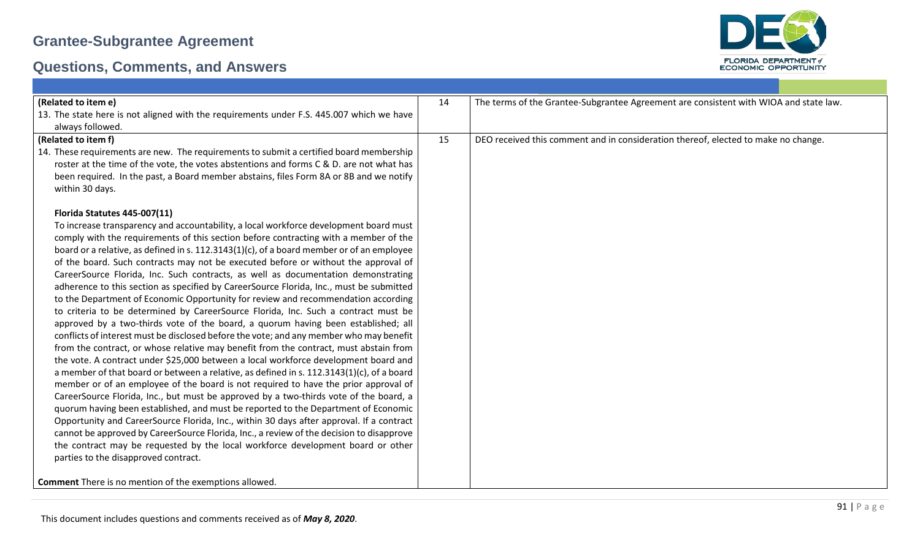| | | |
|---|---|---|
| **(Related to item e)**<br>13. The state here is not aligned with the requirements under F.S. 445.007 which we have always followed. | 14 | The terms of the Grantee-Subgrantee Agreement are consistent with WIOA and state law. |
| **(Related to item f)**<br>14. These requirements are new. The requirements to submit a certified board membership roster at the time of the vote, the votes abstentions and forms C & D. are not what has been required. In the past, a Board member abstains, files Form 8A or 8B and we notify within 30 days.<br><br>**Florida Statutes 445-007(11)**<br>To increase transparency and accountability, a local workforce development board must comply with the requirements of this section before contracting with a member of the board or a relative, as defined in s. 112.3143(1)(c), of a board member or of an employee of the board. Such contracts may not be executed before or without the approval of CareerSource Florida, Inc. Such contracts, as well as documentation demonstrating adherence to this section as specified by CareerSource Florida, Inc., must be submitted to the Department of Economic Opportunity for review and recommendation according to criteria to be determined by CareerSource Florida, Inc. Such a contract must be approved by a two-thirds vote of the board, a quorum having been established; all conflicts of interest must be disclosed before the vote; and any member who may benefit from the contract, or whose relative may benefit from the contract, must abstain from the vote. A contract under $25,000 between a local workforce development board and a member of that board or between a relative, as defined in s. 112.3143(1)(c), of a board member or of an employee of the board is not required to have the prior approval of CareerSource Florida, Inc., but must be approved by a two-thirds vote of the board, a quorum having been established, and must be reported to the Department of Economic Opportunity and CareerSource Florida, Inc., within 30 days after approval. If a contract cannot be approved by CareerSource Florida, Inc., a review of the decision to disapprove the contract may be requested by the local workforce development board or other parties to the disapproved contract.<br><br>**Comment** There is no mention of the exemptions allowed. | 15 | DEO received this comment and in consideration thereof, elected to make no change. |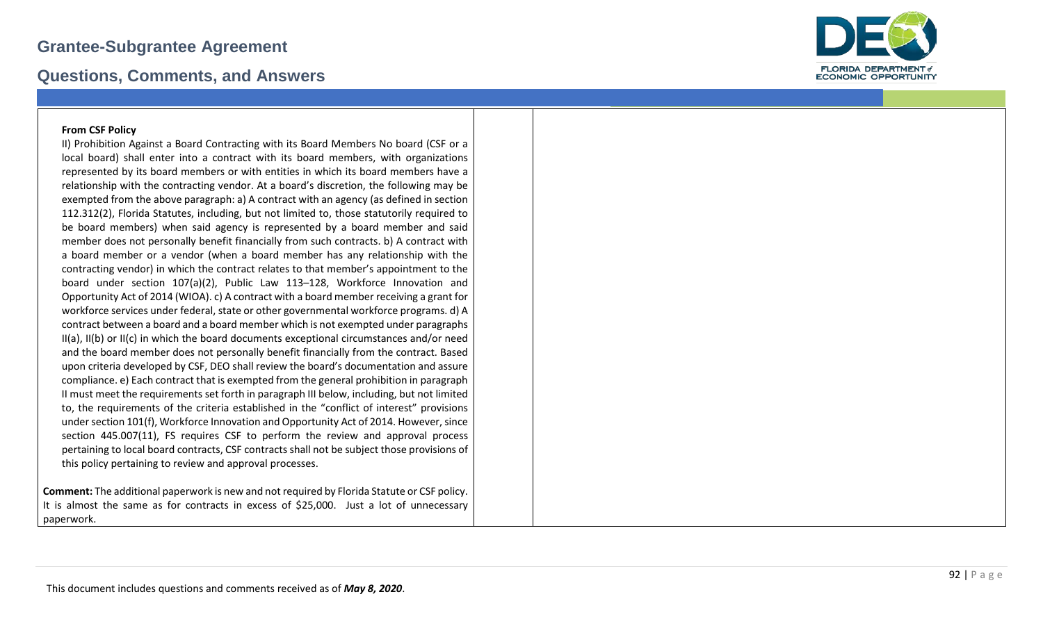| | | |
|---|---|---|
| **From CSF Policy**<br>II) Prohibition Against a Board Contracting with its Board Members No board (CSF or a local board) shall enter into a contract with its board members, with organizations represented by its board members or with entities in which its board members have a relationship with the contracting vendor. At a board's discretion, the following may be exempted from the above paragraph: a) A contract with an agency (as defined in section 112.312(2), Florida Statutes, including, but not limited to, those statutorily required to be board members) when said agency is represented by a board member and said member does not personally benefit financially from such contracts. b) A contract with a board member or a vendor (when a board member has any relationship with the contracting vendor) in which the contract relates to that member's appointment to the board under section 107(a)(2), Public Law 113–128, Workforce Innovation and Opportunity Act of 2014 (WIOA). c) A contract with a board member receiving a grant for workforce services under federal, state or other governmental workforce programs. d) A contract between a board and a board member which is not exempted under paragraphs II(a), II(b) or II(c) in which the board documents exceptional circumstances and/or need and the board member does not personally benefit financially from the contract. Based upon criteria developed by CSF, DEO shall review the board's documentation and assure compliance. e) Each contract that is exempted from the general prohibition in paragraph II must meet the requirements set forth in paragraph III below, including, but not limited to, the requirements of the criteria established in the "conflict of interest" provisions under section 101(f), Workforce Innovation and Opportunity Act of 2014. However, since section 445.007(11), FS requires CSF to perform the review and approval process pertaining to local board contracts, CSF contracts shall not be subject those provisions of this policy pertaining to review and approval processes.<br><br>**Comment:** The additional paperwork is new and not required by Florida Statute or CSF policy. It is almost the same as for contracts in excess of $25,000. Just a lot of unnecessary paperwork. | | |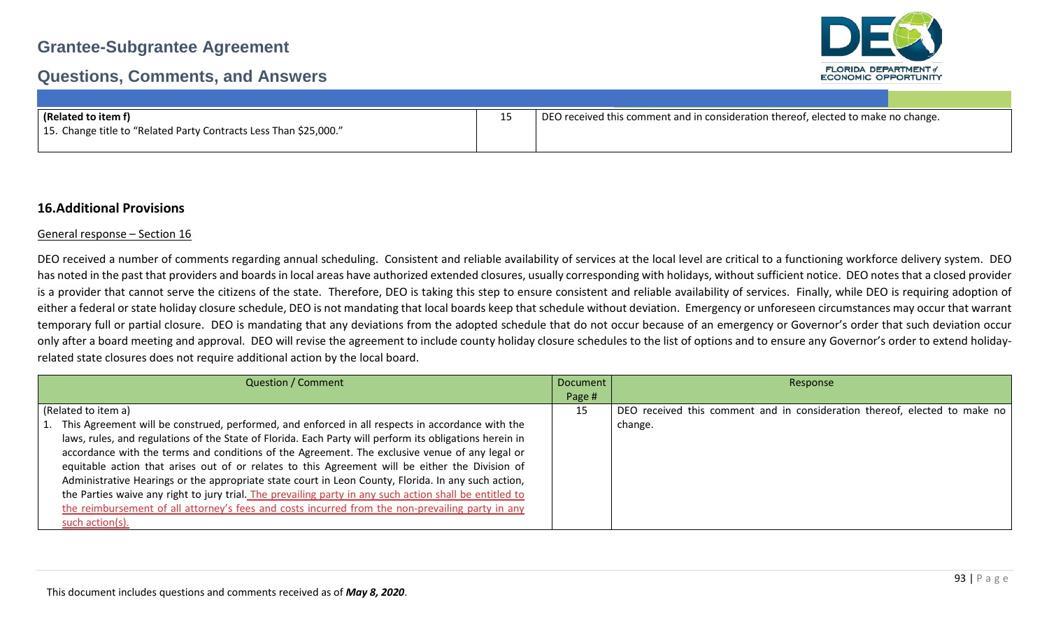| | | |
|---|---|---|
| **(Related to item f)**<br>15. Change title to "Related Party Contracts Less Than $25,000." | 15 | DEO received this comment and in consideration thereof, elected to make no change. |

## 16.Additional Provisions

General response – Section 16

DEO received a number of comments regarding annual scheduling. Consistent and reliable availability of services at the local level are critical to a functioning workforce delivery system. DEO has noted in the past that providers and boards in local areas have authorized extended closures, usually corresponding with holidays, without sufficient notice. DEO notes that a closed provider is a provider that cannot serve the citizens of the state. Therefore, DEO is taking this step to ensure consistent and reliable availability of services. Finally, while DEO is requiring adoption of either a federal or state holiday closure schedule, DEO is not mandating that local boards keep that schedule without deviation. Emergency or unforeseen circumstances may occur that warrant temporary full or partial closure. DEO is mandating that any deviations from the adopted schedule that do not occur because of an emergency or Governor's order that such deviation occur only after a board meeting and approval. DEO will revise the agreement to include county holiday closure schedules to the list of options and to ensure any Governor's order to extend holiday-related state closures does not require additional action by the local board.

| Question / Comment | Document Page # | Response |
|---|---|---|
| (Related to item a)<br>1. This Agreement will be construed, performed, and enforced in all respects in accordance with the laws, rules, and regulations of the State of Florida. Each Party will perform its obligations herein in accordance with the terms and conditions of the Agreement. The exclusive venue of any legal or equitable action that arises out of or relates to this Agreement will be either the Division of Administrative Hearings or the appropriate state court in Leon County, Florida. In any such action, the Parties waive any right to jury trial. The prevailing party in any such action shall be entitled to the reimbursement of all attorney's fees and costs incurred from the non-prevailing party in any such action(s). | 15 | DEO received this comment and in consideration thereof, elected to make no change. |

This document includes questions and comments received as of ***May 8, 2020***.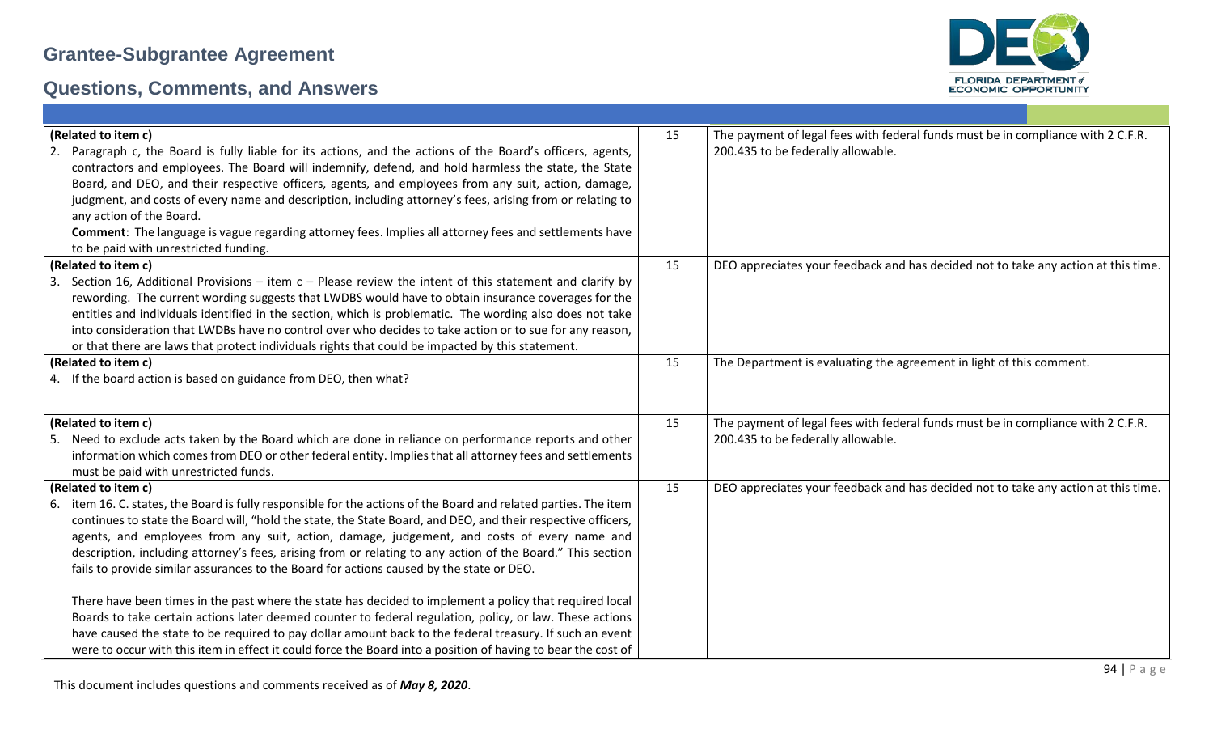# Grantee-Subgrantee Agreement

## Questions, Comments, and Answers

| | | |
|---|---|---|
| **(Related to item c)**<br>2. Paragraph c, the Board is fully liable for its actions, and the actions of the Board's officers, agents, contractors and employees. The Board will indemnify, defend, and hold harmless the state, the State Board, and DEO, and their respective officers, agents, and employees from any suit, action, damage, judgment, and costs of every name and description, including attorney's fees, arising from or relating to any action of the Board.<br>**Comment**: The language is vague regarding attorney fees. Implies all attorney fees and settlements have to be paid with unrestricted funding. | 15 | The payment of legal fees with federal funds must be in compliance with 2 C.F.R. 200.435 to be federally allowable. |
| **(Related to item c)**<br>3. Section 16, Additional Provisions – item c – Please review the intent of this statement and clarify by rewording. The current wording suggests that LWDBS would have to obtain insurance coverages for the entities and individuals identified in the section, which is problematic. The wording also does not take into consideration that LWDBs have no control over who decides to take action or to sue for any reason, or that there are laws that protect individuals rights that could be impacted by this statement. | 15 | DEO appreciates your feedback and has decided not to take any action at this time. |
| **(Related to item c)**<br>4. If the board action is based on guidance from DEO, then what? | 15 | The Department is evaluating the agreement in light of this comment. |
| **(Related to item c)**<br>5. Need to exclude acts taken by the Board which are done in reliance on performance reports and other information which comes from DEO or other federal entity. Implies that all attorney fees and settlements must be paid with unrestricted funds. | 15 | The payment of legal fees with federal funds must be in compliance with 2 C.F.R. 200.435 to be federally allowable. |
| **(Related to item c)**<br>6. item 16. C. states, the Board is fully responsible for the actions of the Board and related parties. The item continues to state the Board will, "hold the state, the State Board, and DEO, and their respective officers, agents, and employees from any suit, action, damage, judgement, and costs of every name and description, including attorney's fees, arising from or relating to any action of the Board." This section fails to provide similar assurances to the Board for actions caused by the state or DEO.<br><br>There have been times in the past where the state has decided to implement a policy that required local Boards to take certain actions later deemed counter to federal regulation, policy, or law. These actions have caused the state to be required to pay dollar amount back to the federal treasury. If such an event were to occur with this item in effect it could force the Board into a position of having to bear the cost of | 15 | DEO appreciates your feedback and has decided not to take any action at this time. |

This document includes questions and comments received as of ***May 8, 2020***.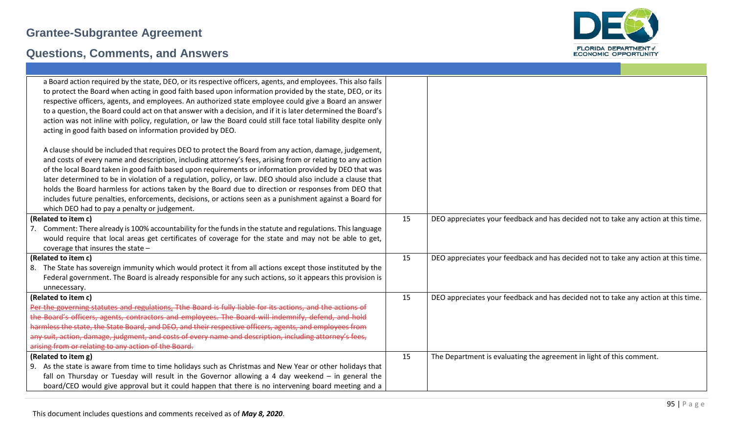# Grantee-Subgrantee Agreement

## Questions, Comments, and Answers

| | | |
|---|---|---|
| a Board action required by the state, DEO, or its respective officers, agents, and employees. This also fails to protect the Board when acting in good faith based upon information provided by the state, DEO, or its respective officers, agents, and employees. An authorized state employee could give a Board an answer to a question, the Board could act on that answer with a decision, and if it is later determined the Board's action was not inline with policy, regulation, or law the Board could still face total liability despite only acting in good faith based on information provided by DEO.<br><br>A clause should be included that requires DEO to protect the Board from any action, damage, judgement, and costs of every name and description, including attorney's fees, arising from or relating to any action of the local Board taken in good faith based upon requirements or information provided by DEO that was later determined to be in violation of a regulation, policy, or law. DEO should also include a clause that holds the Board harmless for actions taken by the Board due to direction or responses from DEO that includes future penalties, enforcements, decisions, or actions seen as a punishment against a Board for which DEO had to pay a penalty or judgement. | | |
| **(Related to item c)**<br>7. Comment: There already is 100% accountability for the funds in the statute and regulations. This language would require that local areas get certificates of coverage for the state and may not be able to get, coverage that insures the state – | 15 | DEO appreciates your feedback and has decided not to take any action at this time. |
| **(Related to item c)**<br>8. The State has sovereign immunity which would protect it from all actions except those instituted by the Federal government. The Board is already responsible for any such actions, so it appears this provision is unnecessary. | 15 | DEO appreciates your feedback and has decided not to take any action at this time. |
| **(Related to item c)**<br>~~Per the governing statutes and regulations, Tthe Board is fully liable for its actions, and the actions of the Board's officers, agents, contractors and employees. The Board will indemnify, defend, and hold harmless the state, the State Board, and DEO, and their respective officers, agents, and employees from any suit, action, damage, judgment, and costs of every name and description, including attorney's fees, arising from or relating to any action of the Board.~~ | 15 | DEO appreciates your feedback and has decided not to take any action at this time. |
| **(Related to item g)**<br>9. As the state is aware from time to time holidays such as Christmas and New Year or other holidays that fall on Thursday or Tuesday will result in the Governor allowing a 4 day weekend – in general the board/CEO would give approval but it could happen that there is no intervening board meeting and a | 15 | The Department is evaluating the agreement in light of this comment. |

This document includes questions and comments received as of ***May 8, 2020***.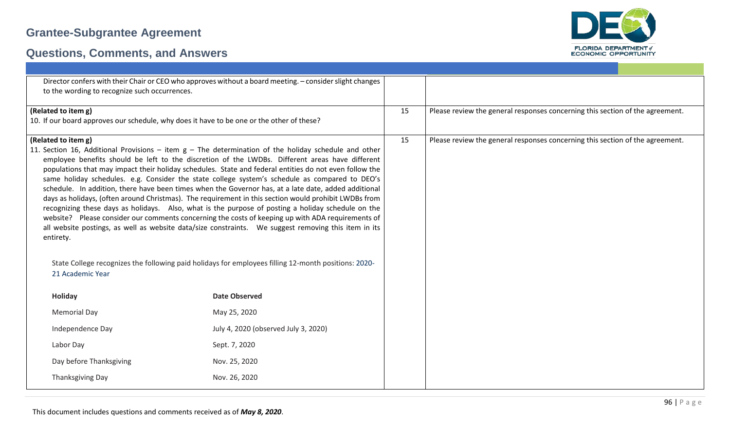| | | |
|---|---|---|
| Director confers with their Chair or CEO who approves without a board meeting. – consider slight changes to the wording to recognize such occurrences. | | |
| **(Related to item g)**<br>10. If our board approves our schedule, why does it have to be one or the other of these? | 15 | Please review the general responses concerning this section of the agreement. |
| **(Related to item g)**<br>11. Section 16, Additional Provisions – item g – The determination of the holiday schedule and other employee benefits should be left to the discretion of the LWDBs. Different areas have different populations that may impact their holiday schedules. State and federal entities do not even follow the same holiday schedules. e.g. Consider the state college system's schedule as compared to DEO's schedule. In addition, there have been times when the Governor has, at a late date, added additional days as holidays, (often around Christmas). The requirement in this section would prohibit LWDBs from recognizing these days as holidays. Also, what is the purpose of posting a holiday schedule on the website? Please consider our comments concerning the costs of keeping up with ADA requirements of all website postings, as well as website data/size constraints. We suggest removing this item in its entirety.<br><br>State College recognizes the following paid holidays for employees filling 12-month positions: 2020-21 Academic Year<br><br>**Holiday** — **Date Observed**<br>Memorial Day — May 25, 2020<br>Independence Day — July 4, 2020 (observed July 3, 2020)<br>Labor Day — Sept. 7, 2020<br>Day before Thanksgiving — Nov. 25, 2020<br>Thanksgiving Day — Nov. 26, 2020 | 15 | Please review the general responses concerning this section of the agreement. |

This document includes questions and comments received as of ***May 8, 2020***.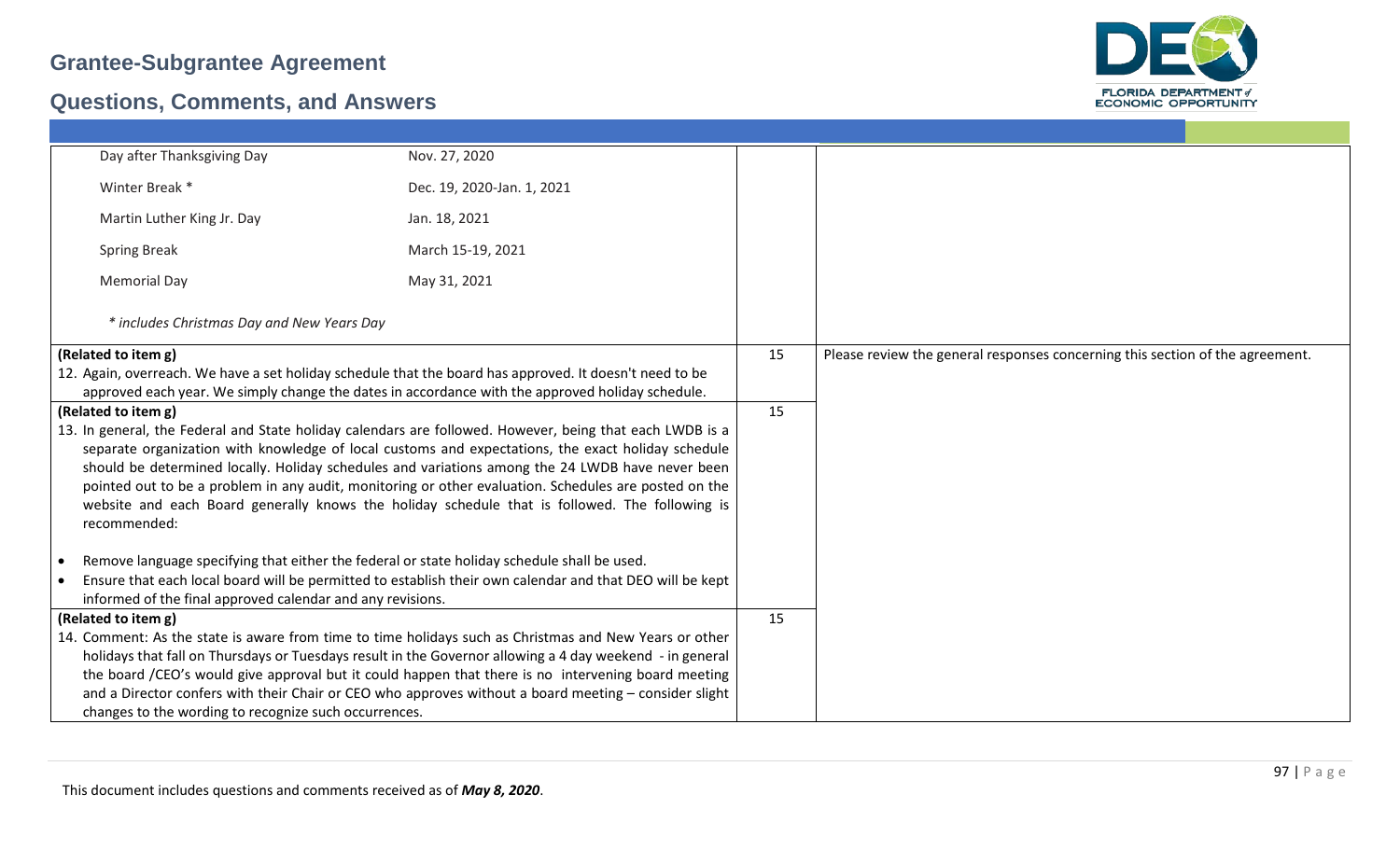# Grantee-Subgrantee Agreement

## Questions, Comments, and Answers

| | | |
|---|---|---|
| Day after Thanksgiving Day — Nov. 27, 2020<br>Winter Break * — Dec. 19, 2020-Jan. 1, 2021<br>Martin Luther King Jr. Day — Jan. 18, 2021<br>Spring Break — March 15-19, 2021<br>Memorial Day — May 31, 2021<br>*\* includes Christmas Day and New Years Day* | | |
| **(Related to item g)**<br>12. Again, overreach. We have a set holiday schedule that the board has approved. It doesn't need to be approved each year. We simply change the dates in accordance with the approved holiday schedule. | 15 | Please review the general responses concerning this section of the agreement. |
| **(Related to item g)**<br>13. In general, the Federal and State holiday calendars are followed. However, being that each LWDB is a separate organization with knowledge of local customs and expectations, the exact holiday schedule should be determined locally. Holiday schedules and variations among the 24 LWDB have never been pointed out to be a problem in any audit, monitoring or other evaluation. Schedules are posted on the website and each Board generally knows the holiday schedule that is followed. The following is recommended:<br>• Remove language specifying that either the federal or state holiday schedule shall be used.<br>• Ensure that each local board will be permitted to establish their own calendar and that DEO will be kept informed of the final approved calendar and any revisions. | 15 | |
| **(Related to item g)**<br>14. Comment: As the state is aware from time to time holidays such as Christmas and New Years or other holidays that fall on Thursdays or Tuesdays result in the Governor allowing a 4 day weekend - in general the board /CEO's would give approval but it could happen that there is no intervening board meeting and a Director confers with their Chair or CEO who approves without a board meeting – consider slight changes to the wording to recognize such occurrences. | 15 | |

This document includes questions and comments received as of *May 8, 2020*.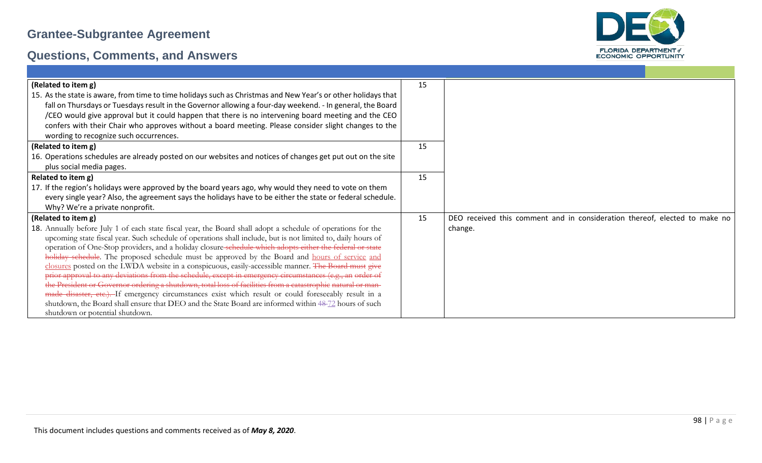| | | |
|---|---|---|
| **(Related to item g)**<br>15. As the state is aware, from time to time holidays such as Christmas and New Year's or other holidays that fall on Thursdays or Tuesdays result in the Governor allowing a four-day weekend. - In general, the Board /CEO would give approval but it could happen that there is no intervening board meeting and the CEO confers with their Chair who approves without a board meeting. Please consider slight changes to the wording to recognize such occurrences. | 15 | |
| **(Related to item g)**<br>16. Operations schedules are already posted on our websites and notices of changes get put out on the site plus social media pages. | 15 | |
| **Related to item g)**<br>17. If the region's holidays were approved by the board years ago, why would they need to vote on them every single year? Also, the agreement says the holidays have to be either the state or federal schedule. Why? We're a private nonprofit. | 15 | |
| **(Related to item g)**<br>18. Annually before July 1 of each state fiscal year, the Board shall adopt a schedule of operations for the upcoming state fiscal year. Such schedule of operations shall include, but is not limited to, daily hours of operation of One-Stop providers, and a holiday closure ~~schedule which adopts either the federal or state holiday schedule~~. The proposed schedule must be approved by the Board and hours of service and closures posted on the LWDA website in a conspicuous, easily-accessible manner. ~~The Board must give prior approval to any deviations from the schedule, except in emergency circumstances (e.g., an order of the President or Governor ordering a shutdown, total loss of facilities from a catastrophic natural or man-made disaster, etc.).~~ If emergency circumstances exist which result or could foreseeably result in a shutdown, the Board shall ensure that DEO and the State Board are informed within ~~48~~ 72 hours of such shutdown or potential shutdown. | 15 | DEO received this comment and in consideration thereof, elected to make no change. |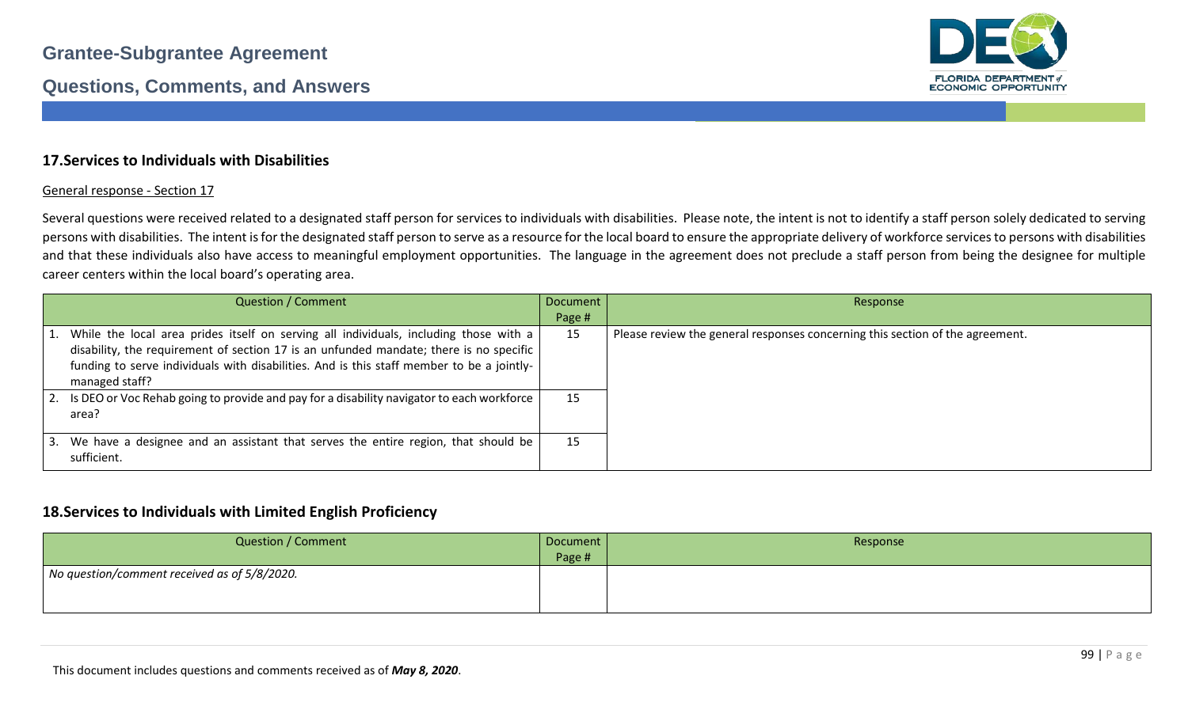## 17. Services to Individuals with Disabilities

General response - Section 17

Several questions were received related to a designated staff person for services to individuals with disabilities. Please note, the intent is not to identify a staff person solely dedicated to serving persons with disabilities. The intent is for the designated staff person to serve as a resource for the local board to ensure the appropriate delivery of workforce services to persons with disabilities and that these individuals also have access to meaningful employment opportunities. The language in the agreement does not preclude a staff person from being the designee for multiple career centers within the local board's operating area.

| Question / Comment | Document Page # | Response |
|---|---|---|
| 1. While the local area prides itself on serving all individuals, including those with a disability, the requirement of section 17 is an unfunded mandate; there is no specific funding to serve individuals with disabilities. And is this staff member to be a jointly-managed staff? | 15 | Please review the general responses concerning this section of the agreement. |
| 2. Is DEO or Voc Rehab going to provide and pay for a disability navigator to each workforce area? | 15 | |
| 3. We have a designee and an assistant that serves the entire region, that should be sufficient. | 15 | |

## 18. Services to Individuals with Limited English Proficiency

| Question / Comment | Document Page # | Response |
|---|---|---|
| *No question/comment received as of 5/8/2020.* | | |

This document includes questions and comments received as of ***May 8, 2020***.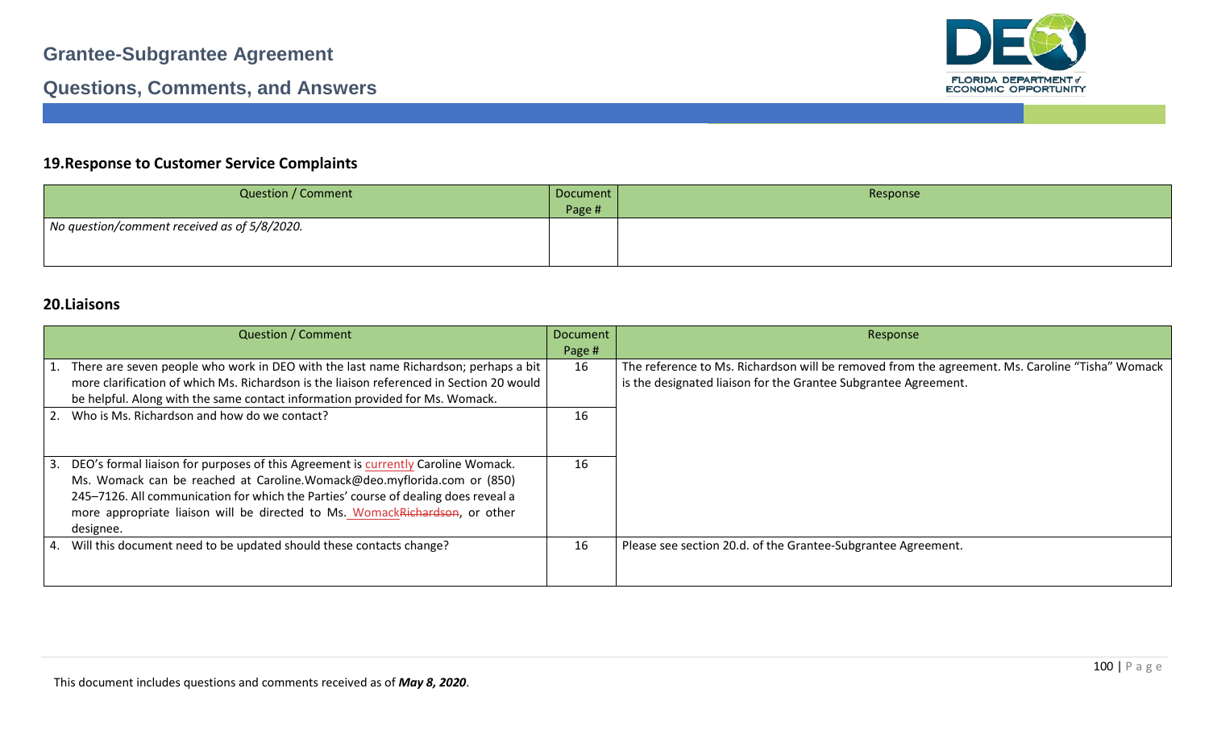## 19.Response to Customer Service Complaints

| Question / Comment | Document Page # | Response |
|---|---|---|
| *No question/comment received as of 5/8/2020.* | | |

## 20.Liaisons

| Question / Comment | Document Page # | Response |
|---|---|---|
| 1. There are seven people who work in DEO with the last name Richardson; perhaps a bit more clarification of which Ms. Richardson is the liaison referenced in Section 20 would be helpful. Along with the same contact information provided for Ms. Womack. | 16 | The reference to Ms. Richardson will be removed from the agreement. Ms. Caroline "Tisha" Womack is the designated liaison for the Grantee Subgrantee Agreement. |
| 2. Who is Ms. Richardson and how do we contact? | 16 | |
| 3. DEO's formal liaison for purposes of this Agreement is currently Caroline Womack. Ms. Womack can be reached at Caroline.Womack@deo.myflorida.com or (850) 245–7126. All communication for which the Parties' course of dealing does reveal a more appropriate liaison will be directed to Ms. Womack~~Richardson~~, or other designee. | 16 | |
| 4. Will this document need to be updated should these contacts change? | 16 | Please see section 20.d. of the Grantee-Subgrantee Agreement. |

This document includes questions and comments received as of ***May 8, 2020***.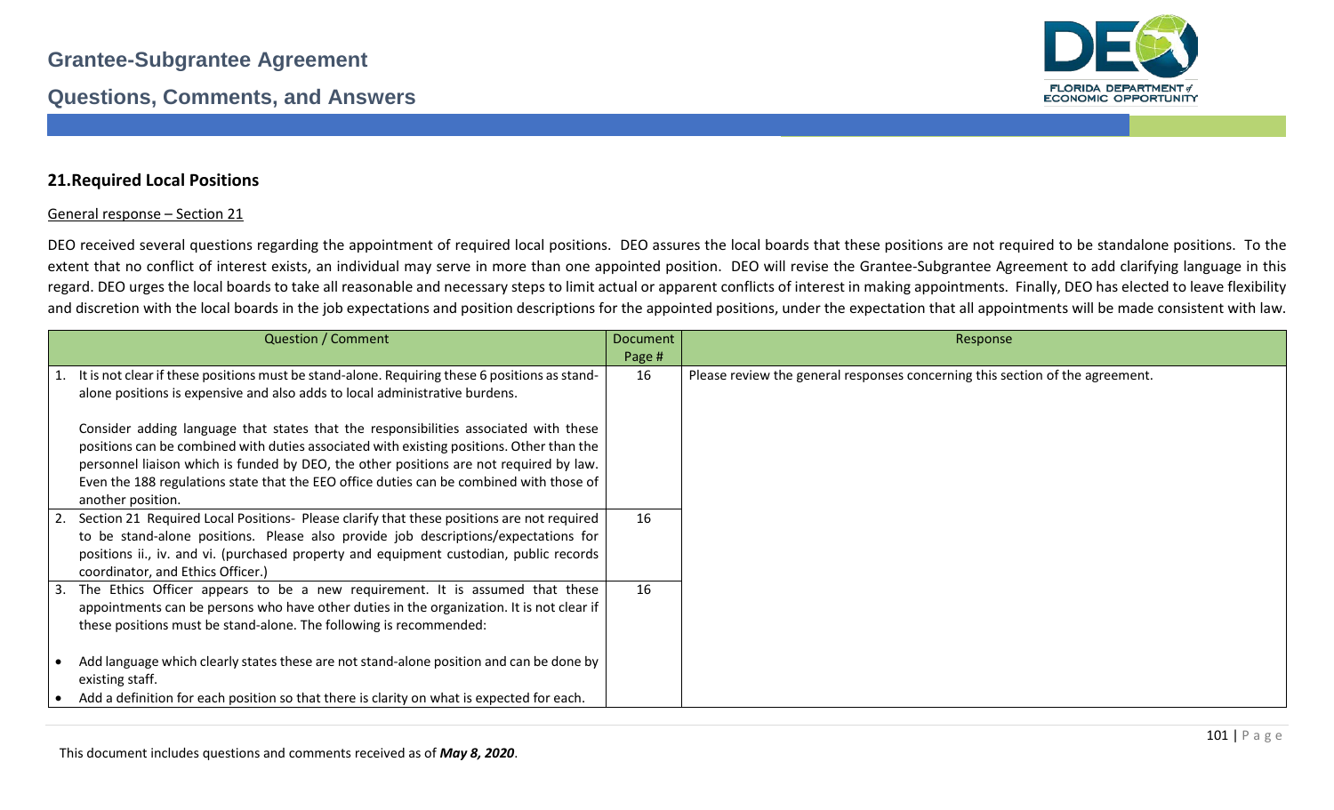## 21.Required Local Positions

General response – Section 21

DEO received several questions regarding the appointment of required local positions. DEO assures the local boards that these positions are not required to be standalone positions. To the extent that no conflict of interest exists, an individual may serve in more than one appointed position. DEO will revise the Grantee-Subgrantee Agreement to add clarifying language in this regard. DEO urges the local boards to take all reasonable and necessary steps to limit actual or apparent conflicts of interest in making appointments. Finally, DEO has elected to leave flexibility and discretion with the local boards in the job expectations and position descriptions for the appointed positions, under the expectation that all appointments will be made consistent with law.

| Question / Comment | Document Page # | Response |
|---|---|---|
| 1. It is not clear if these positions must be stand-alone. Requiring these 6 positions as stand-alone positions is expensive and also adds to local administrative burdens.<br><br>Consider adding language that states that the responsibilities associated with these positions can be combined with duties associated with existing positions. Other than the personnel liaison which is funded by DEO, the other positions are not required by law. Even the 188 regulations state that the EEO office duties can be combined with those of another position. | 16 | Please review the general responses concerning this section of the agreement. |
| 2. Section 21 Required Local Positions- Please clarify that these positions are not required to be stand-alone positions. Please also provide job descriptions/expectations for positions ii., iv. and vi. (purchased property and equipment custodian, public records coordinator, and Ethics Officer.) | 16 | |
| 3. The Ethics Officer appears to be a new requirement. It is assumed that these appointments can be persons who have other duties in the organization. It is not clear if these positions must be stand-alone. The following is recommended:<br><br>• Add language which clearly states these are not stand-alone position and can be done by existing staff.<br>• Add a definition for each position so that there is clarity on what is expected for each. | 16 | |

This document includes questions and comments received as of ***May 8, 2020***.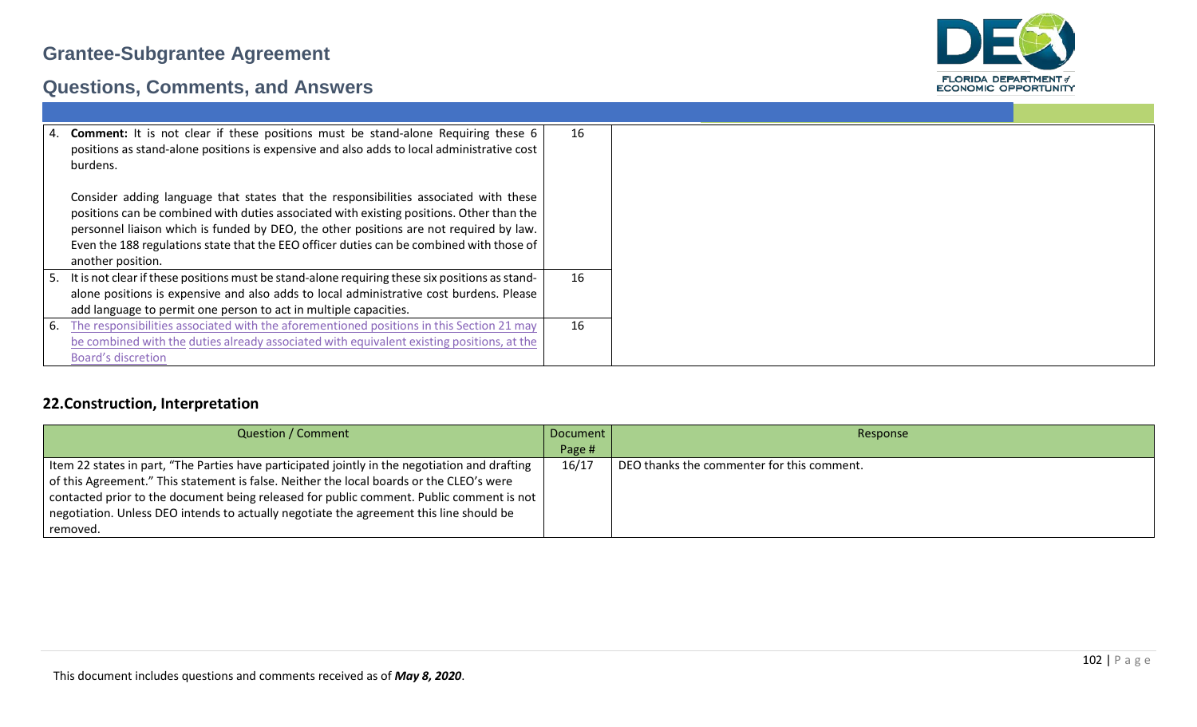| | | |
|---|---|---|
| 4. **Comment:** It is not clear if these positions must be stand-alone Requiring these 6 positions as stand-alone positions is expensive and also adds to local administrative cost burdens.<br><br>Consider adding language that states that the responsibilities associated with these positions can be combined with duties associated with existing positions. Other than the personnel liaison which is funded by DEO, the other positions are not required by law. Even the 188 regulations state that the EEO officer duties can be combined with those of another position. | 16 | |
| 5. It is not clear if these positions must be stand-alone requiring these six positions as stand-alone positions is expensive and also adds to local administrative cost burdens. Please add language to permit one person to act in multiple capacities. | 16 | |
| 6. The responsibilities associated with the aforementioned positions in this Section 21 may be combined with the duties already associated with equivalent existing positions, at the Board's discretion | 16 | |

## 22.Construction, Interpretation

| Question / Comment | Document Page # | Response |
|---|---|---|
| Item 22 states in part, "The Parties have participated jointly in the negotiation and drafting of this Agreement." This statement is false. Neither the local boards or the CLEO's were contacted prior to the document being released for public comment. Public comment is not negotiation. Unless DEO intends to actually negotiate the agreement this line should be removed. | 16/17 | DEO thanks the commenter for this comment. |

This document includes questions and comments received as of ***May 8, 2020***.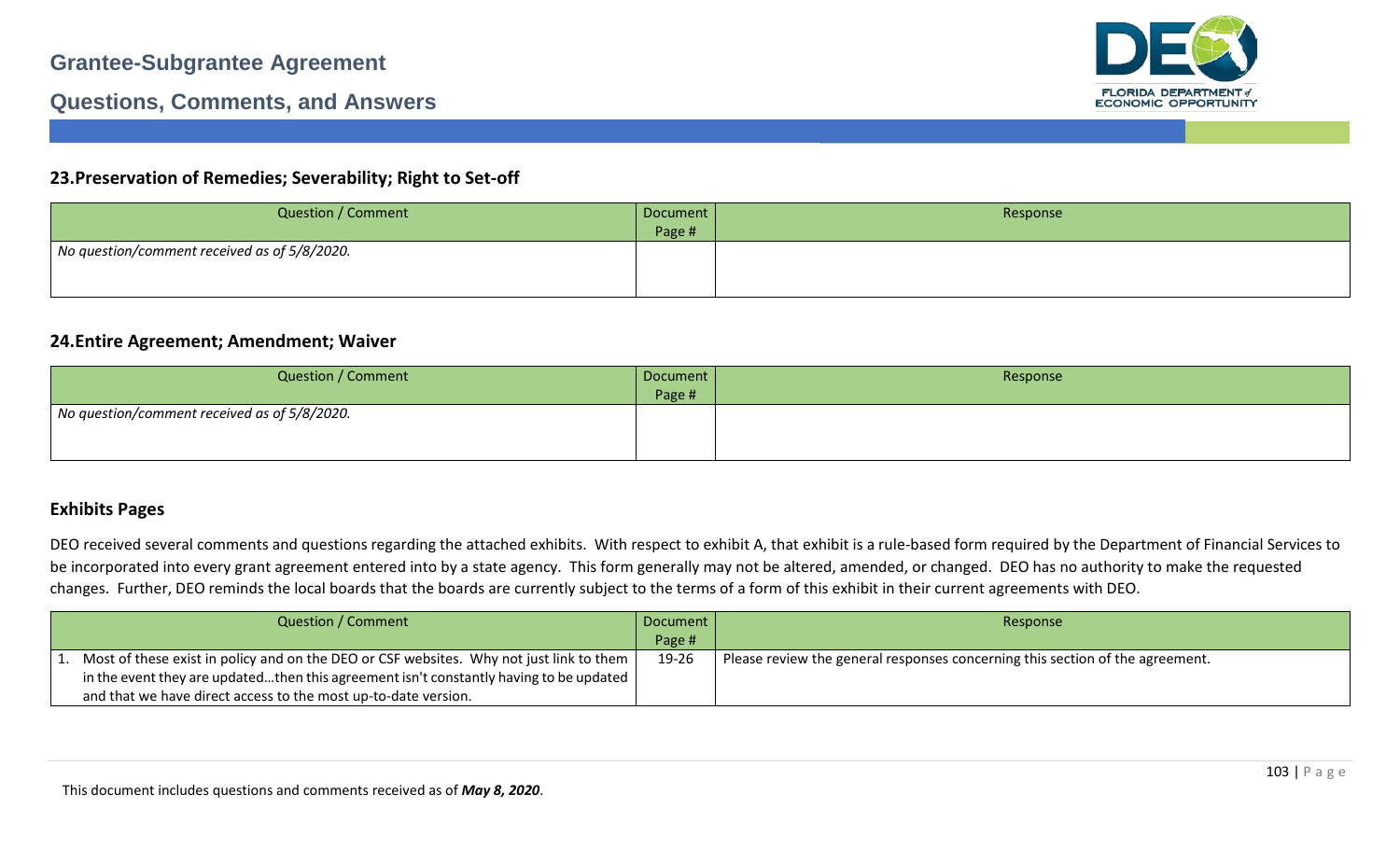## 23.Preservation of Remedies; Severability; Right to Set-off

| Question / Comment | Document Page # | Response |
|---|---|---|
| *No question/comment received as of 5/8/2020.* | | |

## 24.Entire Agreement; Amendment; Waiver

| Question / Comment | Document Page # | Response |
|---|---|---|
| *No question/comment received as of 5/8/2020.* | | |

## Exhibits Pages

DEO received several comments and questions regarding the attached exhibits. With respect to exhibit A, that exhibit is a rule-based form required by the Department of Financial Services to be incorporated into every grant agreement entered into by a state agency. This form generally may not be altered, amended, or changed. DEO has no authority to make the requested changes. Further, DEO reminds the local boards that the boards are currently subject to the terms of a form of this exhibit in their current agreements with DEO.

| Question / Comment | Document Page # | Response |
|---|---|---|
| 1. Most of these exist in policy and on the DEO or CSF websites. Why not just link to them in the event they are updated…then this agreement isn't constantly having to be updated and that we have direct access to the most up-to-date version. | 19-26 | Please review the general responses concerning this section of the agreement. |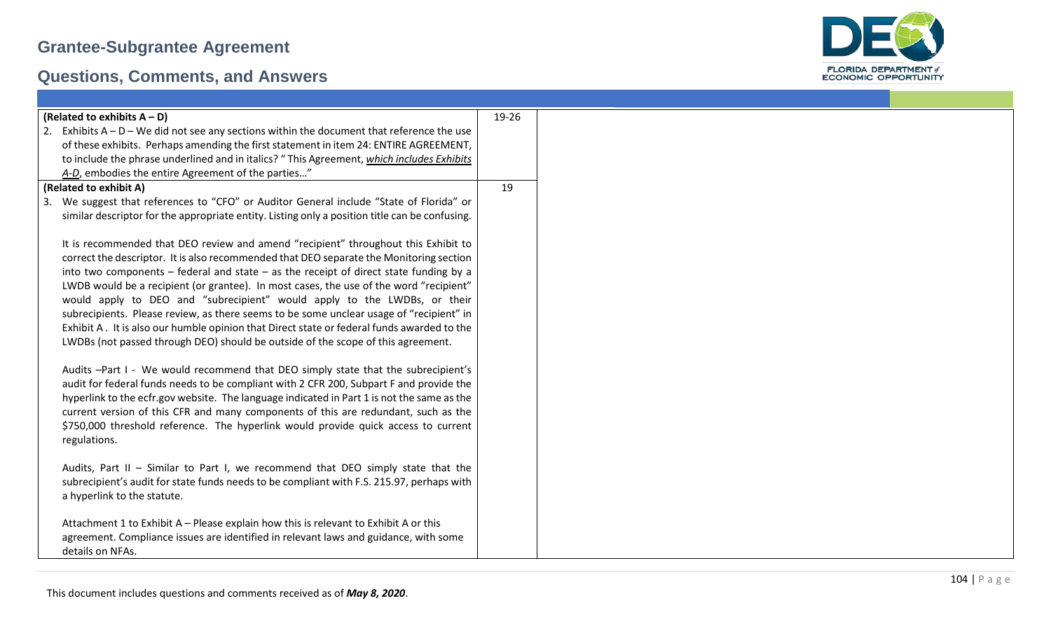## Grantee-Subgrantee Agreement

## Questions, Comments, and Answers

| | | |
|---|---|---|
| **(Related to exhibits A – D)**<br>2. Exhibits A – D – We did not see any sections within the document that reference the use of these exhibits. Perhaps amending the first statement in item 24: ENTIRE AGREEMENT, to include the phrase underlined and in italics? " This Agreement, ***which includes Exhibits A-D***, embodies the entire Agreement of the parties…" | 19-26 | |
| **(Related to exhibit A)**<br>3. We suggest that references to "CFO" or Auditor General include "State of Florida" or similar descriptor for the appropriate entity. Listing only a position title can be confusing.<br><br>It is recommended that DEO review and amend "recipient" throughout this Exhibit to correct the descriptor. It is also recommended that DEO separate the Monitoring section into two components – federal and state – as the receipt of direct state funding by a LWDB would be a recipient (or grantee). In most cases, the use of the word "recipient" would apply to DEO and "subrecipient" would apply to the LWDBs, or their subrecipients. Please review, as there seems to be some unclear usage of "recipient" in Exhibit A . It is also our humble opinion that Direct state or federal funds awarded to the LWDBs (not passed through DEO) should be outside of the scope of this agreement.<br><br>Audits –Part I - We would recommend that DEO simply state that the subrecipient's audit for federal funds needs to be compliant with 2 CFR 200, Subpart F and provide the hyperlink to the ecfr.gov website. The language indicated in Part 1 is not the same as the current version of this CFR and many components of this are redundant, such as the $750,000 threshold reference. The hyperlink would provide quick access to current regulations.<br><br>Audits, Part II – Similar to Part I, we recommend that DEO simply state that the subrecipient's audit for state funds needs to be compliant with F.S. 215.97, perhaps with a hyperlink to the statute.<br><br>Attachment 1 to Exhibit A – Please explain how this is relevant to Exhibit A or this agreement. Compliance issues are identified in relevant laws and guidance, with some details on NFAs. | 19 | |

This document includes questions and comments received as of ***May 8, 2020***.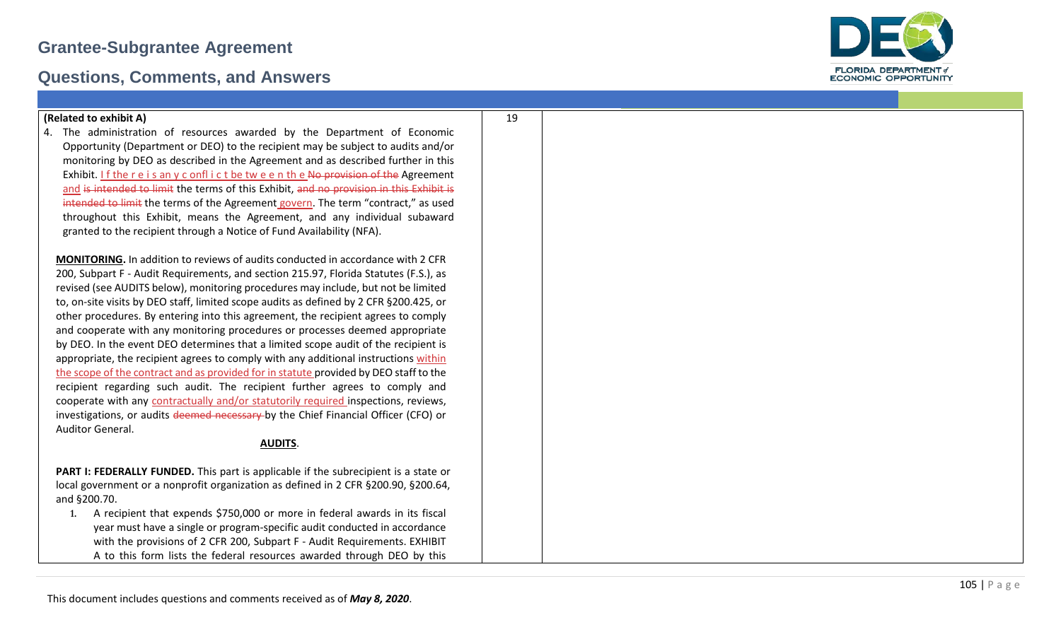| (Related to exhibit A)<br>4. The administration of resources awarded by the Department of Economic Opportunity (Department or DEO) to the recipient may be subject to audits and/or monitoring by DEO as described in the Agreement and as described further in this Exhibit. If there is any conflict between the ~~No provision of the~~ Agreement and ~~is intended to limit~~ the terms of this Exhibit, ~~and no provision in this Exhibit is intended to limit~~ the terms of the Agreement govern. The term "contract," as used throughout this Exhibit, means the Agreement, and any individual subaward granted to the recipient through a Notice of Fund Availability (NFA).<br><br>**MONITORING.** In addition to reviews of audits conducted in accordance with 2 CFR 200, Subpart F - Audit Requirements, and section 215.97, Florida Statutes (F.S.), as revised (see AUDITS below), monitoring procedures may include, but not be limited to, on-site visits by DEO staff, limited scope audits as defined by 2 CFR §200.425, or other procedures. By entering into this agreement, the recipient agrees to comply and cooperate with any monitoring procedures or processes deemed appropriate by DEO. In the event DEO determines that a limited scope audit of the recipient is appropriate, the recipient agrees to comply with any additional instructions within the scope of the contract and as provided for in statute provided by DEO staff to the recipient regarding such audit. The recipient further agrees to comply and cooperate with any contractually and/or statutorily required inspections, reviews, investigations, or audits ~~deemed necessary~~ by the Chief Financial Officer (CFO) or Auditor General.<br><br>**AUDITS**.<br><br>**PART I: FEDERALLY FUNDED.** This part is applicable if the subrecipient is a state or local government or a nonprofit organization as defined in 2 CFR §200.90, §200.64, and §200.70.<br>1. A recipient that expends \$750,000 or more in federal awards in its fiscal year must have a single or program-specific audit conducted in accordance with the provisions of 2 CFR 200, Subpart F - Audit Requirements. EXHIBIT A to this form lists the federal resources awarded through DEO by this | 19 | |
|---|---|---|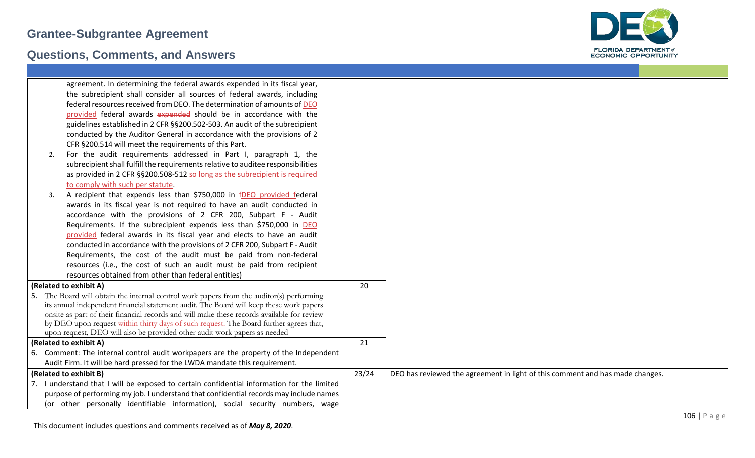| | | |
|---|---|---|
| agreement. In determining the federal awards expended in its fiscal year, the subrecipient shall consider all sources of federal awards, including federal resources received from DEO. The determination of amounts of DEO provided federal awards ~~expended~~ should be in accordance with the guidelines established in 2 CFR §§200.502-503. An audit of the subrecipient conducted by the Auditor General in accordance with the provisions of 2 CFR §200.514 will meet the requirements of this Part.<br>2. For the audit requirements addressed in Part I, paragraph 1, the subrecipient shall fulfill the requirements relative to auditee responsibilities as provided in 2 CFR §§200.508-512 so long as the subrecipient is required to comply with such per statute.<br>3. A recipient that expends less than $750,000 in fDEO-provided federal awards in its fiscal year is not required to have an audit conducted in accordance with the provisions of 2 CFR 200, Subpart F - Audit Requirements. If the subrecipient expends less than $750,000 in DEO provided federal awards in its fiscal year and elects to have an audit conducted in accordance with the provisions of 2 CFR 200, Subpart F - Audit Requirements, the cost of the audit must be paid from non-federal resources (i.e., the cost of such an audit must be paid from recipient resources obtained from other than federal entities) | | |
| **(Related to exhibit A)**<br>5. The Board will obtain the internal control work papers from the auditor(s) performing its annual independent financial statement audit. The Board will keep these work papers onsite as part of their financial records and will make these records available for review by DEO upon request within thirty days of such request. The Board further agrees that, upon request, DEO will also be provided other audit work papers as needed | 20 | |
| **(Related to exhibit A)**<br>6. Comment: The internal control audit workpapers are the property of the Independent Audit Firm. It will be hard pressed for the LWDA mandate this requirement. | 21 | |
| **(Related to exhibit B)**<br>7. I understand that I will be exposed to certain confidential information for the limited purpose of performing my job. I understand that confidential records may include names (or other personally identifiable information), social security numbers, wage | 23/24 | DEO has reviewed the agreement in light of this comment and has made changes. |

This document includes questions and comments received as of ***May 8, 2020***.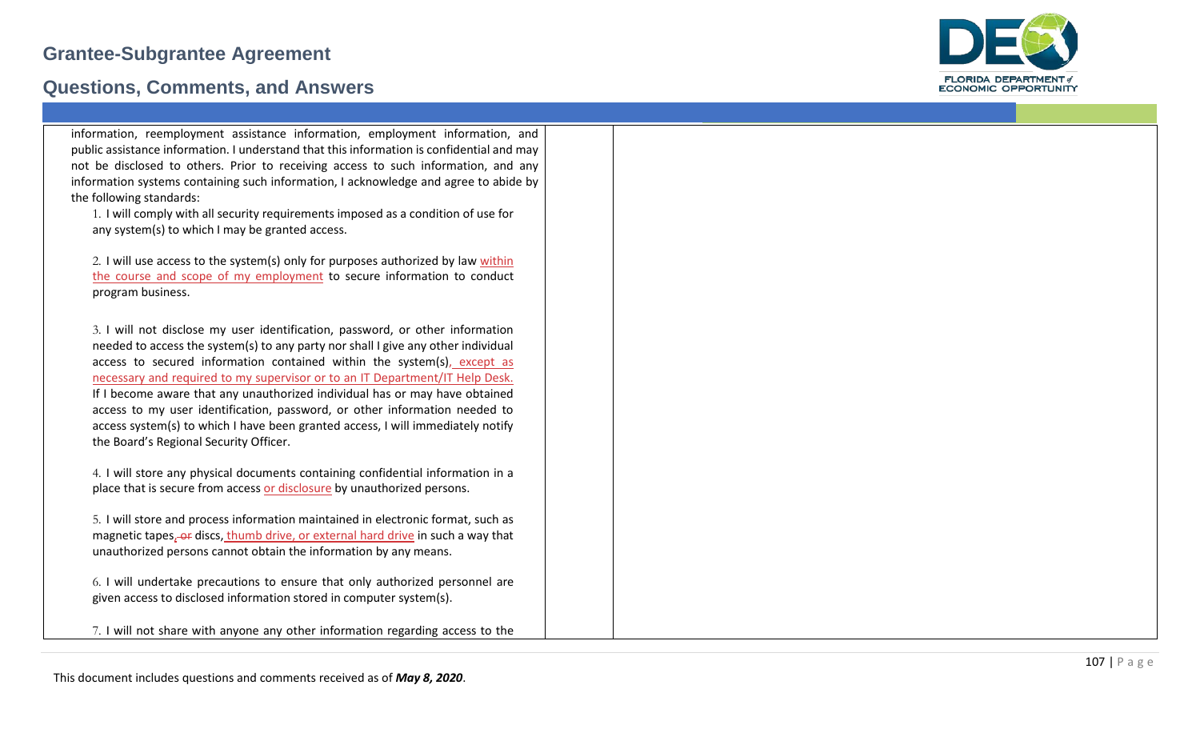| | | |
|---|---|---|
| information, reemployment assistance information, employment information, and public assistance information. I understand that this information is confidential and may not be disclosed to others. Prior to receiving access to such information, and any information systems containing such information, I acknowledge and agree to abide by the following standards:<br>1. I will comply with all security requirements imposed as a condition of use for any system(s) to which I may be granted access.<br><br>2. I will use access to the system(s) only for purposes authorized by law within the course and scope of my employment to secure information to conduct program business.<br><br>3. I will not disclose my user identification, password, or other information needed to access the system(s) to any party nor shall I give any other individual access to secured information contained within the system(s), except as necessary and required to my supervisor or to an IT Department/IT Help Desk. If I become aware that any unauthorized individual has or may have obtained access to my user identification, password, or other information needed to access system(s) to which I have been granted access, I will immediately notify the Board's Regional Security Officer.<br><br>4. I will store any physical documents containing confidential information in a place that is secure from access or disclosure by unauthorized persons.<br><br>5. I will store and process information maintained in electronic format, such as magnetic tapes, ~~or~~ discs, thumb drive, or external hard drive in such a way that unauthorized persons cannot obtain the information by any means.<br><br>6. I will undertake precautions to ensure that only authorized personnel are given access to disclosed information stored in computer system(s).<br><br>7. I will not share with anyone any other information regarding access to the | | |

This document includes questions and comments received as of ***May 8, 2020***.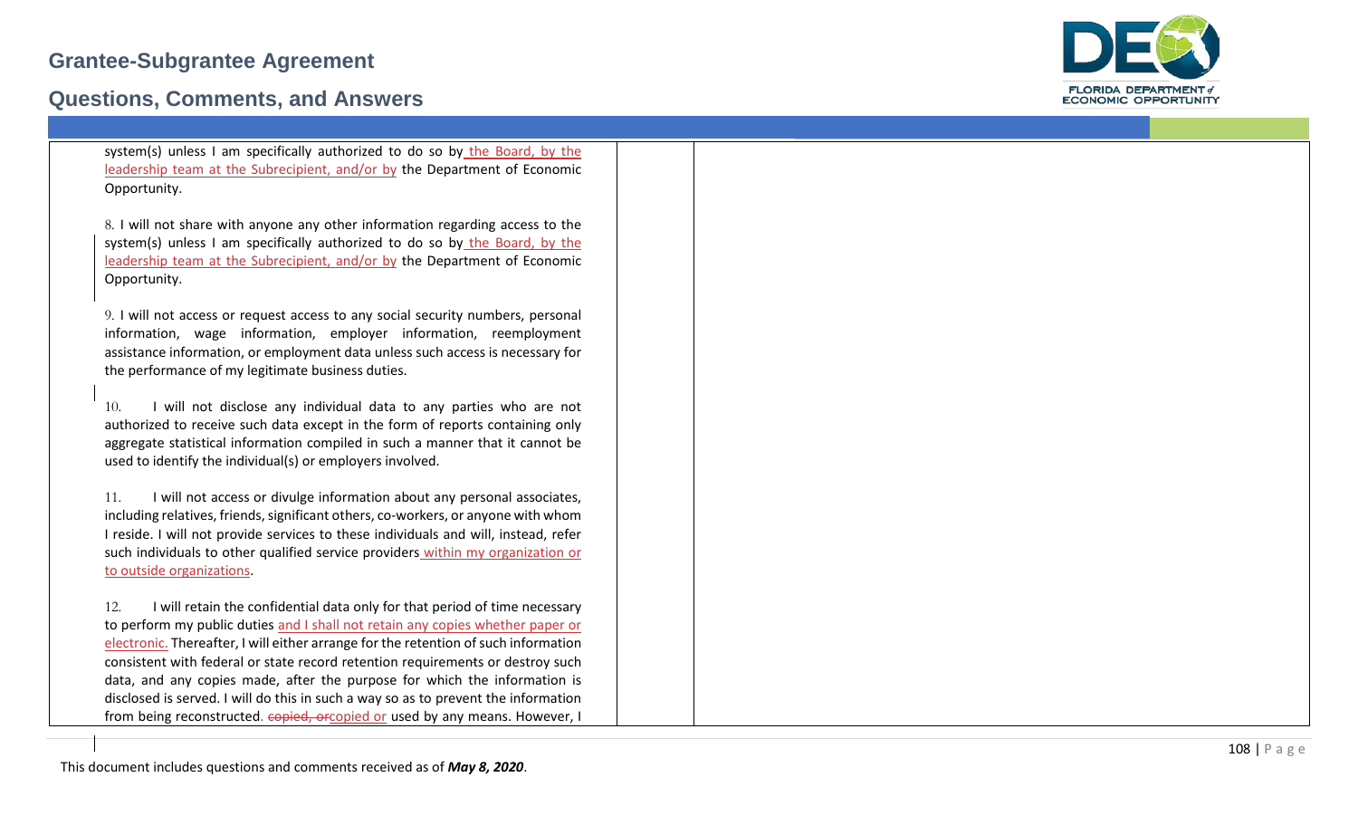| | | |
|---|---|---|
| system(s) unless I am specifically authorized to do so by the Board, by the leadership team at the Subrecipient, and/or by the Department of Economic Opportunity.<br><br>8. I will not share with anyone any other information regarding access to the system(s) unless I am specifically authorized to do so by the Board, by the leadership team at the Subrecipient, and/or by the Department of Economic Opportunity.<br><br>9. I will not access or request access to any social security numbers, personal information, wage information, employer information, reemployment assistance information, or employment data unless such access is necessary for the performance of my legitimate business duties.<br><br>10. I will not disclose any individual data to any parties who are not authorized to receive such data except in the form of reports containing only aggregate statistical information compiled in such a manner that it cannot be used to identify the individual(s) or employers involved.<br><br>11. I will not access or divulge information about any personal associates, including relatives, friends, significant others, co-workers, or anyone with whom I reside. I will not provide services to these individuals and will, instead, refer such individuals to other qualified service providers within my organization or to outside organizations.<br><br>12. I will retain the confidential data only for that period of time necessary to perform my public duties and I shall not retain any copies whether paper or electronic. Thereafter, I will either arrange for the retention of such information consistent with federal or state record retention requirements or destroy such data, and any copies made, after the purpose for which the information is disclosed is served. I will do this in such a way so as to prevent the information from being reconstructed. ~~copied, or~~copied or used by any means. However, I | | |

This document includes questions and comments received as of ***May 8, 2020***.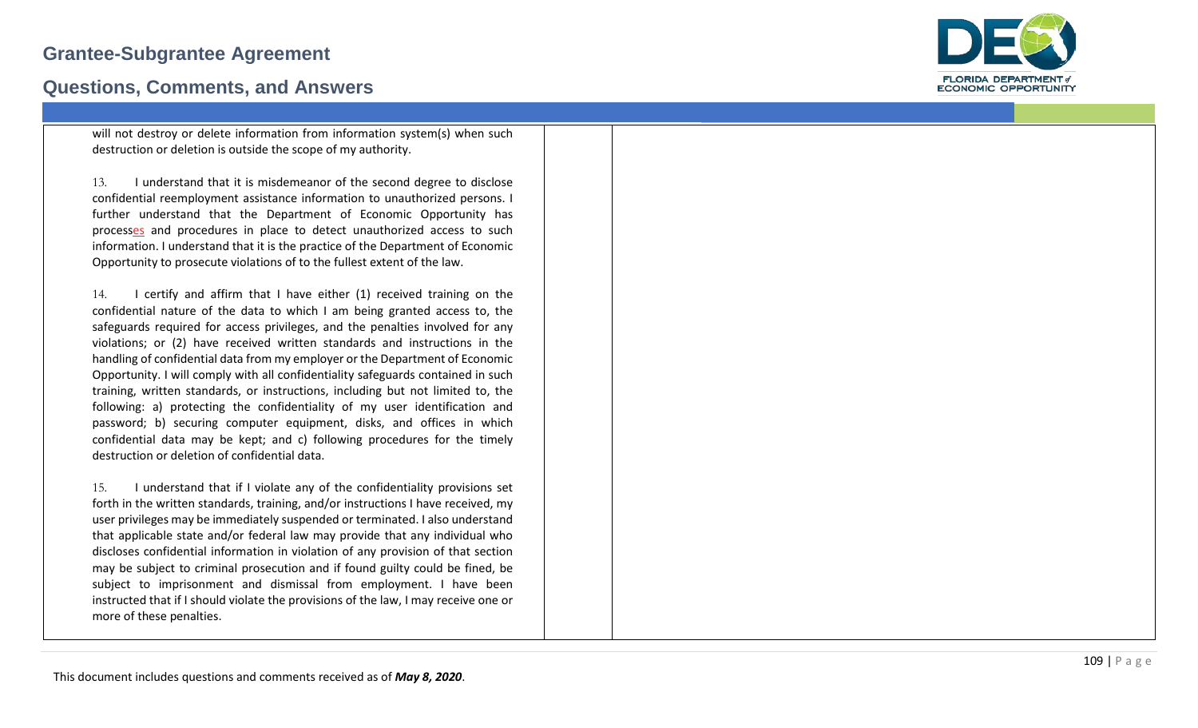| | | |
|---|---|---|
| will not destroy or delete information from information system(s) when such destruction or deletion is outside the scope of my authority.<br><br>13. I understand that it is misdemeanor of the second degree to disclose confidential reemployment assistance information to unauthorized persons. I further understand that the Department of Economic Opportunity has processes and procedures in place to detect unauthorized access to such information. I understand that it is the practice of the Department of Economic Opportunity to prosecute violations of to the fullest extent of the law.<br><br>14. I certify and affirm that I have either (1) received training on the confidential nature of the data to which I am being granted access to, the safeguards required for access privileges, and the penalties involved for any violations; or (2) have received written standards and instructions in the handling of confidential data from my employer or the Department of Economic Opportunity. I will comply with all confidentiality safeguards contained in such training, written standards, or instructions, including but not limited to, the following: a) protecting the confidentiality of my user identification and password; b) securing computer equipment, disks, and offices in which confidential data may be kept; and c) following procedures for the timely destruction or deletion of confidential data.<br><br>15. I understand that if I violate any of the confidentiality provisions set forth in the written standards, training, and/or instructions I have received, my user privileges may be immediately suspended or terminated. I also understand that applicable state and/or federal law may provide that any individual who discloses confidential information in violation of any provision of that section may be subject to criminal prosecution and if found guilty could be fined, be subject to imprisonment and dismissal from employment. I have been instructed that if I should violate the provisions of the law, I may receive one or more of these penalties. | | |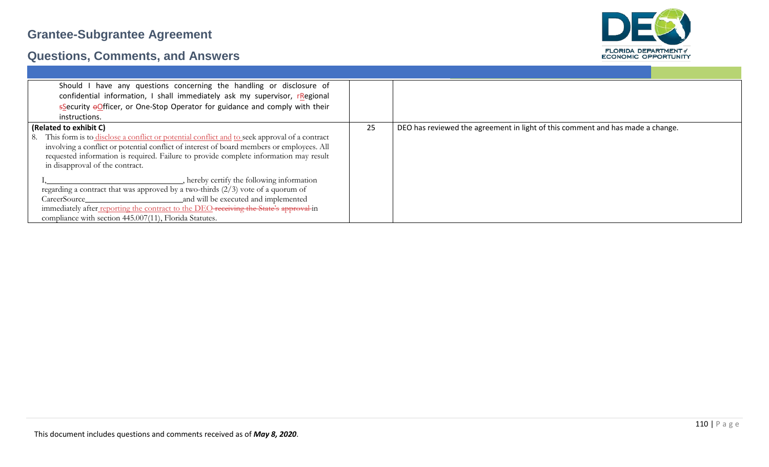| | | |
|---|---|---|
| Should I have any questions concerning the handling or disclosure of confidential information, I shall immediately ask my supervisor, rRegional sSecurity oOfficer, or One-Stop Operator for guidance and comply with their instructions. | | |
| **(Related to exhibit C)**<br>8. This form is to disclose a conflict or potential conflict and to seek approval of a contract involving a conflict or potential conflict of interest of board members or employees. All requested information is required. Failure to provide complete information may result in disapproval of the contract.<br><br>I,\_\_\_\_\_\_\_\_\_\_\_\_\_\_\_\_\_\_\_\_\_\_\_\_\_\_\_\_\_\_\_\_, hereby certify the following information regarding a contract that was approved by a two-thirds (2/3) vote of a quorum of CareerSource\_\_\_\_\_\_\_\_\_\_\_\_\_\_\_\_\_\_\_\_\_\_\_\_and will be executed and implemented immediately after reporting the contract to the DEO ~~receiving the State's approval~~ in compliance with section 445.007(11), Florida Statutes. | 25 | DEO has reviewed the agreement in light of this comment and has made a change. |

This document includes questions and comments received as of *May 8, 2020*.